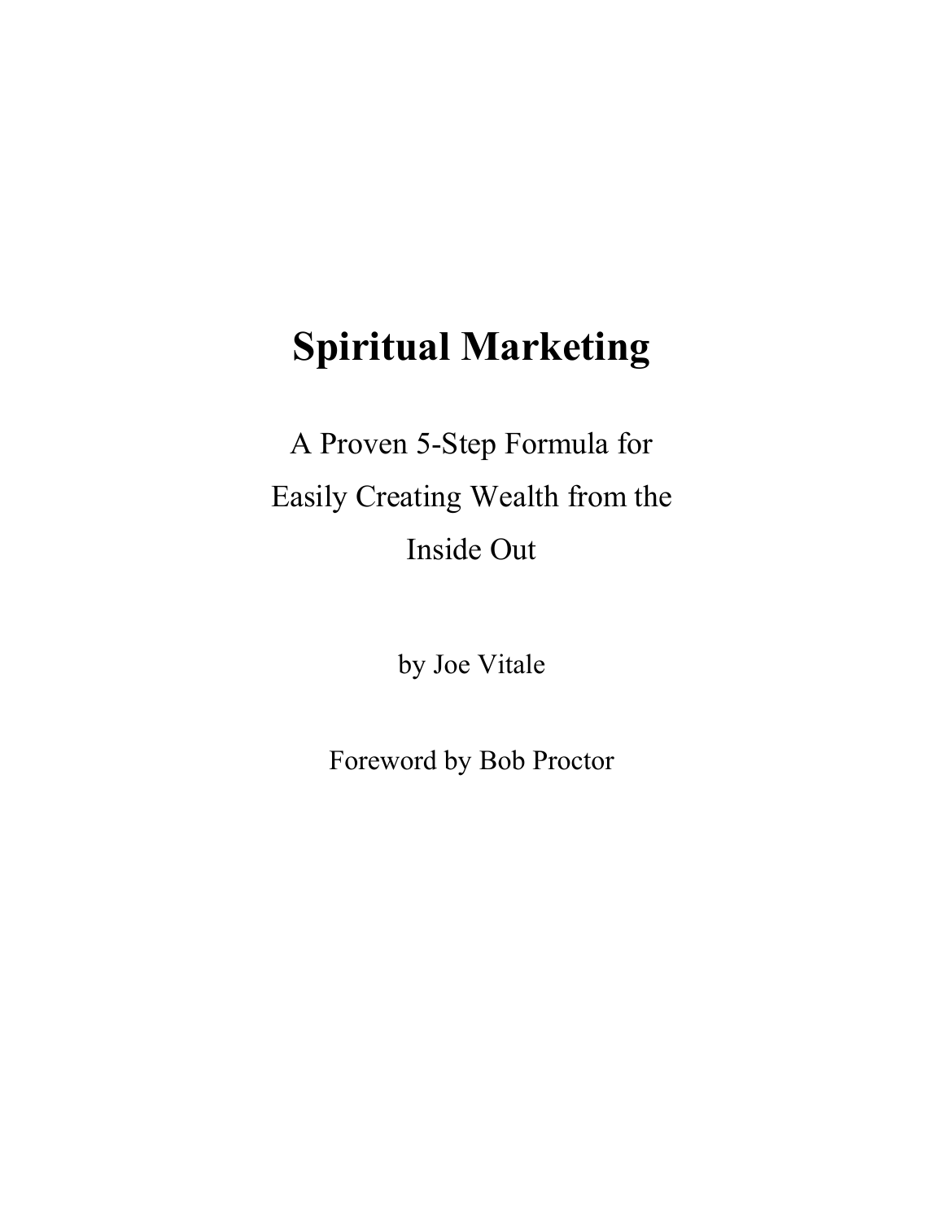# Spiritual Marketing

A Proven 5-Step Formula for Easily Creating Wealth from the Inside Out

by Joe Vitale

Foreword by Bob Proctor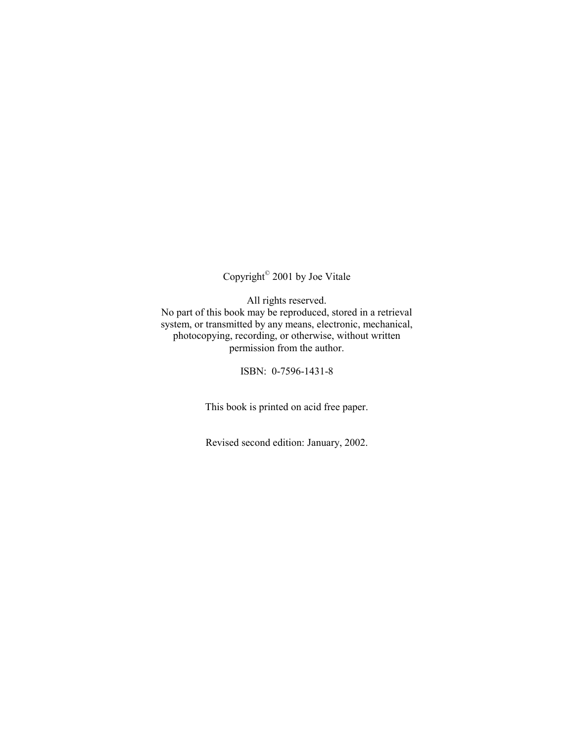Copyright© 2001 by Joe Vitale

All rights reserved.
No part of this book may be reproduced, stored in a retrieval system, or transmitted by any means, electronic, mechanical, photocopying, recording, or otherwise, without written permission from the author.

ISBN: 0-7596-1431-8

This book is printed on acid free paper.

Revised second edition: January, 2002.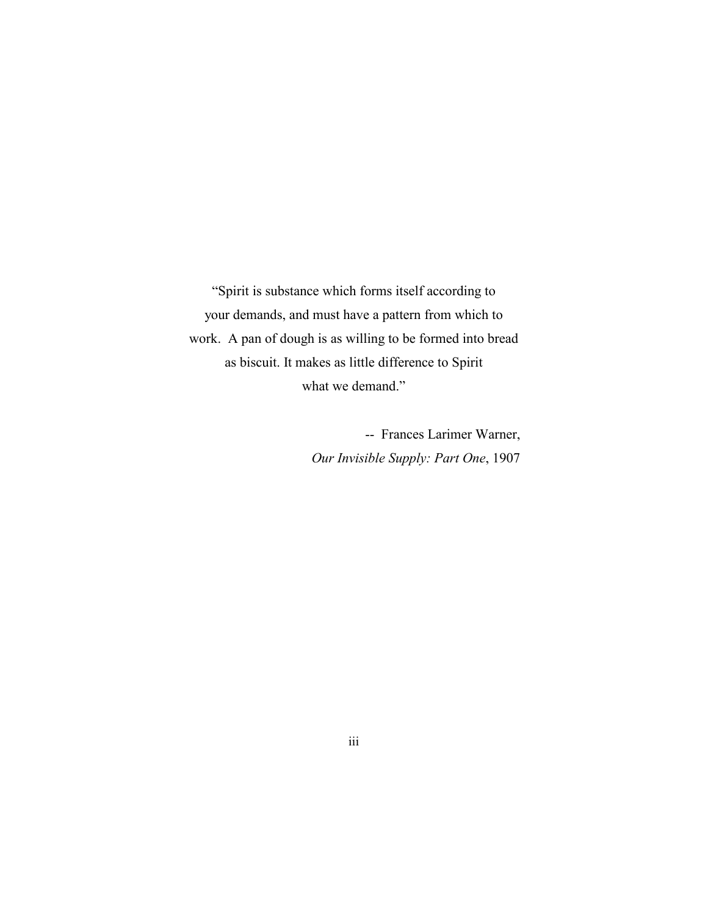"Spirit is substance which forms itself according to your demands, and must have a pattern from which to work. A pan of dough is as willing to be formed into bread as biscuit. It makes as little difference to Spirit what we demand."

-- Frances Larimer Warner, *Our Invisible Supply: Part One*, 1907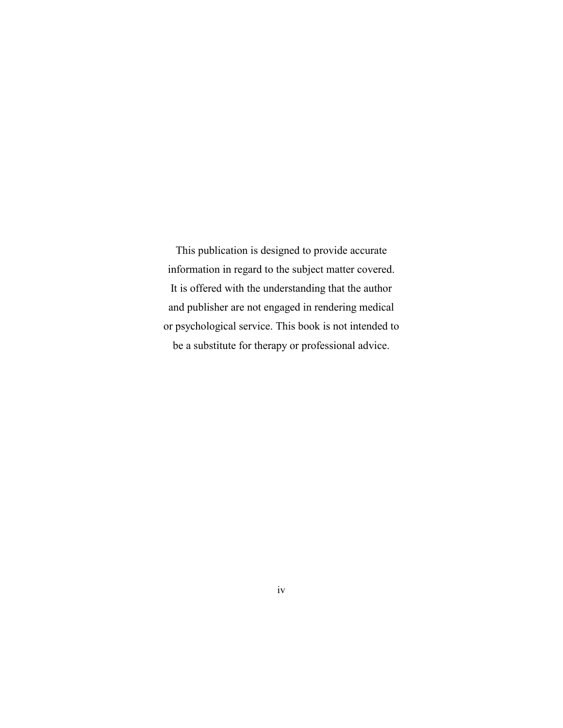This publication is designed to provide accurate information in regard to the subject matter covered. It is offered with the understanding that the author and publisher are not engaged in rendering medical or psychological service. This book is not intended to be a substitute for therapy or professional advice.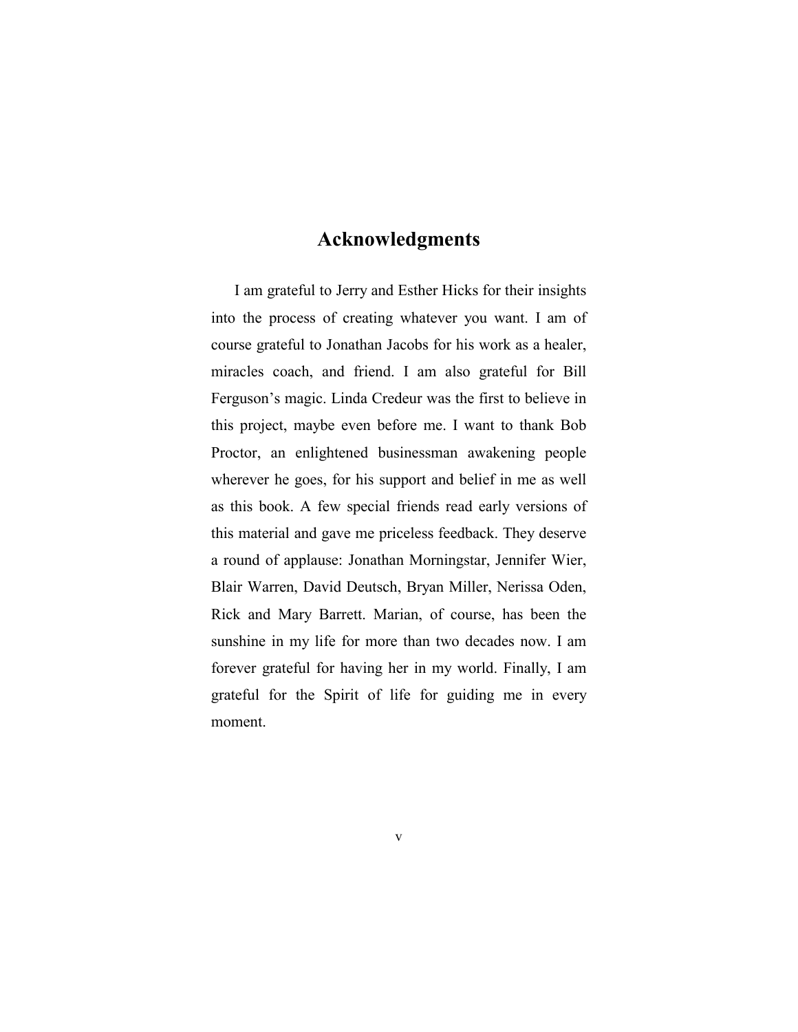## Acknowledgments

I am grateful to Jerry and Esther Hicks for their insights into the process of creating whatever you want. I am of course grateful to Jonathan Jacobs for his work as a healer, miracles coach, and friend. I am also grateful for Bill Ferguson's magic. Linda Credeur was the first to believe in this project, maybe even before me. I want to thank Bob Proctor, an enlightened businessman awakening people wherever he goes, for his support and belief in me as well as this book. A few special friends read early versions of this material and gave me priceless feedback. They deserve a round of applause: Jonathan Morningstar, Jennifer Wier, Blair Warren, David Deutsch, Bryan Miller, Nerissa Oden, Rick and Mary Barrett. Marian, of course, has been the sunshine in my life for more than two decades now. I am forever grateful for having her in my world. Finally, I am grateful for the Spirit of life for guiding me in every moment.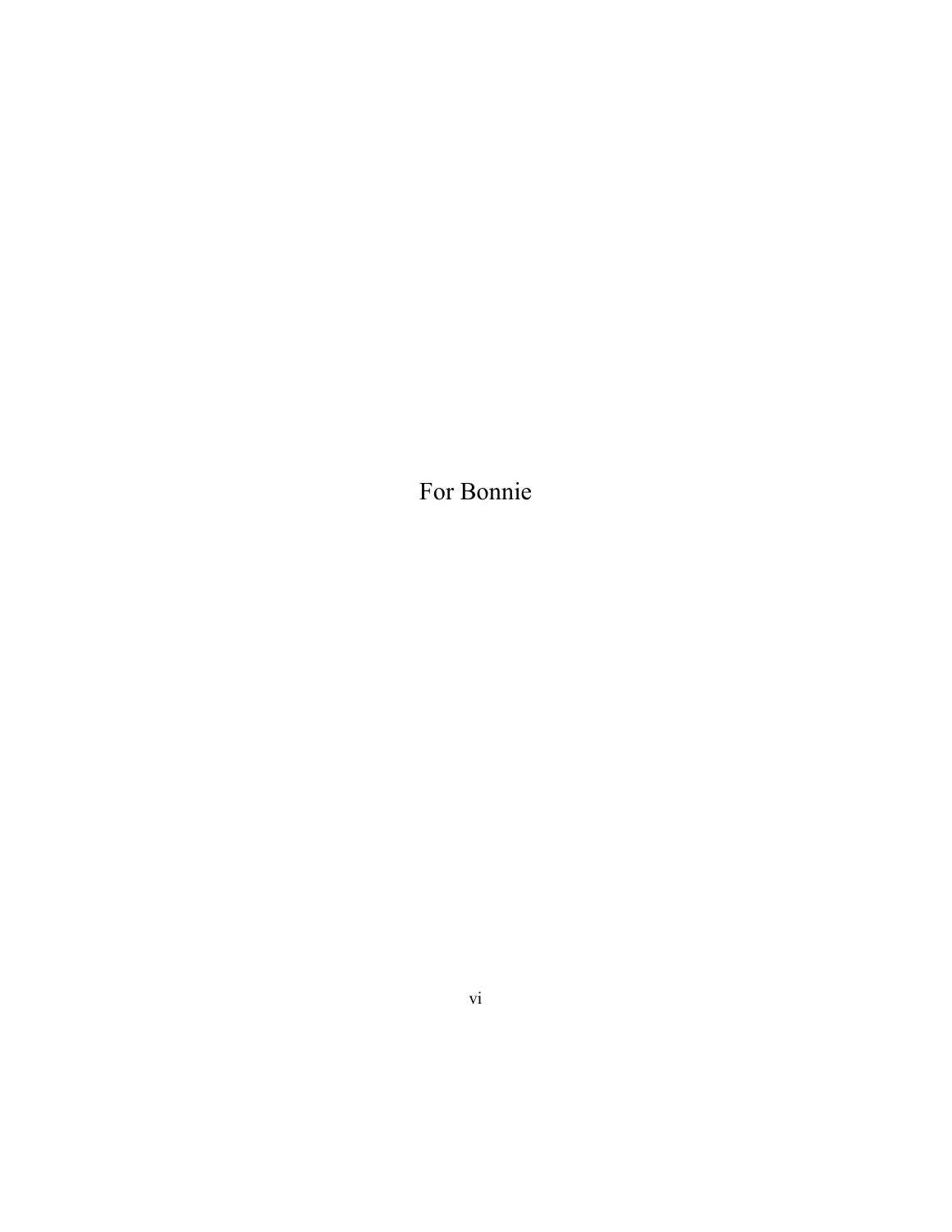For Bonnie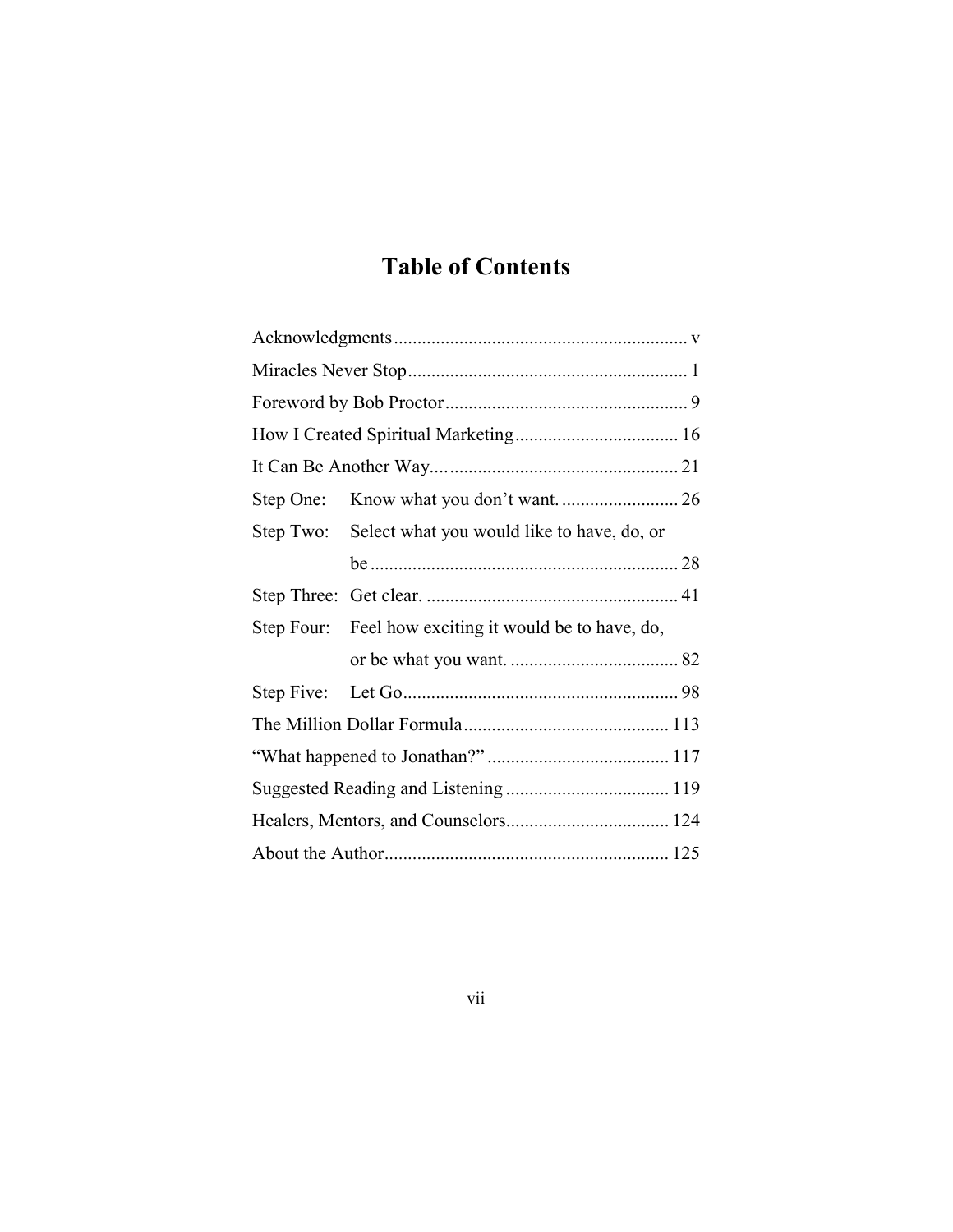# Table of Contents

Acknowledgments ............................................................... v

Miracles Never Stop ............................................................ 1

Foreword by Bob Proctor .................................................... 9

How I Created Spiritual Marketing .................................... 16

It Can Be Another Way.... ................................................... 21

Step One: Know what you don't want. ......................... 26

Step Two: Select what you would like to have, do, or be .................................................................. 28

Step Three: Get clear. ...................................................... 41

Step Four: Feel how exciting it would be to have, do, or be what you want. .................................... 82

Step Five: Let Go........................................................... 98

The Million Dollar Formula ............................................ 113

"What happened to Jonathan?" ....................................... 117

Suggested Reading and Listening ................................... 119

Healers, Mentors, and Counselors................................... 124

About the Author............................................................ 125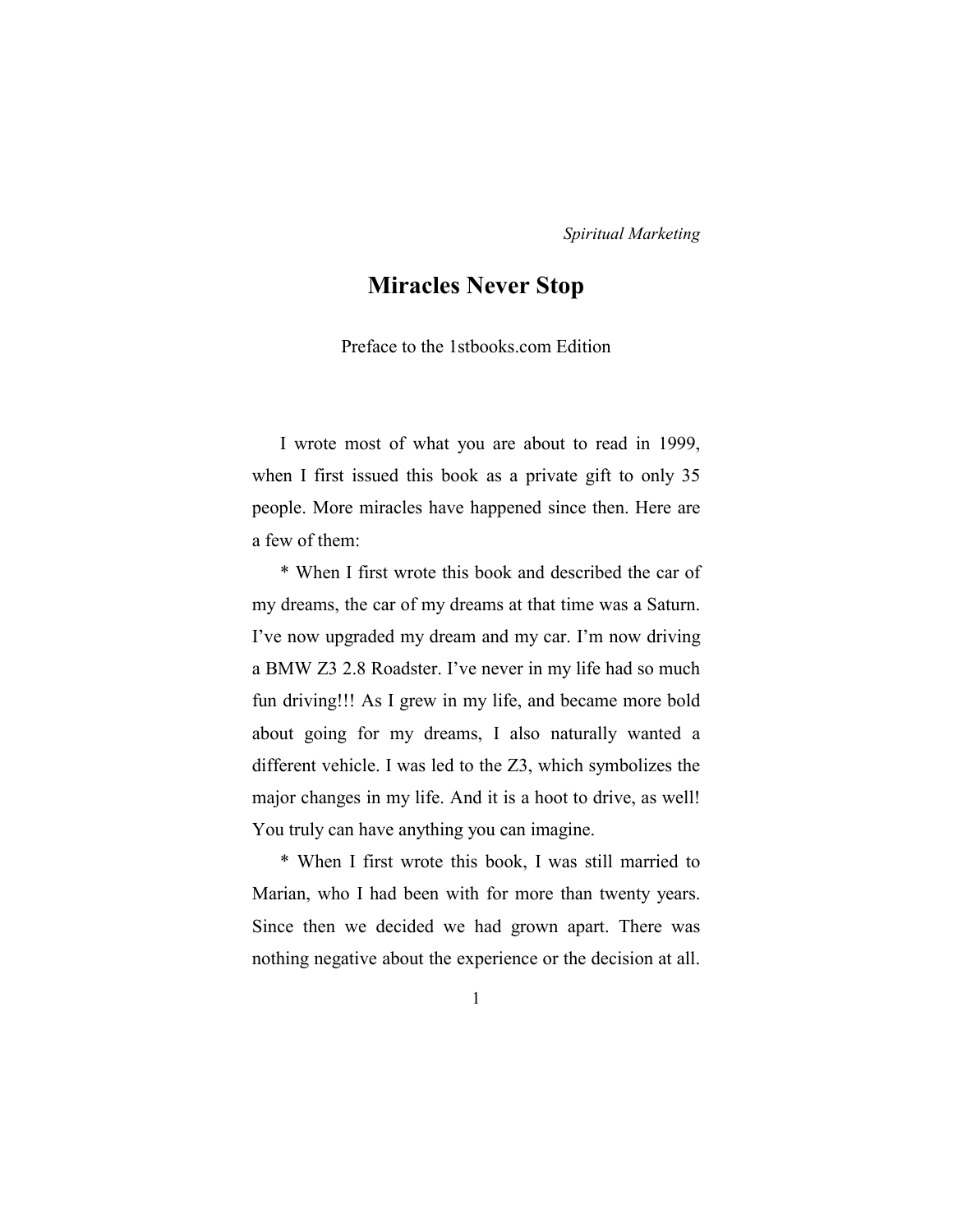# Miracles Never Stop

Preface to the 1stbooks.com Edition

I wrote most of what you are about to read in 1999, when I first issued this book as a private gift to only 35 people. More miracles have happened since then. Here are a few of them:

* When I first wrote this book and described the car of my dreams, the car of my dreams at that time was a Saturn. I've now upgraded my dream and my car. I'm now driving a BMW Z3 2.8 Roadster. I've never in my life had so much fun driving!!! As I grew in my life, and became more bold about going for my dreams, I also naturally wanted a different vehicle. I was led to the Z3, which symbolizes the major changes in my life. And it is a hoot to drive, as well! You truly can have anything you can imagine.

* When I first wrote this book, I was still married to Marian, who I had been with for more than twenty years. Since then we decided we had grown apart. There was nothing negative about the experience or the decision at all.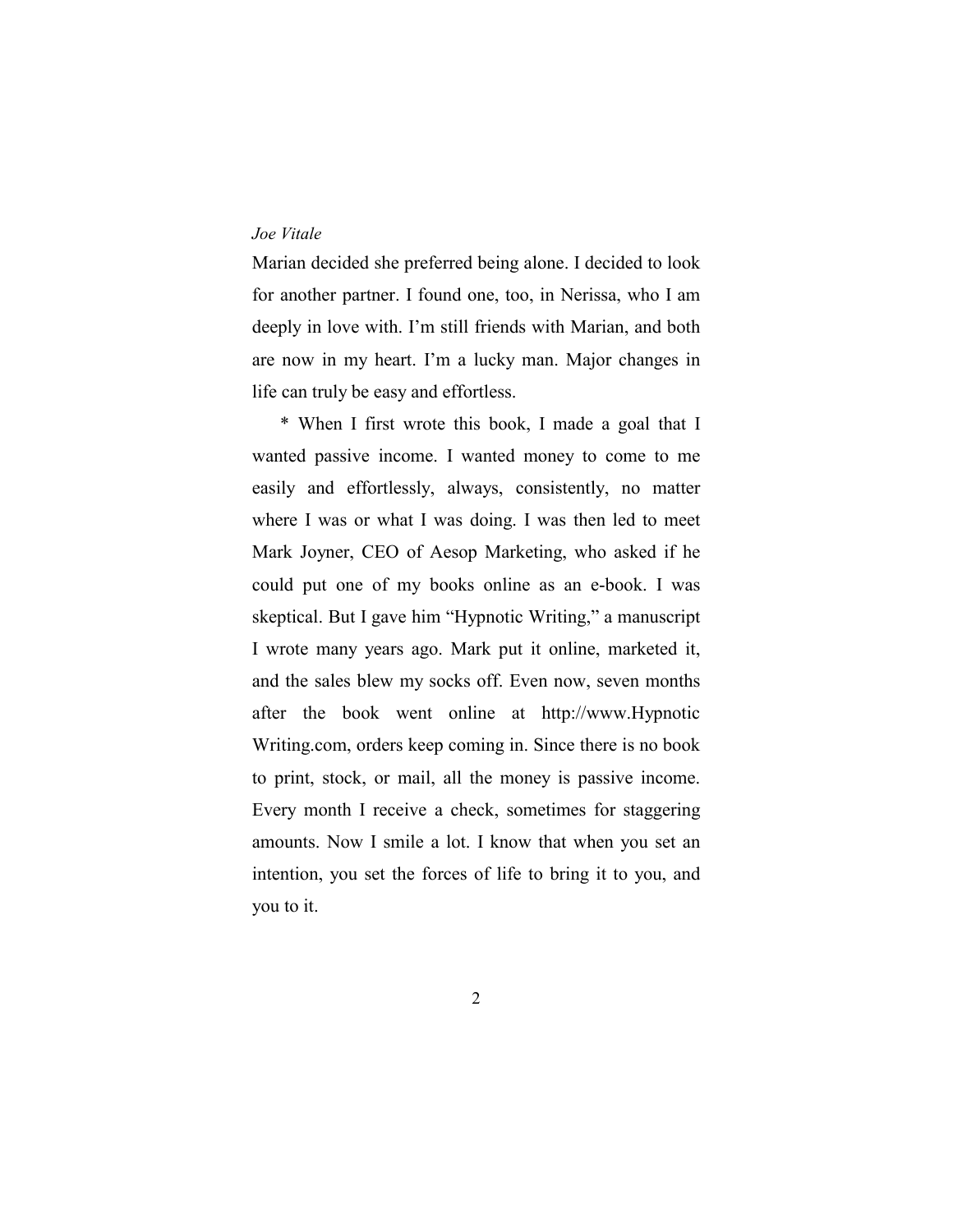Marian decided she preferred being alone. I decided to look for another partner. I found one, too, in Nerissa, who I am deeply in love with. I'm still friends with Marian, and both are now in my heart. I'm a lucky man. Major changes in life can truly be easy and effortless.

* When I first wrote this book, I made a goal that I wanted passive income. I wanted money to come to me easily and effortlessly, always, consistently, no matter where I was or what I was doing. I was then led to meet Mark Joyner, CEO of Aesop Marketing, who asked if he could put one of my books online as an e-book. I was skeptical. But I gave him "Hypnotic Writing," a manuscript I wrote many years ago. Mark put it online, marketed it, and the sales blew my socks off. Even now, seven months after the book went online at http://www.HypnoticWriting.com, orders keep coming in. Since there is no book to print, stock, or mail, all the money is passive income. Every month I receive a check, sometimes for staggering amounts. Now I smile a lot. I know that when you set an intention, you set the forces of life to bring it to you, and you to it.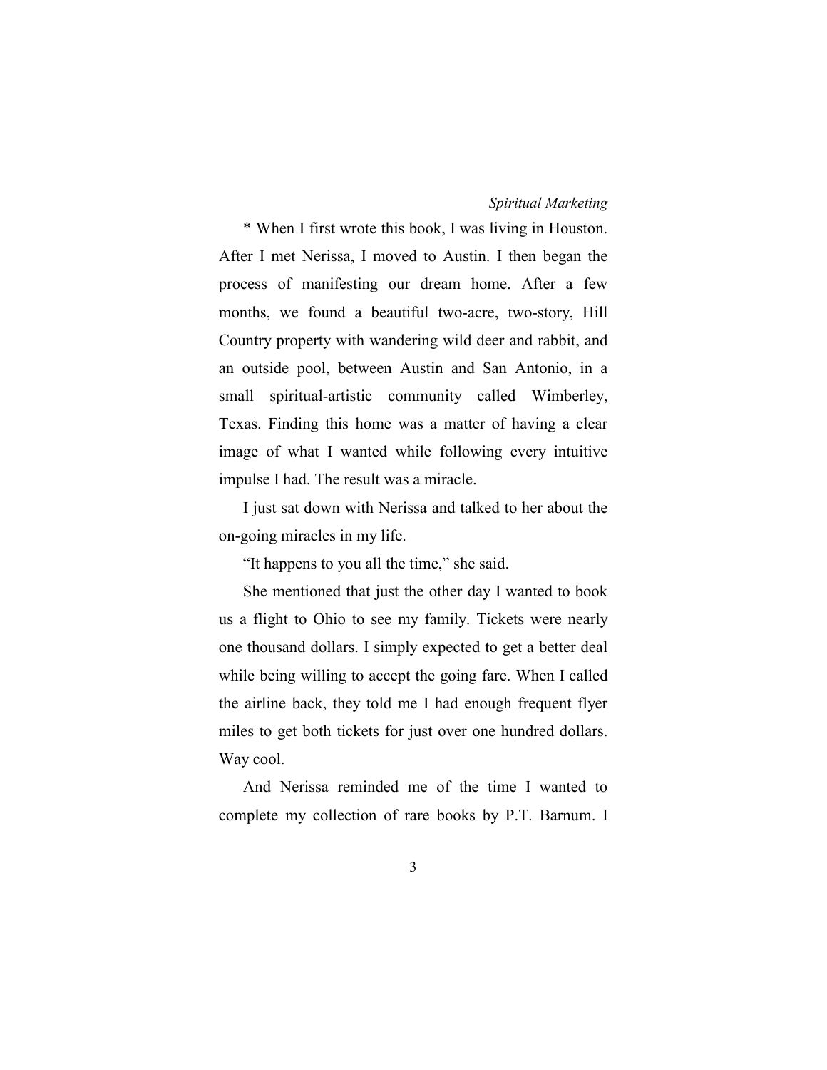* When I first wrote this book, I was living in Houston. After I met Nerissa, I moved to Austin. I then began the process of manifesting our dream home. After a few months, we found a beautiful two-acre, two-story, Hill Country property with wandering wild deer and rabbit, and an outside pool, between Austin and San Antonio, in a small spiritual-artistic community called Wimberley, Texas. Finding this home was a matter of having a clear image of what I wanted while following every intuitive impulse I had. The result was a miracle.

I just sat down with Nerissa and talked to her about the on-going miracles in my life.

"It happens to you all the time," she said.

She mentioned that just the other day I wanted to book us a flight to Ohio to see my family. Tickets were nearly one thousand dollars. I simply expected to get a better deal while being willing to accept the going fare. When I called the airline back, they told me I had enough frequent flyer miles to get both tickets for just over one hundred dollars. Way cool.

And Nerissa reminded me of the time I wanted to complete my collection of rare books by P.T. Barnum. I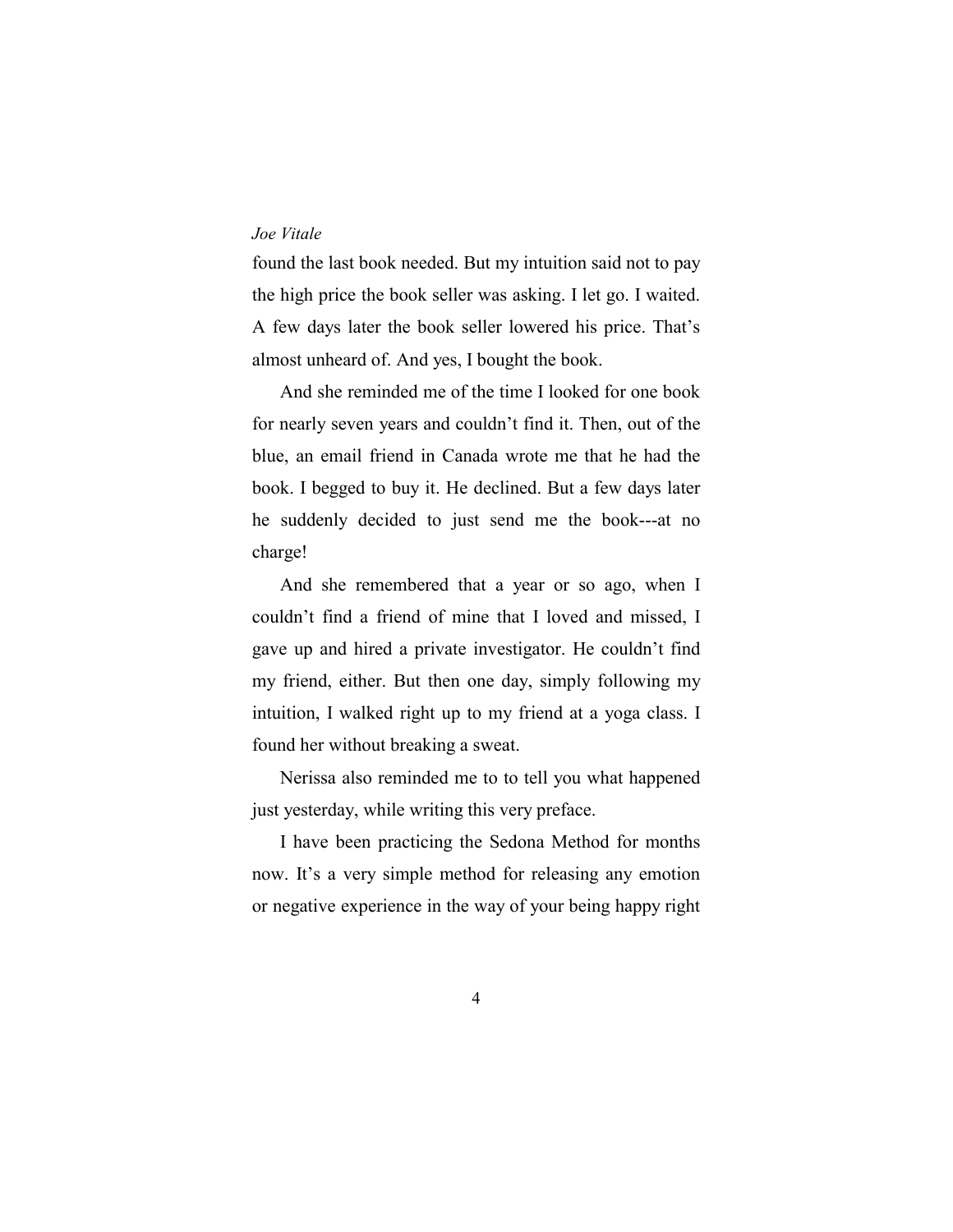found the last book needed. But my intuition said not to pay the high price the book seller was asking. I let go. I waited. A few days later the book seller lowered his price. That's almost unheard of. And yes, I bought the book.

And she reminded me of the time I looked for one book for nearly seven years and couldn't find it. Then, out of the blue, an email friend in Canada wrote me that he had the book. I begged to buy it. He declined. But a few days later he suddenly decided to just send me the book---at no charge!

And she remembered that a year or so ago, when I couldn't find a friend of mine that I loved and missed, I gave up and hired a private investigator. He couldn't find my friend, either. But then one day, simply following my intuition, I walked right up to my friend at a yoga class. I found her without breaking a sweat.

Nerissa also reminded me to to tell you what happened just yesterday, while writing this very preface.

I have been practicing the Sedona Method for months now. It's a very simple method for releasing any emotion or negative experience in the way of your being happy right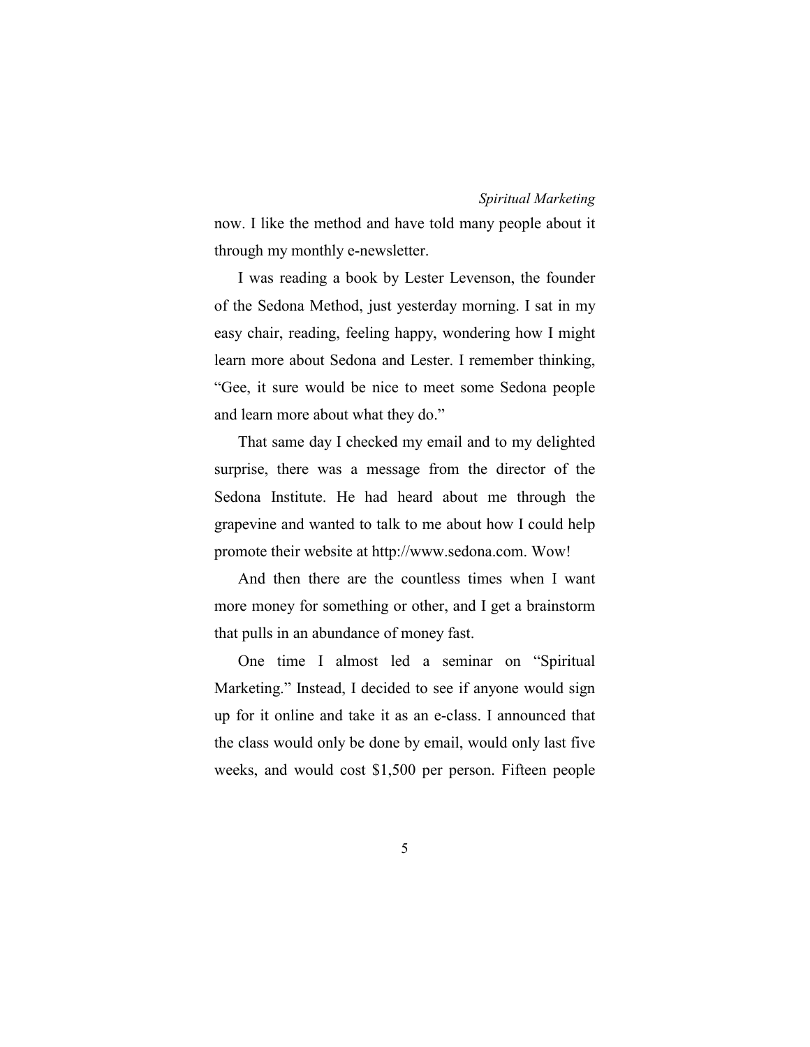now. I like the method and have told many people about it through my monthly e-newsletter.

I was reading a book by Lester Levenson, the founder of the Sedona Method, just yesterday morning. I sat in my easy chair, reading, feeling happy, wondering how I might learn more about Sedona and Lester. I remember thinking, "Gee, it sure would be nice to meet some Sedona people and learn more about what they do."

That same day I checked my email and to my delighted surprise, there was a message from the director of the Sedona Institute. He had heard about me through the grapevine and wanted to talk to me about how I could help promote their website at http://www.sedona.com. Wow!

And then there are the countless times when I want more money for something or other, and I get a brainstorm that pulls in an abundance of money fast.

One time I almost led a seminar on "Spiritual Marketing." Instead, I decided to see if anyone would sign up for it online and take it as an e-class. I announced that the class would only be done by email, would only last five weeks, and would cost $1,500 per person. Fifteen people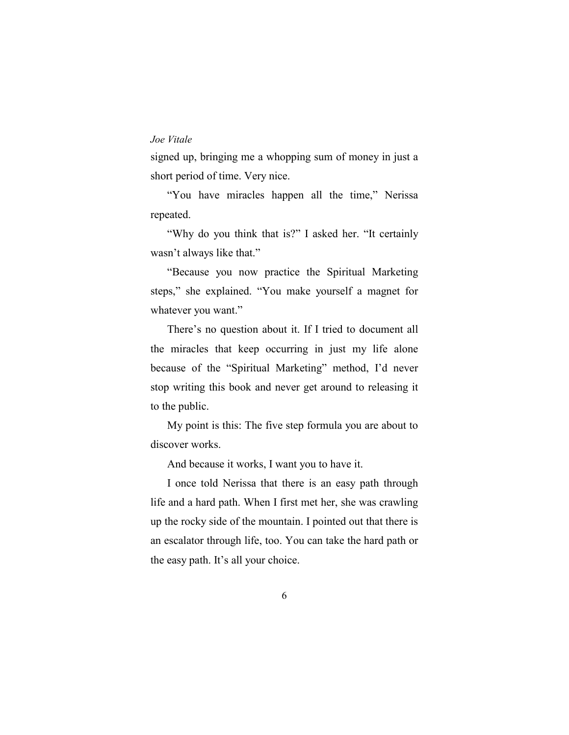signed up, bringing me a whopping sum of money in just a short period of time. Very nice.

"You have miracles happen all the time," Nerissa repeated.

"Why do you think that is?" I asked her. "It certainly wasn't always like that."

"Because you now practice the Spiritual Marketing steps," she explained. "You make yourself a magnet for whatever you want."

There's no question about it. If I tried to document all the miracles that keep occurring in just my life alone because of the "Spiritual Marketing" method, I'd never stop writing this book and never get around to releasing it to the public.

My point is this: The five step formula you are about to discover works.

And because it works, I want you to have it.

I once told Nerissa that there is an easy path through life and a hard path. When I first met her, she was crawling up the rocky side of the mountain. I pointed out that there is an escalator through life, too. You can take the hard path or the easy path. It's all your choice.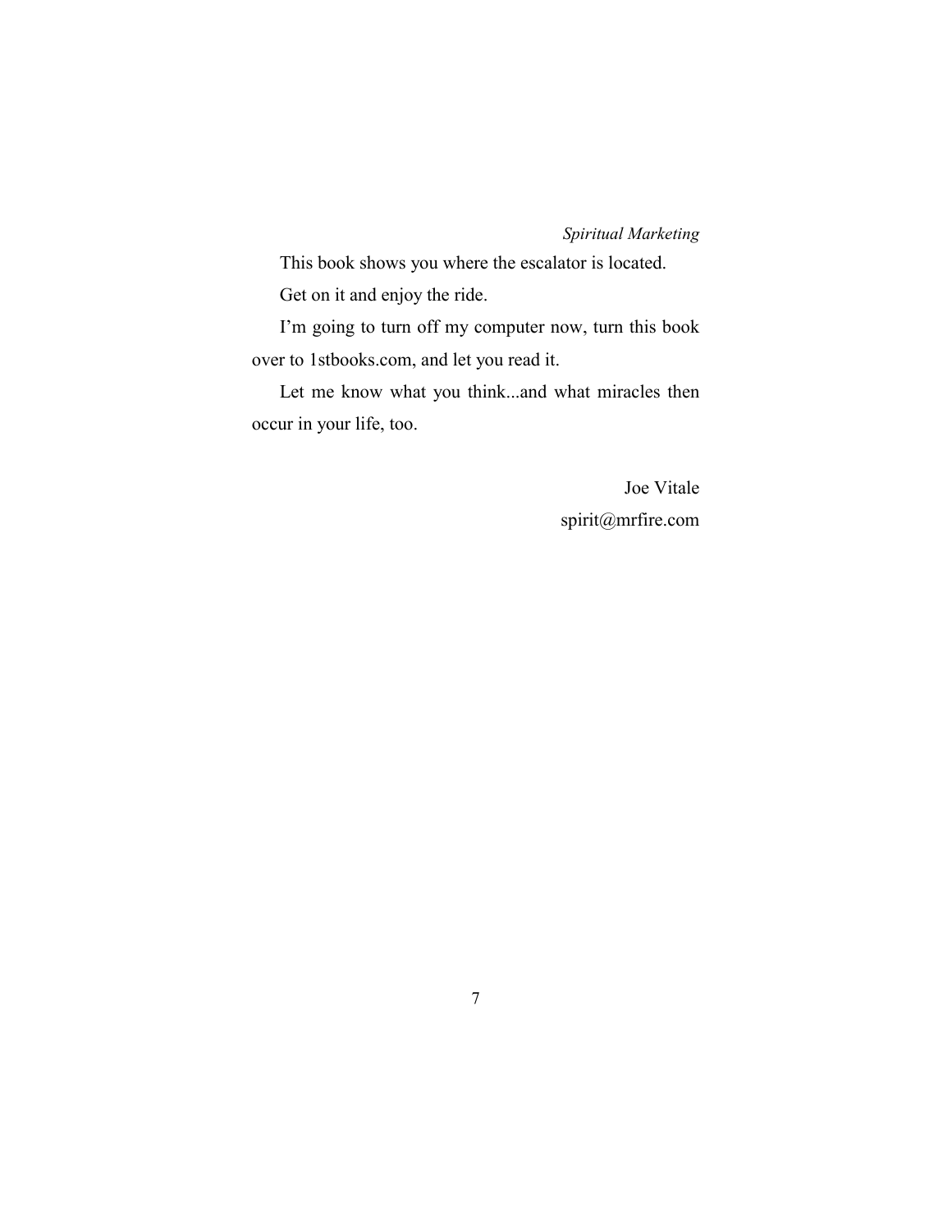This book shows you where the escalator is located.

Get on it and enjoy the ride.

I'm going to turn off my computer now, turn this book over to 1stbooks.com, and let you read it.

Let me know what you think...and what miracles then occur in your life, too.

Joe Vitale
spirit@mrfire.com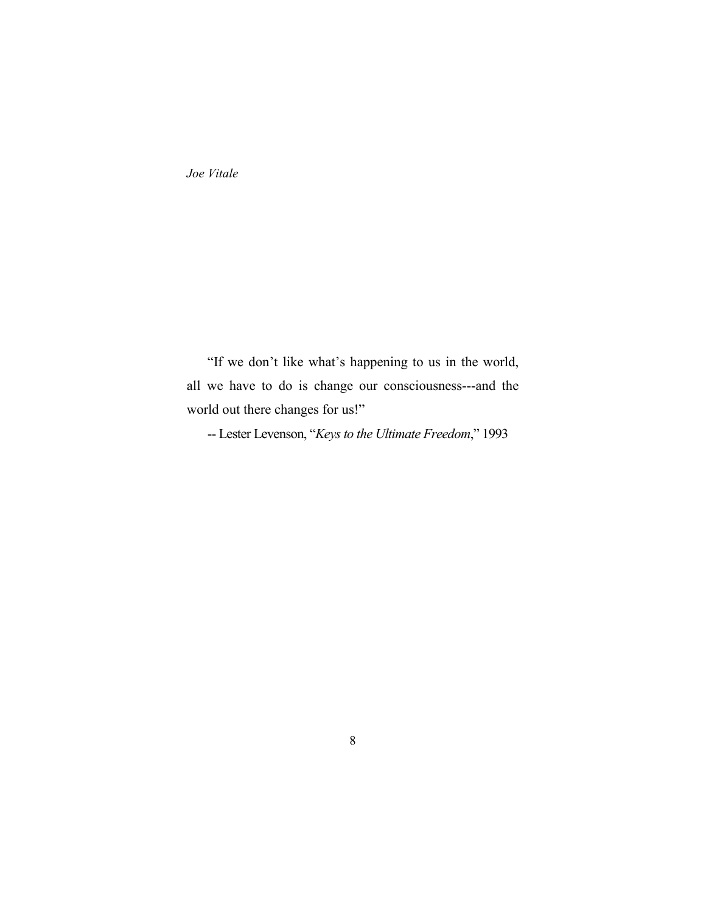"If we don't like what's happening to us in the world, all we have to do is change our consciousness---and the world out there changes for us!"

-- Lester Levenson, "*Keys to the Ultimate Freedom*," 1993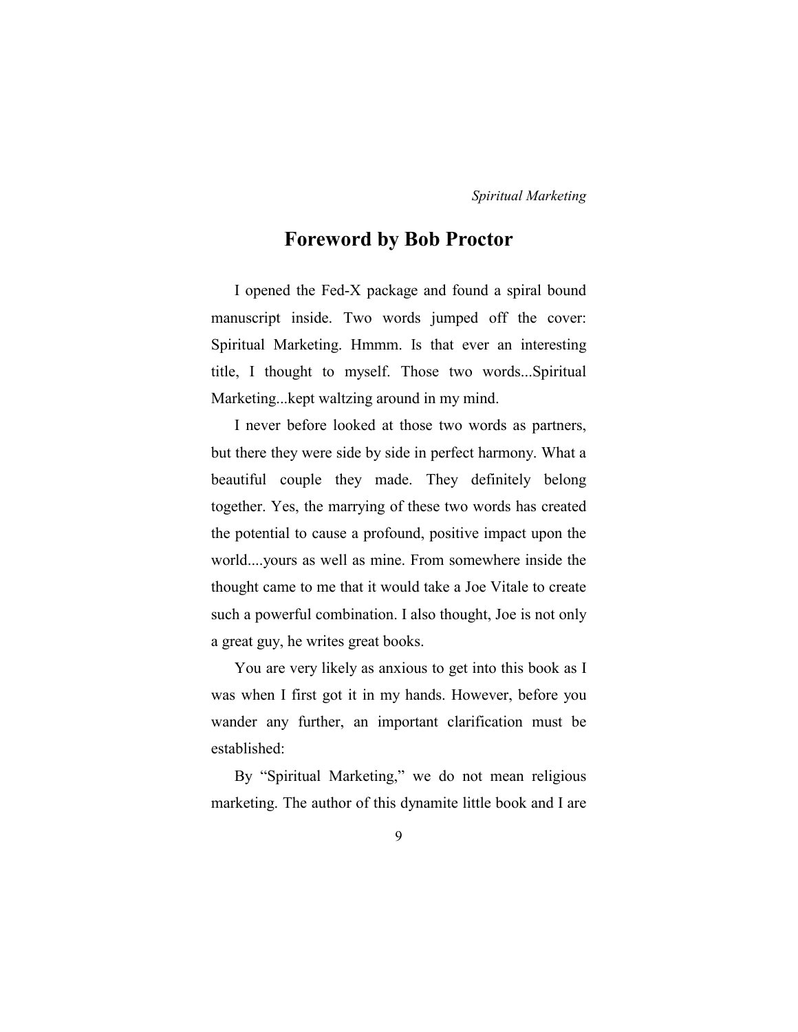## Foreword by Bob Proctor

I opened the Fed-X package and found a spiral bound manuscript inside. Two words jumped off the cover: Spiritual Marketing. Hmmm. Is that ever an interesting title, I thought to myself. Those two words...Spiritual Marketing...kept waltzing around in my mind.

I never before looked at those two words as partners, but there they were side by side in perfect harmony. What a beautiful couple they made. They definitely belong together. Yes, the marrying of these two words has created the potential to cause a profound, positive impact upon the world....yours as well as mine. From somewhere inside the thought came to me that it would take a Joe Vitale to create such a powerful combination. I also thought, Joe is not only a great guy, he writes great books.

You are very likely as anxious to get into this book as I was when I first got it in my hands. However, before you wander any further, an important clarification must be established:

By "Spiritual Marketing," we do not mean religious marketing. The author of this dynamite little book and I are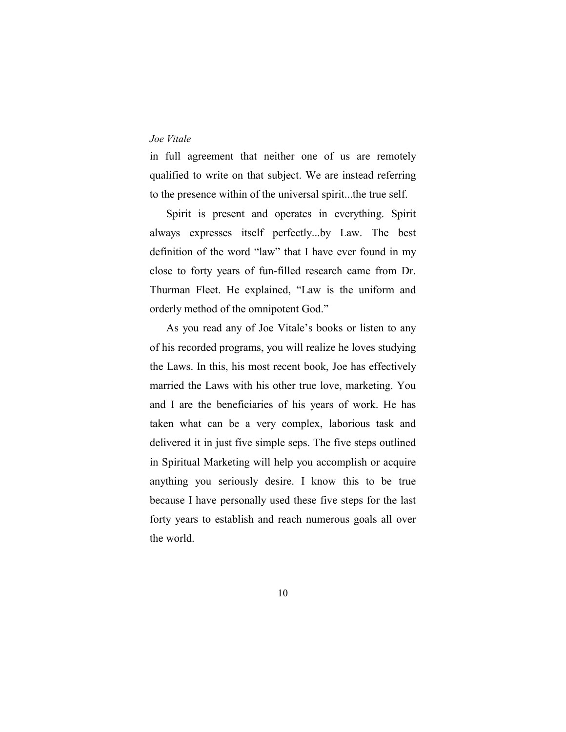in full agreement that neither one of us are remotely qualified to write on that subject. We are instead referring to the presence within of the universal spirit...the true self.

Spirit is present and operates in everything. Spirit always expresses itself perfectly...by Law. The best definition of the word "law" that I have ever found in my close to forty years of fun-filled research came from Dr. Thurman Fleet. He explained, "Law is the uniform and orderly method of the omnipotent God."

As you read any of Joe Vitale's books or listen to any of his recorded programs, you will realize he loves studying the Laws. In this, his most recent book, Joe has effectively married the Laws with his other true love, marketing. You and I are the beneficiaries of his years of work. He has taken what can be a very complex, laborious task and delivered it in just five simple seps. The five steps outlined in Spiritual Marketing will help you accomplish or acquire anything you seriously desire. I know this to be true because I have personally used these five steps for the last forty years to establish and reach numerous goals all over the world.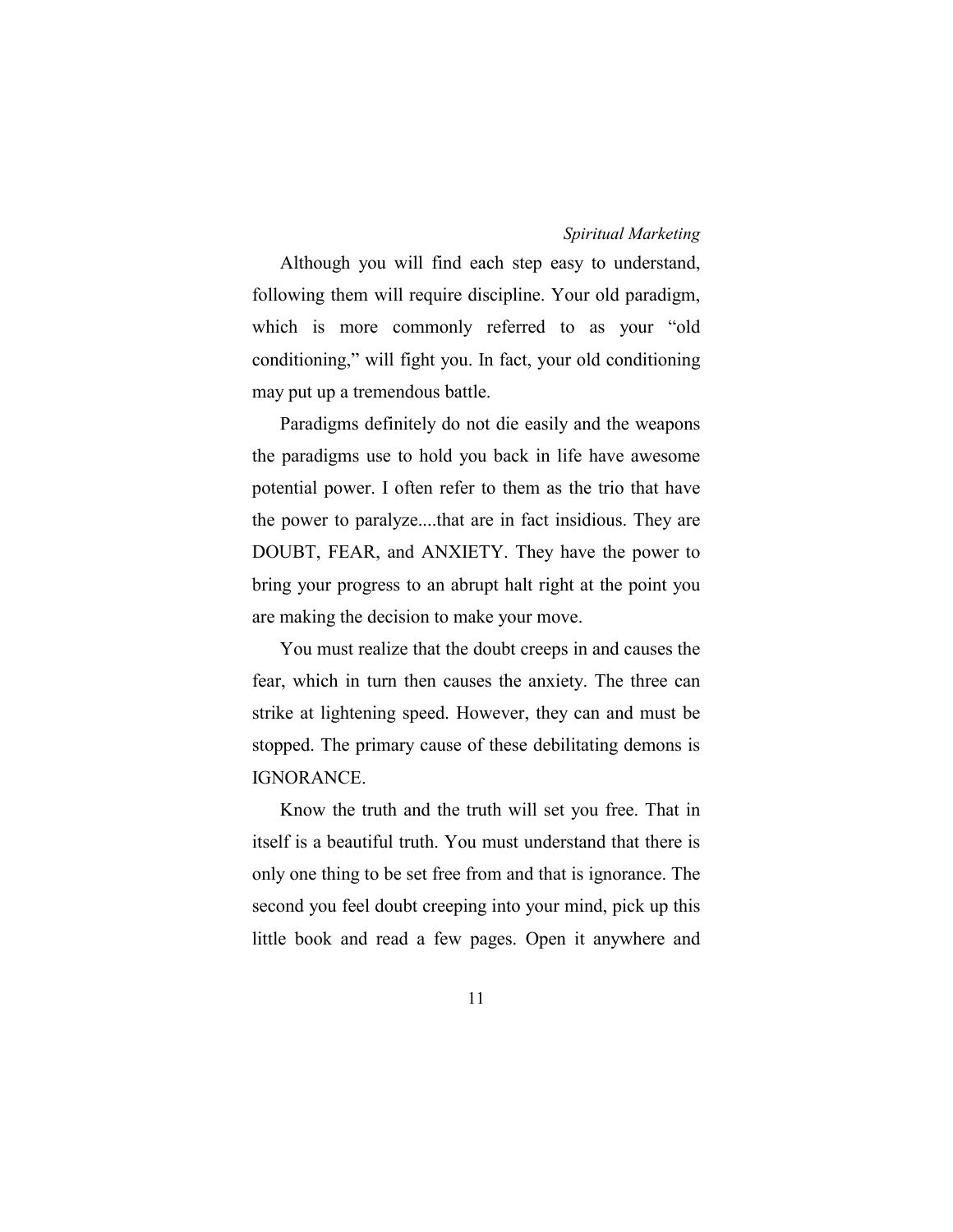Although you will find each step easy to understand, following them will require discipline. Your old paradigm, which is more commonly referred to as your "old conditioning," will fight you. In fact, your old conditioning may put up a tremendous battle.

Paradigms definitely do not die easily and the weapons the paradigms use to hold you back in life have awesome potential power. I often refer to them as the trio that have the power to paralyze....that are in fact insidious. They are DOUBT, FEAR, and ANXIETY. They have the power to bring your progress to an abrupt halt right at the point you are making the decision to make your move.

You must realize that the doubt creeps in and causes the fear, which in turn then causes the anxiety. The three can strike at lightening speed. However, they can and must be stopped. The primary cause of these debilitating demons is IGNORANCE.

Know the truth and the truth will set you free. That in itself is a beautiful truth. You must understand that there is only one thing to be set free from and that is ignorance. The second you feel doubt creeping into your mind, pick up this little book and read a few pages. Open it anywhere and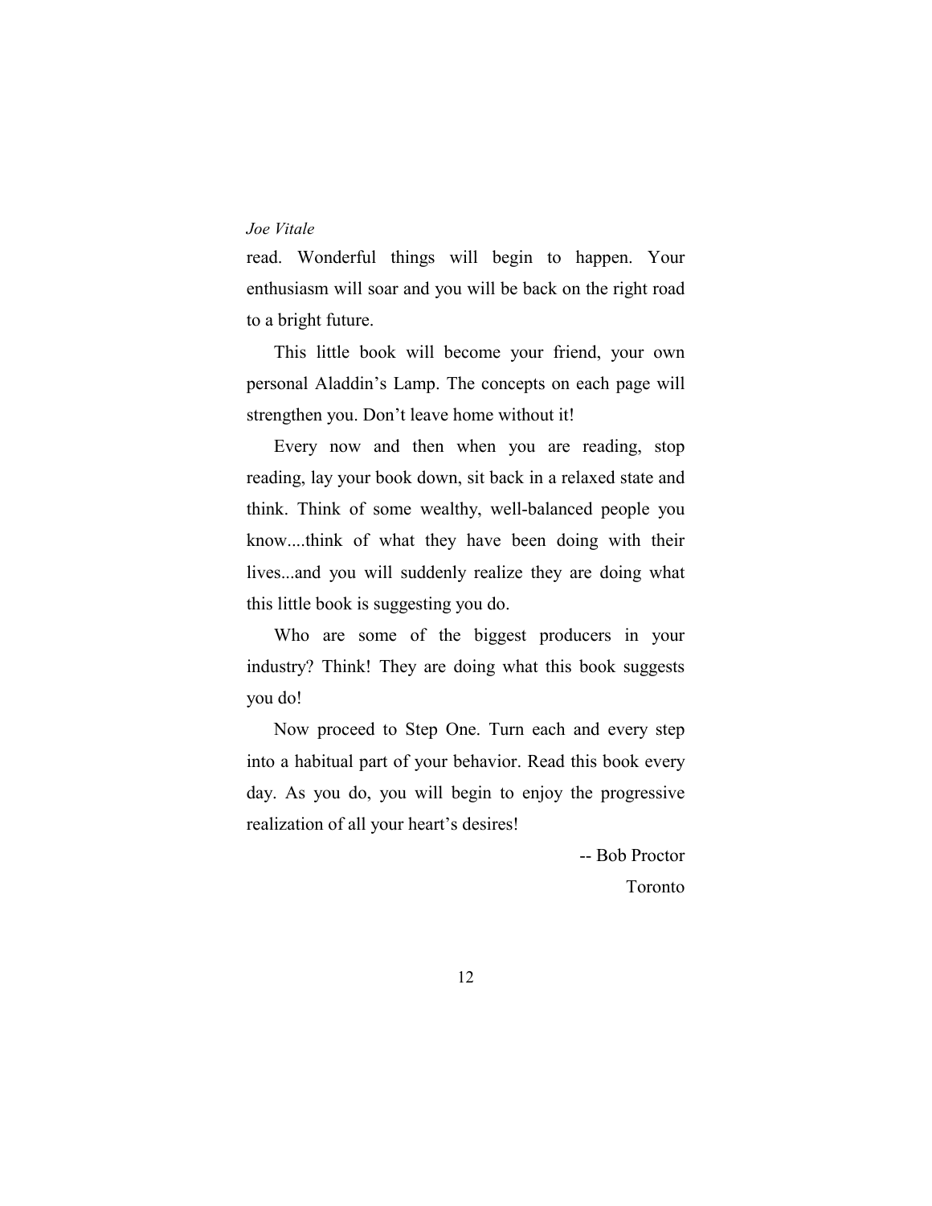read. Wonderful things will begin to happen. Your enthusiasm will soar and you will be back on the right road to a bright future.

This little book will become your friend, your own personal Aladdin's Lamp. The concepts on each page will strengthen you. Don't leave home without it!

Every now and then when you are reading, stop reading, lay your book down, sit back in a relaxed state and think. Think of some wealthy, well-balanced people you know....think of what they have been doing with their lives...and you will suddenly realize they are doing what this little book is suggesting you do.

Who are some of the biggest producers in your industry? Think! They are doing what this book suggests you do!

Now proceed to Step One. Turn each and every step into a habitual part of your behavior. Read this book every day. As you do, you will begin to enjoy the progressive realization of all your heart's desires!

-- Bob Proctor

Toronto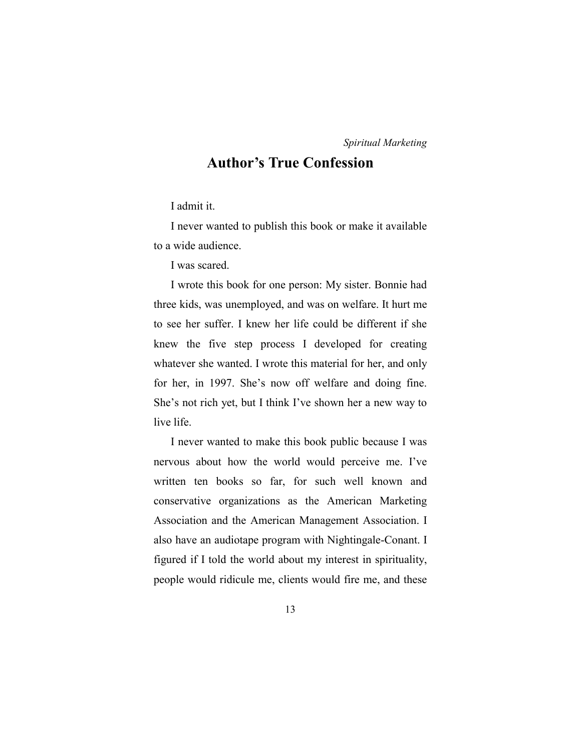# Author's True Confession

I admit it.

I never wanted to publish this book or make it available to a wide audience.

I was scared.

I wrote this book for one person: My sister. Bonnie had three kids, was unemployed, and was on welfare. It hurt me to see her suffer. I knew her life could be different if she knew the five step process I developed for creating whatever she wanted. I wrote this material for her, and only for her, in 1997. She's now off welfare and doing fine. She's not rich yet, but I think I've shown her a new way to live life.

I never wanted to make this book public because I was nervous about how the world would perceive me. I've written ten books so far, for such well known and conservative organizations as the American Marketing Association and the American Management Association. I also have an audiotape program with Nightingale-Conant. I figured if I told the world about my interest in spirituality, people would ridicule me, clients would fire me, and these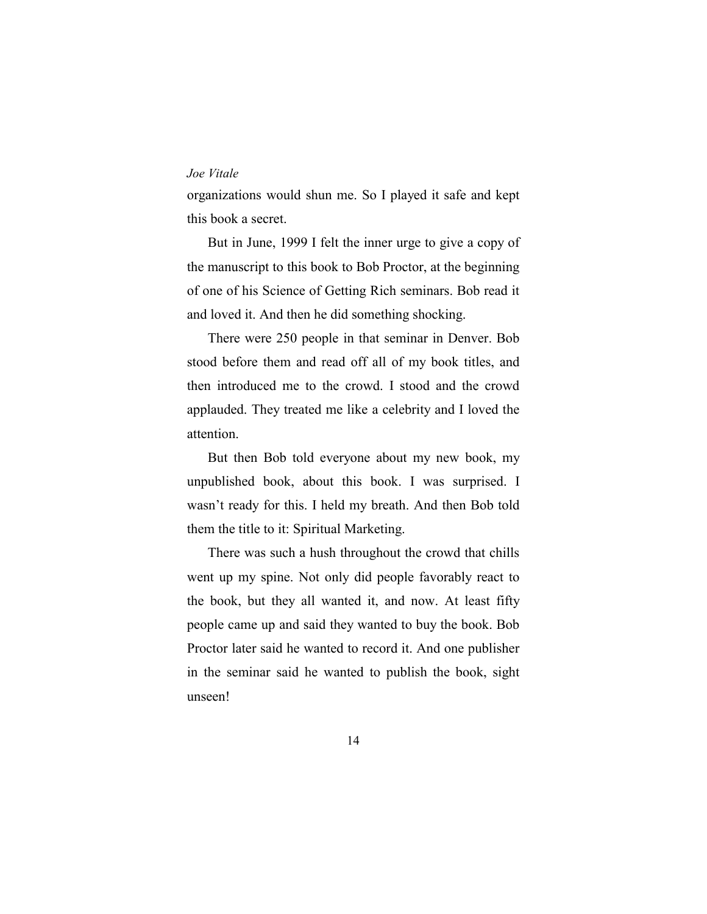organizations would shun me. So I played it safe and kept this book a secret.

But in June, 1999 I felt the inner urge to give a copy of the manuscript to this book to Bob Proctor, at the beginning of one of his Science of Getting Rich seminars. Bob read it and loved it. And then he did something shocking.

There were 250 people in that seminar in Denver. Bob stood before them and read off all of my book titles, and then introduced me to the crowd. I stood and the crowd applauded. They treated me like a celebrity and I loved the attention.

But then Bob told everyone about my new book, my unpublished book, about this book. I was surprised. I wasn't ready for this. I held my breath. And then Bob told them the title to it: Spiritual Marketing.

There was such a hush throughout the crowd that chills went up my spine. Not only did people favorably react to the book, but they all wanted it, and now. At least fifty people came up and said they wanted to buy the book. Bob Proctor later said he wanted to record it. And one publisher in the seminar said he wanted to publish the book, sight unseen!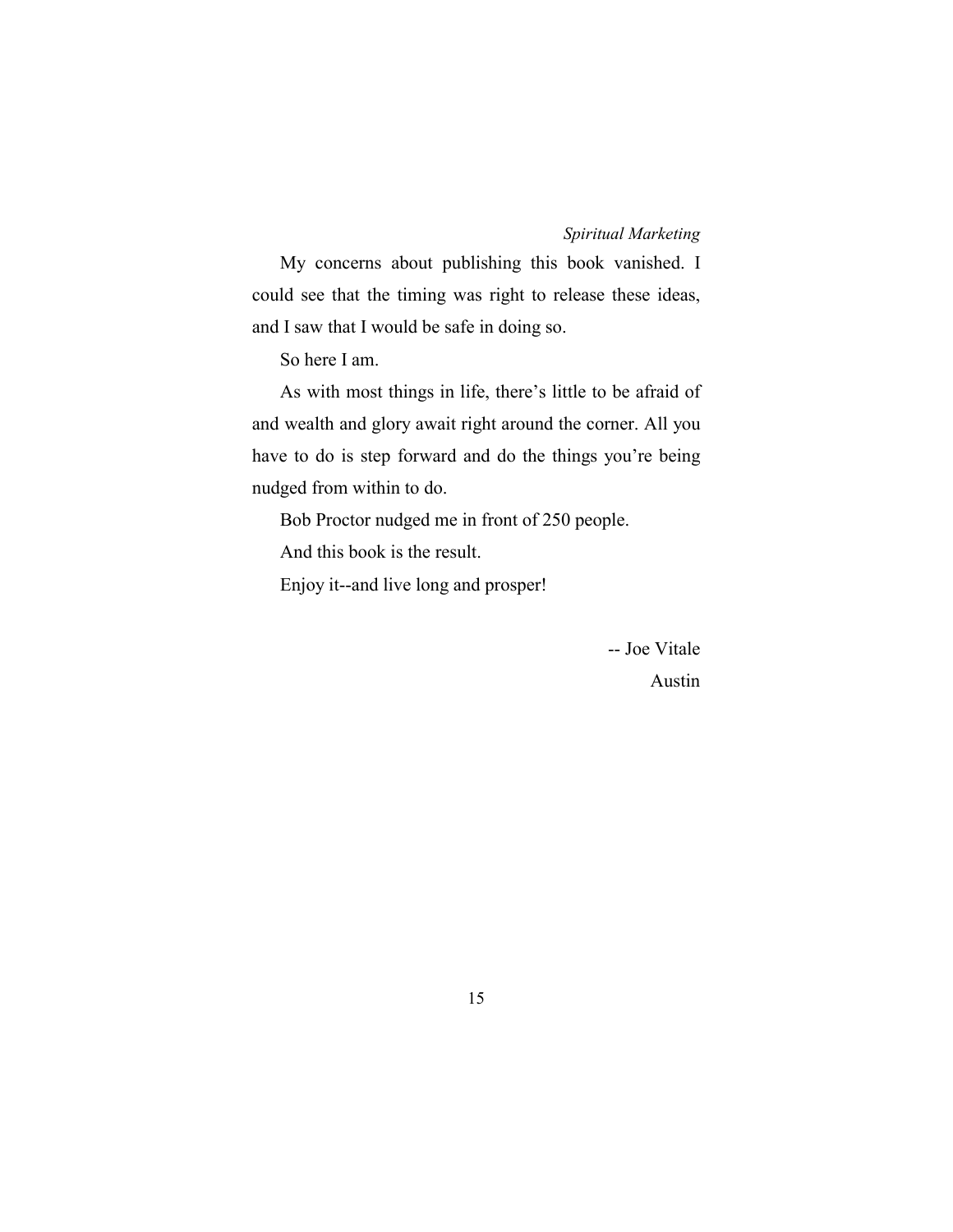My concerns about publishing this book vanished. I could see that the timing was right to release these ideas, and I saw that I would be safe in doing so.

So here I am.

As with most things in life, there's little to be afraid of and wealth and glory await right around the corner. All you have to do is step forward and do the things you're being nudged from within to do.

Bob Proctor nudged me in front of 250 people.

And this book is the result.

Enjoy it--and live long and prosper!

-- Joe Vitale
Austin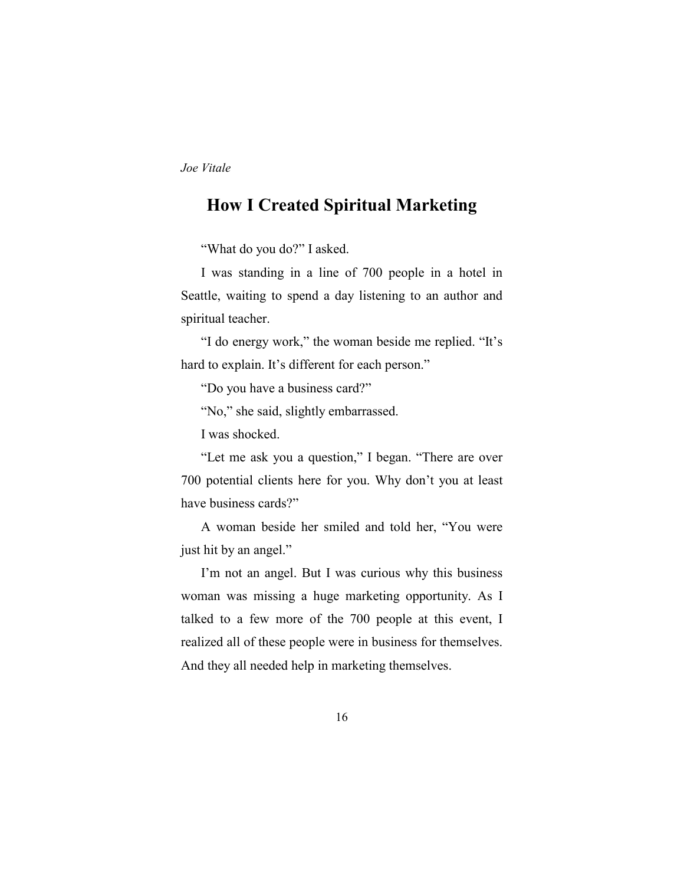*Joe Vitale*

## How I Created Spiritual Marketing

"What do you do?" I asked.

I was standing in a line of 700 people in a hotel in Seattle, waiting to spend a day listening to an author and spiritual teacher.

"I do energy work," the woman beside me replied. "It's hard to explain. It's different for each person."

"Do you have a business card?"

"No," she said, slightly embarrassed.

I was shocked.

"Let me ask you a question," I began. "There are over 700 potential clients here for you. Why don't you at least have business cards?"

A woman beside her smiled and told her, "You were just hit by an angel."

I'm not an angel. But I was curious why this business woman was missing a huge marketing opportunity. As I talked to a few more of the 700 people at this event, I realized all of these people were in business for themselves. And they all needed help in marketing themselves.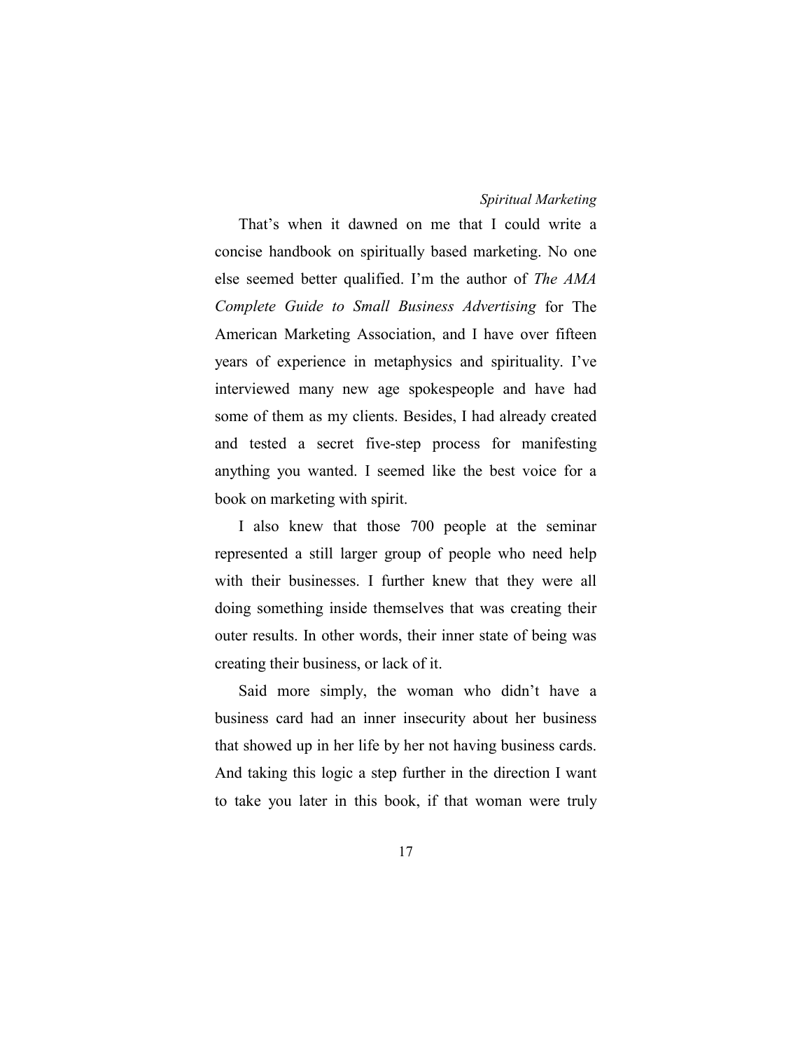That's when it dawned on me that I could write a concise handbook on spiritually based marketing. No one else seemed better qualified. I'm the author of *The AMA Complete Guide to Small Business Advertising* for The American Marketing Association, and I have over fifteen years of experience in metaphysics and spirituality. I've interviewed many new age spokespeople and have had some of them as my clients. Besides, I had already created and tested a secret five-step process for manifesting anything you wanted. I seemed like the best voice for a book on marketing with spirit.

I also knew that those 700 people at the seminar represented a still larger group of people who need help with their businesses. I further knew that they were all doing something inside themselves that was creating their outer results. In other words, their inner state of being was creating their business, or lack of it.

Said more simply, the woman who didn't have a business card had an inner insecurity about her business that showed up in her life by her not having business cards. And taking this logic a step further in the direction I want to take you later in this book, if that woman were truly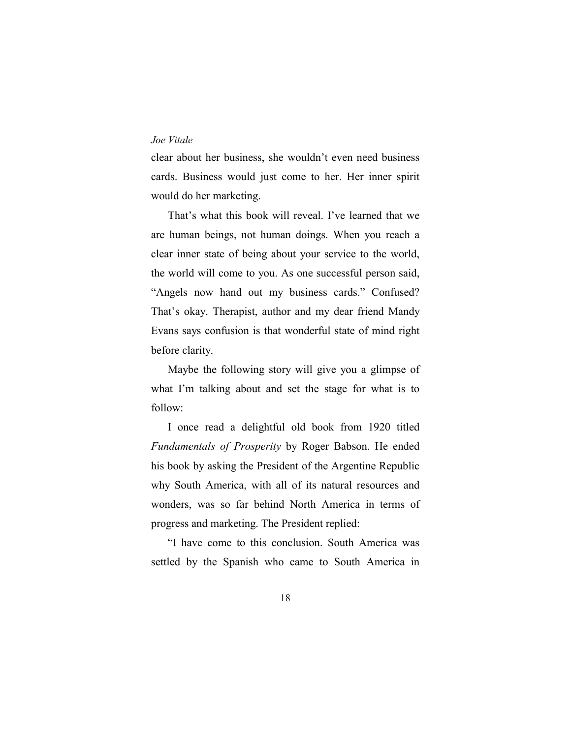clear about her business, she wouldn't even need business cards. Business would just come to her. Her inner spirit would do her marketing.

That's what this book will reveal. I've learned that we are human beings, not human doings. When you reach a clear inner state of being about your service to the world, the world will come to you. As one successful person said, "Angels now hand out my business cards." Confused? That's okay. Therapist, author and my dear friend Mandy Evans says confusion is that wonderful state of mind right before clarity.

Maybe the following story will give you a glimpse of what I'm talking about and set the stage for what is to follow:

I once read a delightful old book from 1920 titled *Fundamentals of Prosperity* by Roger Babson. He ended his book by asking the President of the Argentine Republic why South America, with all of its natural resources and wonders, was so far behind North America in terms of progress and marketing. The President replied:

"I have come to this conclusion. South America was settled by the Spanish who came to South America in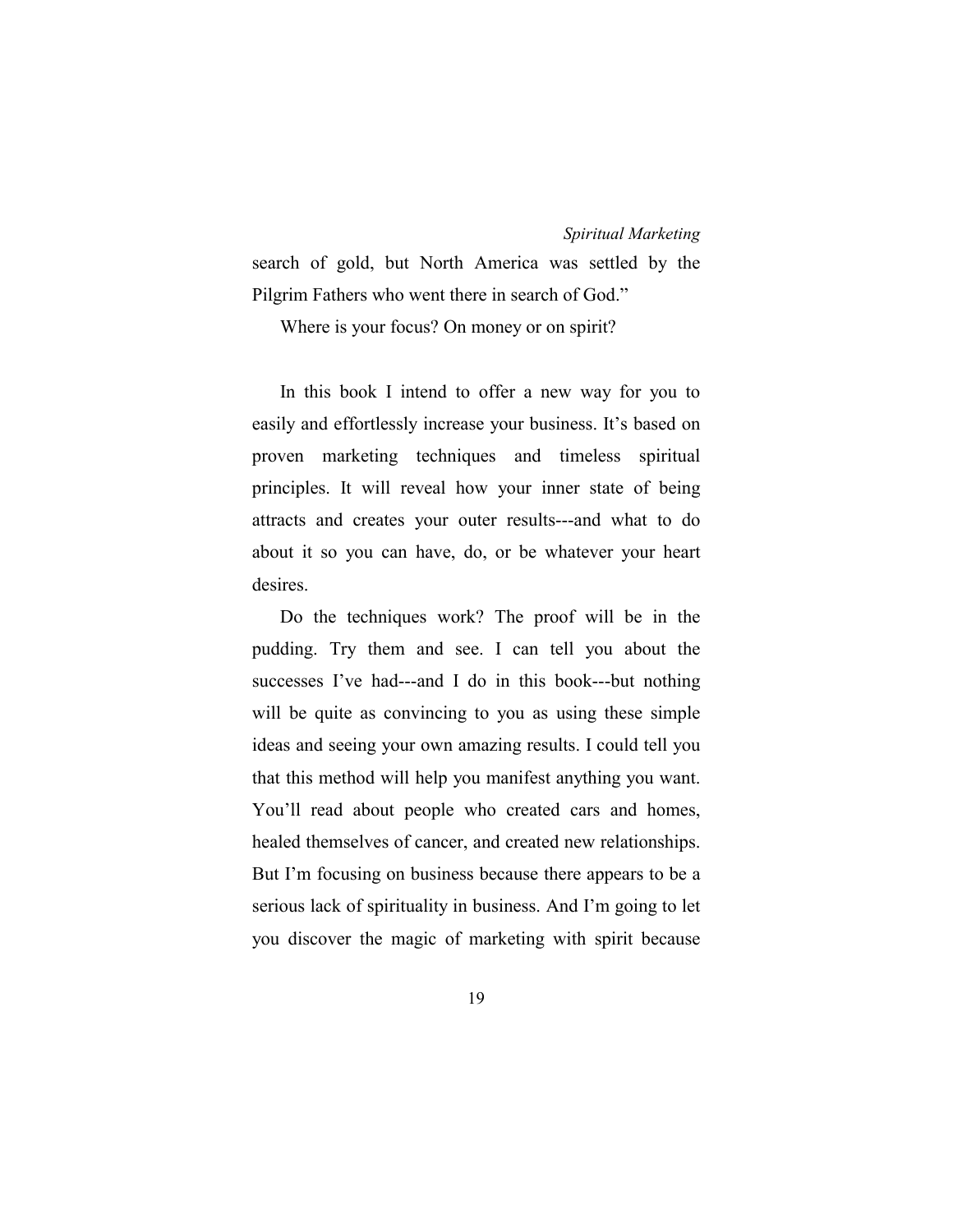search of gold, but North America was settled by the Pilgrim Fathers who went there in search of God."

Where is your focus? On money or on spirit?

In this book I intend to offer a new way for you to easily and effortlessly increase your business. It's based on proven marketing techniques and timeless spiritual principles. It will reveal how your inner state of being attracts and creates your outer results---and what to do about it so you can have, do, or be whatever your heart desires.

Do the techniques work? The proof will be in the pudding. Try them and see. I can tell you about the successes I've had---and I do in this book---but nothing will be quite as convincing to you as using these simple ideas and seeing your own amazing results. I could tell you that this method will help you manifest anything you want. You'll read about people who created cars and homes, healed themselves of cancer, and created new relationships. But I'm focusing on business because there appears to be a serious lack of spirituality in business. And I'm going to let you discover the magic of marketing with spirit because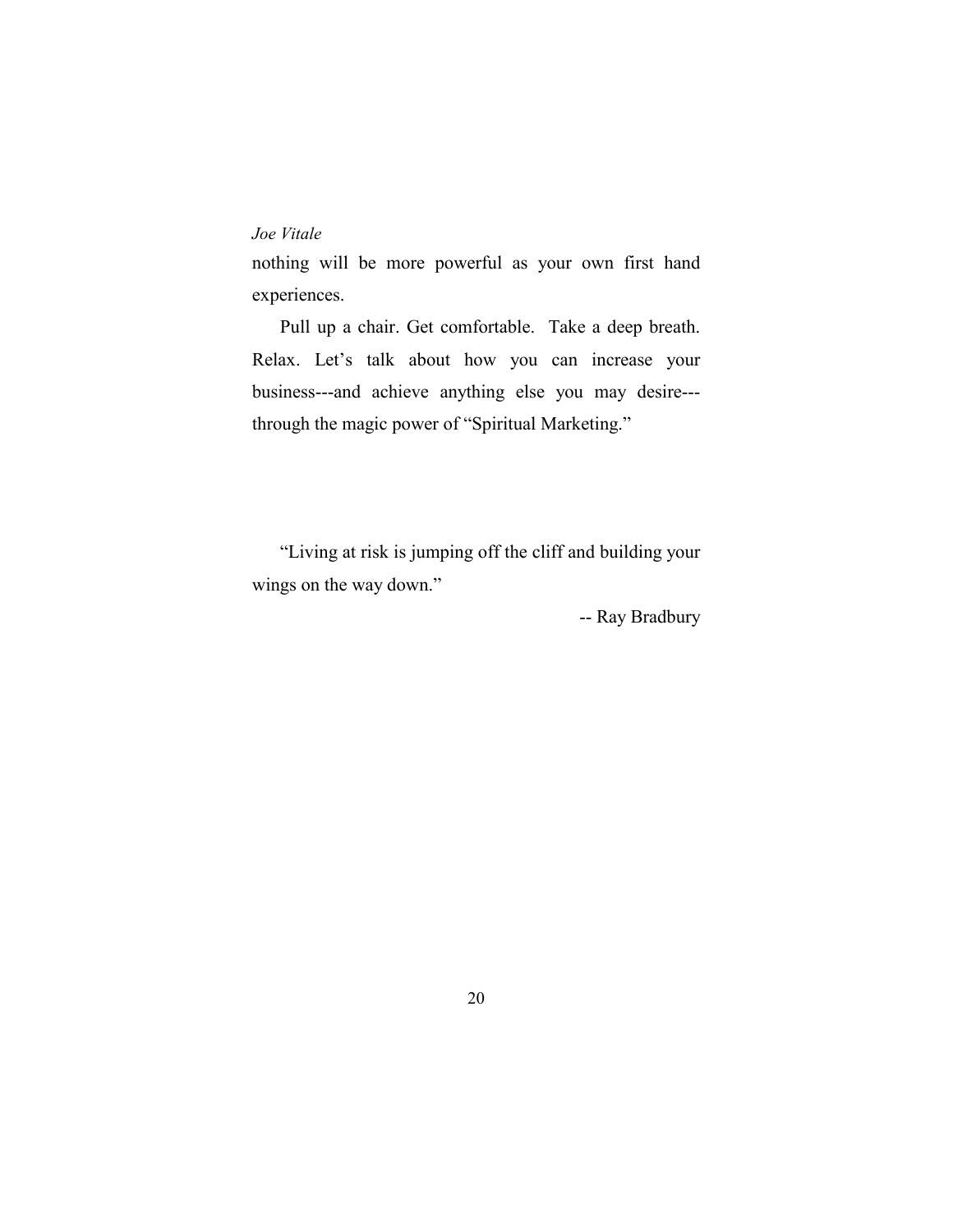nothing will be more powerful as your own first hand experiences.

Pull up a chair. Get comfortable. Take a deep breath. Relax. Let's talk about how you can increase your business---and achieve anything else you may desire---through the magic power of "Spiritual Marketing."

"Living at risk is jumping off the cliff and building your wings on the way down."

-- Ray Bradbury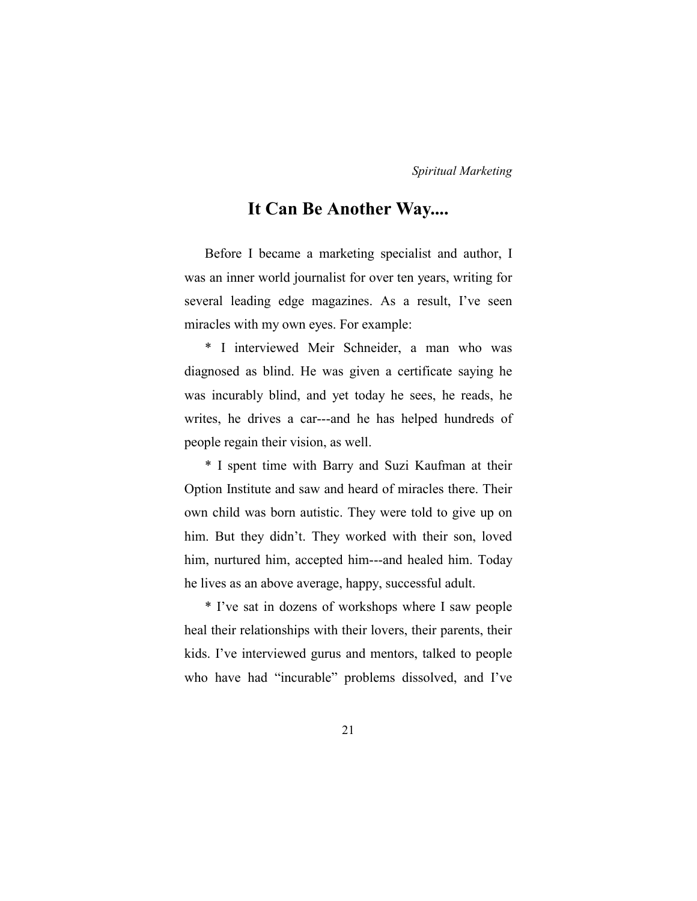## It Can Be Another Way....

Before I became a marketing specialist and author, I was an inner world journalist for over ten years, writing for several leading edge magazines. As a result, I've seen miracles with my own eyes. For example:

* I interviewed Meir Schneider, a man who was diagnosed as blind. He was given a certificate saying he was incurably blind, and yet today he sees, he reads, he writes, he drives a car---and he has helped hundreds of people regain their vision, as well.

* I spent time with Barry and Suzi Kaufman at their Option Institute and saw and heard of miracles there. Their own child was born autistic. They were told to give up on him. But they didn't. They worked with their son, loved him, nurtured him, accepted him---and healed him. Today he lives as an above average, happy, successful adult.

* I've sat in dozens of workshops where I saw people heal their relationships with their lovers, their parents, their kids. I've interviewed gurus and mentors, talked to people who have had "incurable" problems dissolved, and I've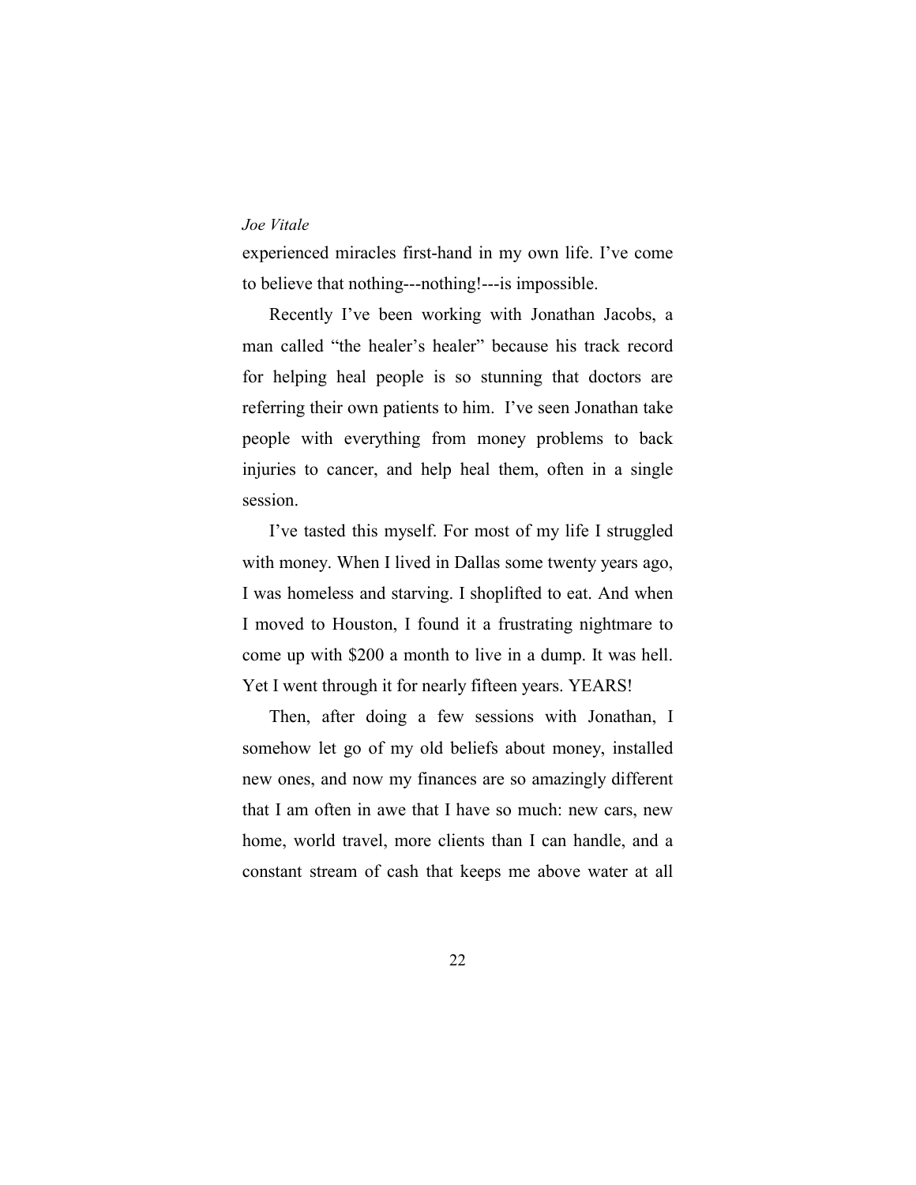experienced miracles first-hand in my own life. I've come to believe that nothing---nothing!---is impossible.

Recently I've been working with Jonathan Jacobs, a man called "the healer's healer" because his track record for helping heal people is so stunning that doctors are referring their own patients to him. I've seen Jonathan take people with everything from money problems to back injuries to cancer, and help heal them, often in a single session.

I've tasted this myself. For most of my life I struggled with money. When I lived in Dallas some twenty years ago, I was homeless and starving. I shoplifted to eat. And when I moved to Houston, I found it a frustrating nightmare to come up with $200 a month to live in a dump. It was hell. Yet I went through it for nearly fifteen years. YEARS!

Then, after doing a few sessions with Jonathan, I somehow let go of my old beliefs about money, installed new ones, and now my finances are so amazingly different that I am often in awe that I have so much: new cars, new home, world travel, more clients than I can handle, and a constant stream of cash that keeps me above water at all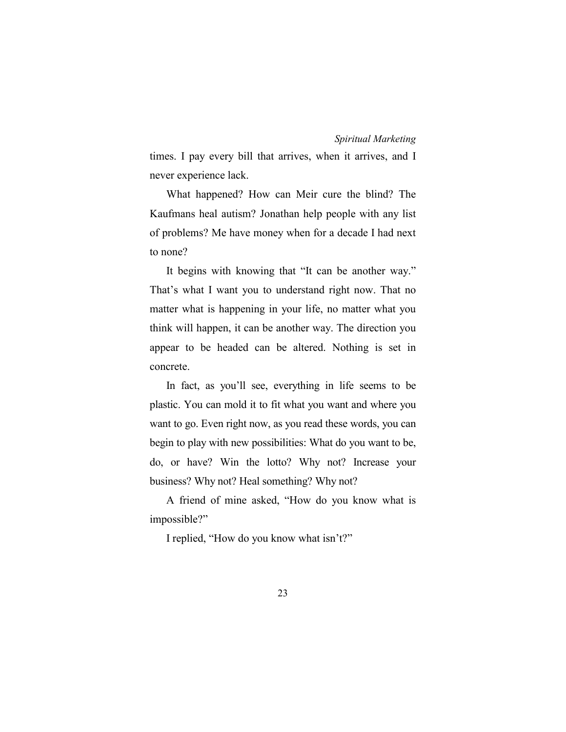times. I pay every bill that arrives, when it arrives, and I never experience lack.

What happened? How can Meir cure the blind? The Kaufmans heal autism? Jonathan help people with any list of problems? Me have money when for a decade I had next to none?

It begins with knowing that "It can be another way." That's what I want you to understand right now. That no matter what is happening in your life, no matter what you think will happen, it can be another way. The direction you appear to be headed can be altered. Nothing is set in concrete.

In fact, as you'll see, everything in life seems to be plastic. You can mold it to fit what you want and where you want to go. Even right now, as you read these words, you can begin to play with new possibilities: What do you want to be, do, or have? Win the lotto? Why not? Increase your business? Why not? Heal something? Why not?

A friend of mine asked, "How do you know what is impossible?"

I replied, "How do you know what isn't?"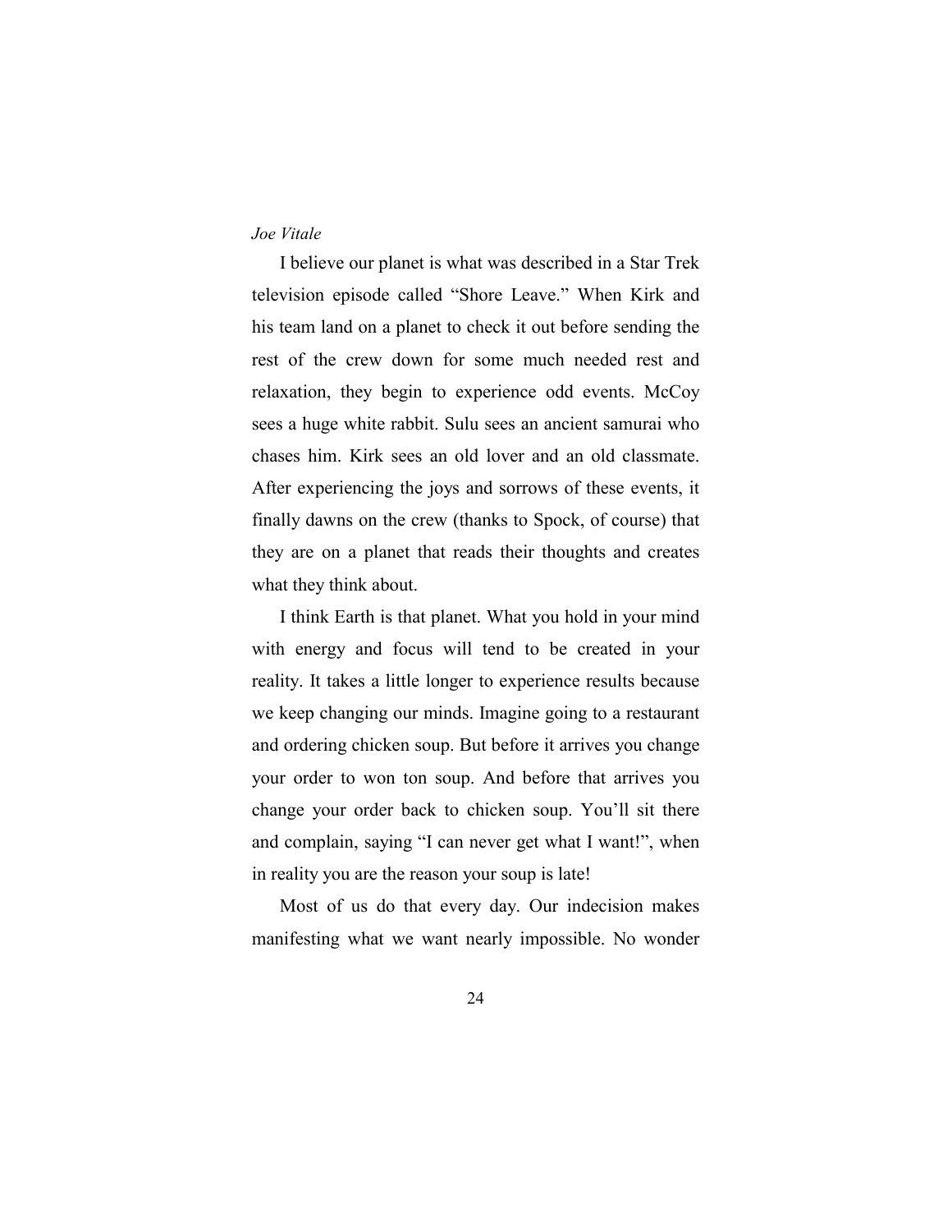I believe our planet is what was described in a Star Trek television episode called “Shore Leave.” When Kirk and his team land on a planet to check it out before sending the rest of the crew down for some much needed rest and relaxation, they begin to experience odd events. McCoy sees a huge white rabbit. Sulu sees an ancient samurai who chases him. Kirk sees an old lover and an old classmate. After experiencing the joys and sorrows of these events, it finally dawns on the crew (thanks to Spock, of course) that they are on a planet that reads their thoughts and creates what they think about.

I think Earth is that planet. What you hold in your mind with energy and focus will tend to be created in your reality. It takes a little longer to experience results because we keep changing our minds. Imagine going to a restaurant and ordering chicken soup. But before it arrives you change your order to won ton soup. And before that arrives you change your order back to chicken soup. You’ll sit there and complain, saying “I can never get what I want!”, when in reality you are the reason your soup is late!

Most of us do that every day. Our indecision makes manifesting what we want nearly impossible. No wonder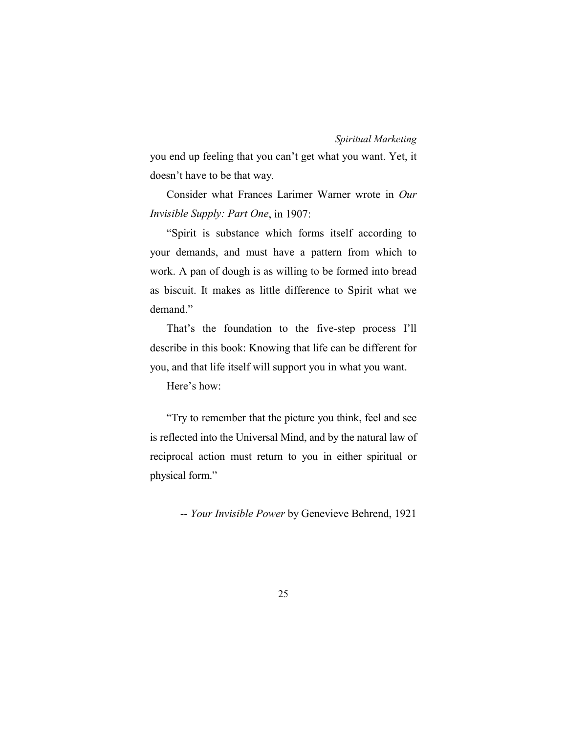you end up feeling that you can't get what you want. Yet, it doesn't have to be that way.

Consider what Frances Larimer Warner wrote in *Our Invisible Supply: Part One*, in 1907:

"Spirit is substance which forms itself according to your demands, and must have a pattern from which to work. A pan of dough is as willing to be formed into bread as biscuit. It makes as little difference to Spirit what we demand."

That's the foundation to the five-step process I'll describe in this book: Knowing that life can be different for you, and that life itself will support you in what you want.

Here's how:

"Try to remember that the picture you think, feel and see is reflected into the Universal Mind, and by the natural law of reciprocal action must return to you in either spiritual or physical form."

-- *Your Invisible Power* by Genevieve Behrend, 1921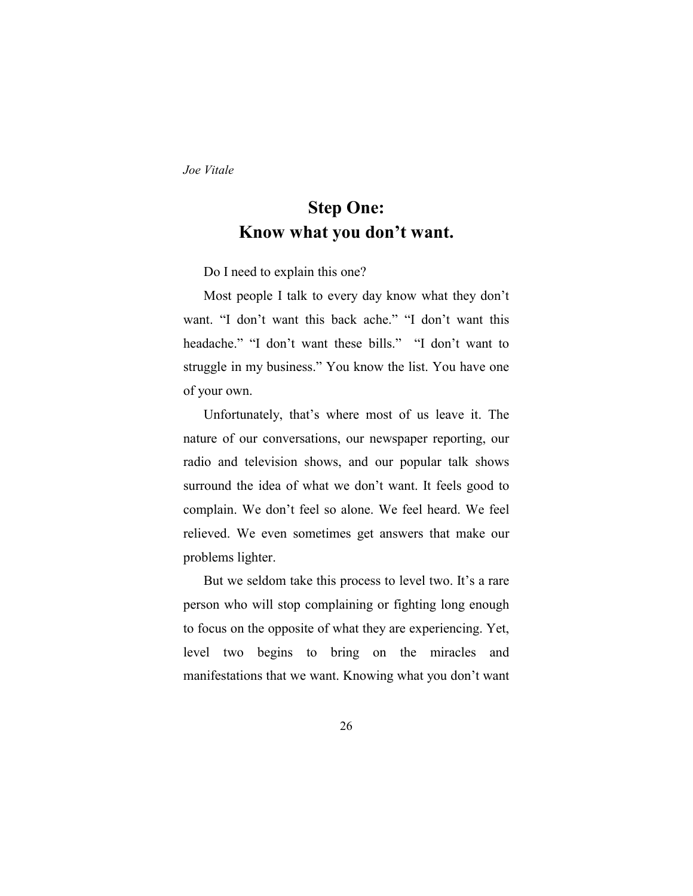## Step One:
## Know what you don't want.

Do I need to explain this one?

Most people I talk to every day know what they don't want. "I don't want this back ache." "I don't want this headache." "I don't want these bills." "I don't want to struggle in my business." You know the list. You have one of your own.

Unfortunately, that's where most of us leave it. The nature of our conversations, our newspaper reporting, our radio and television shows, and our popular talk shows surround the idea of what we don't want. It feels good to complain. We don't feel so alone. We feel heard. We feel relieved. We even sometimes get answers that make our problems lighter.

But we seldom take this process to level two. It's a rare person who will stop complaining or fighting long enough to focus on the opposite of what they are experiencing. Yet, level two begins to bring on the miracles and manifestations that we want. Knowing what you don't want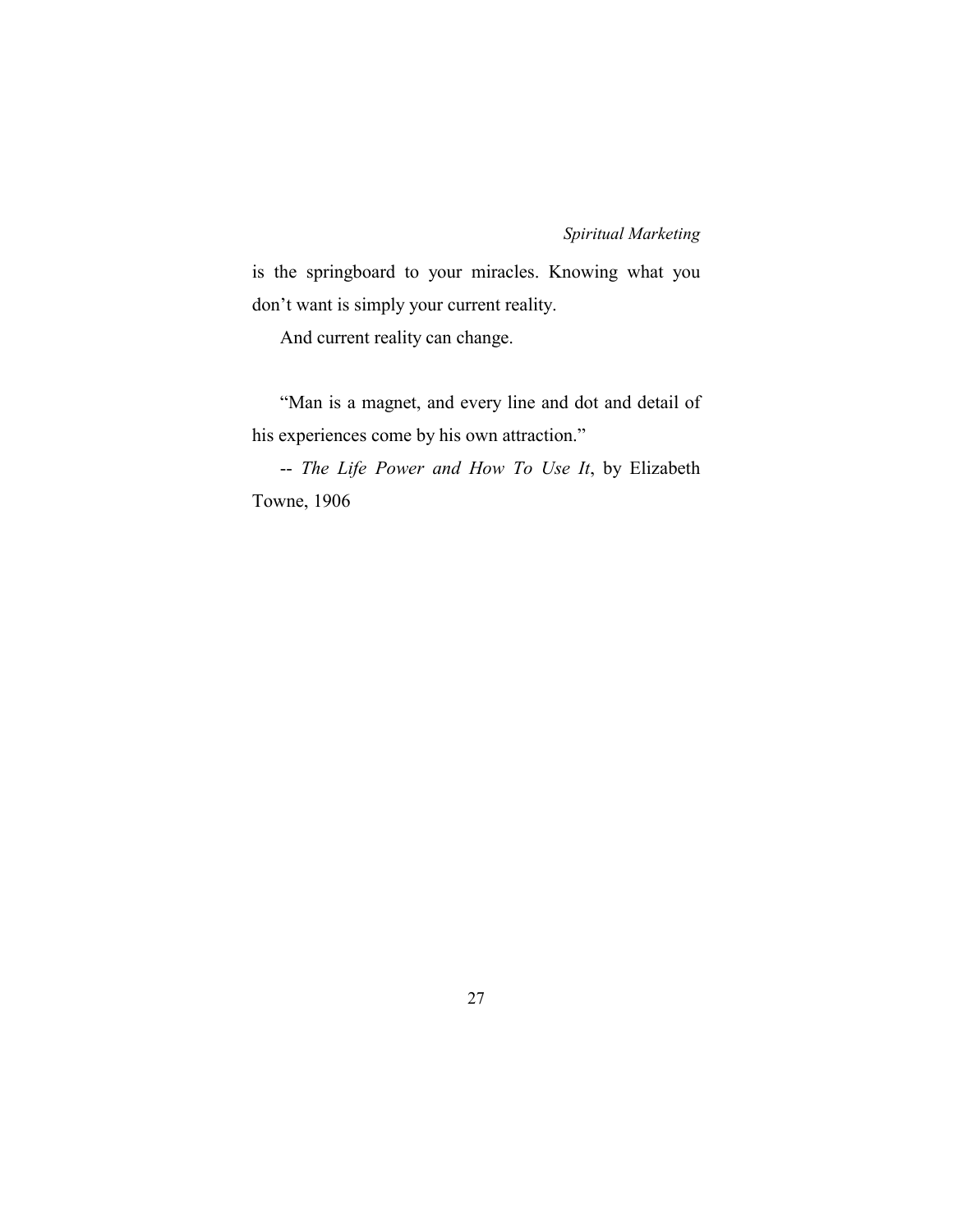is the springboard to your miracles. Knowing what you don't want is simply your current reality.

And current reality can change.

"Man is a magnet, and every line and dot and detail of his experiences come by his own attraction."

-- *The Life Power and How To Use It*, by Elizabeth Towne, 1906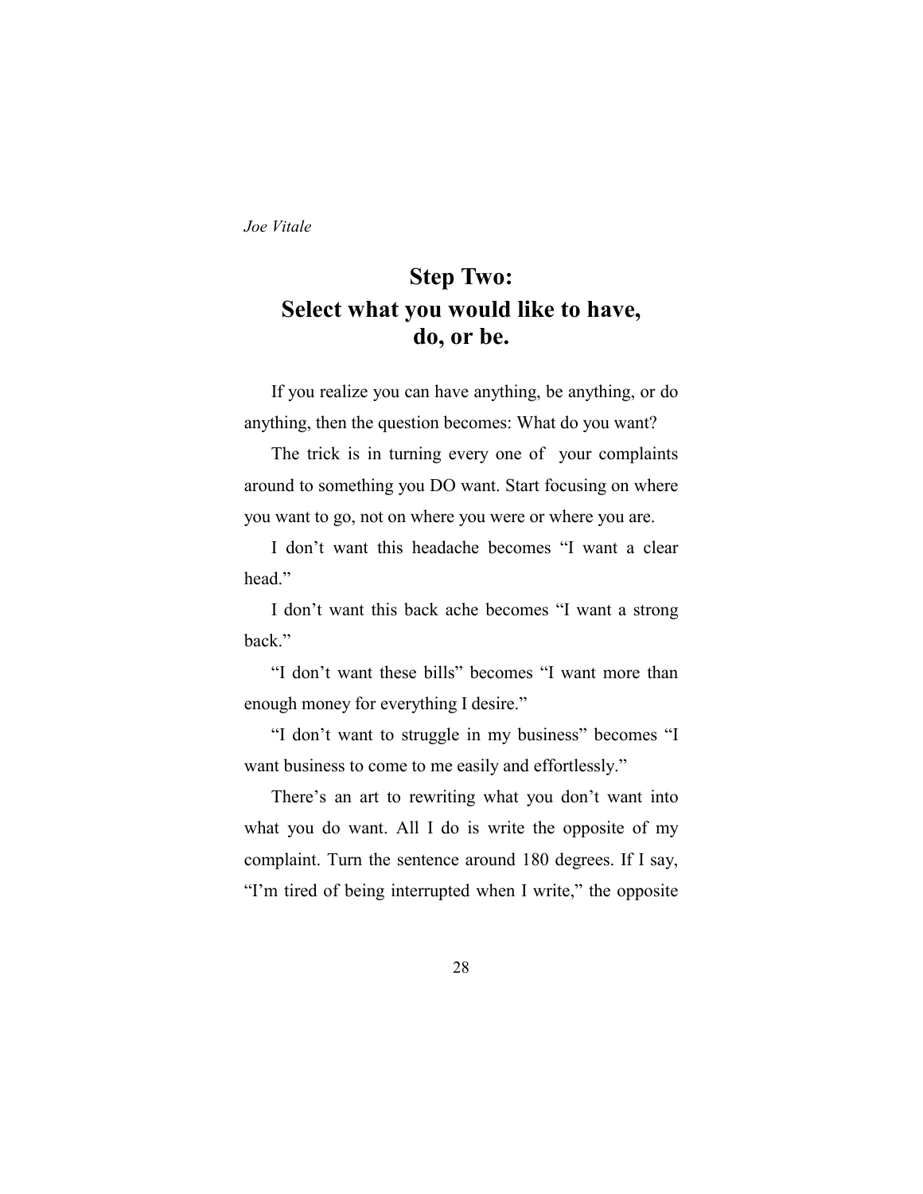## Step Two:
## Select what you would like to have, do, or be.

If you realize you can have anything, be anything, or do anything, then the question becomes: What do you want?

The trick is in turning every one of your complaints around to something you DO want. Start focusing on where you want to go, not on where you were or where you are.

I don't want this headache becomes "I want a clear head."

I don't want this back ache becomes "I want a strong back."

"I don't want these bills" becomes "I want more than enough money for everything I desire."

"I don't want to struggle in my business" becomes "I want business to come to me easily and effortlessly."

There's an art to rewriting what you don't want into what you do want. All I do is write the opposite of my complaint. Turn the sentence around 180 degrees. If I say, "I'm tired of being interrupted when I write," the opposite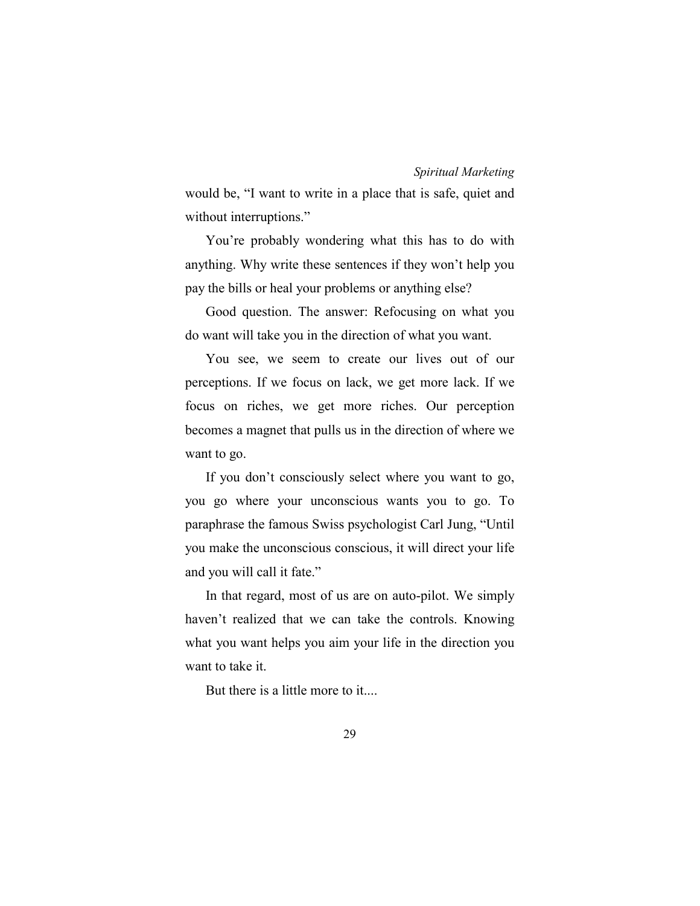would be, “I want to write in a place that is safe, quiet and without interruptions.”

You’re probably wondering what this has to do with anything. Why write these sentences if they won’t help you pay the bills or heal your problems or anything else?

Good question. The answer: Refocusing on what you do want will take you in the direction of what you want.

You see, we seem to create our lives out of our perceptions. If we focus on lack, we get more lack. If we focus on riches, we get more riches. Our perception becomes a magnet that pulls us in the direction of where we want to go.

If you don’t consciously select where you want to go, you go where your unconscious wants you to go. To paraphrase the famous Swiss psychologist Carl Jung, “Until you make the unconscious conscious, it will direct your life and you will call it fate.”

In that regard, most of us are on auto-pilot. We simply haven’t realized that we can take the controls. Knowing what you want helps you aim your life in the direction you want to take it.

But there is a little more to it....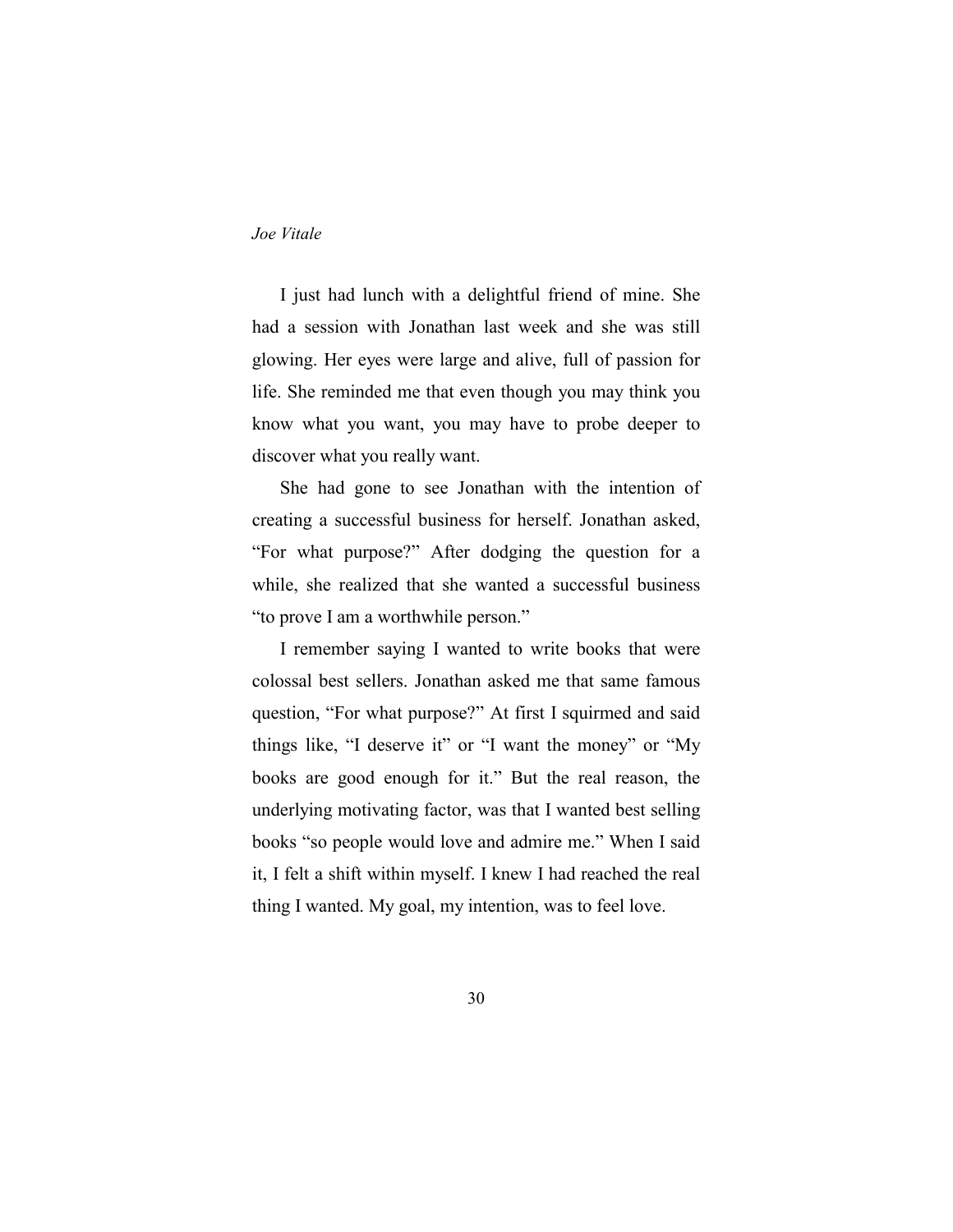I just had lunch with a delightful friend of mine. She had a session with Jonathan last week and she was still glowing. Her eyes were large and alive, full of passion for life. She reminded me that even though you may think you know what you want, you may have to probe deeper to discover what you really want.

She had gone to see Jonathan with the intention of creating a successful business for herself. Jonathan asked, "For what purpose?" After dodging the question for a while, she realized that she wanted a successful business "to prove I am a worthwhile person."

I remember saying I wanted to write books that were colossal best sellers. Jonathan asked me that same famous question, "For what purpose?" At first I squirmed and said things like, "I deserve it" or "I want the money" or "My books are good enough for it." But the real reason, the underlying motivating factor, was that I wanted best selling books "so people would love and admire me." When I said it, I felt a shift within myself. I knew I had reached the real thing I wanted. My goal, my intention, was to feel love.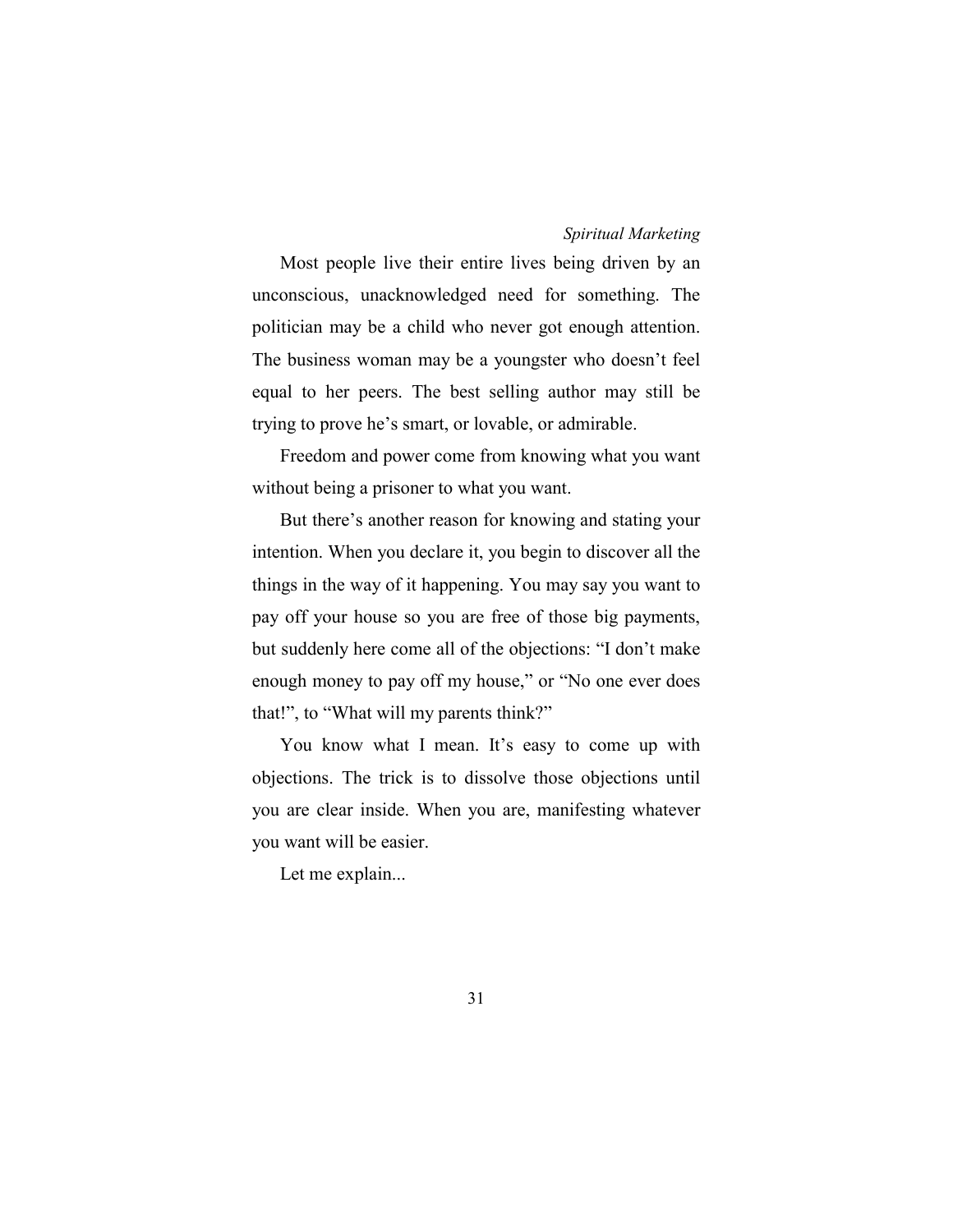Most people live their entire lives being driven by an unconscious, unacknowledged need for something. The politician may be a child who never got enough attention. The business woman may be a youngster who doesn't feel equal to her peers. The best selling author may still be trying to prove he's smart, or lovable, or admirable.

Freedom and power come from knowing what you want without being a prisoner to what you want.

But there's another reason for knowing and stating your intention. When you declare it, you begin to discover all the things in the way of it happening. You may say you want to pay off your house so you are free of those big payments, but suddenly here come all of the objections: "I don't make enough money to pay off my house," or "No one ever does that!", to "What will my parents think?"

You know what I mean. It's easy to come up with objections. The trick is to dissolve those objections until you are clear inside. When you are, manifesting whatever you want will be easier.

Let me explain...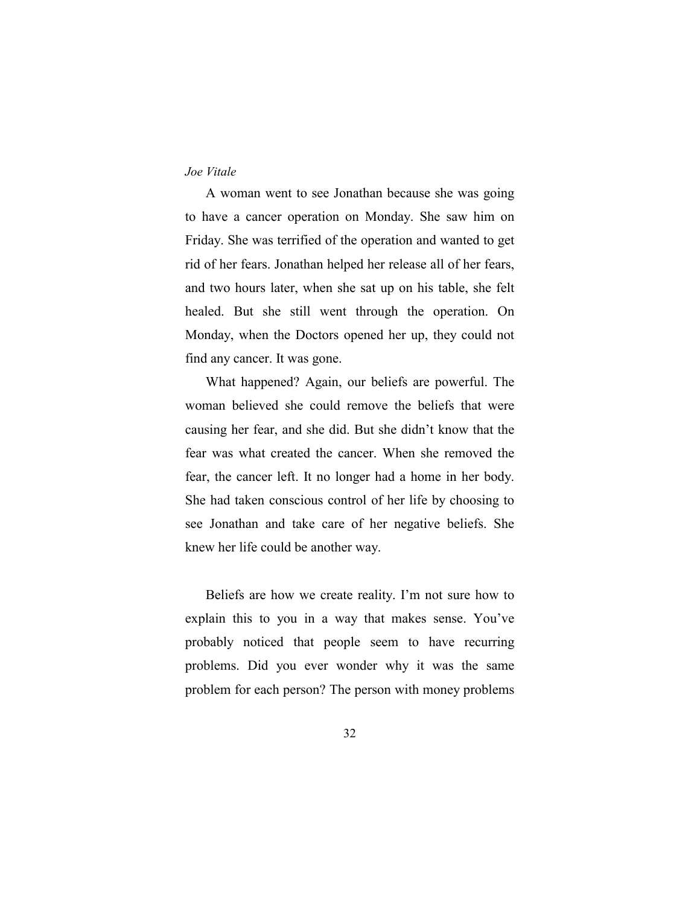*Joe Vitale*

A woman went to see Jonathan because she was going to have a cancer operation on Monday. She saw him on Friday. She was terrified of the operation and wanted to get rid of her fears. Jonathan helped her release all of her fears, and two hours later, when she sat up on his table, she felt healed. But she still went through the operation. On Monday, when the Doctors opened her up, they could not find any cancer. It was gone.

What happened? Again, our beliefs are powerful. The woman believed she could remove the beliefs that were causing her fear, and she did. But she didn't know that the fear was what created the cancer. When she removed the fear, the cancer left. It no longer had a home in her body. She had taken conscious control of her life by choosing to see Jonathan and take care of her negative beliefs. She knew her life could be another way.

Beliefs are how we create reality. I'm not sure how to explain this to you in a way that makes sense. You've probably noticed that people seem to have recurring problems. Did you ever wonder why it was the same problem for each person? The person with money problems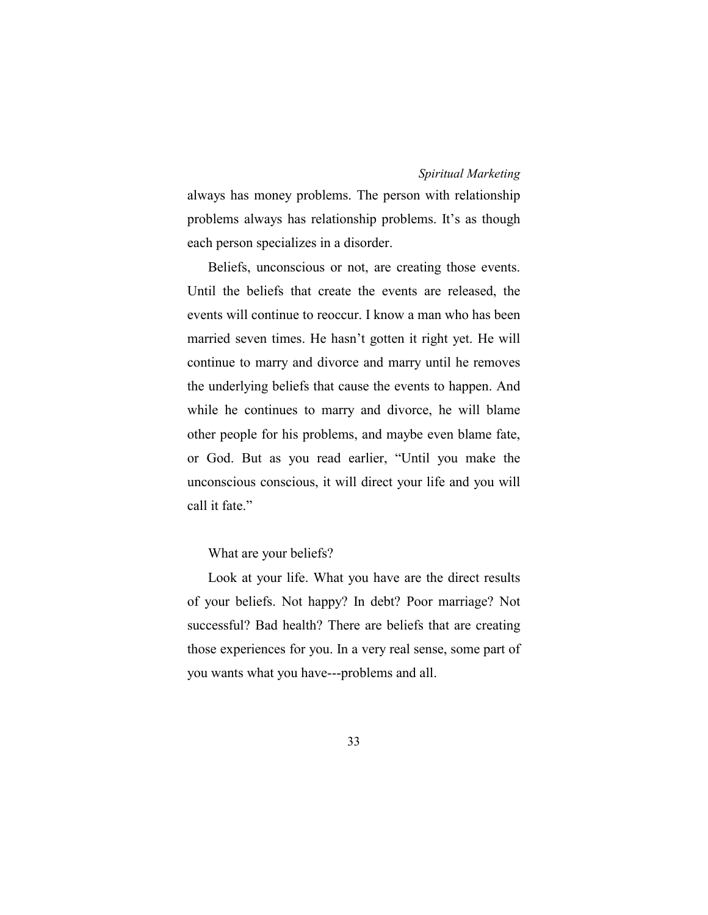always has money problems. The person with relationship problems always has relationship problems. It's as though each person specializes in a disorder.

Beliefs, unconscious or not, are creating those events. Until the beliefs that create the events are released, the events will continue to reoccur. I know a man who has been married seven times. He hasn't gotten it right yet. He will continue to marry and divorce and marry until he removes the underlying beliefs that cause the events to happen. And while he continues to marry and divorce, he will blame other people for his problems, and maybe even blame fate, or God. But as you read earlier, "Until you make the unconscious conscious, it will direct your life and you will call it fate."

What are your beliefs?

Look at your life. What you have are the direct results of your beliefs. Not happy? In debt? Poor marriage? Not successful? Bad health? There are beliefs that are creating those experiences for you. In a very real sense, some part of you wants what you have---problems and all.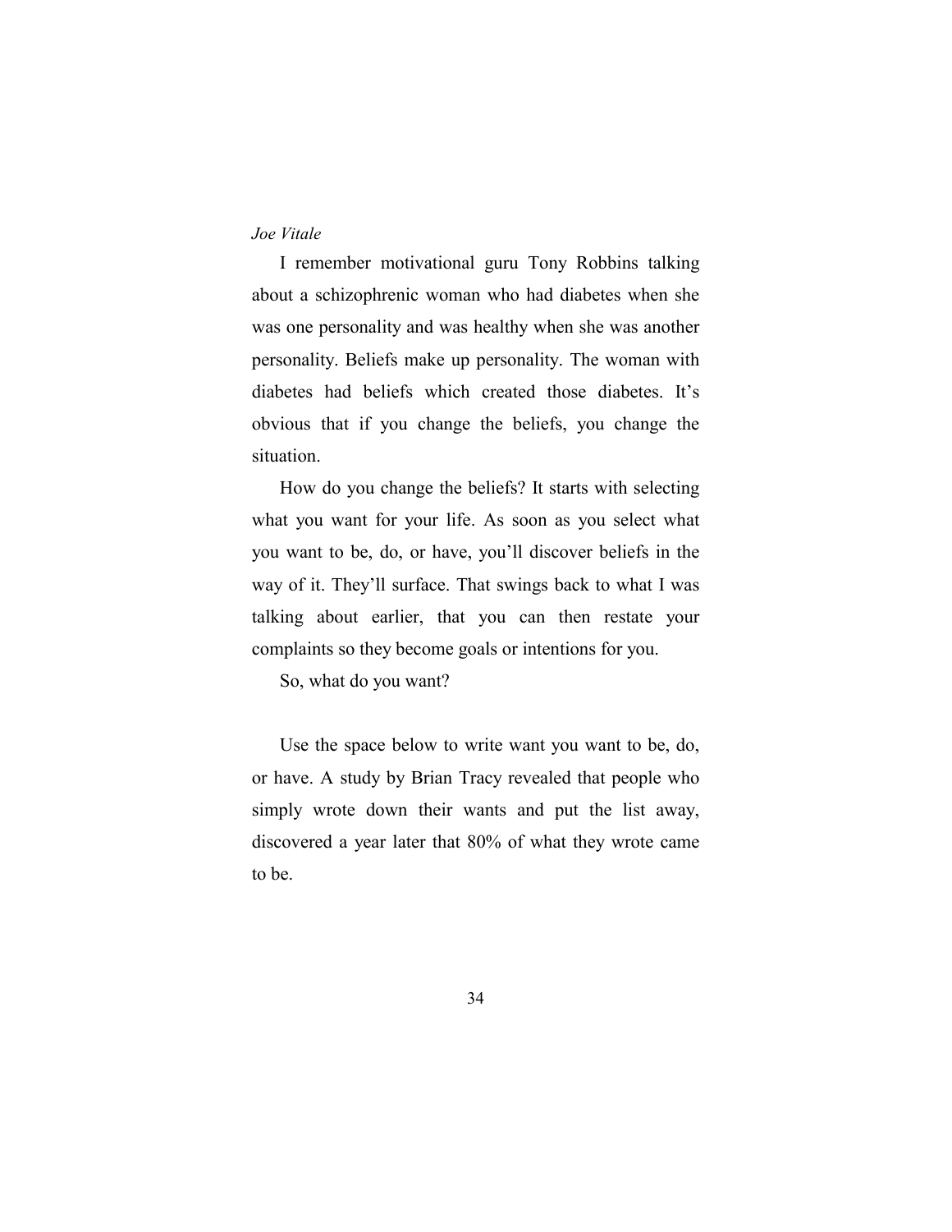*Joe Vitale*

I remember motivational guru Tony Robbins talking about a schizophrenic woman who had diabetes when she was one personality and was healthy when she was another personality. Beliefs make up personality. The woman with diabetes had beliefs which created those diabetes. It's obvious that if you change the beliefs, you change the situation.

How do you change the beliefs? It starts with selecting what you want for your life. As soon as you select what you want to be, do, or have, you'll discover beliefs in the way of it. They'll surface. That swings back to what I was talking about earlier, that you can then restate your complaints so they become goals or intentions for you.

So, what do you want?

Use the space below to write want you want to be, do, or have. A study by Brian Tracy revealed that people who simply wrote down their wants and put the list away, discovered a year later that 80% of what they wrote came to be.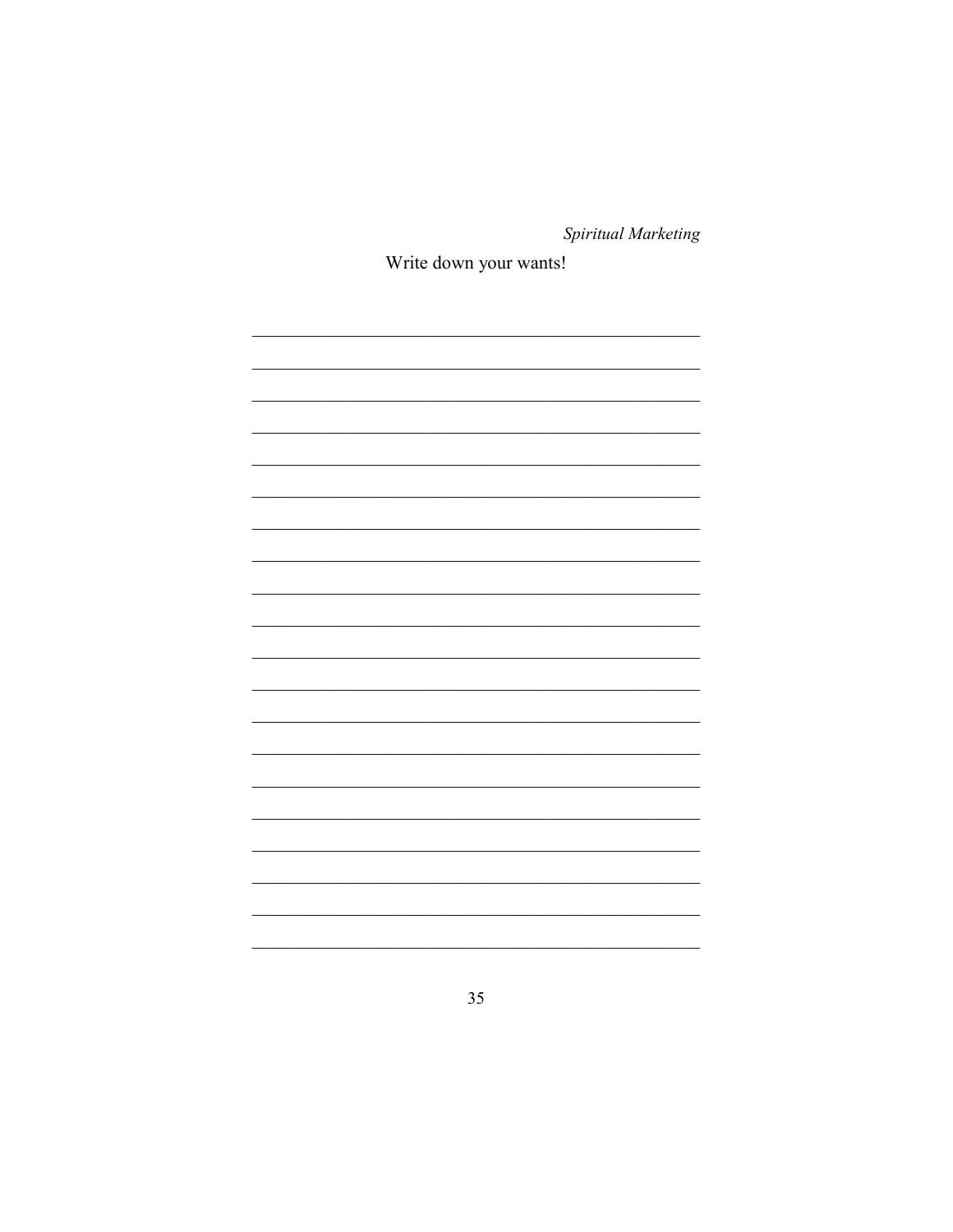Write down your wants!

\_\_\_\_\_\_\_\_\_\_\_\_\_\_\_\_\_\_\_\_\_\_\_\_\_\_\_\_\_\_\_\_\_\_\_\_\_\_\_\_

\_\_\_\_\_\_\_\_\_\_\_\_\_\_\_\_\_\_\_\_\_\_\_\_\_\_\_\_\_\_\_\_\_\_\_\_\_\_\_\_

\_\_\_\_\_\_\_\_\_\_\_\_\_\_\_\_\_\_\_\_\_\_\_\_\_\_\_\_\_\_\_\_\_\_\_\_\_\_\_\_

\_\_\_\_\_\_\_\_\_\_\_\_\_\_\_\_\_\_\_\_\_\_\_\_\_\_\_\_\_\_\_\_\_\_\_\_\_\_\_\_

\_\_\_\_\_\_\_\_\_\_\_\_\_\_\_\_\_\_\_\_\_\_\_\_\_\_\_\_\_\_\_\_\_\_\_\_\_\_\_\_

\_\_\_\_\_\_\_\_\_\_\_\_\_\_\_\_\_\_\_\_\_\_\_\_\_\_\_\_\_\_\_\_\_\_\_\_\_\_\_\_

\_\_\_\_\_\_\_\_\_\_\_\_\_\_\_\_\_\_\_\_\_\_\_\_\_\_\_\_\_\_\_\_\_\_\_\_\_\_\_\_

\_\_\_\_\_\_\_\_\_\_\_\_\_\_\_\_\_\_\_\_\_\_\_\_\_\_\_\_\_\_\_\_\_\_\_\_\_\_\_\_

\_\_\_\_\_\_\_\_\_\_\_\_\_\_\_\_\_\_\_\_\_\_\_\_\_\_\_\_\_\_\_\_\_\_\_\_\_\_\_\_

\_\_\_\_\_\_\_\_\_\_\_\_\_\_\_\_\_\_\_\_\_\_\_\_\_\_\_\_\_\_\_\_\_\_\_\_\_\_\_\_

\_\_\_\_\_\_\_\_\_\_\_\_\_\_\_\_\_\_\_\_\_\_\_\_\_\_\_\_\_\_\_\_\_\_\_\_\_\_\_\_

\_\_\_\_\_\_\_\_\_\_\_\_\_\_\_\_\_\_\_\_\_\_\_\_\_\_\_\_\_\_\_\_\_\_\_\_\_\_\_\_

\_\_\_\_\_\_\_\_\_\_\_\_\_\_\_\_\_\_\_\_\_\_\_\_\_\_\_\_\_\_\_\_\_\_\_\_\_\_\_\_

\_\_\_\_\_\_\_\_\_\_\_\_\_\_\_\_\_\_\_\_\_\_\_\_\_\_\_\_\_\_\_\_\_\_\_\_\_\_\_\_

\_\_\_\_\_\_\_\_\_\_\_\_\_\_\_\_\_\_\_\_\_\_\_\_\_\_\_\_\_\_\_\_\_\_\_\_\_\_\_\_

\_\_\_\_\_\_\_\_\_\_\_\_\_\_\_\_\_\_\_\_\_\_\_\_\_\_\_\_\_\_\_\_\_\_\_\_\_\_\_\_

\_\_\_\_\_\_\_\_\_\_\_\_\_\_\_\_\_\_\_\_\_\_\_\_\_\_\_\_\_\_\_\_\_\_\_\_\_\_\_\_

\_\_\_\_\_\_\_\_\_\_\_\_\_\_\_\_\_\_\_\_\_\_\_\_\_\_\_\_\_\_\_\_\_\_\_\_\_\_\_\_

\_\_\_\_\_\_\_\_\_\_\_\_\_\_\_\_\_\_\_\_\_\_\_\_\_\_\_\_\_\_\_\_\_\_\_\_\_\_\_\_

\_\_\_\_\_\_\_\_\_\_\_\_\_\_\_\_\_\_\_\_\_\_\_\_\_\_\_\_\_\_\_\_\_\_\_\_\_\_\_\_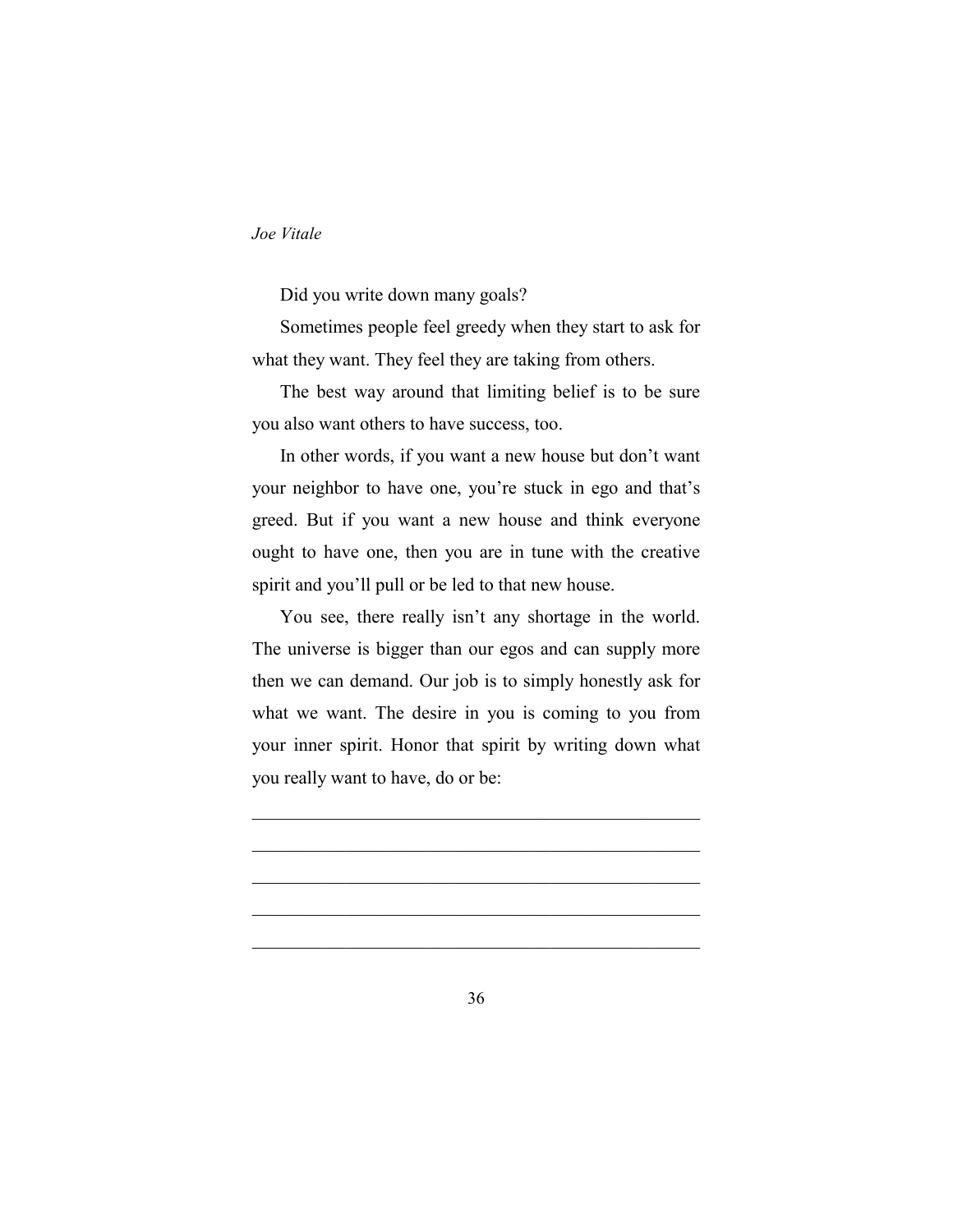Did you write down many goals?

Sometimes people feel greedy when they start to ask for what they want. They feel they are taking from others.

The best way around that limiting belief is to be sure you also want others to have success, too.

In other words, if you want a new house but don't want your neighbor to have one, you're stuck in ego and that's greed. But if you want a new house and think everyone ought to have one, then you are in tune with the creative spirit and you'll pull or be led to that new house.

You see, there really isn't any shortage in the world. The universe is bigger than our egos and can supply more then we can demand. Our job is to simply honestly ask for what we want. The desire in you is coming to you from your inner spirit. Honor that spirit by writing down what you really want to have, do or be:

\_\_\_\_\_\_\_\_\_\_\_\_\_\_\_\_\_\_\_\_\_\_\_\_\_\_\_\_\_\_\_\_\_\_\_\_\_\_\_\_\_\_\_\_\_\_\_\_

\_\_\_\_\_\_\_\_\_\_\_\_\_\_\_\_\_\_\_\_\_\_\_\_\_\_\_\_\_\_\_\_\_\_\_\_\_\_\_\_\_\_\_\_\_\_\_\_

\_\_\_\_\_\_\_\_\_\_\_\_\_\_\_\_\_\_\_\_\_\_\_\_\_\_\_\_\_\_\_\_\_\_\_\_\_\_\_\_\_\_\_\_\_\_\_\_

\_\_\_\_\_\_\_\_\_\_\_\_\_\_\_\_\_\_\_\_\_\_\_\_\_\_\_\_\_\_\_\_\_\_\_\_\_\_\_\_\_\_\_\_\_\_\_\_

\_\_\_\_\_\_\_\_\_\_\_\_\_\_\_\_\_\_\_\_\_\_\_\_\_\_\_\_\_\_\_\_\_\_\_\_\_\_\_\_\_\_\_\_\_\_\_\_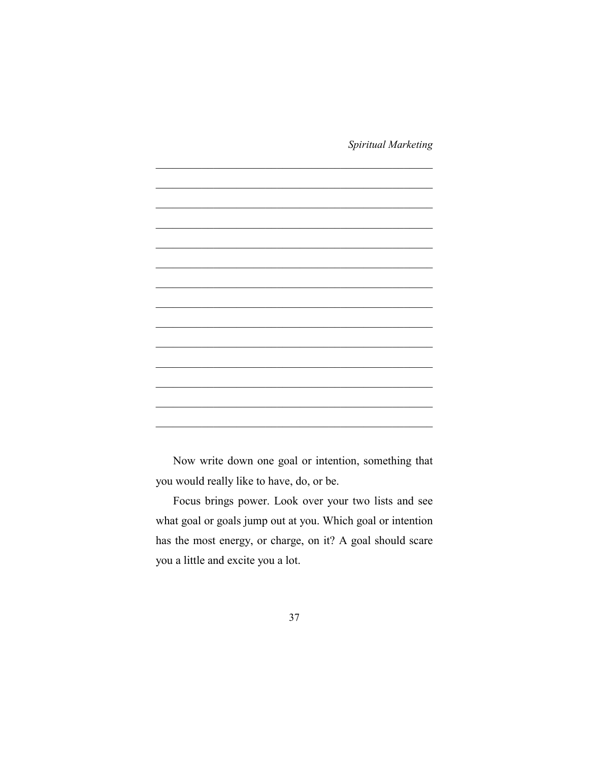\_\_\_\_\_\_\_\_\_\_\_\_\_\_\_\_\_\_\_\_\_\_\_\_\_\_\_\_\_\_\_\_\_\_\_\_\_\_\_\_\_\_\_\_\_\_\_\_

\_\_\_\_\_\_\_\_\_\_\_\_\_\_\_\_\_\_\_\_\_\_\_\_\_\_\_\_\_\_\_\_\_\_\_\_\_\_\_\_\_\_\_\_\_\_\_\_

\_\_\_\_\_\_\_\_\_\_\_\_\_\_\_\_\_\_\_\_\_\_\_\_\_\_\_\_\_\_\_\_\_\_\_\_\_\_\_\_\_\_\_\_\_\_\_\_

\_\_\_\_\_\_\_\_\_\_\_\_\_\_\_\_\_\_\_\_\_\_\_\_\_\_\_\_\_\_\_\_\_\_\_\_\_\_\_\_\_\_\_\_\_\_\_\_

\_\_\_\_\_\_\_\_\_\_\_\_\_\_\_\_\_\_\_\_\_\_\_\_\_\_\_\_\_\_\_\_\_\_\_\_\_\_\_\_\_\_\_\_\_\_\_\_

\_\_\_\_\_\_\_\_\_\_\_\_\_\_\_\_\_\_\_\_\_\_\_\_\_\_\_\_\_\_\_\_\_\_\_\_\_\_\_\_\_\_\_\_\_\_\_\_

\_\_\_\_\_\_\_\_\_\_\_\_\_\_\_\_\_\_\_\_\_\_\_\_\_\_\_\_\_\_\_\_\_\_\_\_\_\_\_\_\_\_\_\_\_\_\_\_

\_\_\_\_\_\_\_\_\_\_\_\_\_\_\_\_\_\_\_\_\_\_\_\_\_\_\_\_\_\_\_\_\_\_\_\_\_\_\_\_\_\_\_\_\_\_\_\_

\_\_\_\_\_\_\_\_\_\_\_\_\_\_\_\_\_\_\_\_\_\_\_\_\_\_\_\_\_\_\_\_\_\_\_\_\_\_\_\_\_\_\_\_\_\_\_\_

\_\_\_\_\_\_\_\_\_\_\_\_\_\_\_\_\_\_\_\_\_\_\_\_\_\_\_\_\_\_\_\_\_\_\_\_\_\_\_\_\_\_\_\_\_\_\_\_

\_\_\_\_\_\_\_\_\_\_\_\_\_\_\_\_\_\_\_\_\_\_\_\_\_\_\_\_\_\_\_\_\_\_\_\_\_\_\_\_\_\_\_\_\_\_\_\_

\_\_\_\_\_\_\_\_\_\_\_\_\_\_\_\_\_\_\_\_\_\_\_\_\_\_\_\_\_\_\_\_\_\_\_\_\_\_\_\_\_\_\_\_\_\_\_\_

\_\_\_\_\_\_\_\_\_\_\_\_\_\_\_\_\_\_\_\_\_\_\_\_\_\_\_\_\_\_\_\_\_\_\_\_\_\_\_\_\_\_\_\_\_\_\_\_

\_\_\_\_\_\_\_\_\_\_\_\_\_\_\_\_\_\_\_\_\_\_\_\_\_\_\_\_\_\_\_\_\_\_\_\_\_\_\_\_\_\_\_\_\_\_\_\_

Now write down one goal or intention, something that you would really like to have, do, or be.

Focus brings power. Look over your two lists and see what goal or goals jump out at you. Which goal or intention has the most energy, or charge, on it? A goal should scare you a little and excite you a lot.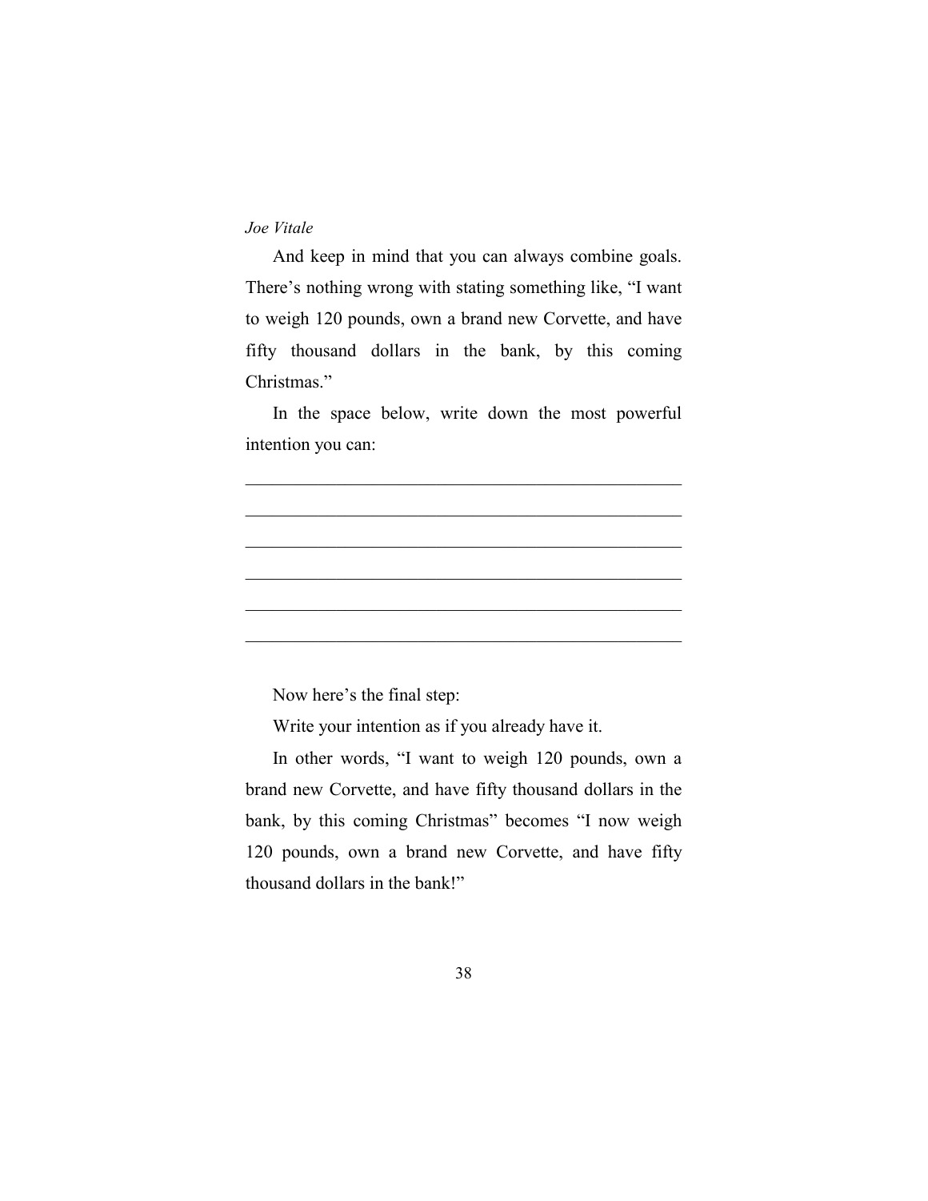And keep in mind that you can always combine goals. There's nothing wrong with stating something like, "I want to weigh 120 pounds, own a brand new Corvette, and have fifty thousand dollars in the bank, by this coming Christmas."

In the space below, write down the most powerful intention you can:

\_\_\_\_\_\_\_\_\_\_\_\_\_\_\_\_\_\_\_\_\_\_\_\_\_\_\_\_\_\_\_\_\_\_\_\_\_\_\_\_\_\_\_\_\_\_\_\_

\_\_\_\_\_\_\_\_\_\_\_\_\_\_\_\_\_\_\_\_\_\_\_\_\_\_\_\_\_\_\_\_\_\_\_\_\_\_\_\_\_\_\_\_\_\_\_\_

\_\_\_\_\_\_\_\_\_\_\_\_\_\_\_\_\_\_\_\_\_\_\_\_\_\_\_\_\_\_\_\_\_\_\_\_\_\_\_\_\_\_\_\_\_\_\_\_

\_\_\_\_\_\_\_\_\_\_\_\_\_\_\_\_\_\_\_\_\_\_\_\_\_\_\_\_\_\_\_\_\_\_\_\_\_\_\_\_\_\_\_\_\_\_\_\_

\_\_\_\_\_\_\_\_\_\_\_\_\_\_\_\_\_\_\_\_\_\_\_\_\_\_\_\_\_\_\_\_\_\_\_\_\_\_\_\_\_\_\_\_\_\_\_\_

\_\_\_\_\_\_\_\_\_\_\_\_\_\_\_\_\_\_\_\_\_\_\_\_\_\_\_\_\_\_\_\_\_\_\_\_\_\_\_\_\_\_\_\_\_\_\_\_

Now here's the final step:

Write your intention as if you already have it.

In other words, "I want to weigh 120 pounds, own a brand new Corvette, and have fifty thousand dollars in the bank, by this coming Christmas" becomes "I now weigh 120 pounds, own a brand new Corvette, and have fifty thousand dollars in the bank!"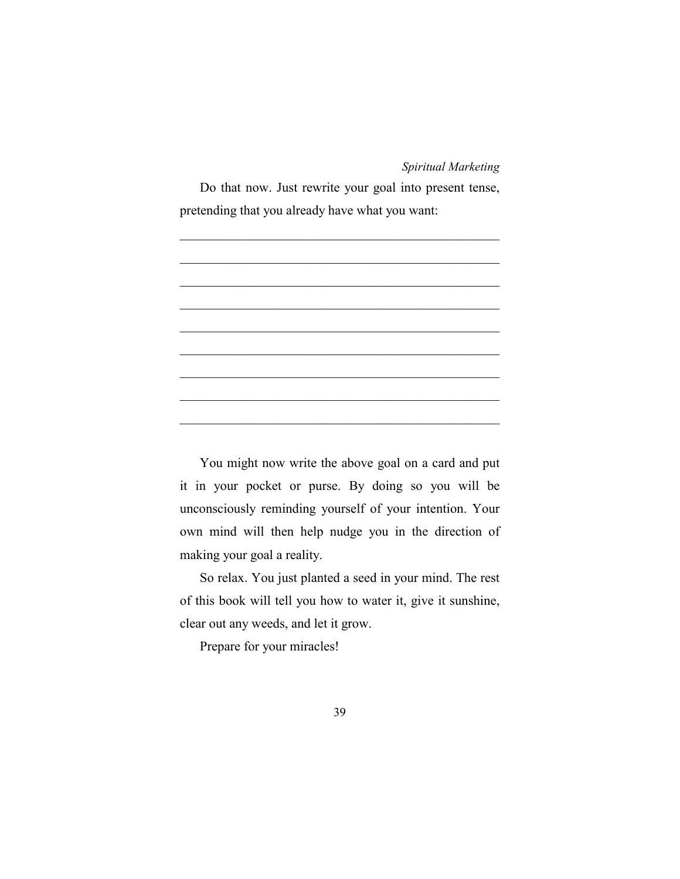Do that now. Just rewrite your goal into present tense, pretending that you already have what you want:

\_\_\_\_\_\_\_\_\_\_\_\_\_\_\_\_\_\_\_\_\_\_\_\_\_\_\_\_\_\_\_\_\_\_\_\_\_\_\_\_\_\_\_\_\_\_\_\_

\_\_\_\_\_\_\_\_\_\_\_\_\_\_\_\_\_\_\_\_\_\_\_\_\_\_\_\_\_\_\_\_\_\_\_\_\_\_\_\_\_\_\_\_\_\_\_\_

\_\_\_\_\_\_\_\_\_\_\_\_\_\_\_\_\_\_\_\_\_\_\_\_\_\_\_\_\_\_\_\_\_\_\_\_\_\_\_\_\_\_\_\_\_\_\_\_

\_\_\_\_\_\_\_\_\_\_\_\_\_\_\_\_\_\_\_\_\_\_\_\_\_\_\_\_\_\_\_\_\_\_\_\_\_\_\_\_\_\_\_\_\_\_\_\_

\_\_\_\_\_\_\_\_\_\_\_\_\_\_\_\_\_\_\_\_\_\_\_\_\_\_\_\_\_\_\_\_\_\_\_\_\_\_\_\_\_\_\_\_\_\_\_\_

\_\_\_\_\_\_\_\_\_\_\_\_\_\_\_\_\_\_\_\_\_\_\_\_\_\_\_\_\_\_\_\_\_\_\_\_\_\_\_\_\_\_\_\_\_\_\_\_

\_\_\_\_\_\_\_\_\_\_\_\_\_\_\_\_\_\_\_\_\_\_\_\_\_\_\_\_\_\_\_\_\_\_\_\_\_\_\_\_\_\_\_\_\_\_\_\_

\_\_\_\_\_\_\_\_\_\_\_\_\_\_\_\_\_\_\_\_\_\_\_\_\_\_\_\_\_\_\_\_\_\_\_\_\_\_\_\_\_\_\_\_\_\_\_\_

\_\_\_\_\_\_\_\_\_\_\_\_\_\_\_\_\_\_\_\_\_\_\_\_\_\_\_\_\_\_\_\_\_\_\_\_\_\_\_\_\_\_\_\_\_\_\_\_

You might now write the above goal on a card and put it in your pocket or purse. By doing so you will be unconsciously reminding yourself of your intention. Your own mind will then help nudge you in the direction of making your goal a reality.

So relax. You just planted a seed in your mind. The rest of this book will tell you how to water it, give it sunshine, clear out any weeds, and let it grow.

Prepare for your miracles!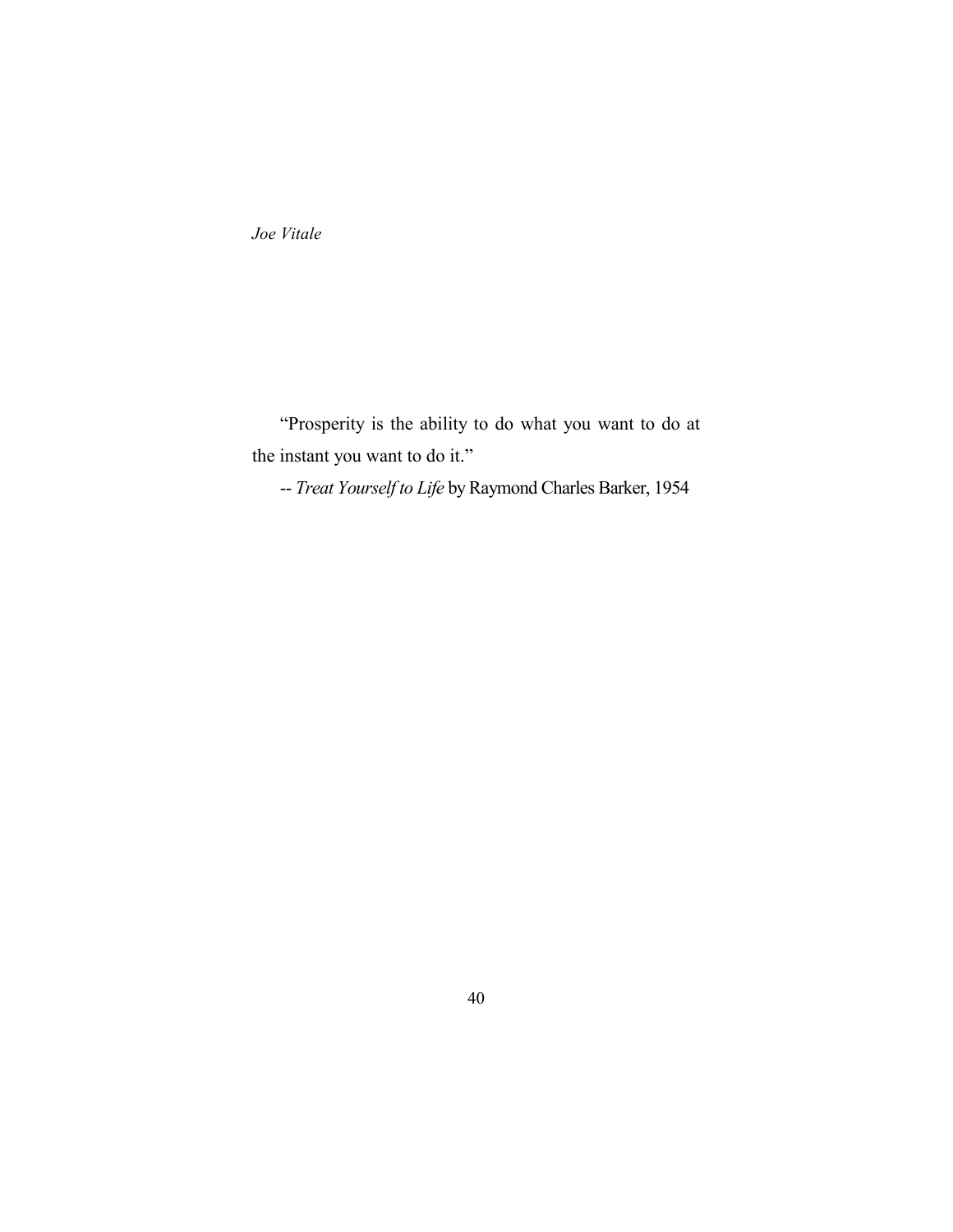"Prosperity is the ability to do what you want to do at the instant you want to do it."

-- *Treat Yourself to Life* by Raymond Charles Barker, 1954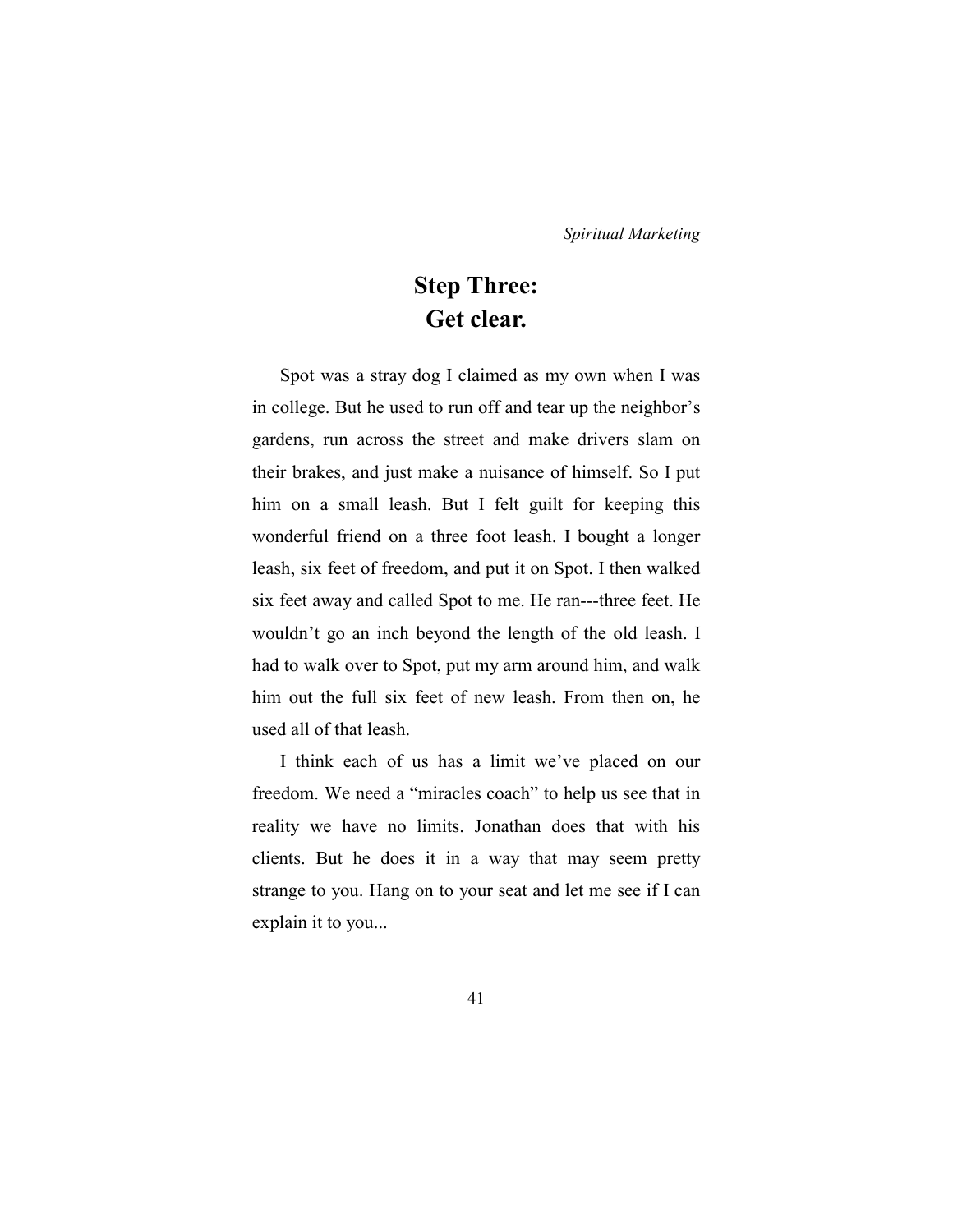# Step Three: Get clear.

Spot was a stray dog I claimed as my own when I was in college. But he used to run off and tear up the neighbor's gardens, run across the street and make drivers slam on their brakes, and just make a nuisance of himself. So I put him on a small leash. But I felt guilt for keeping this wonderful friend on a three foot leash. I bought a longer leash, six feet of freedom, and put it on Spot. I then walked six feet away and called Spot to me. He ran---three feet. He wouldn't go an inch beyond the length of the old leash. I had to walk over to Spot, put my arm around him, and walk him out the full six feet of new leash. From then on, he used all of that leash.

I think each of us has a limit we've placed on our freedom. We need a "miracles coach" to help us see that in reality we have no limits. Jonathan does that with his clients. But he does it in a way that may seem pretty strange to you. Hang on to your seat and let me see if I can explain it to you...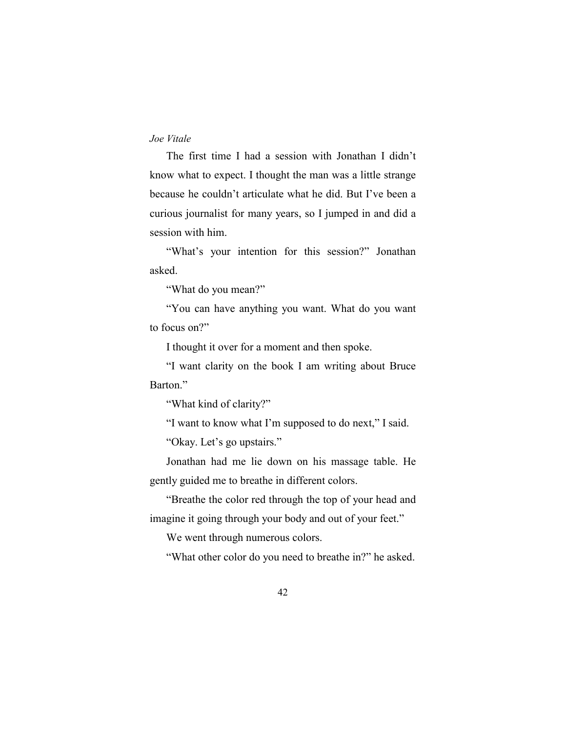The first time I had a session with Jonathan I didn't know what to expect. I thought the man was a little strange because he couldn't articulate what he did. But I've been a curious journalist for many years, so I jumped in and did a session with him.

"What's your intention for this session?" Jonathan asked.

"What do you mean?"

"You can have anything you want. What do you want to focus on?"

I thought it over for a moment and then spoke.

"I want clarity on the book I am writing about Bruce Barton."

"What kind of clarity?"

"I want to know what I'm supposed to do next," I said.

"Okay. Let's go upstairs."

Jonathan had me lie down on his massage table. He gently guided me to breathe in different colors.

"Breathe the color red through the top of your head and imagine it going through your body and out of your feet."

We went through numerous colors.

"What other color do you need to breathe in?" he asked.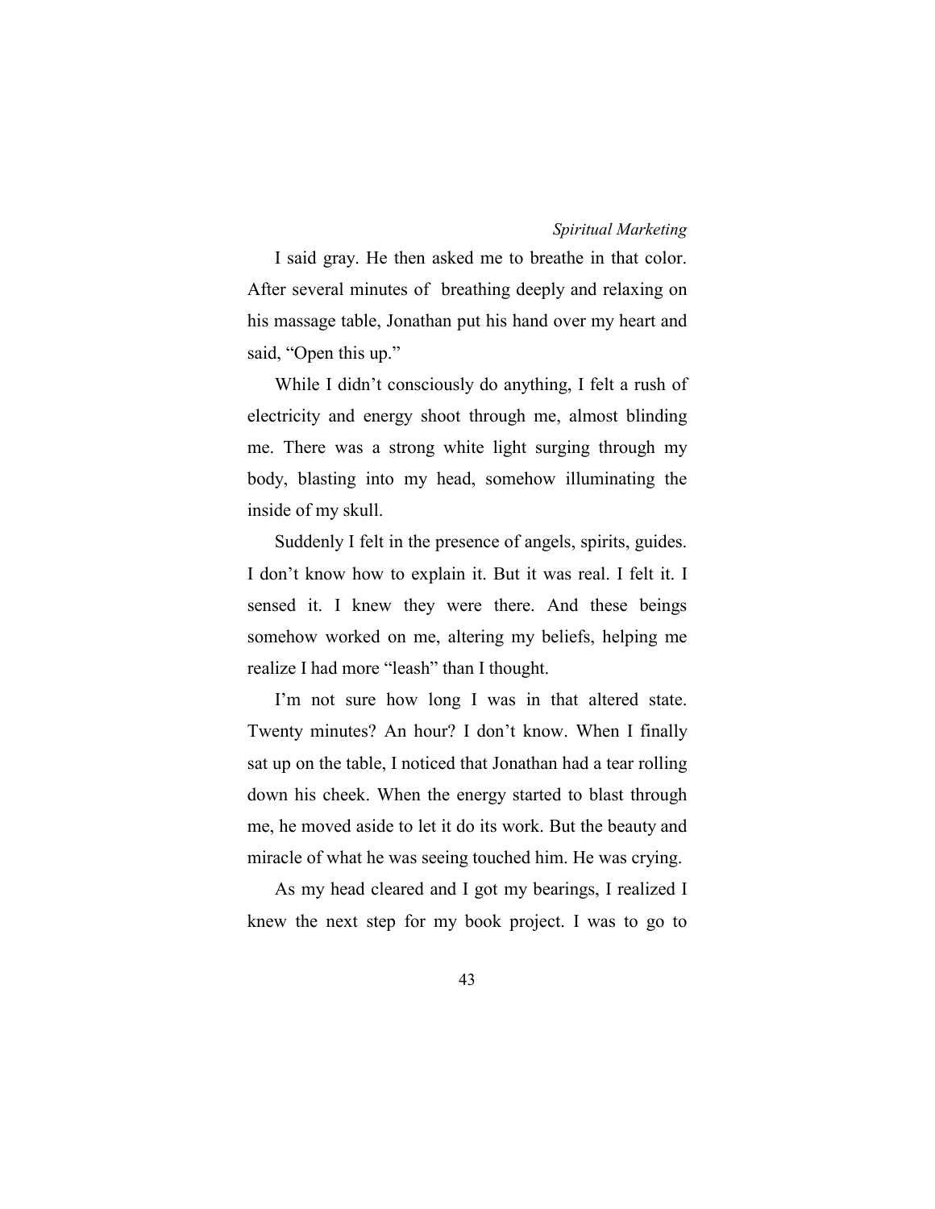I said gray. He then asked me to breathe in that color. After several minutes of breathing deeply and relaxing on his massage table, Jonathan put his hand over my heart and said, "Open this up."

While I didn't consciously do anything, I felt a rush of electricity and energy shoot through me, almost blinding me. There was a strong white light surging through my body, blasting into my head, somehow illuminating the inside of my skull.

Suddenly I felt in the presence of angels, spirits, guides. I don't know how to explain it. But it was real. I felt it. I sensed it. I knew they were there. And these beings somehow worked on me, altering my beliefs, helping me realize I had more "leash" than I thought.

I'm not sure how long I was in that altered state. Twenty minutes? An hour? I don't know. When I finally sat up on the table, I noticed that Jonathan had a tear rolling down his cheek. When the energy started to blast through me, he moved aside to let it do its work. But the beauty and miracle of what he was seeing touched him. He was crying.

As my head cleared and I got my bearings, I realized I knew the next step for my book project. I was to go to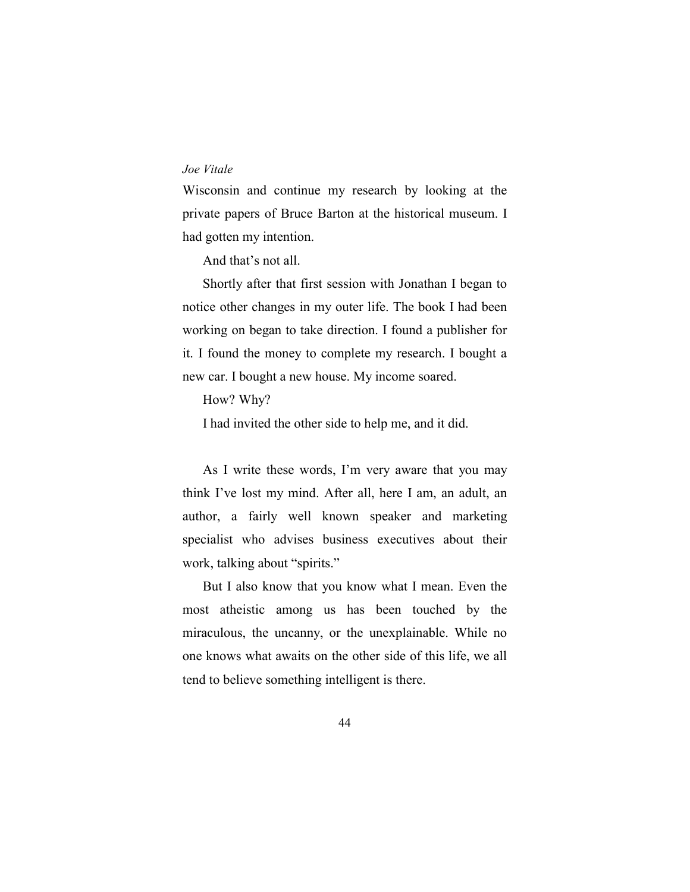Wisconsin and continue my research by looking at the private papers of Bruce Barton at the historical museum. I had gotten my intention.

And that's not all.

Shortly after that first session with Jonathan I began to notice other changes in my outer life. The book I had been working on began to take direction. I found a publisher for it. I found the money to complete my research. I bought a new car. I bought a new house. My income soared.

How? Why?

I had invited the other side to help me, and it did.

As I write these words, I'm very aware that you may think I've lost my mind. After all, here I am, an adult, an author, a fairly well known speaker and marketing specialist who advises business executives about their work, talking about "spirits."

But I also know that you know what I mean. Even the most atheistic among us has been touched by the miraculous, the uncanny, or the unexplainable. While no one knows what awaits on the other side of this life, we all tend to believe something intelligent is there.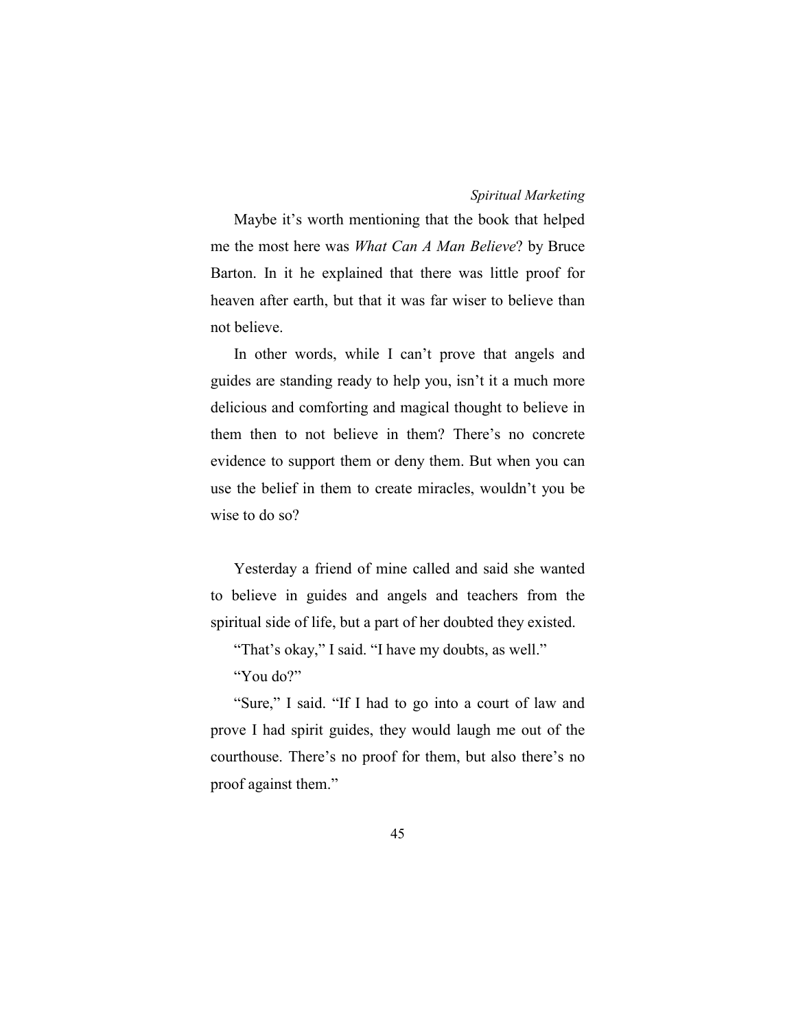Maybe it's worth mentioning that the book that helped me the most here was *What Can A Man Believe*? by Bruce Barton. In it he explained that there was little proof for heaven after earth, but that it was far wiser to believe than not believe.

In other words, while I can't prove that angels and guides are standing ready to help you, isn't it a much more delicious and comforting and magical thought to believe in them then to not believe in them? There's no concrete evidence to support them or deny them. But when you can use the belief in them to create miracles, wouldn't you be wise to do so?

Yesterday a friend of mine called and said she wanted to believe in guides and angels and teachers from the spiritual side of life, but a part of her doubted they existed.

"That's okay," I said. "I have my doubts, as well."

"You do?"

"Sure," I said. "If I had to go into a court of law and prove I had spirit guides, they would laugh me out of the courthouse. There's no proof for them, but also there's no proof against them."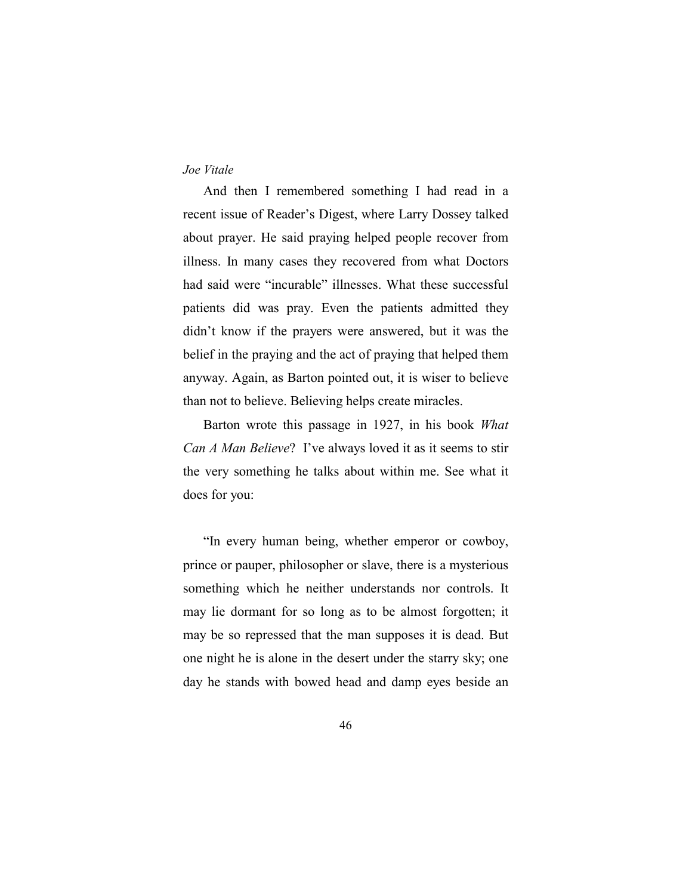And then I remembered something I had read in a recent issue of Reader's Digest, where Larry Dossey talked about prayer. He said praying helped people recover from illness. In many cases they recovered from what Doctors had said were "incurable" illnesses. What these successful patients did was pray. Even the patients admitted they didn't know if the prayers were answered, but it was the belief in the praying and the act of praying that helped them anyway. Again, as Barton pointed out, it is wiser to believe than not to believe. Believing helps create miracles.

Barton wrote this passage in 1927, in his book *What Can A Man Believe*? I've always loved it as it seems to stir the very something he talks about within me. See what it does for you:

"In every human being, whether emperor or cowboy, prince or pauper, philosopher or slave, there is a mysterious something which he neither understands nor controls. It may lie dormant for so long as to be almost forgotten; it may be so repressed that the man supposes it is dead. But one night he is alone in the desert under the starry sky; one day he stands with bowed head and damp eyes beside an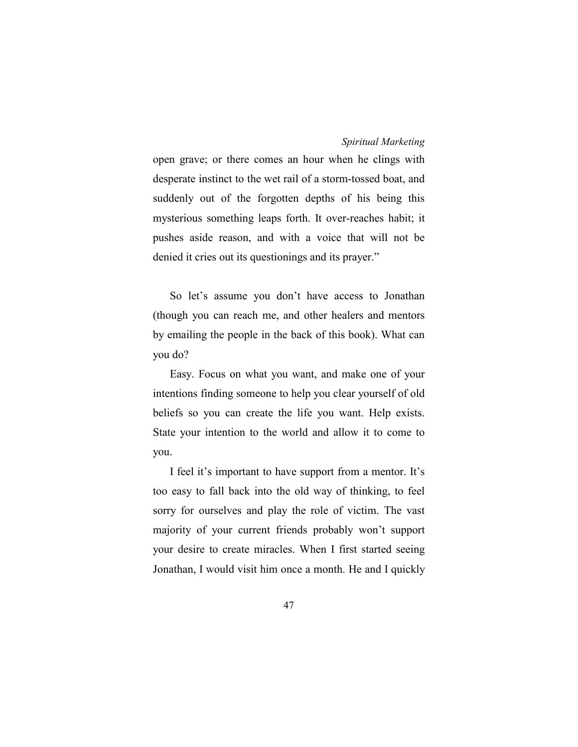open grave; or there comes an hour when he clings with desperate instinct to the wet rail of a storm-tossed boat, and suddenly out of the forgotten depths of his being this mysterious something leaps forth. It over-reaches habit; it pushes aside reason, and with a voice that will not be denied it cries out its questionings and its prayer."

So let's assume you don't have access to Jonathan (though you can reach me, and other healers and mentors by emailing the people in the back of this book). What can you do?

Easy. Focus on what you want, and make one of your intentions finding someone to help you clear yourself of old beliefs so you can create the life you want. Help exists. State your intention to the world and allow it to come to you.

I feel it's important to have support from a mentor. It's too easy to fall back into the old way of thinking, to feel sorry for ourselves and play the role of victim. The vast majority of your current friends probably won't support your desire to create miracles. When I first started seeing Jonathan, I would visit him once a month. He and I quickly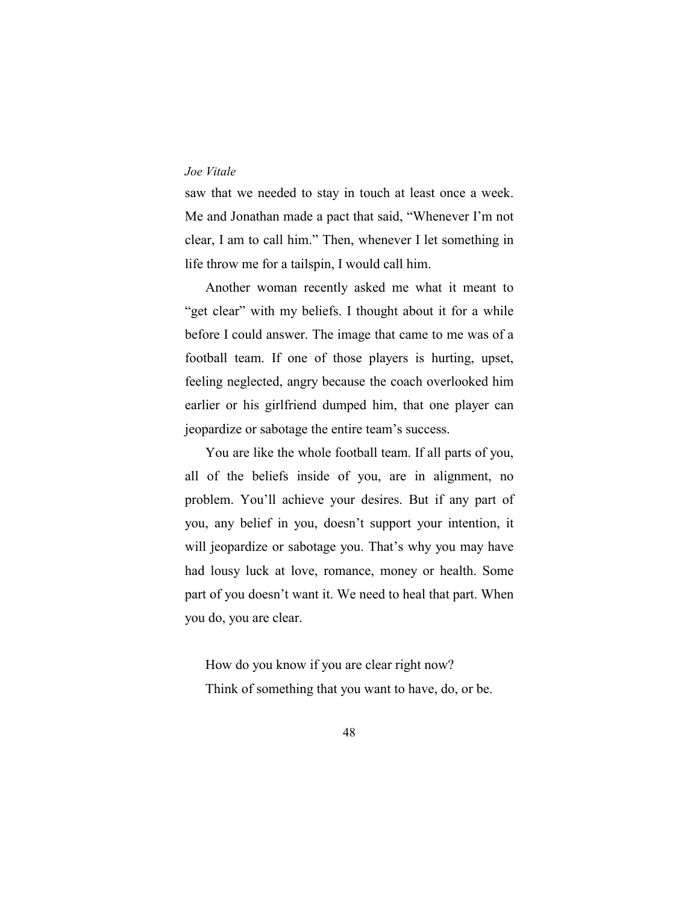saw that we needed to stay in touch at least once a week. Me and Jonathan made a pact that said, "Whenever I'm not clear, I am to call him." Then, whenever I let something in life throw me for a tailspin, I would call him.

Another woman recently asked me what it meant to "get clear" with my beliefs. I thought about it for a while before I could answer. The image that came to me was of a football team. If one of those players is hurting, upset, feeling neglected, angry because the coach overlooked him earlier or his girlfriend dumped him, that one player can jeopardize or sabotage the entire team's success.

You are like the whole football team. If all parts of you, all of the beliefs inside of you, are in alignment, no problem. You'll achieve your desires. But if any part of you, any belief in you, doesn't support your intention, it will jeopardize or sabotage you. That's why you may have had lousy luck at love, romance, money or health. Some part of you doesn't want it. We need to heal that part. When you do, you are clear.

How do you know if you are clear right now?

Think of something that you want to have, do, or be.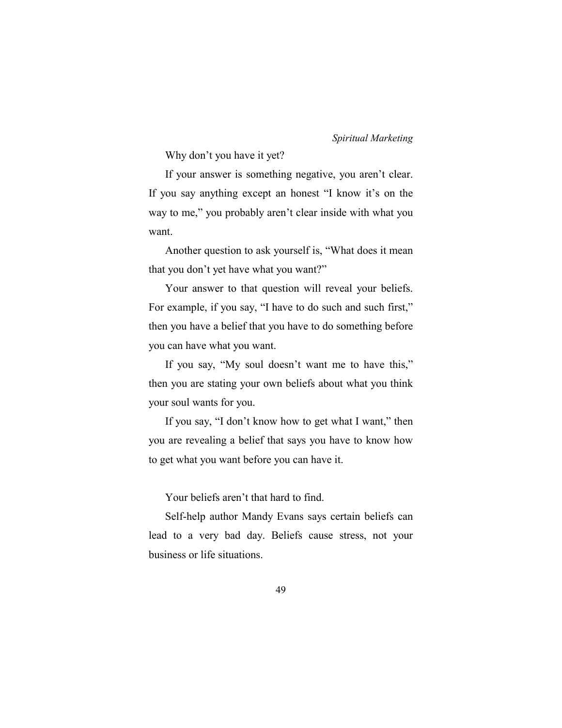Why don't you have it yet?

If your answer is something negative, you aren't clear. If you say anything except an honest "I know it's on the way to me," you probably aren't clear inside with what you want.

Another question to ask yourself is, "What does it mean that you don't yet have what you want?"

Your answer to that question will reveal your beliefs. For example, if you say, "I have to do such and such first," then you have a belief that you have to do something before you can have what you want.

If you say, "My soul doesn't want me to have this," then you are stating your own beliefs about what you think your soul wants for you.

If you say, "I don't know how to get what I want," then you are revealing a belief that says you have to know how to get what you want before you can have it.

Your beliefs aren't that hard to find.

Self-help author Mandy Evans says certain beliefs can lead to a very bad day. Beliefs cause stress, not your business or life situations.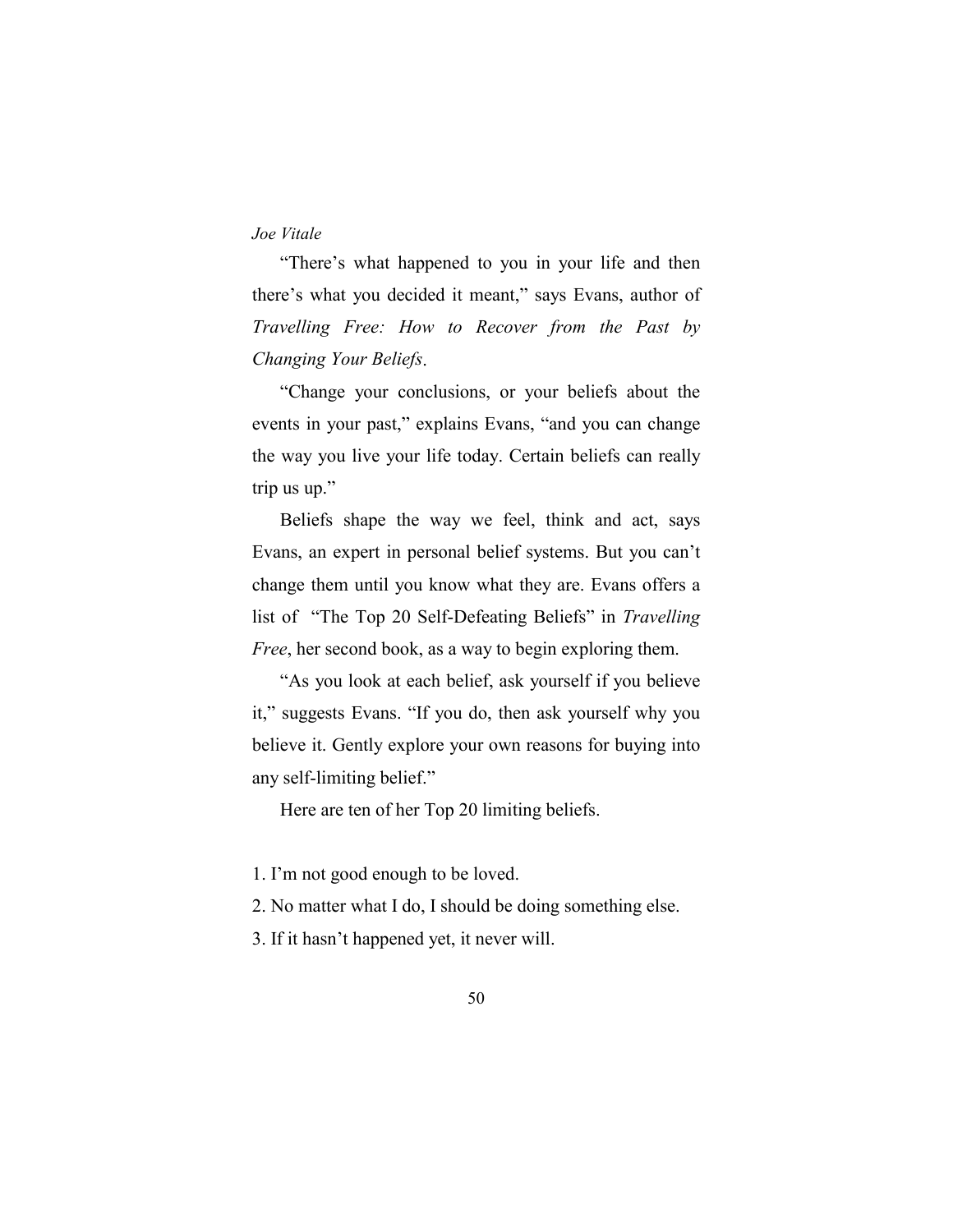"There's what happened to you in your life and then there's what you decided it meant," says Evans, author of *Travelling Free: How to Recover from the Past by Changing Your Beliefs*.

"Change your conclusions, or your beliefs about the events in your past," explains Evans, "and you can change the way you live your life today. Certain beliefs can really trip us up."

Beliefs shape the way we feel, think and act, says Evans, an expert in personal belief systems. But you can't change them until you know what they are. Evans offers a list of "The Top 20 Self-Defeating Beliefs" in *Travelling Free*, her second book, as a way to begin exploring them.

"As you look at each belief, ask yourself if you believe it," suggests Evans. "If you do, then ask yourself why you believe it. Gently explore your own reasons for buying into any self-limiting belief."

Here are ten of her Top 20 limiting beliefs.

1. I'm not good enough to be loved.
2. No matter what I do, I should be doing something else.
3. If it hasn't happened yet, it never will.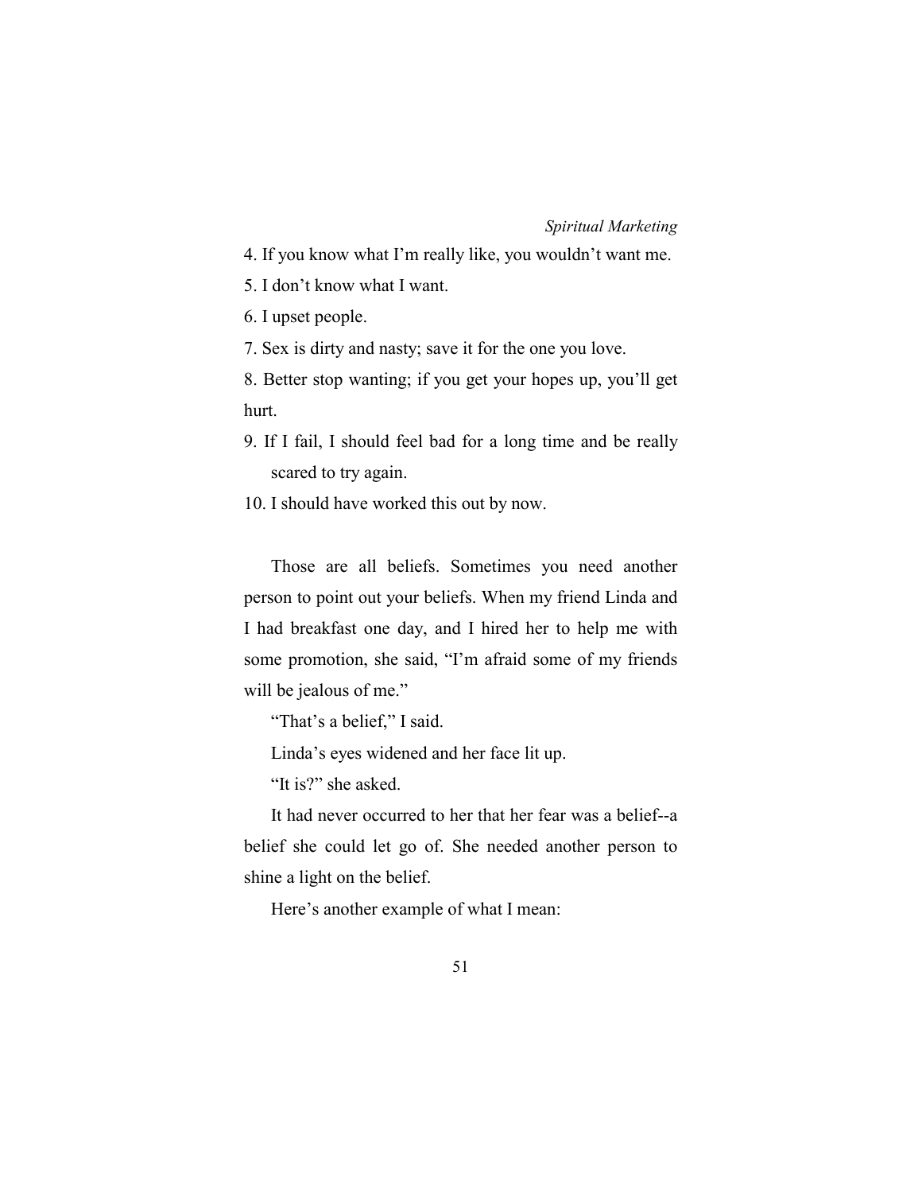4. If you know what I'm really like, you wouldn't want me.

5. I don't know what I want.

6. I upset people.

7. Sex is dirty and nasty; save it for the one you love.

8. Better stop wanting; if you get your hopes up, you'll get hurt.

9. If I fail, I should feel bad for a long time and be really scared to try again.

10. I should have worked this out by now.

Those are all beliefs. Sometimes you need another person to point out your beliefs. When my friend Linda and I had breakfast one day, and I hired her to help me with some promotion, she said, "I'm afraid some of my friends will be jealous of me."

"That's a belief," I said.

Linda's eyes widened and her face lit up.

"It is?" she asked.

It had never occurred to her that her fear was a belief--a belief she could let go of. She needed another person to shine a light on the belief.

Here's another example of what I mean: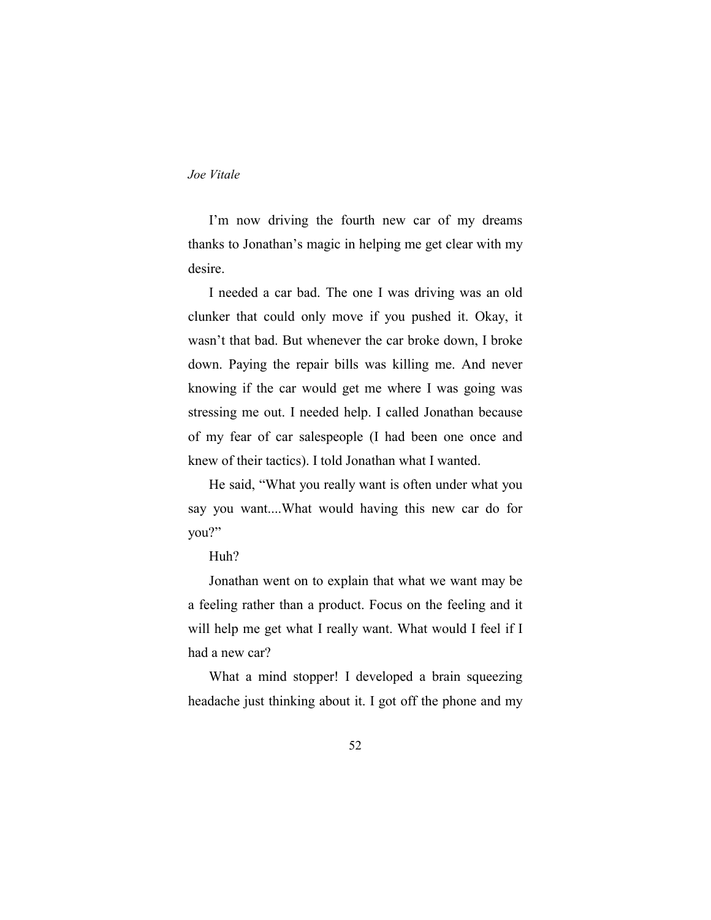I'm now driving the fourth new car of my dreams thanks to Jonathan's magic in helping me get clear with my desire.

I needed a car bad. The one I was driving was an old clunker that could only move if you pushed it. Okay, it wasn't that bad. But whenever the car broke down, I broke down. Paying the repair bills was killing me. And never knowing if the car would get me where I was going was stressing me out. I needed help. I called Jonathan because of my fear of car salespeople (I had been one once and knew of their tactics). I told Jonathan what I wanted.

He said, "What you really want is often under what you say you want....What would having this new car do for you?"

Huh?

Jonathan went on to explain that what we want may be a feeling rather than a product. Focus on the feeling and it will help me get what I really want. What would I feel if I had a new car?

What a mind stopper! I developed a brain squeezing headache just thinking about it. I got off the phone and my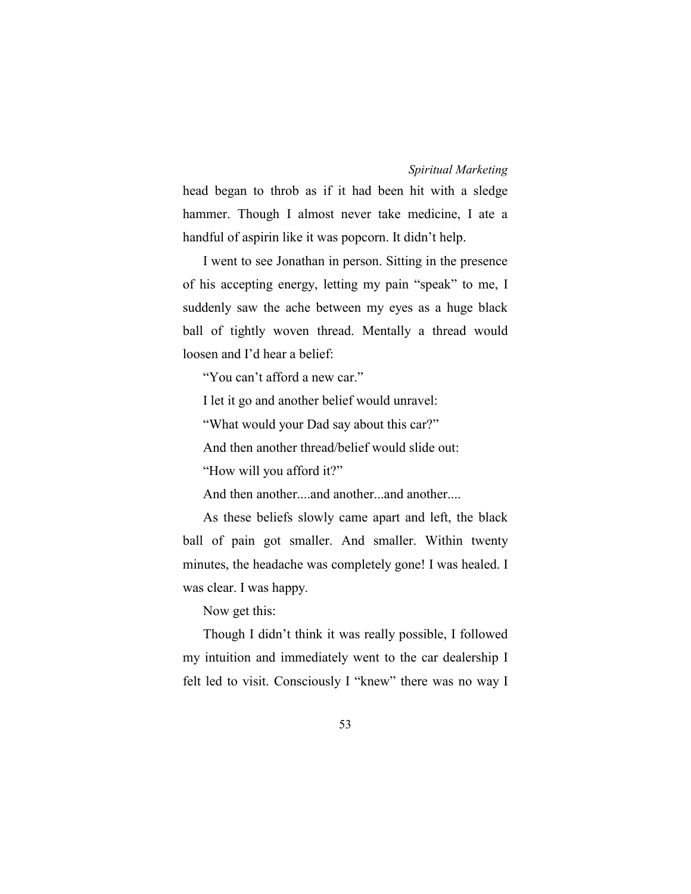head began to throb as if it had been hit with a sledge hammer. Though I almost never take medicine, I ate a handful of aspirin like it was popcorn. It didn't help.

I went to see Jonathan in person. Sitting in the presence of his accepting energy, letting my pain "speak" to me, I suddenly saw the ache between my eyes as a huge black ball of tightly woven thread. Mentally a thread would loosen and I'd hear a belief:

"You can't afford a new car."

I let it go and another belief would unravel:

"What would your Dad say about this car?"

And then another thread/belief would slide out:

"How will you afford it?"

And then another....and another...and another....

As these beliefs slowly came apart and left, the black ball of pain got smaller. And smaller. Within twenty minutes, the headache was completely gone! I was healed. I was clear. I was happy.

Now get this:

Though I didn't think it was really possible, I followed my intuition and immediately went to the car dealership I felt led to visit. Consciously I "knew" there was no way I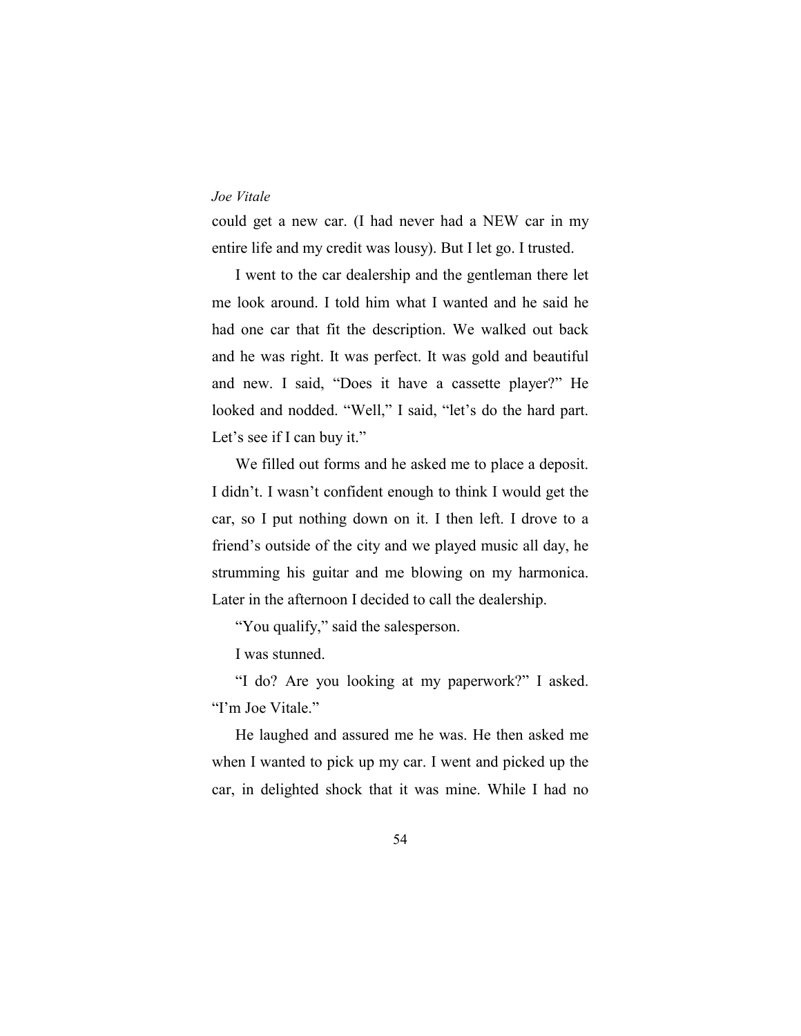could get a new car. (I had never had a NEW car in my entire life and my credit was lousy). But I let go. I trusted.

I went to the car dealership and the gentleman there let me look around. I told him what I wanted and he said he had one car that fit the description. We walked out back and he was right. It was perfect. It was gold and beautiful and new. I said, "Does it have a cassette player?" He looked and nodded. "Well," I said, "let's do the hard part. Let's see if I can buy it."

We filled out forms and he asked me to place a deposit. I didn't. I wasn't confident enough to think I would get the car, so I put nothing down on it. I then left. I drove to a friend's outside of the city and we played music all day, he strumming his guitar and me blowing on my harmonica. Later in the afternoon I decided to call the dealership.

"You qualify," said the salesperson.

I was stunned.

"I do? Are you looking at my paperwork?" I asked. "I'm Joe Vitale."

He laughed and assured me he was. He then asked me when I wanted to pick up my car. I went and picked up the car, in delighted shock that it was mine. While I had no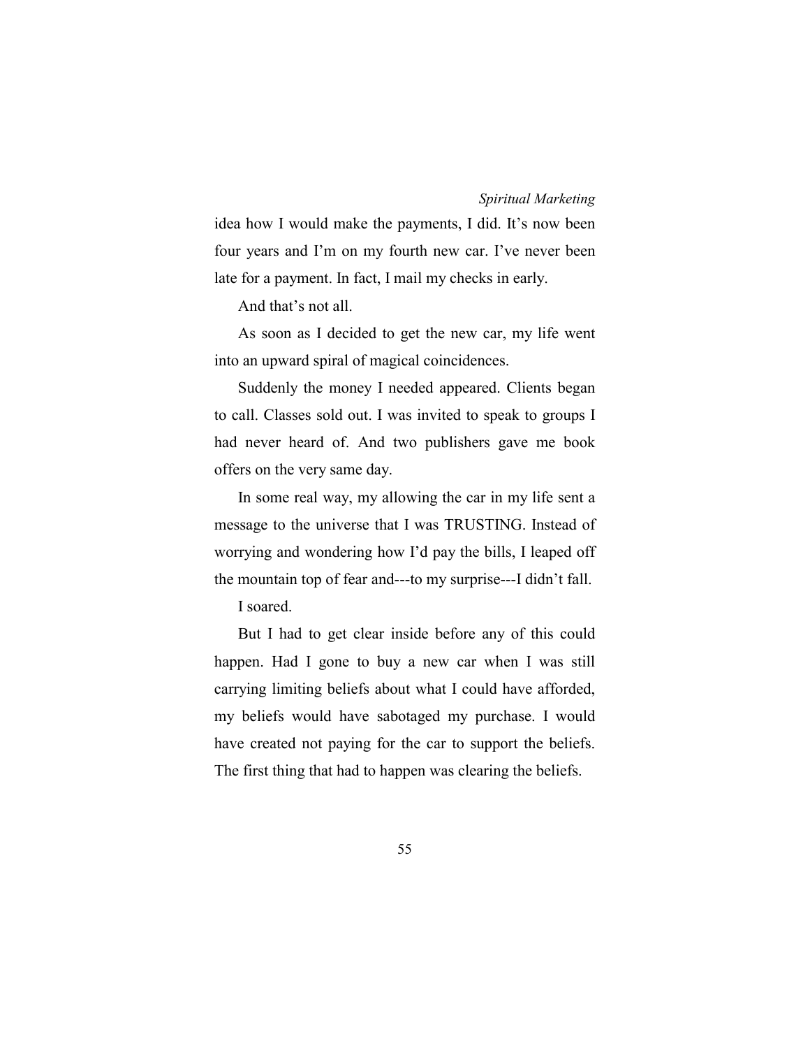idea how I would make the payments, I did. It's now been four years and I'm on my fourth new car. I've never been late for a payment. In fact, I mail my checks in early.

And that's not all.

As soon as I decided to get the new car, my life went into an upward spiral of magical coincidences.

Suddenly the money I needed appeared. Clients began to call. Classes sold out. I was invited to speak to groups I had never heard of. And two publishers gave me book offers on the very same day.

In some real way, my allowing the car in my life sent a message to the universe that I was TRUSTING. Instead of worrying and wondering how I'd pay the bills, I leaped off the mountain top of fear and---to my surprise---I didn't fall.

I soared.

But I had to get clear inside before any of this could happen. Had I gone to buy a new car when I was still carrying limiting beliefs about what I could have afforded, my beliefs would have sabotaged my purchase. I would have created not paying for the car to support the beliefs. The first thing that had to happen was clearing the beliefs.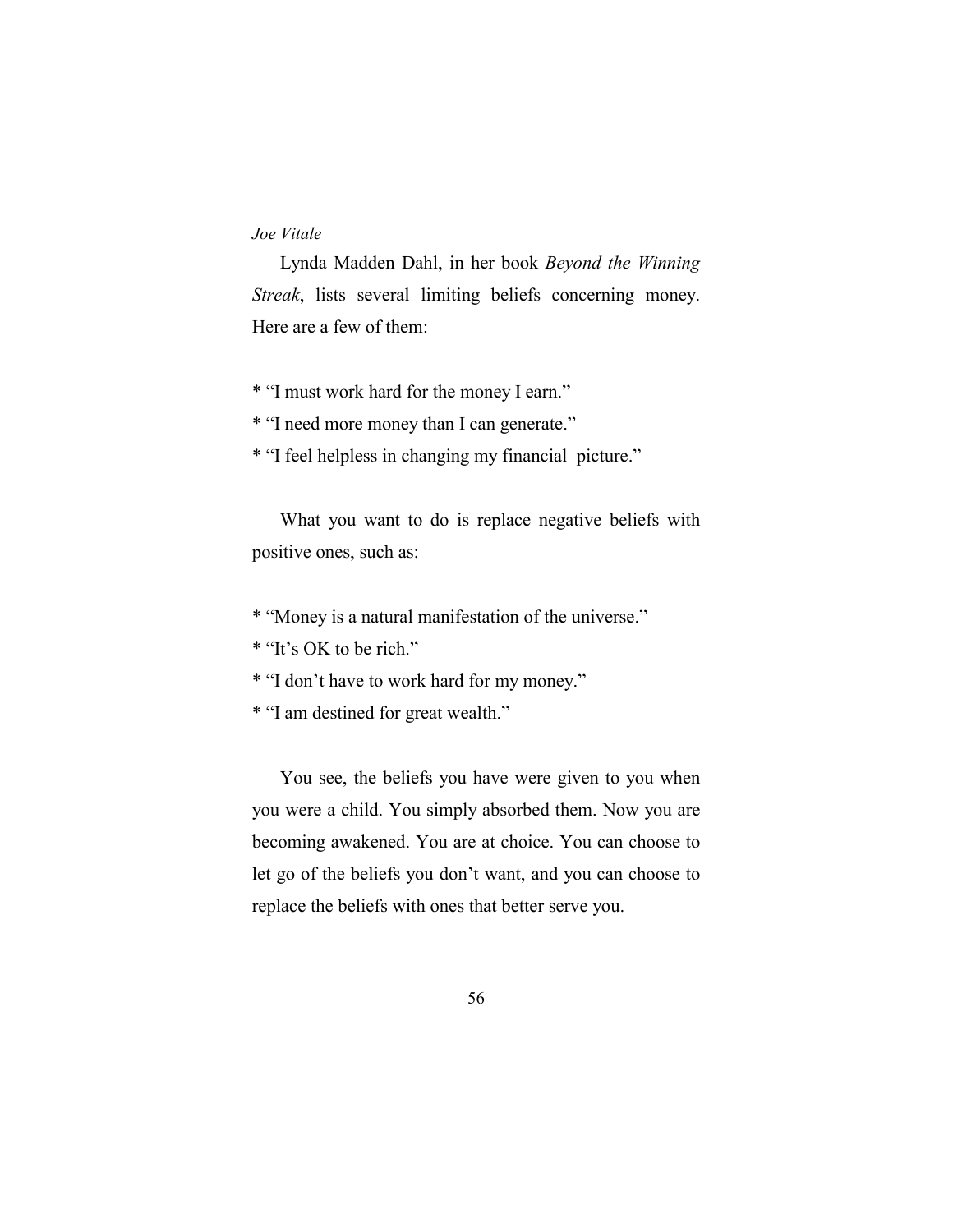Lynda Madden Dahl, in her book *Beyond the Winning Streak*, lists several limiting beliefs concerning money. Here are a few of them:

* "I must work hard for the money I earn."
* "I need more money than I can generate."
* "I feel helpless in changing my financial picture."

What you want to do is replace negative beliefs with positive ones, such as:

* "Money is a natural manifestation of the universe."
* "It's OK to be rich."
* "I don't have to work hard for my money."
* "I am destined for great wealth."

You see, the beliefs you have were given to you when you were a child. You simply absorbed them. Now you are becoming awakened. You are at choice. You can choose to let go of the beliefs you don't want, and you can choose to replace the beliefs with ones that better serve you.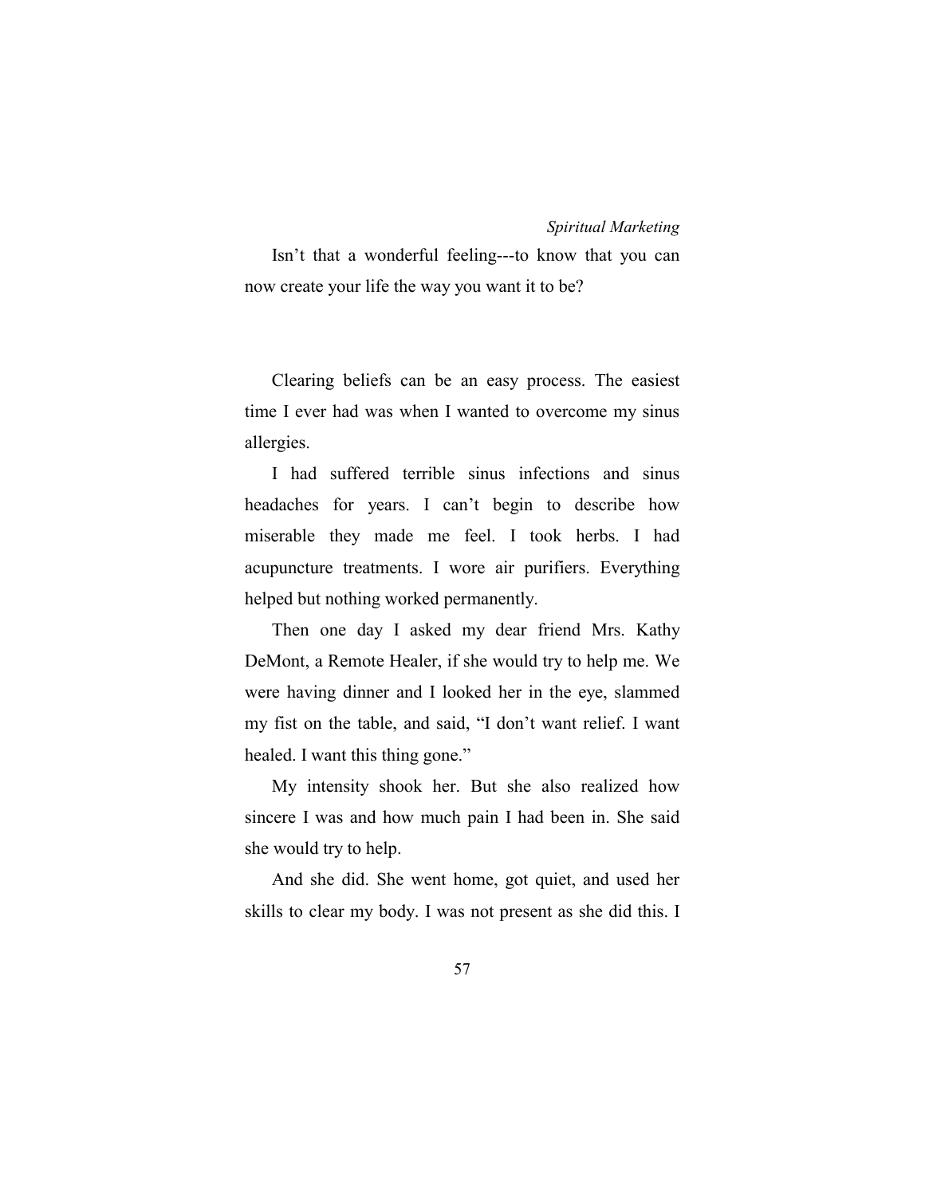Isn't that a wonderful feeling---to know that you can now create your life the way you want it to be?

Clearing beliefs can be an easy process. The easiest time I ever had was when I wanted to overcome my sinus allergies.

I had suffered terrible sinus infections and sinus headaches for years. I can't begin to describe how miserable they made me feel. I took herbs. I had acupuncture treatments. I wore air purifiers. Everything helped but nothing worked permanently.

Then one day I asked my dear friend Mrs. Kathy DeMont, a Remote Healer, if she would try to help me. We were having dinner and I looked her in the eye, slammed my fist on the table, and said, "I don't want relief. I want healed. I want this thing gone."

My intensity shook her. But she also realized how sincere I was and how much pain I had been in. She said she would try to help.

And she did. She went home, got quiet, and used her skills to clear my body. I was not present as she did this. I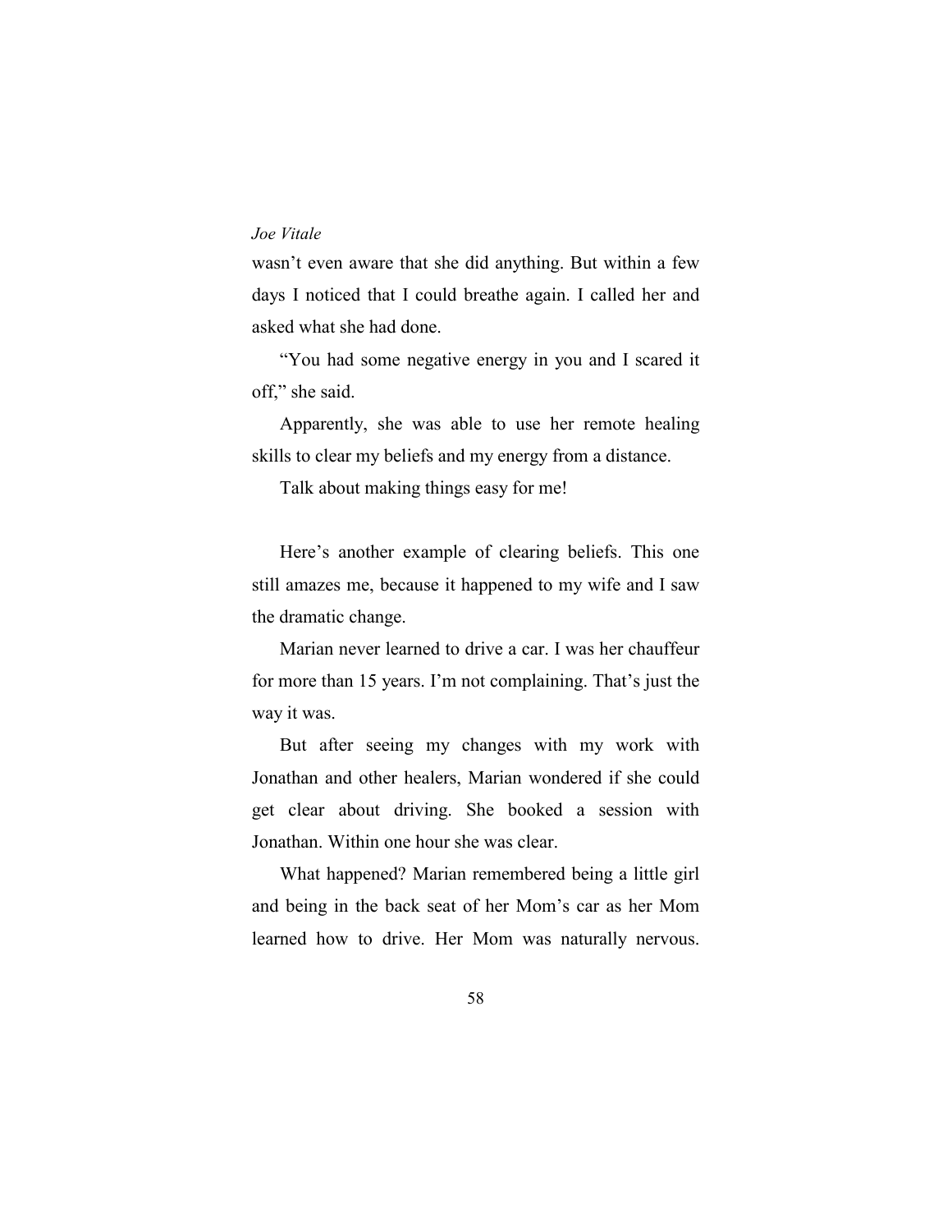wasn’t even aware that she did anything. But within a few days I noticed that I could breathe again. I called her and asked what she had done.

“You had some negative energy in you and I scared it off,” she said.

Apparently, she was able to use her remote healing skills to clear my beliefs and my energy from a distance.

Talk about making things easy for me!

Here’s another example of clearing beliefs. This one still amazes me, because it happened to my wife and I saw the dramatic change.

Marian never learned to drive a car. I was her chauffeur for more than 15 years. I’m not complaining. That’s just the way it was.

But after seeing my changes with my work with Jonathan and other healers, Marian wondered if she could get clear about driving. She booked a session with Jonathan. Within one hour she was clear.

What happened? Marian remembered being a little girl and being in the back seat of her Mom’s car as her Mom learned how to drive. Her Mom was naturally nervous.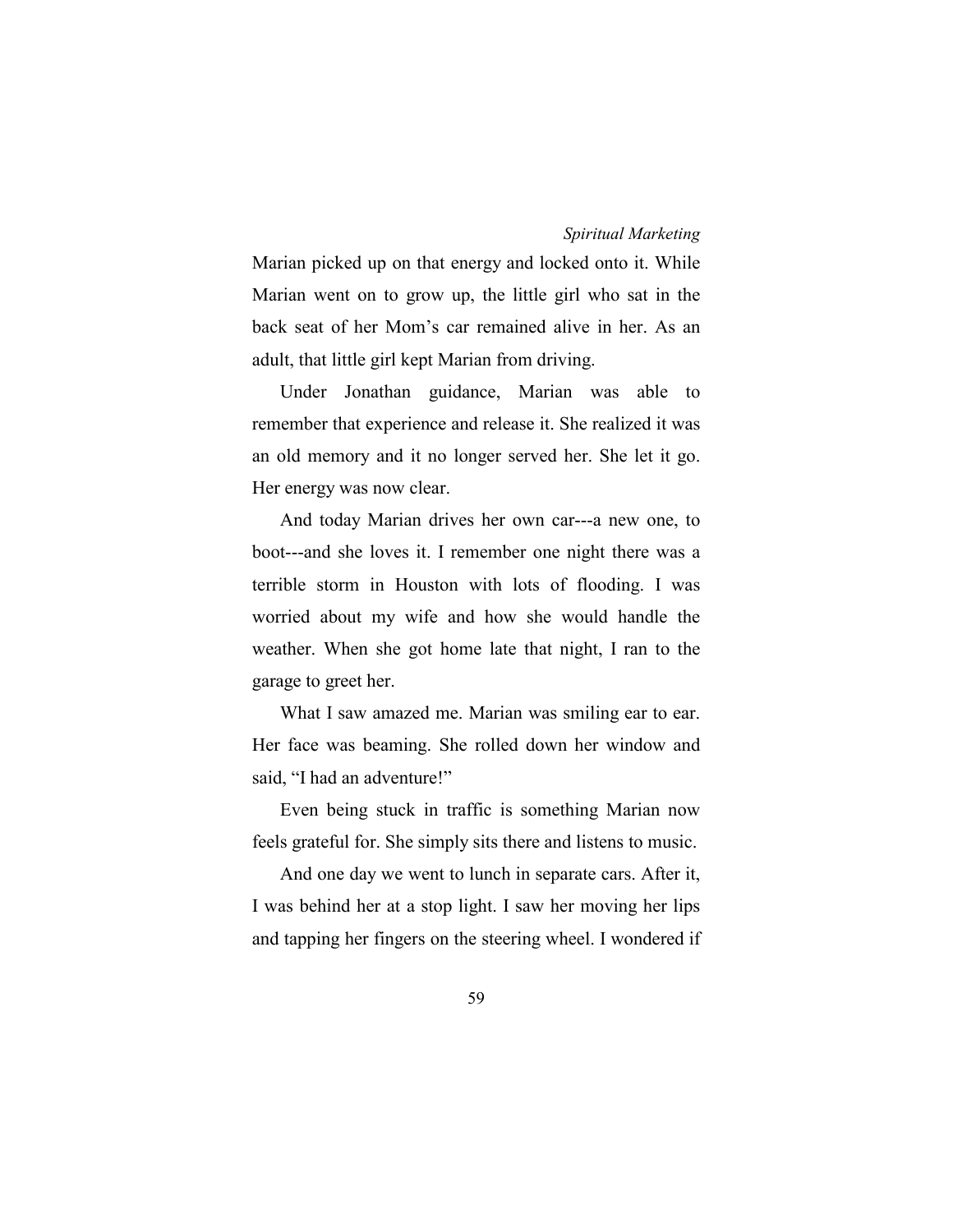Marian picked up on that energy and locked onto it. While Marian went on to grow up, the little girl who sat in the back seat of her Mom's car remained alive in her. As an adult, that little girl kept Marian from driving.

Under Jonathan guidance, Marian was able to remember that experience and release it. She realized it was an old memory and it no longer served her. She let it go. Her energy was now clear.

And today Marian drives her own car---a new one, to boot---and she loves it. I remember one night there was a terrible storm in Houston with lots of flooding. I was worried about my wife and how she would handle the weather. When she got home late that night, I ran to the garage to greet her.

What I saw amazed me. Marian was smiling ear to ear. Her face was beaming. She rolled down her window and said, "I had an adventure!"

Even being stuck in traffic is something Marian now feels grateful for. She simply sits there and listens to music.

And one day we went to lunch in separate cars. After it, I was behind her at a stop light. I saw her moving her lips and tapping her fingers on the steering wheel. I wondered if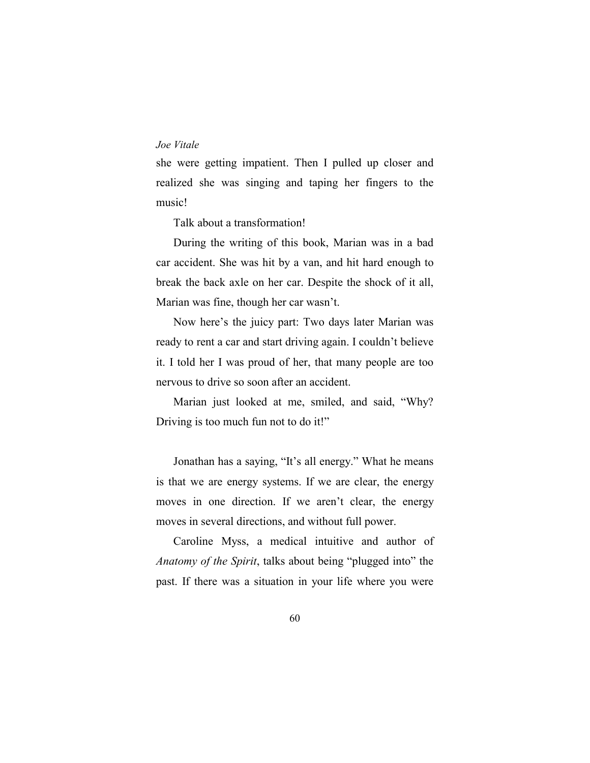she were getting impatient. Then I pulled up closer and realized she was singing and taping her fingers to the music!

Talk about a transformation!

During the writing of this book, Marian was in a bad car accident. She was hit by a van, and hit hard enough to break the back axle on her car. Despite the shock of it all, Marian was fine, though her car wasn't.

Now here's the juicy part: Two days later Marian was ready to rent a car and start driving again. I couldn't believe it. I told her I was proud of her, that many people are too nervous to drive so soon after an accident.

Marian just looked at me, smiled, and said, "Why? Driving is too much fun not to do it!"

Jonathan has a saying, "It's all energy." What he means is that we are energy systems. If we are clear, the energy moves in one direction. If we aren't clear, the energy moves in several directions, and without full power.

Caroline Myss, a medical intuitive and author of *Anatomy of the Spirit*, talks about being "plugged into" the past. If there was a situation in your life where you were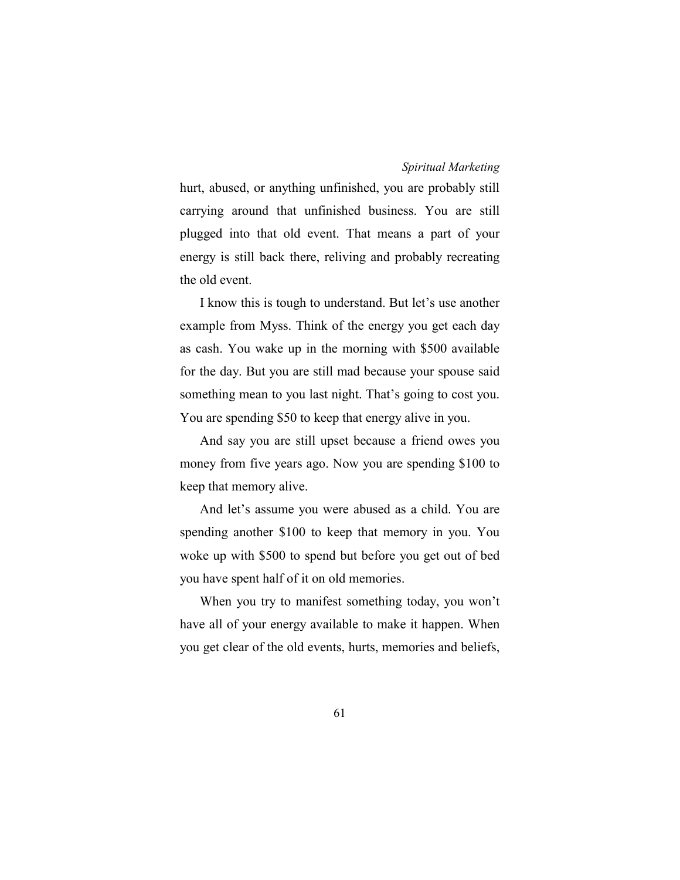hurt, abused, or anything unfinished, you are probably still carrying around that unfinished business. You are still plugged into that old event. That means a part of your energy is still back there, reliving and probably recreating the old event.

I know this is tough to understand. But let's use another example from Myss. Think of the energy you get each day as cash. You wake up in the morning with $500 available for the day. But you are still mad because your spouse said something mean to you last night. That's going to cost you. You are spending $50 to keep that energy alive in you.

And say you are still upset because a friend owes you money from five years ago. Now you are spending $100 to keep that memory alive.

And let's assume you were abused as a child. You are spending another $100 to keep that memory in you. You woke up with $500 to spend but before you get out of bed you have spent half of it on old memories.

When you try to manifest something today, you won't have all of your energy available to make it happen. When you get clear of the old events, hurts, memories and beliefs,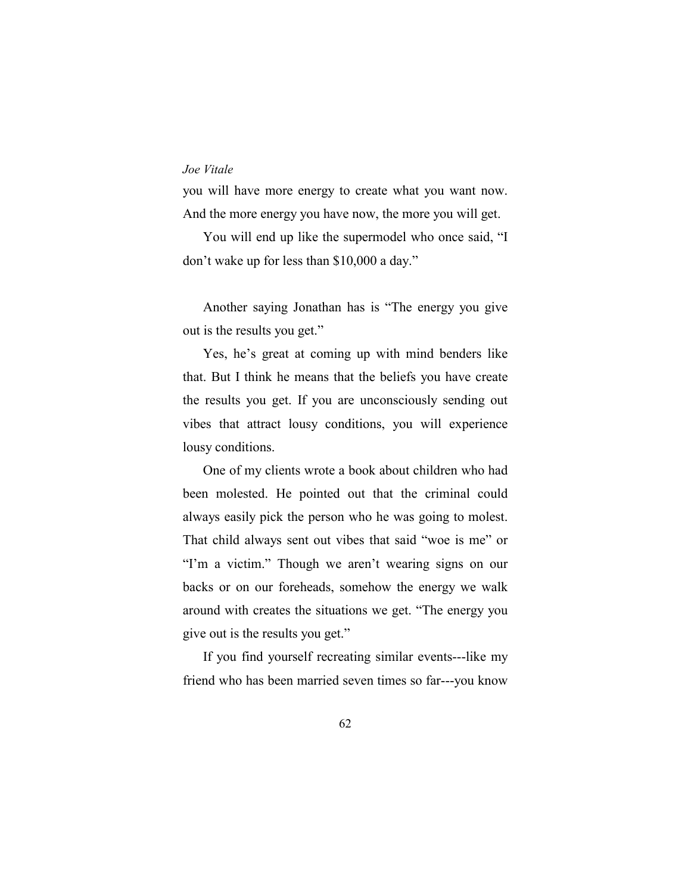you will have more energy to create what you want now. And the more energy you have now, the more you will get.

You will end up like the supermodel who once said, "I don't wake up for less than $10,000 a day."

Another saying Jonathan has is "The energy you give out is the results you get."

Yes, he's great at coming up with mind benders like that. But I think he means that the beliefs you have create the results you get. If you are unconsciously sending out vibes that attract lousy conditions, you will experience lousy conditions.

One of my clients wrote a book about children who had been molested. He pointed out that the criminal could always easily pick the person who he was going to molest. That child always sent out vibes that said "woe is me" or "I'm a victim." Though we aren't wearing signs on our backs or on our foreheads, somehow the energy we walk around with creates the situations we get. "The energy you give out is the results you get."

If you find yourself recreating similar events---like my friend who has been married seven times so far---you know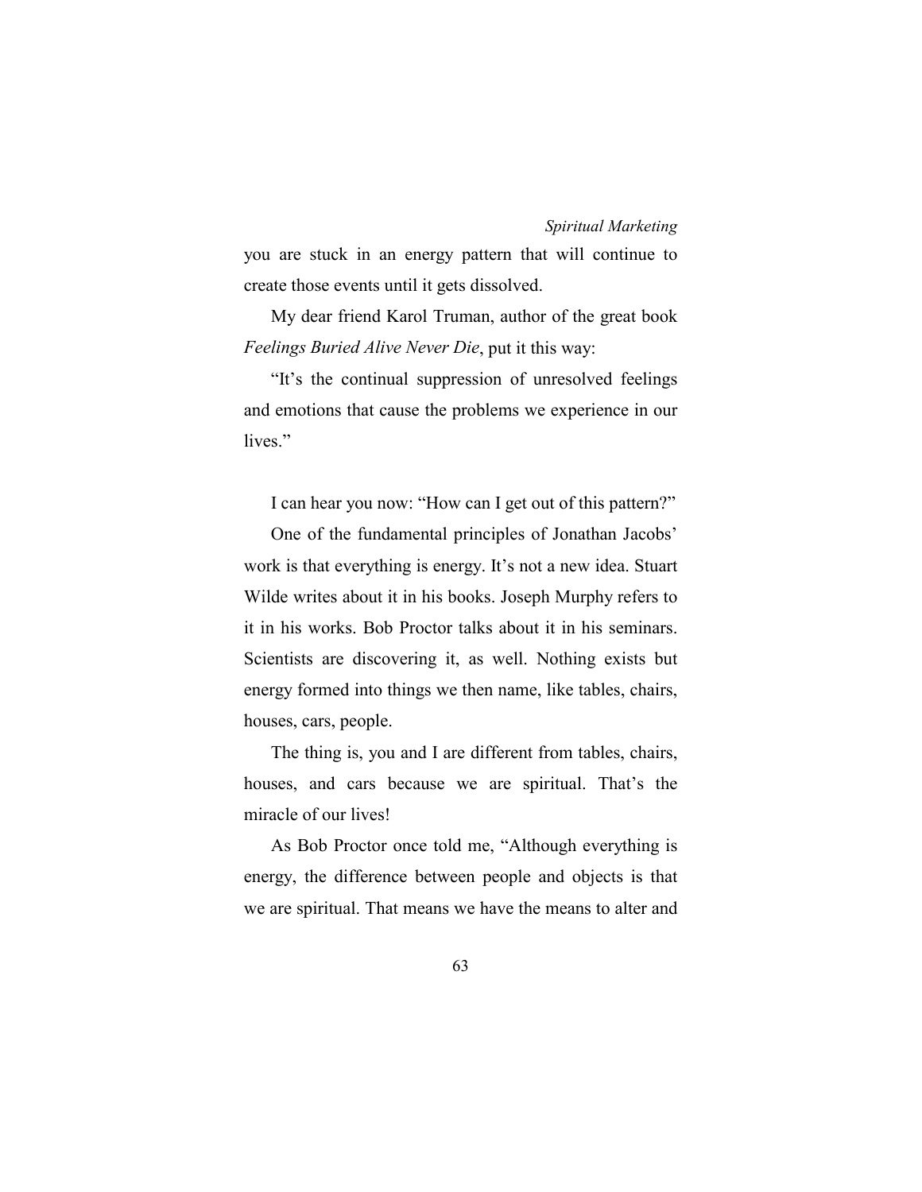you are stuck in an energy pattern that will continue to create those events until it gets dissolved.

My dear friend Karol Truman, author of the great book *Feelings Buried Alive Never Die*, put it this way:

"It's the continual suppression of unresolved feelings and emotions that cause the problems we experience in our lives."

I can hear you now: "How can I get out of this pattern?"

One of the fundamental principles of Jonathan Jacobs' work is that everything is energy. It's not a new idea. Stuart Wilde writes about it in his books. Joseph Murphy refers to it in his works. Bob Proctor talks about it in his seminars. Scientists are discovering it, as well. Nothing exists but energy formed into things we then name, like tables, chairs, houses, cars, people.

The thing is, you and I are different from tables, chairs, houses, and cars because we are spiritual. That's the miracle of our lives!

As Bob Proctor once told me, "Although everything is energy, the difference between people and objects is that we are spiritual. That means we have the means to alter and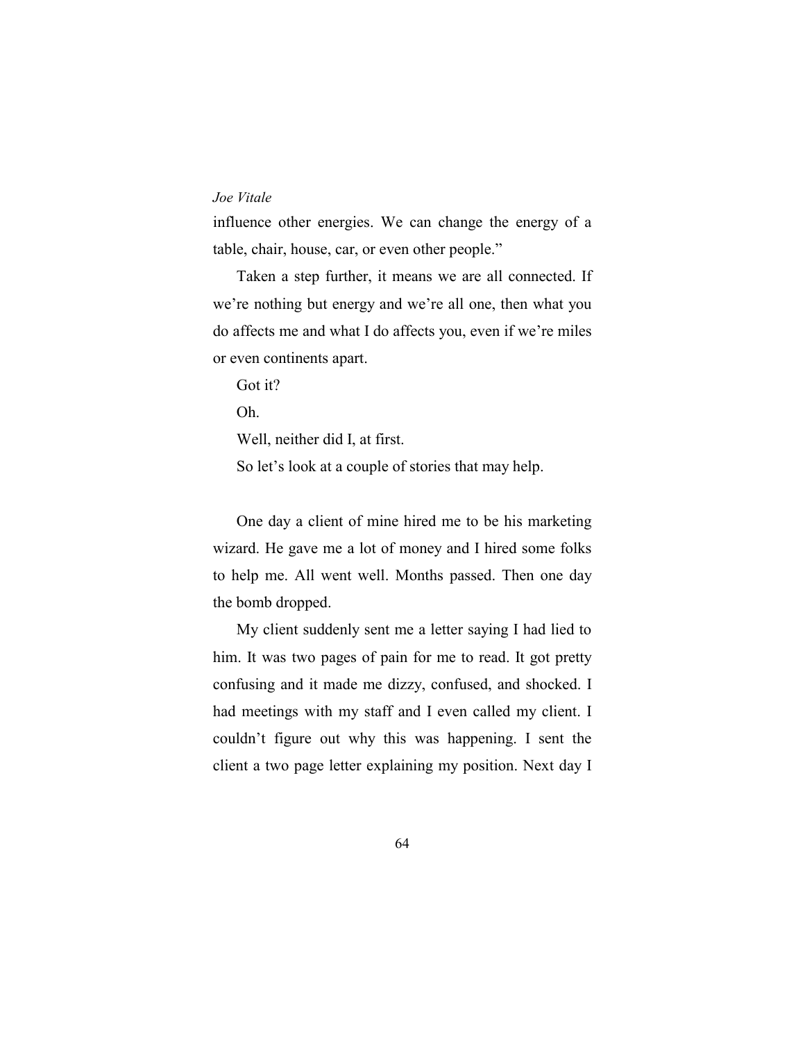influence other energies. We can change the energy of a table, chair, house, car, or even other people."

Taken a step further, it means we are all connected. If we're nothing but energy and we're all one, then what you do affects me and what I do affects you, even if we're miles or even continents apart.

Got it?

Oh.

Well, neither did I, at first.

So let's look at a couple of stories that may help.

One day a client of mine hired me to be his marketing wizard. He gave me a lot of money and I hired some folks to help me. All went well. Months passed. Then one day the bomb dropped.

My client suddenly sent me a letter saying I had lied to him. It was two pages of pain for me to read. It got pretty confusing and it made me dizzy, confused, and shocked. I had meetings with my staff and I even called my client. I couldn't figure out why this was happening. I sent the client a two page letter explaining my position. Next day I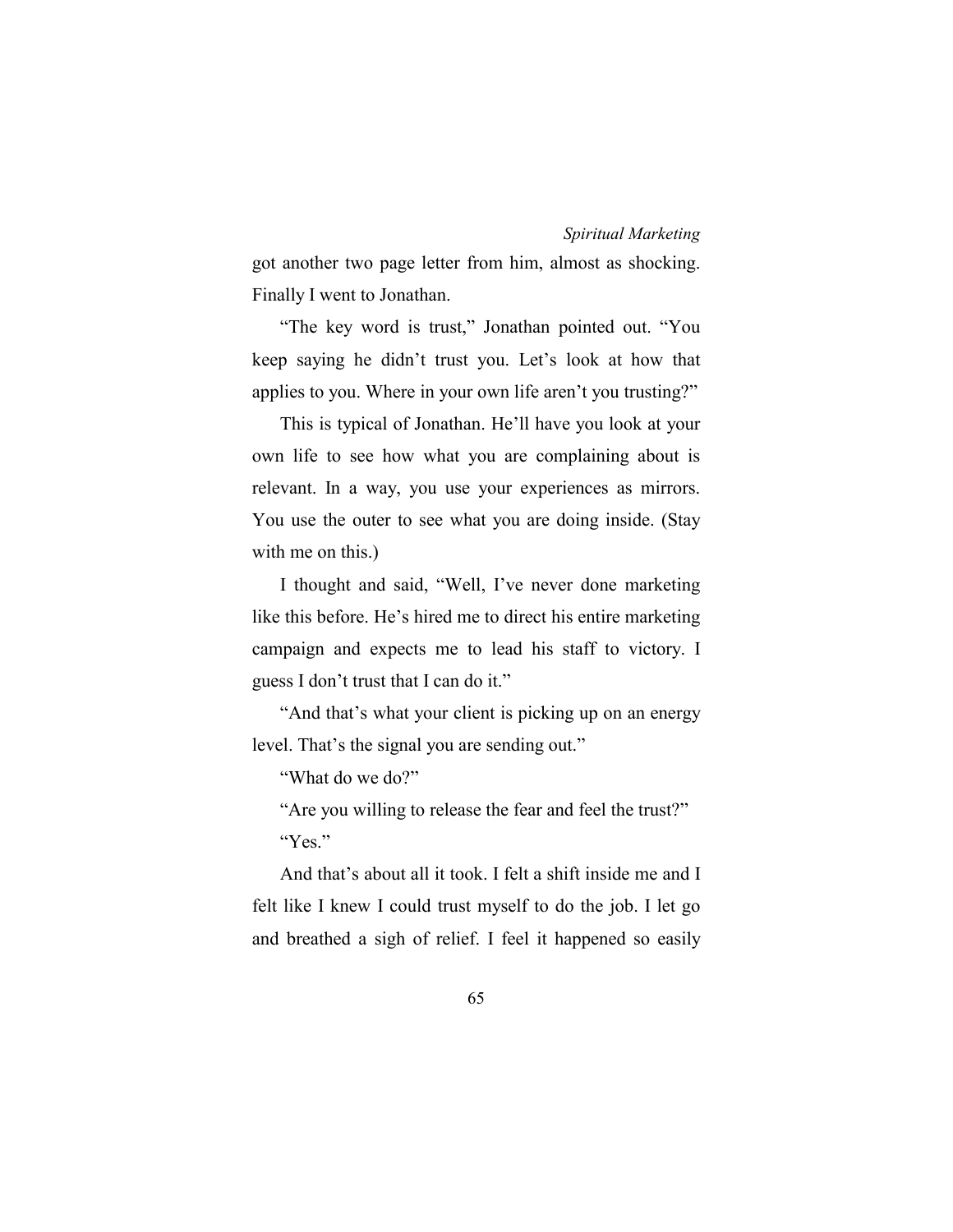got another two page letter from him, almost as shocking. Finally I went to Jonathan.

"The key word is trust," Jonathan pointed out. "You keep saying he didn't trust you. Let's look at how that applies to you. Where in your own life aren't you trusting?"

This is typical of Jonathan. He'll have you look at your own life to see how what you are complaining about is relevant. In a way, you use your experiences as mirrors. You use the outer to see what you are doing inside. (Stay with me on this.)

I thought and said, "Well, I've never done marketing like this before. He's hired me to direct his entire marketing campaign and expects me to lead his staff to victory. I guess I don't trust that I can do it."

"And that's what your client is picking up on an energy level. That's the signal you are sending out."

"What do we do?"

"Are you willing to release the fear and feel the trust?"

"Yes."

And that's about all it took. I felt a shift inside me and I felt like I knew I could trust myself to do the job. I let go and breathed a sigh of relief. I feel it happened so easily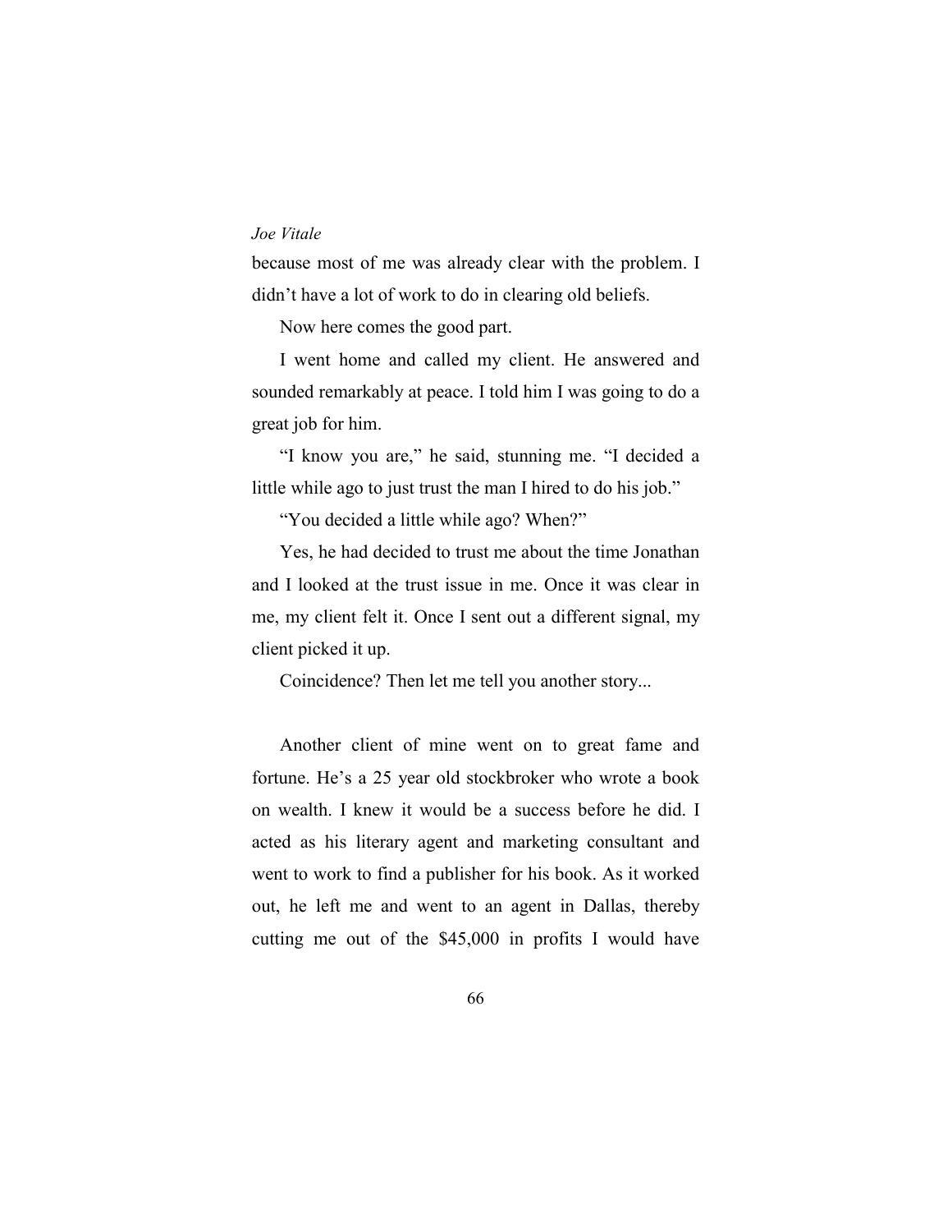because most of me was already clear with the problem. I didn't have a lot of work to do in clearing old beliefs.

Now here comes the good part.

I went home and called my client. He answered and sounded remarkably at peace. I told him I was going to do a great job for him.

"I know you are," he said, stunning me. "I decided a little while ago to just trust the man I hired to do his job."

"You decided a little while ago? When?"

Yes, he had decided to trust me about the time Jonathan and I looked at the trust issue in me. Once it was clear in me, my client felt it. Once I sent out a different signal, my client picked it up.

Coincidence? Then let me tell you another story...

Another client of mine went on to great fame and fortune. He's a 25 year old stockbroker who wrote a book on wealth. I knew it would be a success before he did. I acted as his literary agent and marketing consultant and went to work to find a publisher for his book. As it worked out, he left me and went to an agent in Dallas, thereby cutting me out of the $45,000 in profits I would have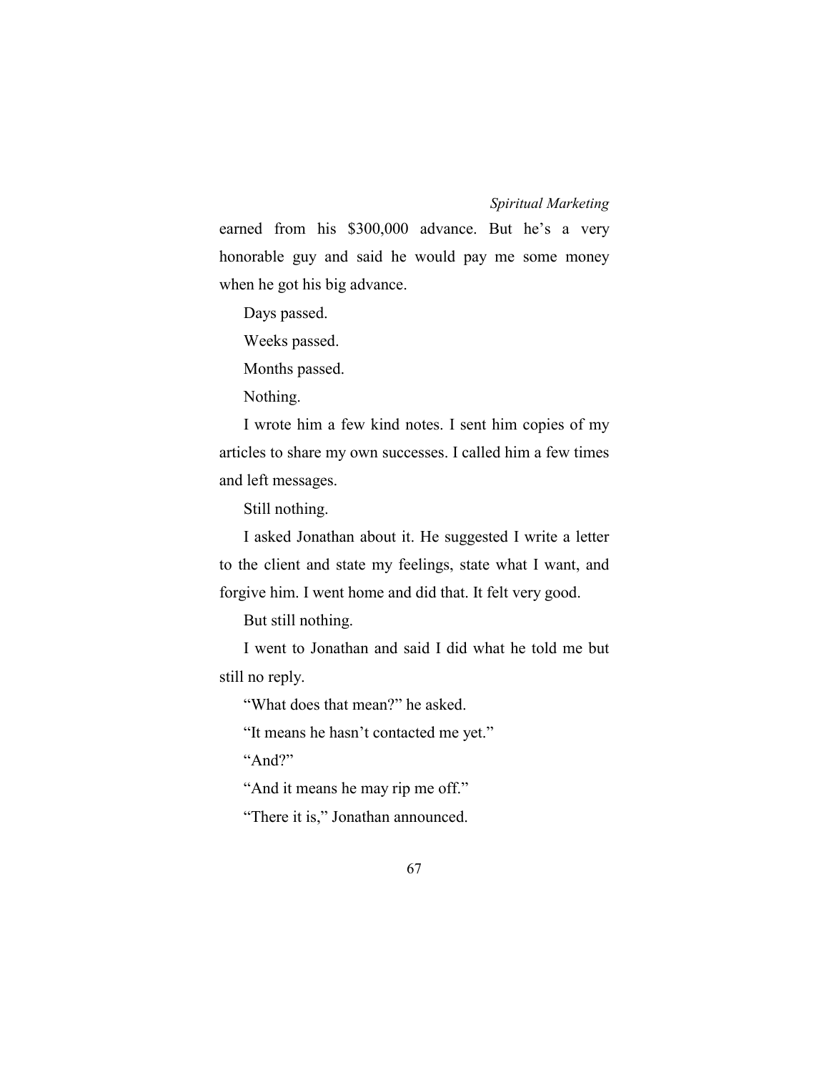earned from his $300,000 advance. But he's a very honorable guy and said he would pay me some money when he got his big advance.

Days passed.

Weeks passed.

Months passed.

Nothing.

I wrote him a few kind notes. I sent him copies of my articles to share my own successes. I called him a few times and left messages.

Still nothing.

I asked Jonathan about it. He suggested I write a letter to the client and state my feelings, state what I want, and forgive him. I went home and did that. It felt very good.

But still nothing.

I went to Jonathan and said I did what he told me but still no reply.

"What does that mean?" he asked.

"It means he hasn't contacted me yet."

"And?"

"And it means he may rip me off."

"There it is," Jonathan announced.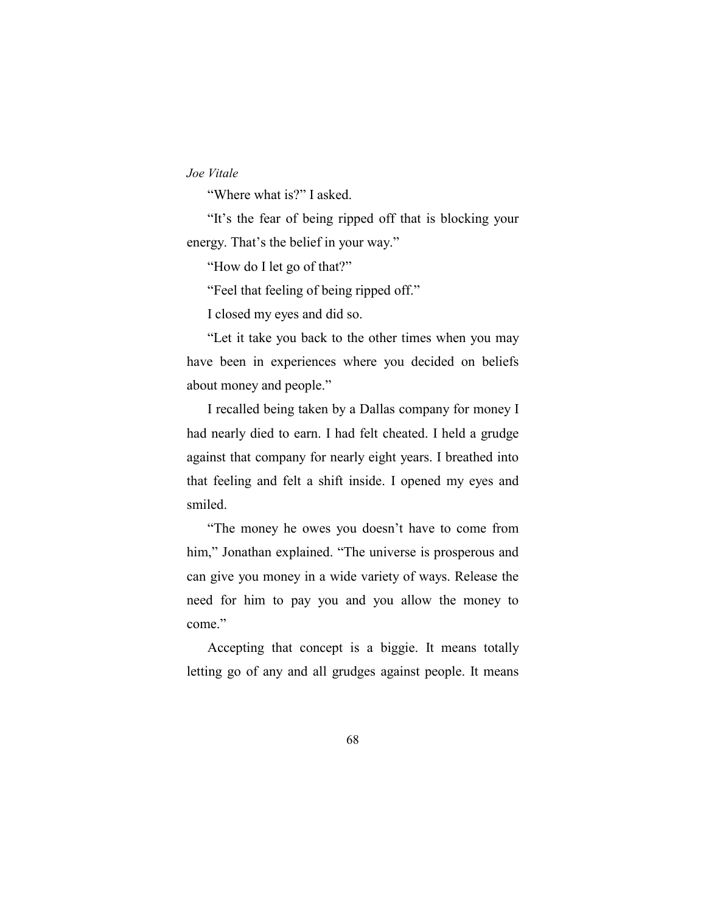"Where what is?" I asked.

"It's the fear of being ripped off that is blocking your energy. That's the belief in your way."

"How do I let go of that?"

"Feel that feeling of being ripped off."

I closed my eyes and did so.

"Let it take you back to the other times when you may have been in experiences where you decided on beliefs about money and people."

I recalled being taken by a Dallas company for money I had nearly died to earn. I had felt cheated. I held a grudge against that company for nearly eight years. I breathed into that feeling and felt a shift inside. I opened my eyes and smiled.

"The money he owes you doesn't have to come from him," Jonathan explained. "The universe is prosperous and can give you money in a wide variety of ways. Release the need for him to pay you and you allow the money to come."

Accepting that concept is a biggie. It means totally letting go of any and all grudges against people. It means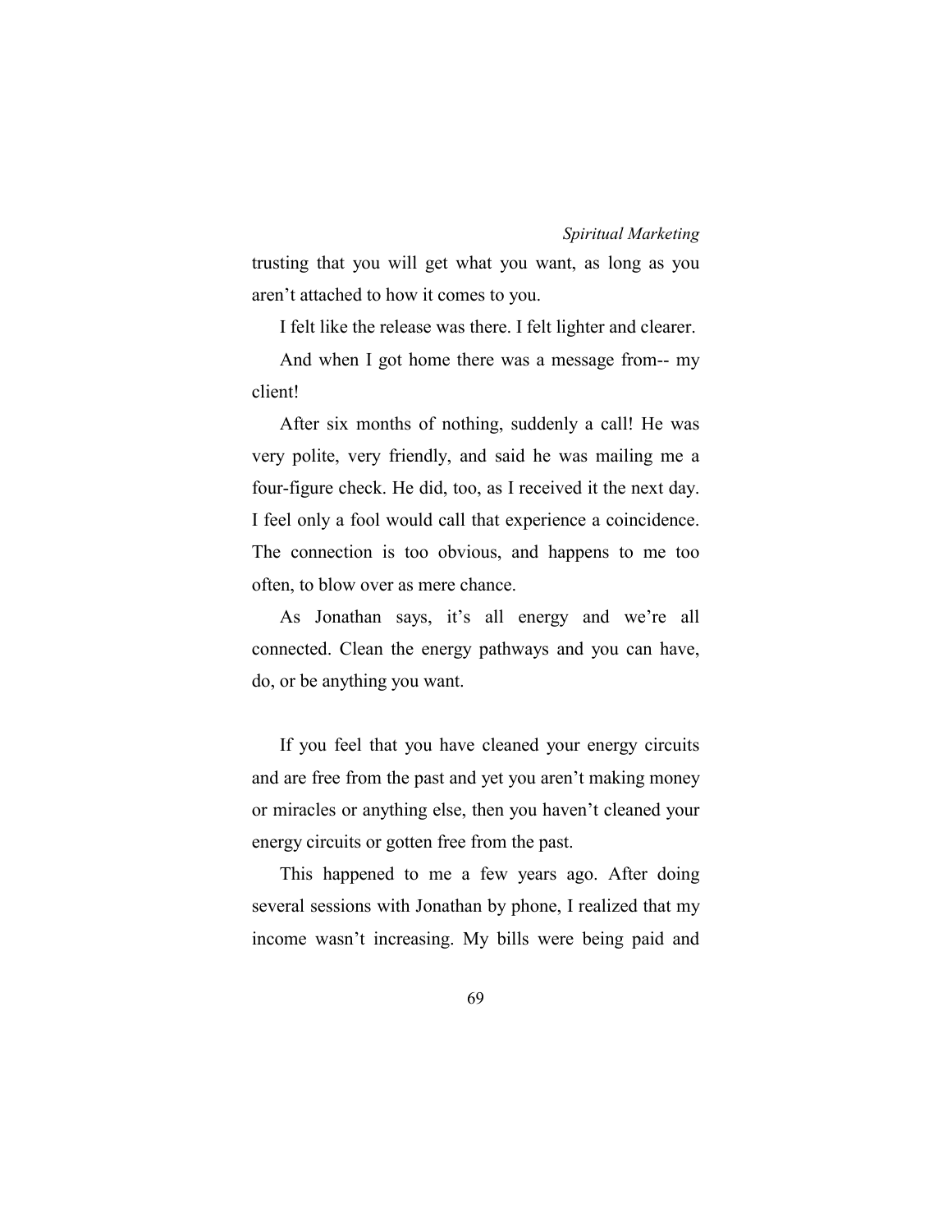trusting that you will get what you want, as long as you aren't attached to how it comes to you.

I felt like the release was there. I felt lighter and clearer.

And when I got home there was a message from-- my client!

After six months of nothing, suddenly a call! He was very polite, very friendly, and said he was mailing me a four-figure check. He did, too, as I received it the next day. I feel only a fool would call that experience a coincidence. The connection is too obvious, and happens to me too often, to blow over as mere chance.

As Jonathan says, it's all energy and we're all connected. Clean the energy pathways and you can have, do, or be anything you want.

If you feel that you have cleaned your energy circuits and are free from the past and yet you aren't making money or miracles or anything else, then you haven't cleaned your energy circuits or gotten free from the past.

This happened to me a few years ago. After doing several sessions with Jonathan by phone, I realized that my income wasn't increasing. My bills were being paid and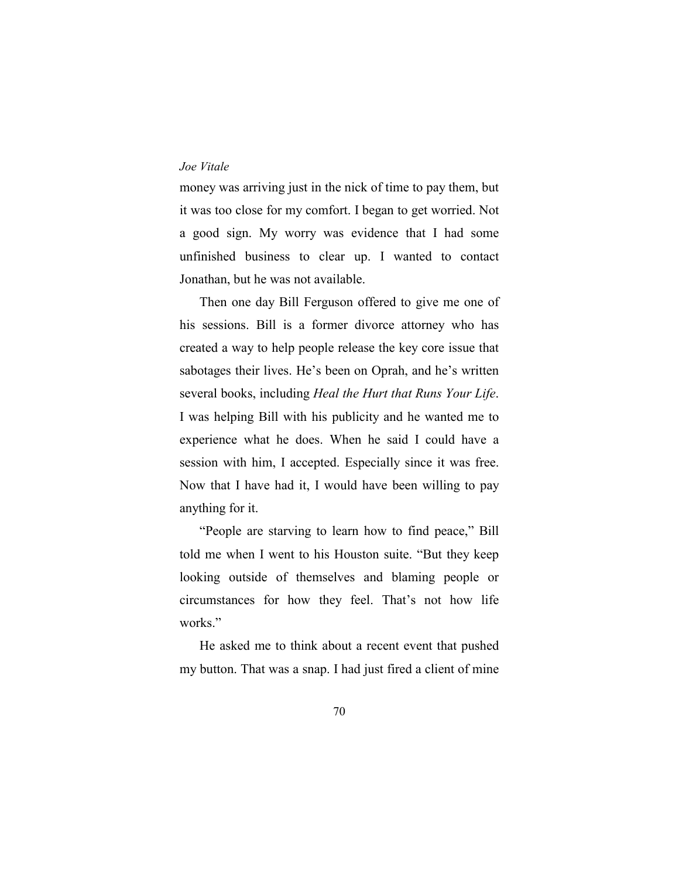money was arriving just in the nick of time to pay them, but it was too close for my comfort. I began to get worried. Not a good sign. My worry was evidence that I had some unfinished business to clear up. I wanted to contact Jonathan, but he was not available.

Then one day Bill Ferguson offered to give me one of his sessions. Bill is a former divorce attorney who has created a way to help people release the key core issue that sabotages their lives. He's been on Oprah, and he's written several books, including *Heal the Hurt that Runs Your Life*. I was helping Bill with his publicity and he wanted me to experience what he does. When he said I could have a session with him, I accepted. Especially since it was free. Now that I have had it, I would have been willing to pay anything for it.

"People are starving to learn how to find peace," Bill told me when I went to his Houston suite. "But they keep looking outside of themselves and blaming people or circumstances for how they feel. That's not how life works."

He asked me to think about a recent event that pushed my button. That was a snap. I had just fired a client of mine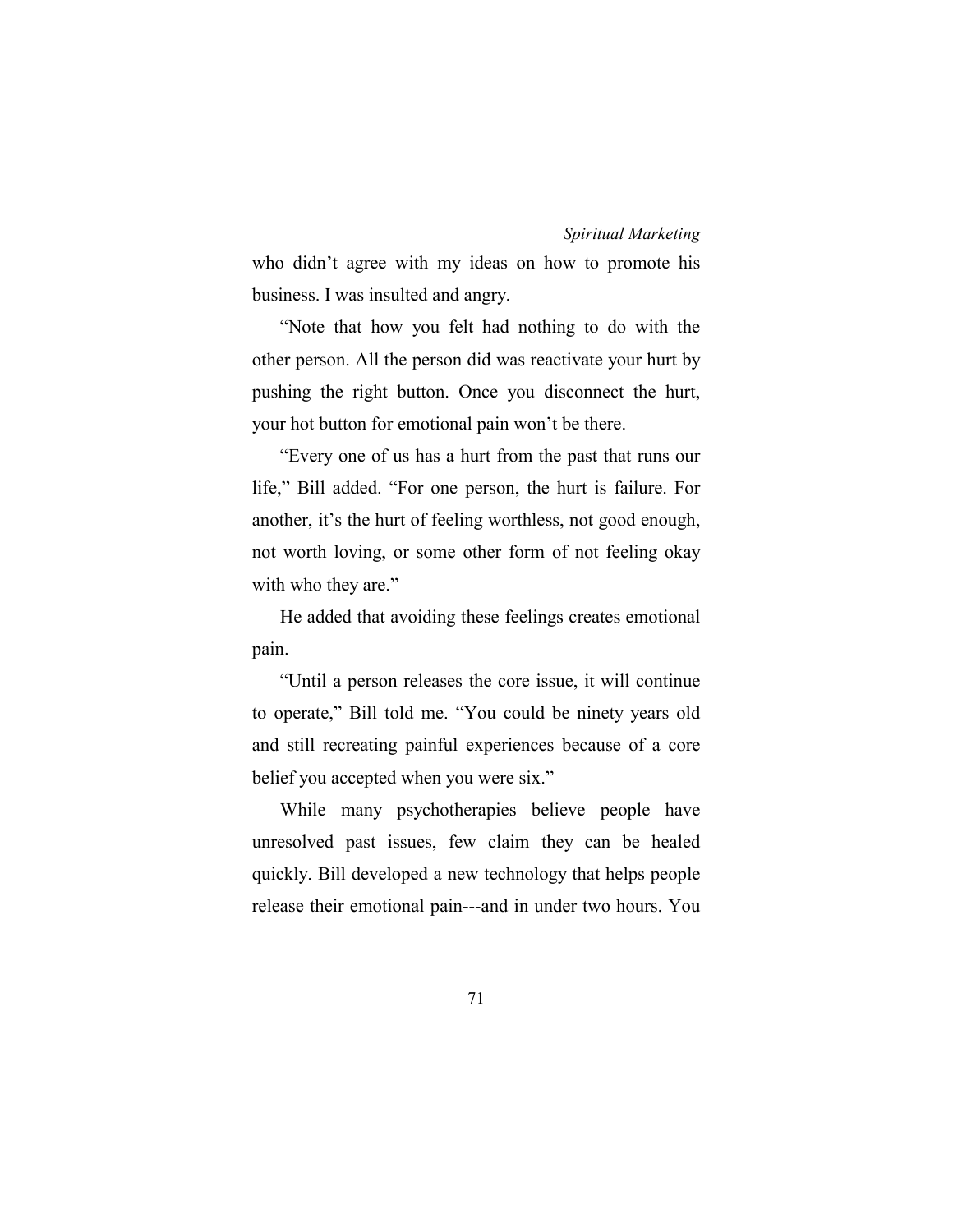who didn't agree with my ideas on how to promote his business. I was insulted and angry.

"Note that how you felt had nothing to do with the other person. All the person did was reactivate your hurt by pushing the right button. Once you disconnect the hurt, your hot button for emotional pain won't be there.

"Every one of us has a hurt from the past that runs our life," Bill added. "For one person, the hurt is failure. For another, it's the hurt of feeling worthless, not good enough, not worth loving, or some other form of not feeling okay with who they are."

He added that avoiding these feelings creates emotional pain.

"Until a person releases the core issue, it will continue to operate," Bill told me. "You could be ninety years old and still recreating painful experiences because of a core belief you accepted when you were six."

While many psychotherapies believe people have unresolved past issues, few claim they can be healed quickly. Bill developed a new technology that helps people release their emotional pain---and in under two hours. You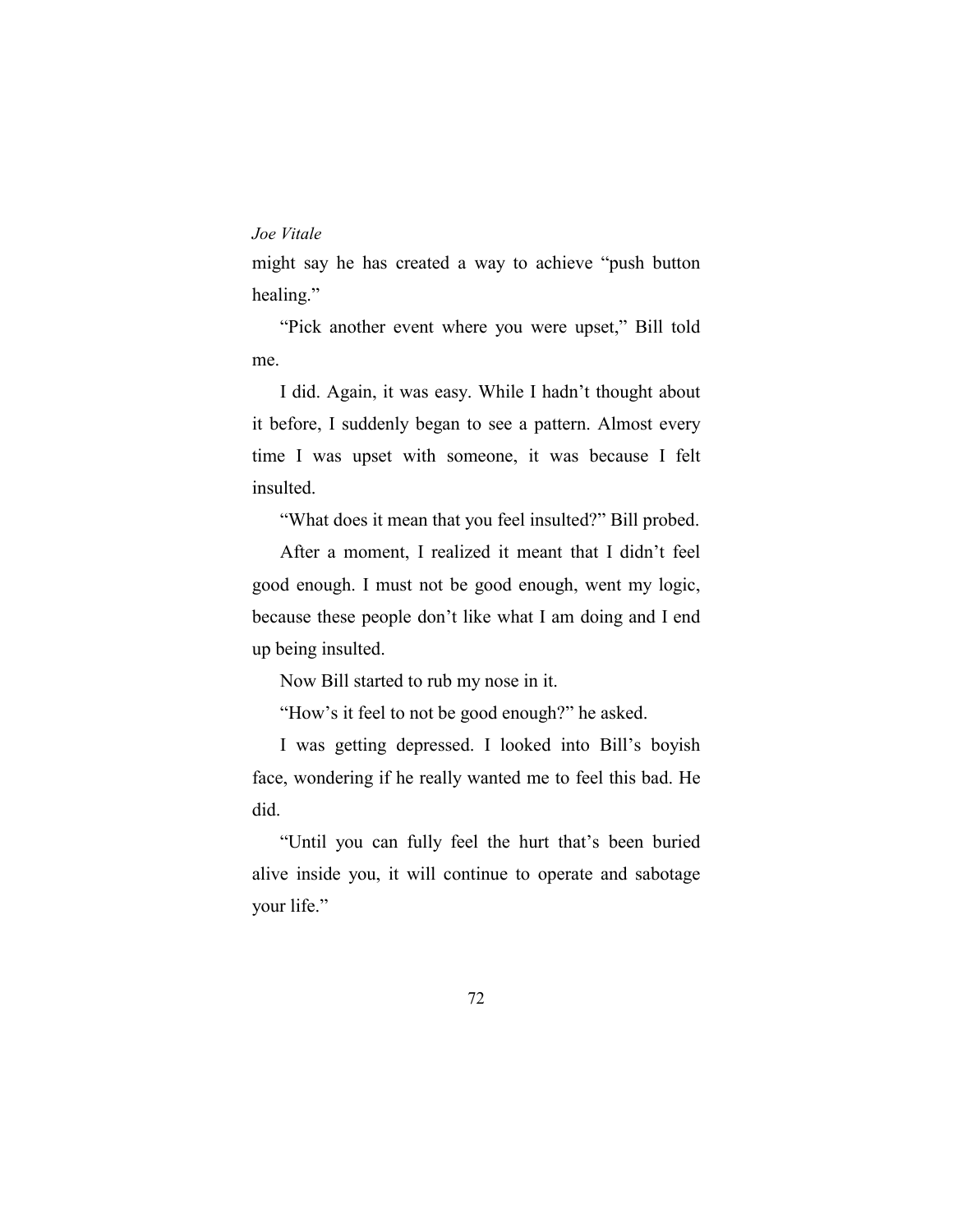might say he has created a way to achieve "push button healing."

"Pick another event where you were upset," Bill told me.

I did. Again, it was easy. While I hadn't thought about it before, I suddenly began to see a pattern. Almost every time I was upset with someone, it was because I felt insulted.

"What does it mean that you feel insulted?" Bill probed.

After a moment, I realized it meant that I didn't feel good enough. I must not be good enough, went my logic, because these people don't like what I am doing and I end up being insulted.

Now Bill started to rub my nose in it.

"How's it feel to not be good enough?" he asked.

I was getting depressed. I looked into Bill's boyish face, wondering if he really wanted me to feel this bad. He did.

"Until you can fully feel the hurt that's been buried alive inside you, it will continue to operate and sabotage your life."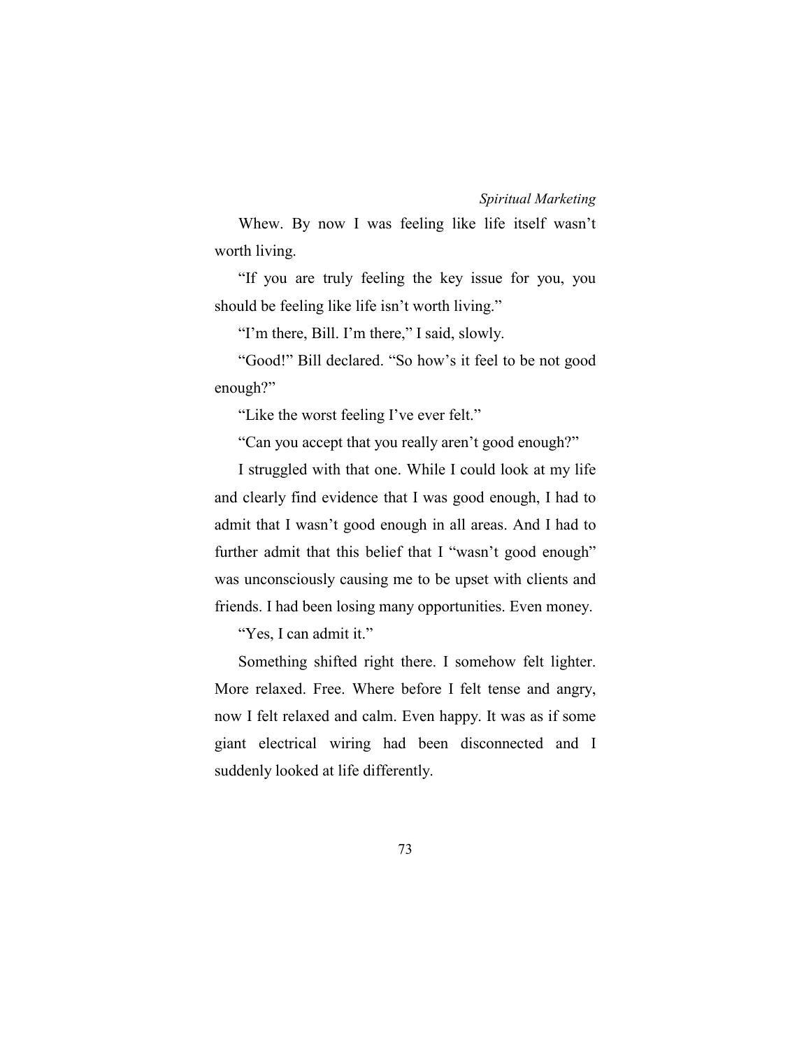Whew. By now I was feeling like life itself wasn't worth living.

"If you are truly feeling the key issue for you, you should be feeling like life isn't worth living."

"I'm there, Bill. I'm there," I said, slowly.

"Good!" Bill declared. "So how's it feel to be not good enough?"

"Like the worst feeling I've ever felt."

"Can you accept that you really aren't good enough?"

I struggled with that one. While I could look at my life and clearly find evidence that I was good enough, I had to admit that I wasn't good enough in all areas. And I had to further admit that this belief that I "wasn't good enough" was unconsciously causing me to be upset with clients and friends. I had been losing many opportunities. Even money.

"Yes, I can admit it."

Something shifted right there. I somehow felt lighter. More relaxed. Free. Where before I felt tense and angry, now I felt relaxed and calm. Even happy. It was as if some giant electrical wiring had been disconnected and I suddenly looked at life differently.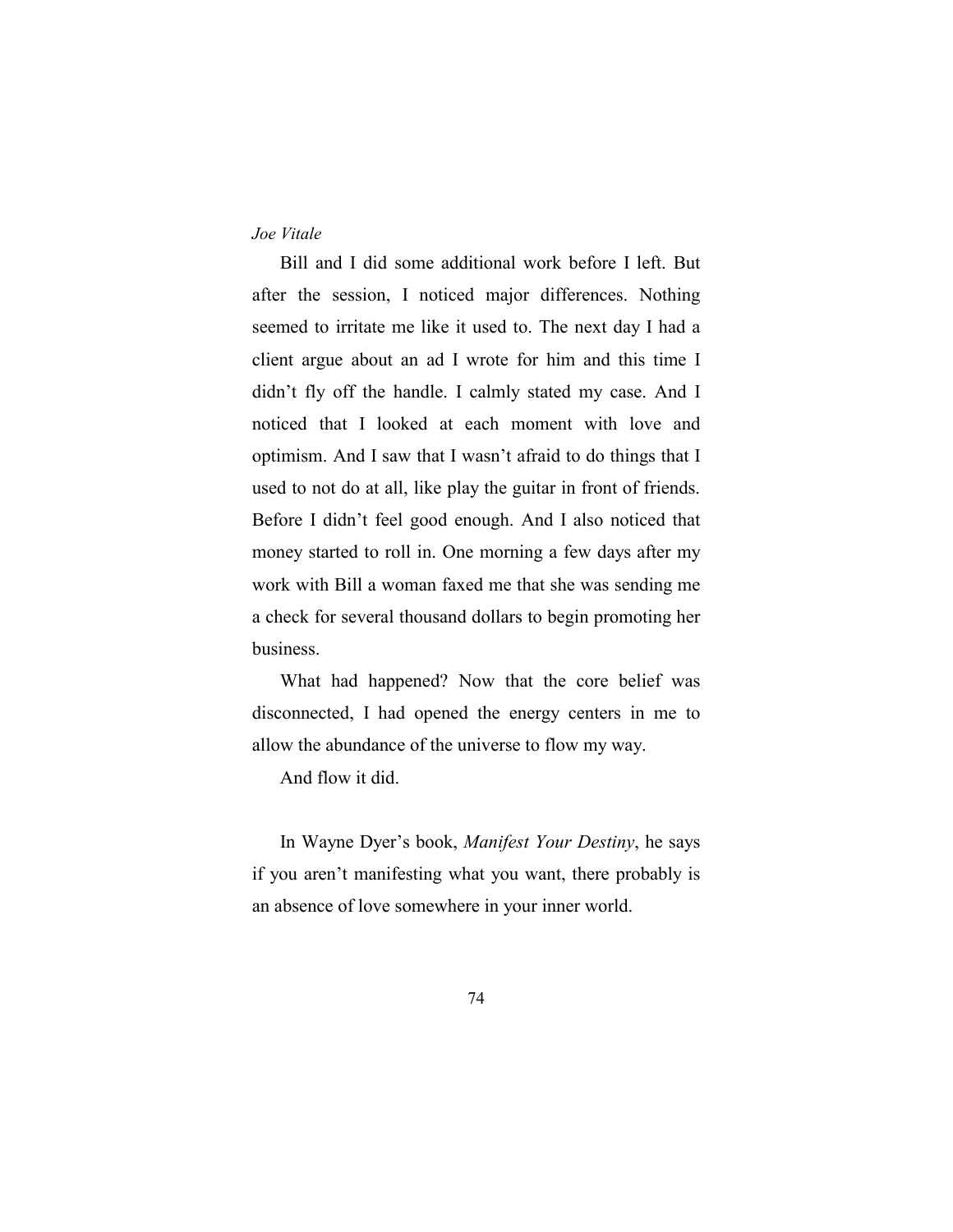Bill and I did some additional work before I left. But after the session, I noticed major differences. Nothing seemed to irritate me like it used to. The next day I had a client argue about an ad I wrote for him and this time I didn't fly off the handle. I calmly stated my case. And I noticed that I looked at each moment with love and optimism. And I saw that I wasn't afraid to do things that I used to not do at all, like play the guitar in front of friends. Before I didn't feel good enough. And I also noticed that money started to roll in. One morning a few days after my work with Bill a woman faxed me that she was sending me a check for several thousand dollars to begin promoting her business.

What had happened? Now that the core belief was disconnected, I had opened the energy centers in me to allow the abundance of the universe to flow my way.

And flow it did.

In Wayne Dyer's book, *Manifest Your Destiny*, he says if you aren't manifesting what you want, there probably is an absence of love somewhere in your inner world.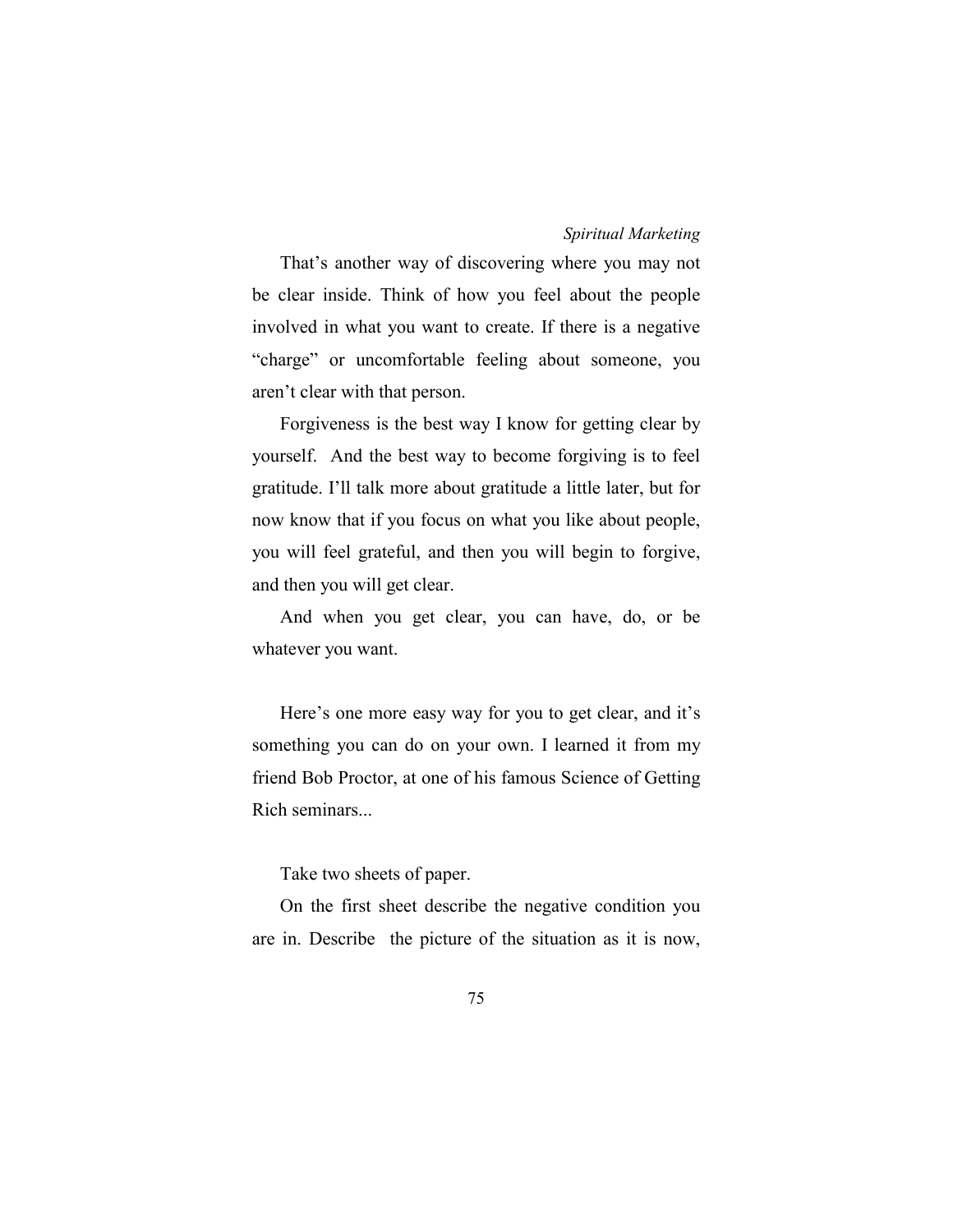That's another way of discovering where you may not be clear inside. Think of how you feel about the people involved in what you want to create. If there is a negative "charge" or uncomfortable feeling about someone, you aren't clear with that person.

Forgiveness is the best way I know for getting clear by yourself. And the best way to become forgiving is to feel gratitude. I'll talk more about gratitude a little later, but for now know that if you focus on what you like about people, you will feel grateful, and then you will begin to forgive, and then you will get clear.

And when you get clear, you can have, do, or be whatever you want.

Here's one more easy way for you to get clear, and it's something you can do on your own. I learned it from my friend Bob Proctor, at one of his famous Science of Getting Rich seminars...

Take two sheets of paper.

On the first sheet describe the negative condition you are in. Describe the picture of the situation as it is now,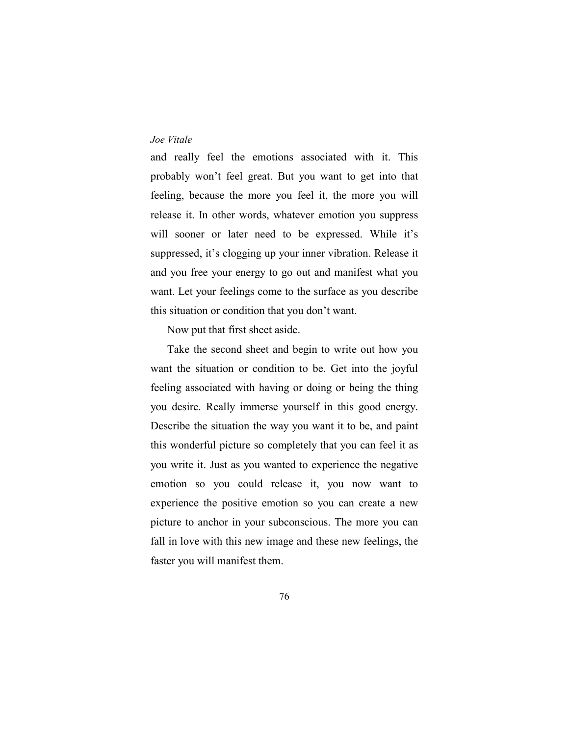and really feel the emotions associated with it. This probably won't feel great. But you want to get into that feeling, because the more you feel it, the more you will release it. In other words, whatever emotion you suppress will sooner or later need to be expressed. While it's suppressed, it's clogging up your inner vibration. Release it and you free your energy to go out and manifest what you want. Let your feelings come to the surface as you describe this situation or condition that you don't want.

Now put that first sheet aside.

Take the second sheet and begin to write out how you want the situation or condition to be. Get into the joyful feeling associated with having or doing or being the thing you desire. Really immerse yourself in this good energy. Describe the situation the way you want it to be, and paint this wonderful picture so completely that you can feel it as you write it. Just as you wanted to experience the negative emotion so you could release it, you now want to experience the positive emotion so you can create a new picture to anchor in your subconscious. The more you can fall in love with this new image and these new feelings, the faster you will manifest them.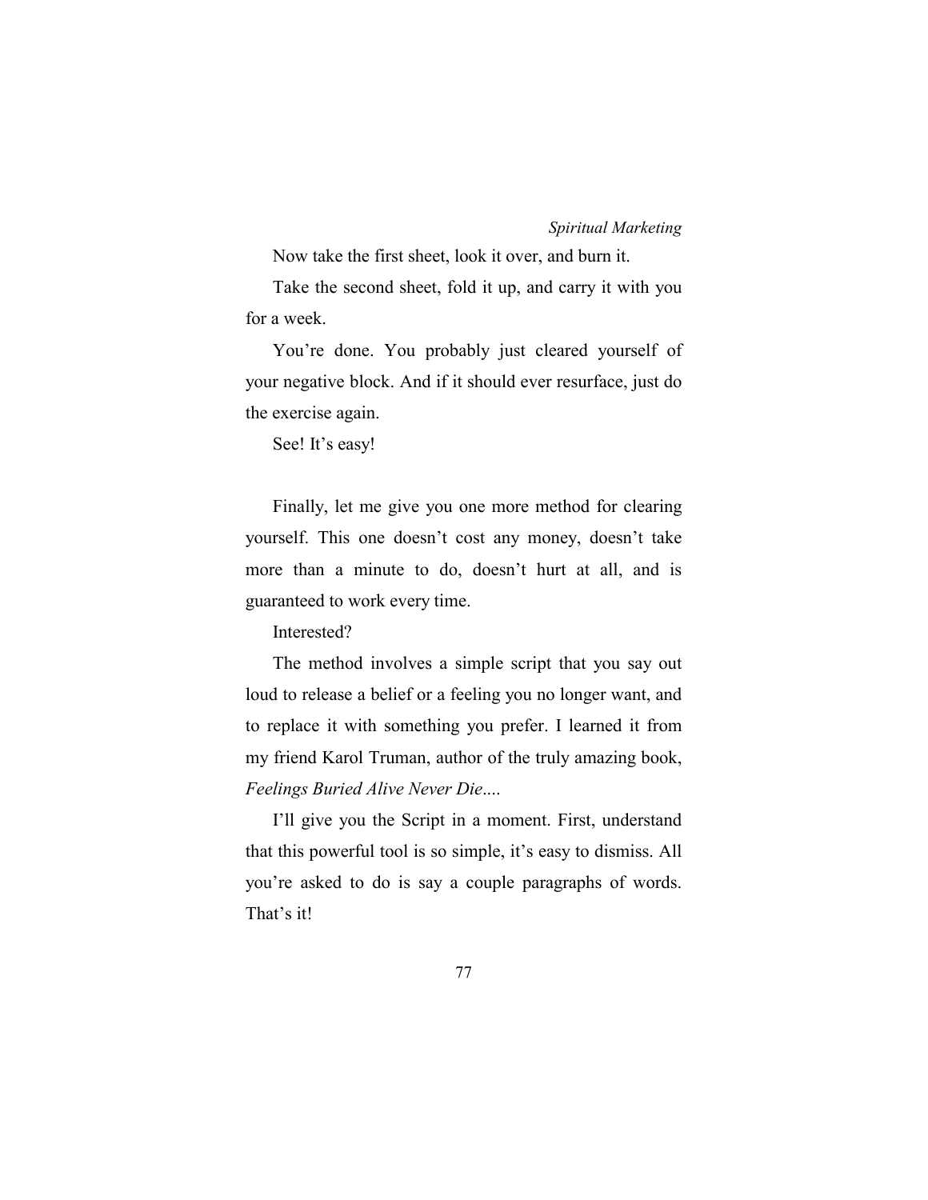Now take the first sheet, look it over, and burn it.

Take the second sheet, fold it up, and carry it with you for a week.

You're done. You probably just cleared yourself of your negative block. And if it should ever resurface, just do the exercise again.

See! It's easy!

Finally, let me give you one more method for clearing yourself. This one doesn't cost any money, doesn't take more than a minute to do, doesn't hurt at all, and is guaranteed to work every time.

Interested?

The method involves a simple script that you say out loud to release a belief or a feeling you no longer want, and to replace it with something you prefer. I learned it from my friend Karol Truman, author of the truly amazing book, *Feelings Buried Alive Never Die*....

I'll give you the Script in a moment. First, understand that this powerful tool is so simple, it's easy to dismiss. All you're asked to do is say a couple paragraphs of words. That's it!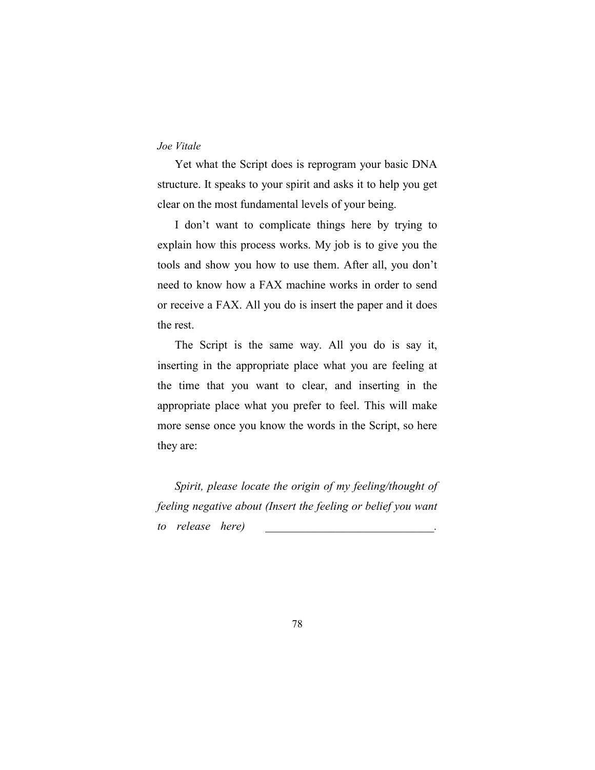Yet what the Script does is reprogram your basic DNA structure. It speaks to your spirit and asks it to help you get clear on the most fundamental levels of your being.

I don't want to complicate things here by trying to explain how this process works. My job is to give you the tools and show you how to use them. After all, you don't need to know how a FAX machine works in order to send or receive a FAX. All you do is insert the paper and it does the rest.

The Script is the same way. All you do is say it, inserting in the appropriate place what you are feeling at the time that you want to clear, and inserting in the appropriate place what you prefer to feel. This will make more sense once you know the words in the Script, so here they are:

*Spirit, please locate the origin of my feeling/thought of feeling negative about (Insert the feeling or belief you want to release here)* _____________________________.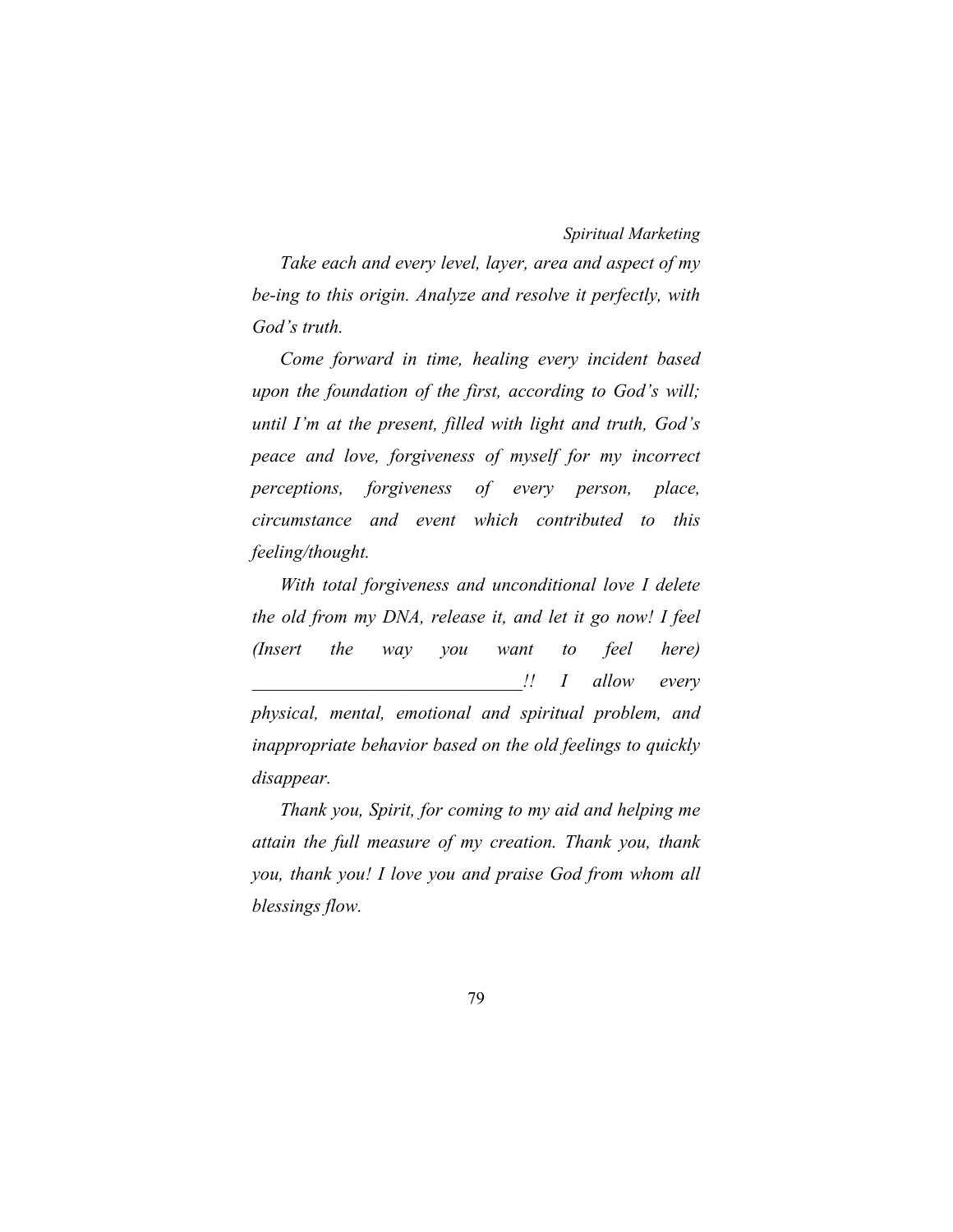*Take each and every level, layer, area and aspect of my be-ing to this origin. Analyze and resolve it perfectly, with God's truth.*

*Come forward in time, healing every incident based upon the foundation of the first, according to God's will; until I'm at the present, filled with light and truth, God's peace and love, forgiveness of myself for my incorrect perceptions, forgiveness of every person, place, circumstance and event which contributed to this feeling/thought.*

*With total forgiveness and unconditional love I delete the old from my DNA, release it, and let it go now! I feel (Insert the way you want to feel here) ______________________________!! I allow every physical, mental, emotional and spiritual problem, and inappropriate behavior based on the old feelings to quickly disappear.*

*Thank you, Spirit, for coming to my aid and helping me attain the full measure of my creation. Thank you, thank you, thank you! I love you and praise God from whom all blessings flow.*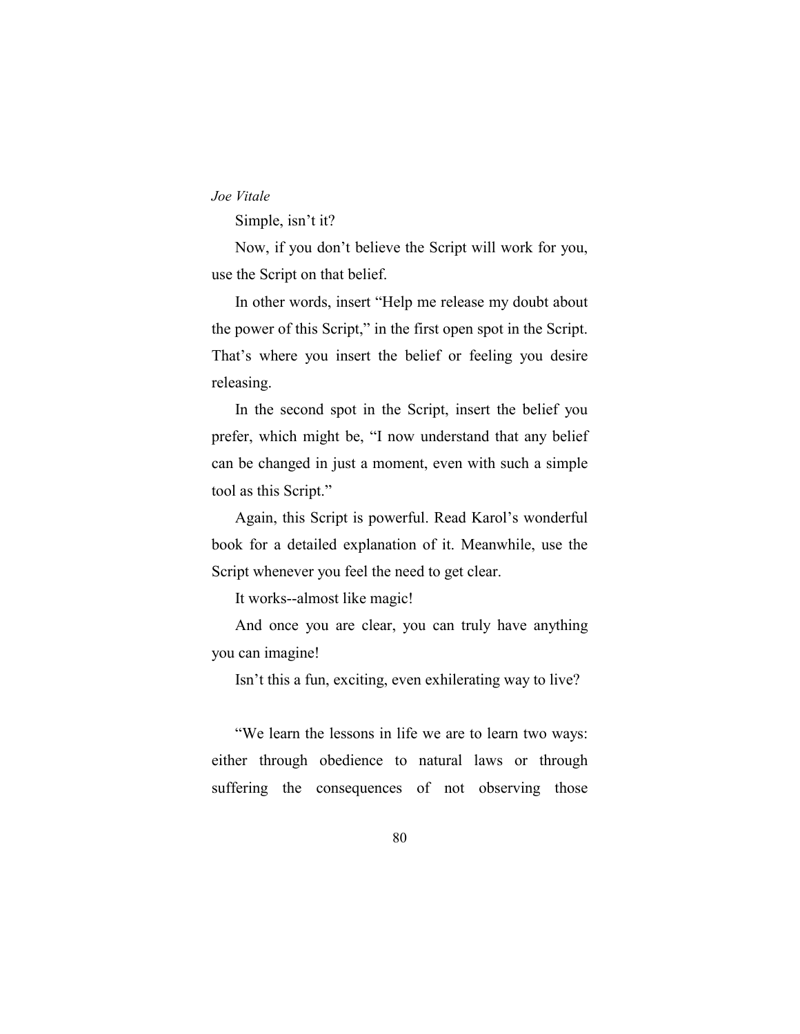Simple, isn't it?

Now, if you don't believe the Script will work for you, use the Script on that belief.

In other words, insert "Help me release my doubt about the power of this Script," in the first open spot in the Script. That's where you insert the belief or feeling you desire releasing.

In the second spot in the Script, insert the belief you prefer, which might be, "I now understand that any belief can be changed in just a moment, even with such a simple tool as this Script."

Again, this Script is powerful. Read Karol's wonderful book for a detailed explanation of it. Meanwhile, use the Script whenever you feel the need to get clear.

It works--almost like magic!

And once you are clear, you can truly have anything you can imagine!

Isn't this a fun, exciting, even exhilerating way to live?

"We learn the lessons in life we are to learn two ways: either through obedience to natural laws or through suffering the consequences of not observing those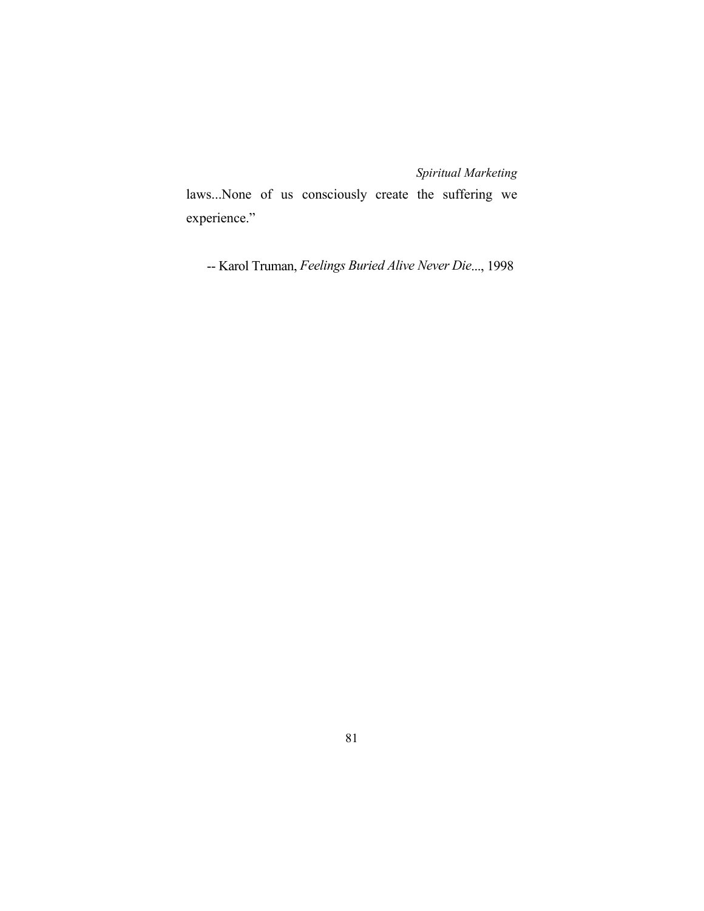laws...None of us consciously create the suffering we experience."

-- Karol Truman, *Feelings Buried Alive Never Die*..., 1998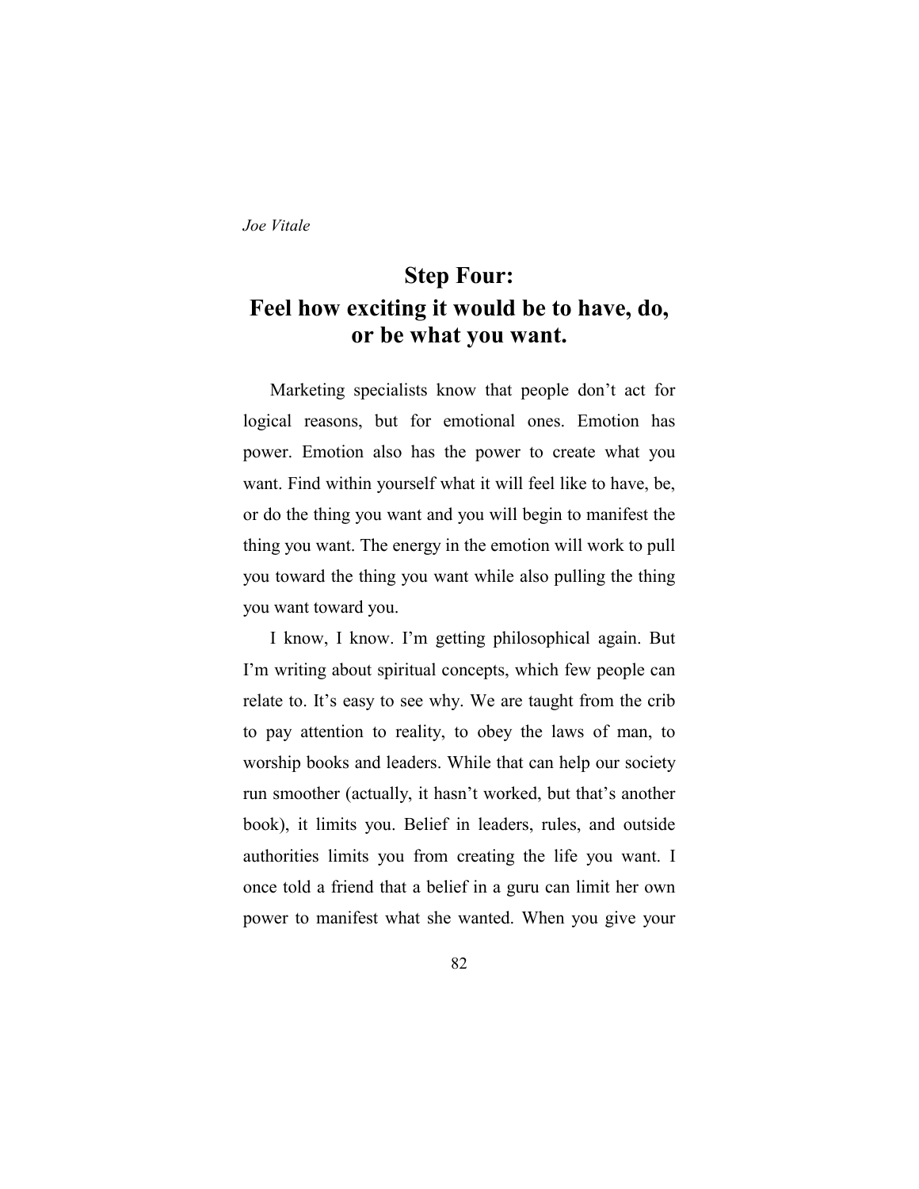## Step Four:
## Feel how exciting it would be to have, do, or be what you want.

Marketing specialists know that people don't act for logical reasons, but for emotional ones. Emotion has power. Emotion also has the power to create what you want. Find within yourself what it will feel like to have, be, or do the thing you want and you will begin to manifest the thing you want. The energy in the emotion will work to pull you toward the thing you want while also pulling the thing you want toward you.

I know, I know. I'm getting philosophical again. But I'm writing about spiritual concepts, which few people can relate to. It's easy to see why. We are taught from the crib to pay attention to reality, to obey the laws of man, to worship books and leaders. While that can help our society run smoother (actually, it hasn't worked, but that's another book), it limits you. Belief in leaders, rules, and outside authorities limits you from creating the life you want. I once told a friend that a belief in a guru can limit her own power to manifest what she wanted. When you give your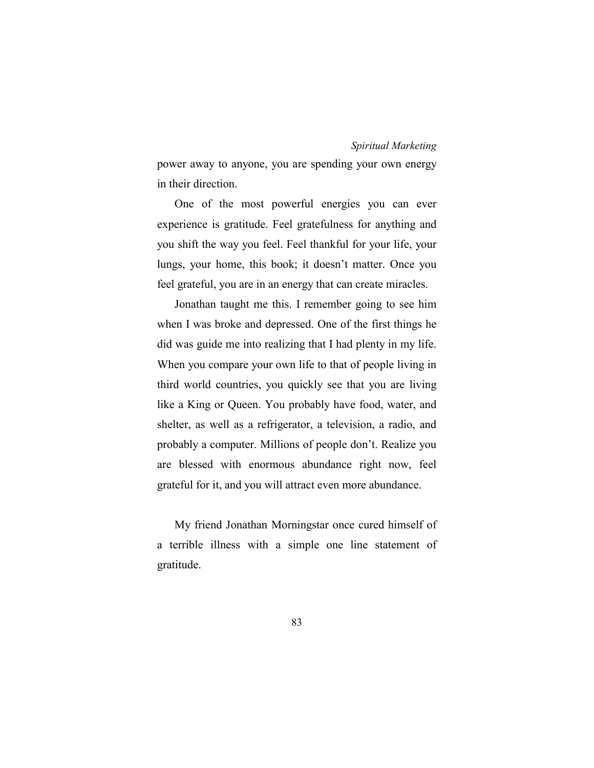power away to anyone, you are spending your own energy in their direction.

One of the most powerful energies you can ever experience is gratitude. Feel gratefulness for anything and you shift the way you feel. Feel thankful for your life, your lungs, your home, this book; it doesn't matter. Once you feel grateful, you are in an energy that can create miracles.

Jonathan taught me this. I remember going to see him when I was broke and depressed. One of the first things he did was guide me into realizing that I had plenty in my life. When you compare your own life to that of people living in third world countries, you quickly see that you are living like a King or Queen. You probably have food, water, and shelter, as well as a refrigerator, a television, a radio, and probably a computer. Millions of people don't. Realize you are blessed with enormous abundance right now, feel grateful for it, and you will attract even more abundance.

My friend Jonathan Morningstar once cured himself of a terrible illness with a simple one line statement of gratitude.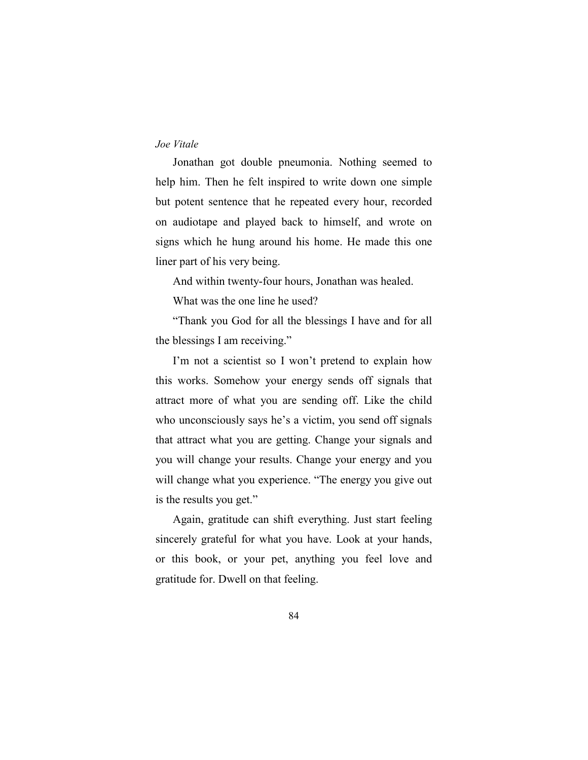Jonathan got double pneumonia. Nothing seemed to help him. Then he felt inspired to write down one simple but potent sentence that he repeated every hour, recorded on audiotape and played back to himself, and wrote on signs which he hung around his home. He made this one liner part of his very being.

And within twenty-four hours, Jonathan was healed.

What was the one line he used?

"Thank you God for all the blessings I have and for all the blessings I am receiving."

I'm not a scientist so I won't pretend to explain how this works. Somehow your energy sends off signals that attract more of what you are sending off. Like the child who unconsciously says he's a victim, you send off signals that attract what you are getting. Change your signals and you will change your results. Change your energy and you will change what you experience. "The energy you give out is the results you get."

Again, gratitude can shift everything. Just start feeling sincerely grateful for what you have. Look at your hands, or this book, or your pet, anything you feel love and gratitude for. Dwell on that feeling.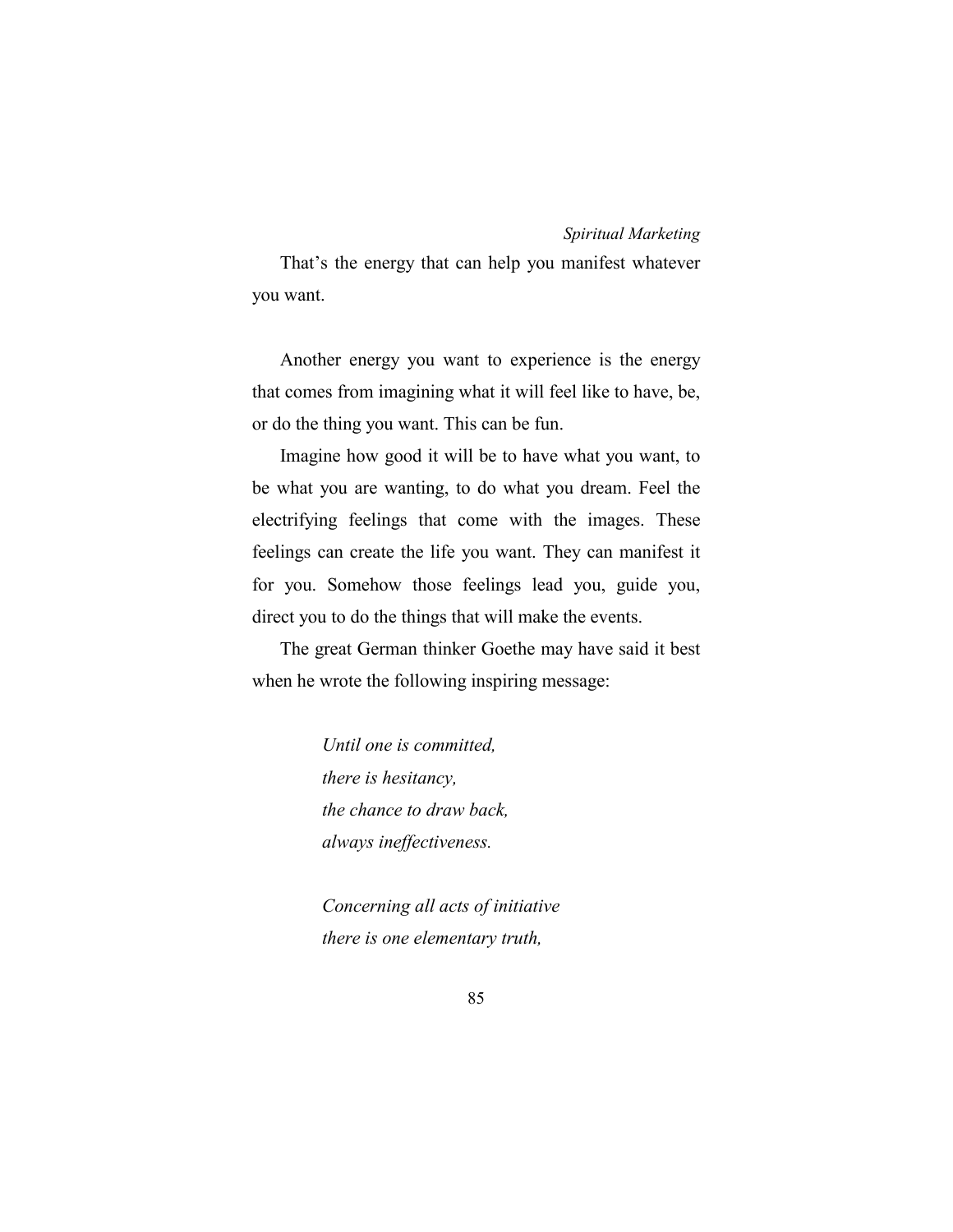That's the energy that can help you manifest whatever you want.

Another energy you want to experience is the energy that comes from imagining what it will feel like to have, be, or do the thing you want. This can be fun.

Imagine how good it will be to have what you want, to be what you are wanting, to do what you dream. Feel the electrifying feelings that come with the images. These feelings can create the life you want. They can manifest it for you. Somehow those feelings lead you, guide you, direct you to do the things that will make the events.

The great German thinker Goethe may have said it best when he wrote the following inspiring message:

> *Until one is committed,*
> *there is hesitancy,*
> *the chance to draw back,*
> *always ineffectiveness.*
>
> *Concerning all acts of initiative*
> *there is one elementary truth,*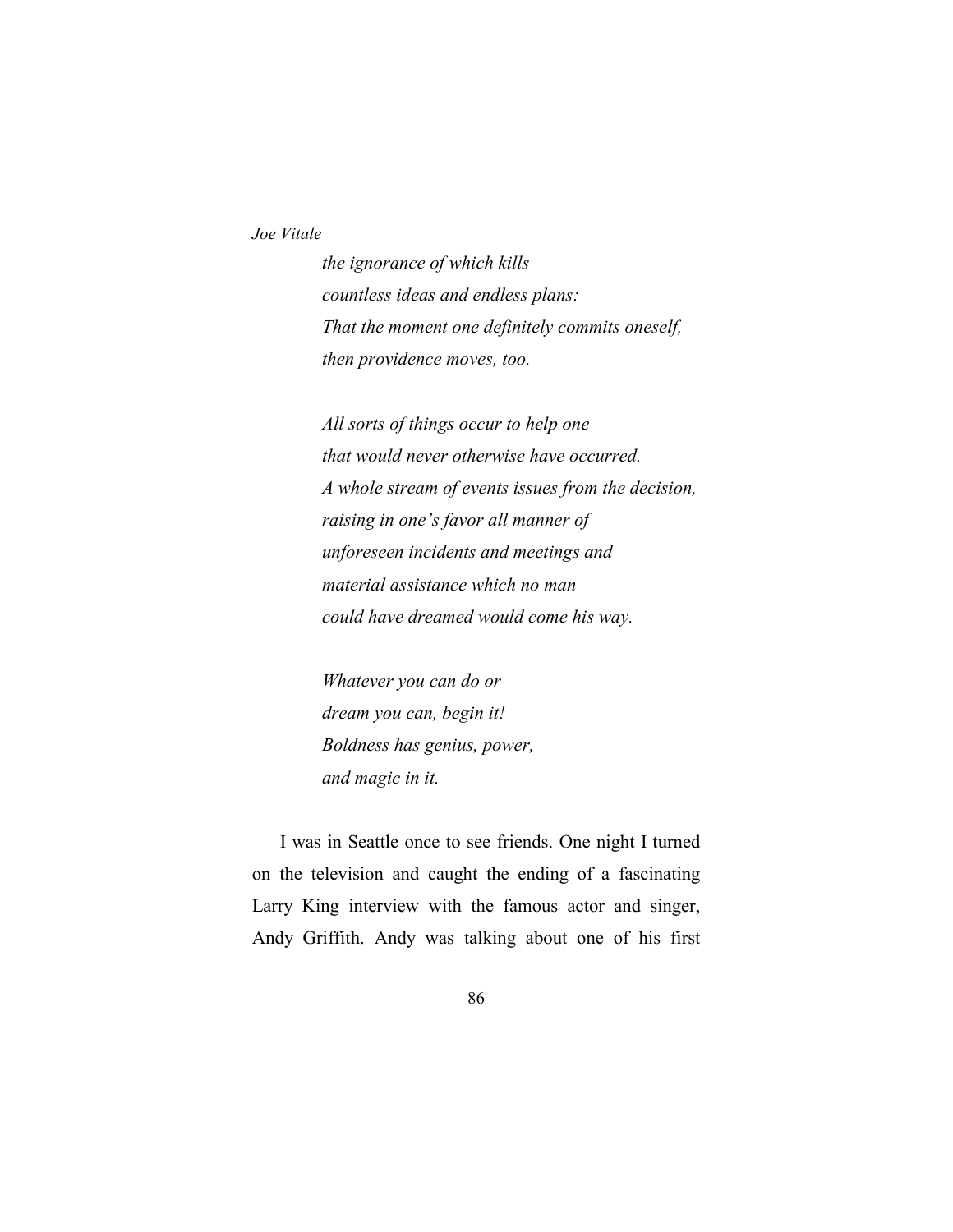*the ignorance of which kills*
*countless ideas and endless plans:*
*That the moment one definitely commits oneself,*
*then providence moves, too.*

*All sorts of things occur to help one*
*that would never otherwise have occurred.*
*A whole stream of events issues from the decision,*
*raising in one's favor all manner of*
*unforeseen incidents and meetings and*
*material assistance which no man*
*could have dreamed would come his way.*

*Whatever you can do or*
*dream you can, begin it!*
*Boldness has genius, power,*
*and magic in it.*

I was in Seattle once to see friends. One night I turned on the television and caught the ending of a fascinating Larry King interview with the famous actor and singer, Andy Griffith. Andy was talking about one of his first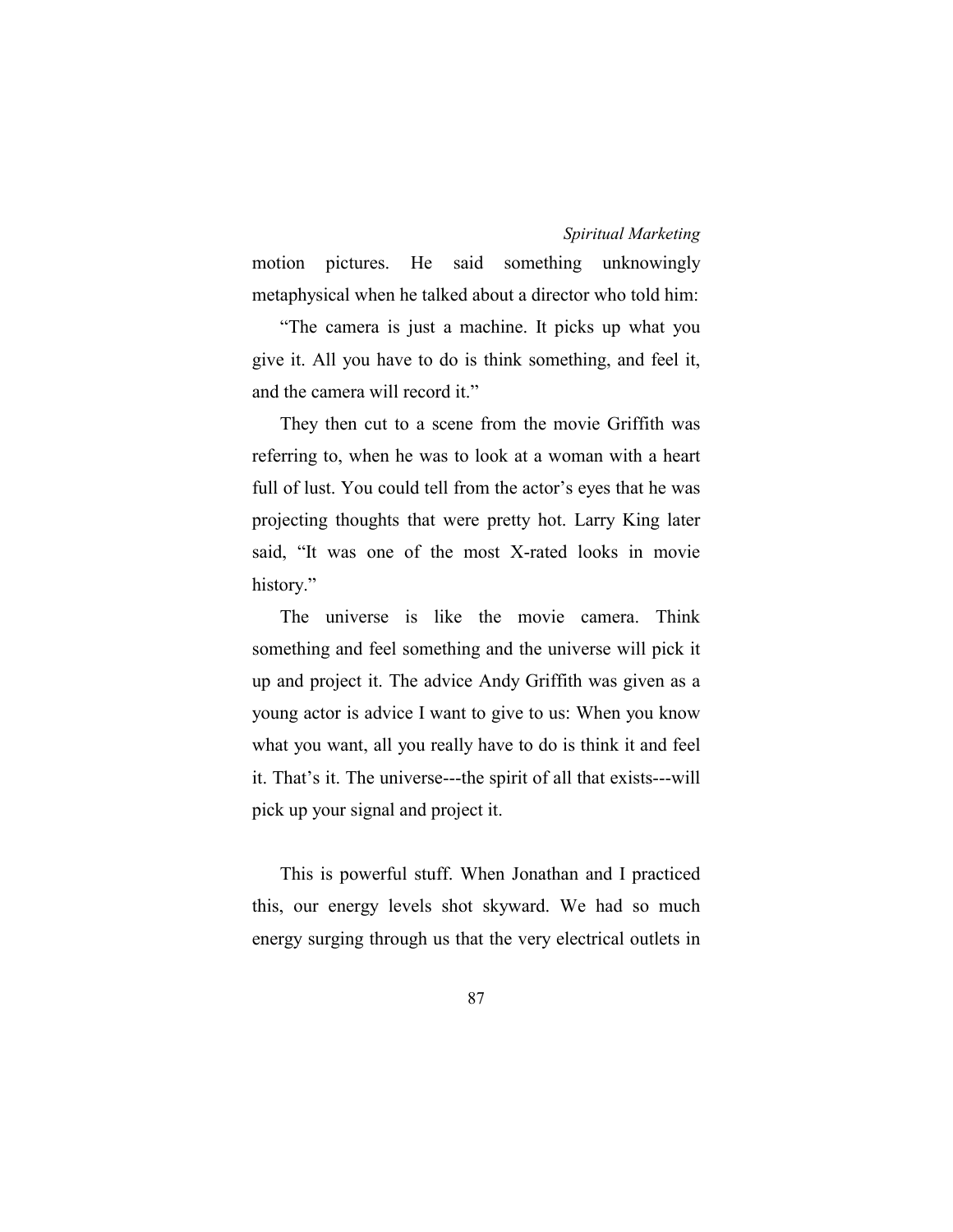motion pictures. He said something unknowingly metaphysical when he talked about a director who told him:

"The camera is just a machine. It picks up what you give it. All you have to do is think something, and feel it, and the camera will record it."

They then cut to a scene from the movie Griffith was referring to, when he was to look at a woman with a heart full of lust. You could tell from the actor's eyes that he was projecting thoughts that were pretty hot. Larry King later said, "It was one of the most X-rated looks in movie history."

The universe is like the movie camera. Think something and feel something and the universe will pick it up and project it. The advice Andy Griffith was given as a young actor is advice I want to give to us: When you know what you want, all you really have to do is think it and feel it. That's it. The universe---the spirit of all that exists---will pick up your signal and project it.

This is powerful stuff. When Jonathan and I practiced this, our energy levels shot skyward. We had so much energy surging through us that the very electrical outlets in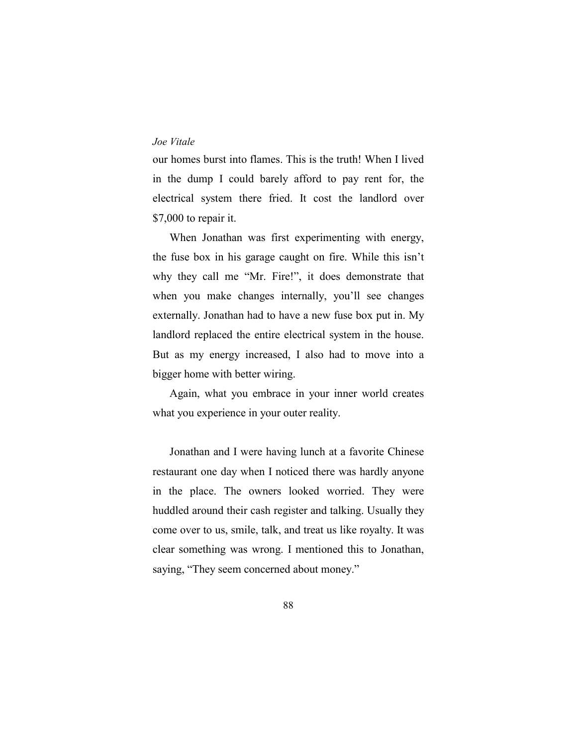our homes burst into flames. This is the truth! When I lived in the dump I could barely afford to pay rent for, the electrical system there fried. It cost the landlord over $7,000 to repair it.

When Jonathan was first experimenting with energy, the fuse box in his garage caught on fire. While this isn't why they call me "Mr. Fire!", it does demonstrate that when you make changes internally, you'll see changes externally. Jonathan had to have a new fuse box put in. My landlord replaced the entire electrical system in the house. But as my energy increased, I also had to move into a bigger home with better wiring.

Again, what you embrace in your inner world creates what you experience in your outer reality.

Jonathan and I were having lunch at a favorite Chinese restaurant one day when I noticed there was hardly anyone in the place. The owners looked worried. They were huddled around their cash register and talking. Usually they come over to us, smile, talk, and treat us like royalty. It was clear something was wrong. I mentioned this to Jonathan, saying, "They seem concerned about money."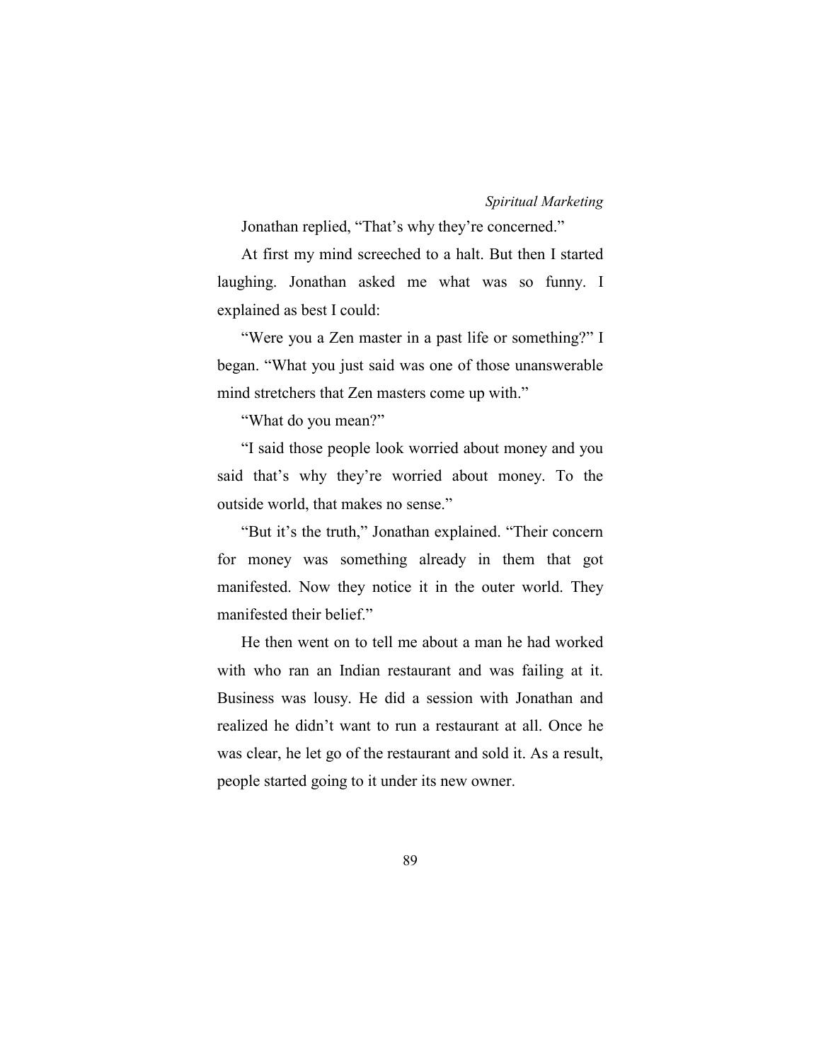Jonathan replied, “That’s why they’re concerned.”

At first my mind screeched to a halt. But then I started laughing. Jonathan asked me what was so funny. I explained as best I could:

“Were you a Zen master in a past life or something?” I began. “What you just said was one of those unanswerable mind stretchers that Zen masters come up with.”

“What do you mean?”

“I said those people look worried about money and you said that’s why they’re worried about money. To the outside world, that makes no sense.”

“But it’s the truth,” Jonathan explained. “Their concern for money was something already in them that got manifested. Now they notice it in the outer world. They manifested their belief.”

He then went on to tell me about a man he had worked with who ran an Indian restaurant and was failing at it. Business was lousy. He did a session with Jonathan and realized he didn’t want to run a restaurant at all. Once he was clear, he let go of the restaurant and sold it. As a result, people started going to it under its new owner.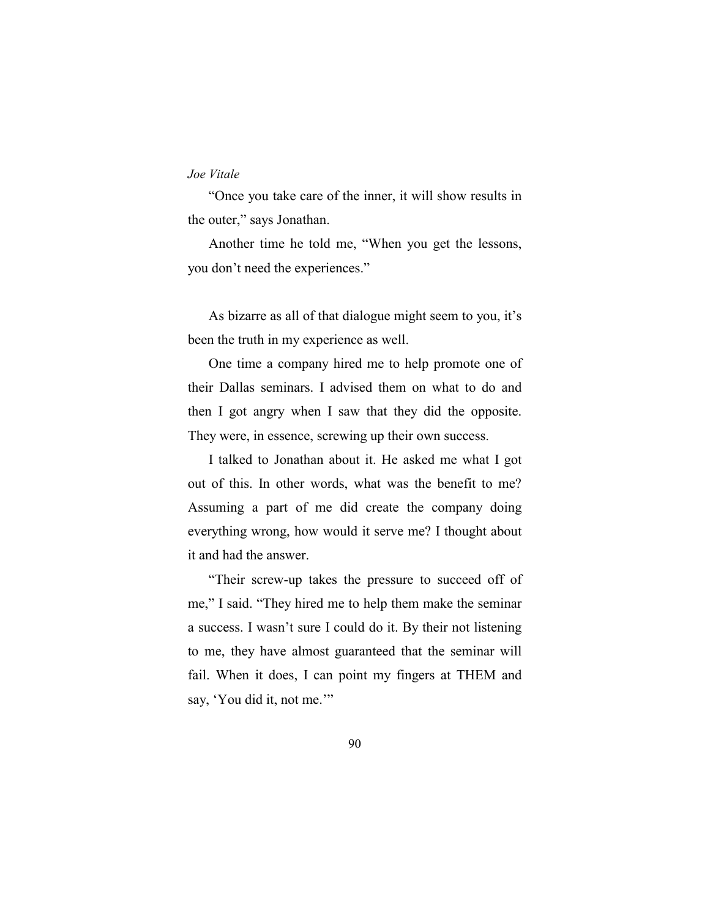"Once you take care of the inner, it will show results in the outer," says Jonathan.

Another time he told me, "When you get the lessons, you don't need the experiences."

As bizarre as all of that dialogue might seem to you, it's been the truth in my experience as well.

One time a company hired me to help promote one of their Dallas seminars. I advised them on what to do and then I got angry when I saw that they did the opposite. They were, in essence, screwing up their own success.

I talked to Jonathan about it. He asked me what I got out of this. In other words, what was the benefit to me? Assuming a part of me did create the company doing everything wrong, how would it serve me? I thought about it and had the answer.

"Their screw-up takes the pressure to succeed off of me," I said. "They hired me to help them make the seminar a success. I wasn't sure I could do it. By their not listening to me, they have almost guaranteed that the seminar will fail. When it does, I can point my fingers at THEM and say, 'You did it, not me.'"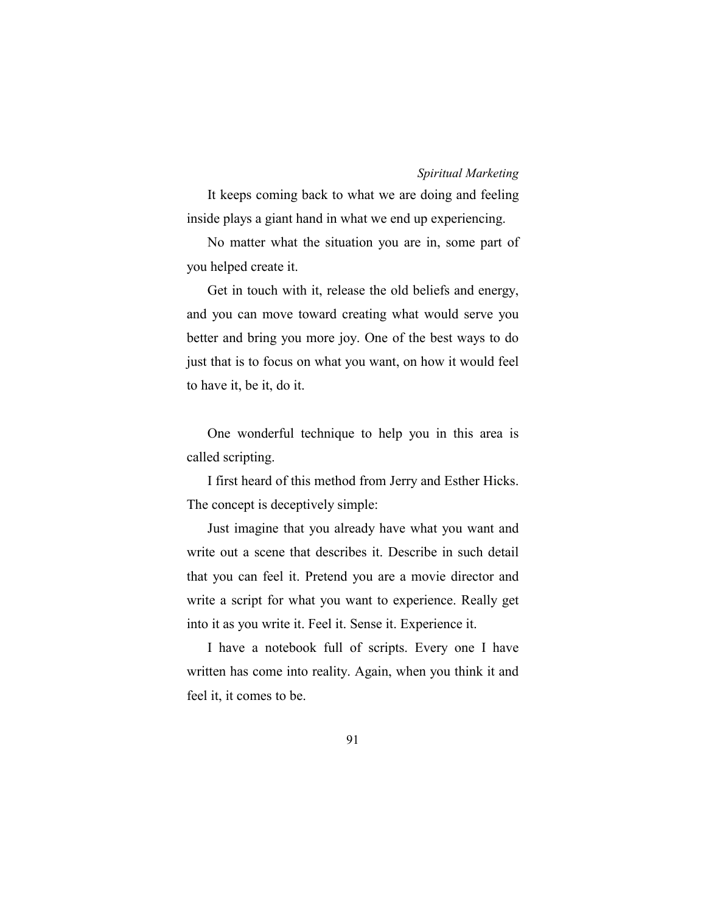It keeps coming back to what we are doing and feeling inside plays a giant hand in what we end up experiencing.

No matter what the situation you are in, some part of you helped create it.

Get in touch with it, release the old beliefs and energy, and you can move toward creating what would serve you better and bring you more joy. One of the best ways to do just that is to focus on what you want, on how it would feel to have it, be it, do it.

One wonderful technique to help you in this area is called scripting.

I first heard of this method from Jerry and Esther Hicks. The concept is deceptively simple:

Just imagine that you already have what you want and write out a scene that describes it. Describe in such detail that you can feel it. Pretend you are a movie director and write a script for what you want to experience. Really get into it as you write it. Feel it. Sense it. Experience it.

I have a notebook full of scripts. Every one I have written has come into reality. Again, when you think it and feel it, it comes to be.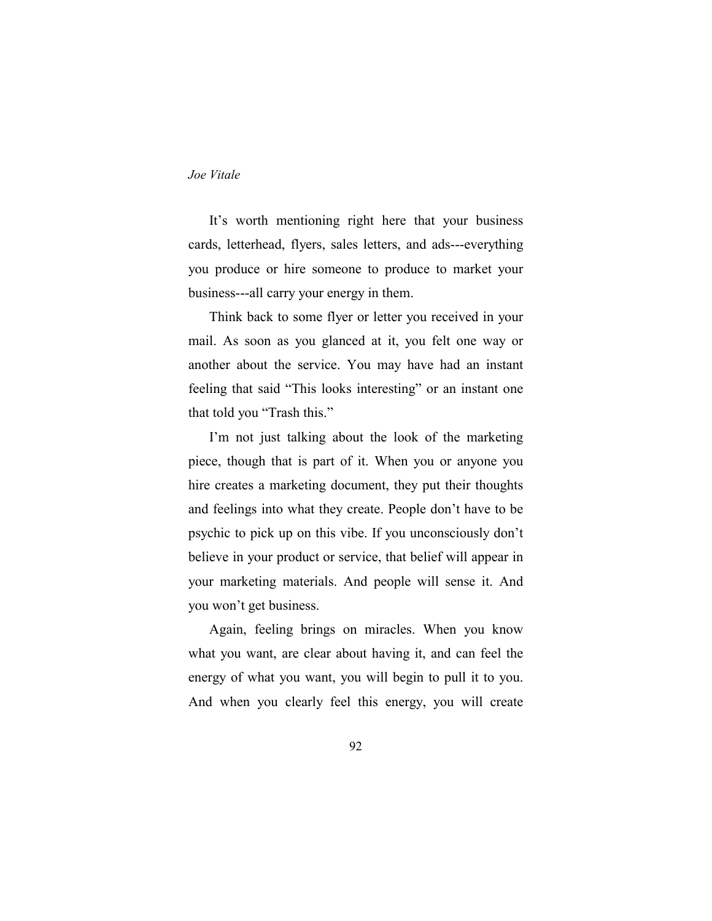It’s worth mentioning right here that your business cards, letterhead, flyers, sales letters, and ads---everything you produce or hire someone to produce to market your business---all carry your energy in them.

Think back to some flyer or letter you received in your mail. As soon as you glanced at it, you felt one way or another about the service. You may have had an instant feeling that said “This looks interesting” or an instant one that told you “Trash this.”

I’m not just talking about the look of the marketing piece, though that is part of it. When you or anyone you hire creates a marketing document, they put their thoughts and feelings into what they create. People don’t have to be psychic to pick up on this vibe. If you unconsciously don’t believe in your product or service, that belief will appear in your marketing materials. And people will sense it. And you won’t get business.

Again, feeling brings on miracles. When you know what you want, are clear about having it, and can feel the energy of what you want, you will begin to pull it to you. And when you clearly feel this energy, you will create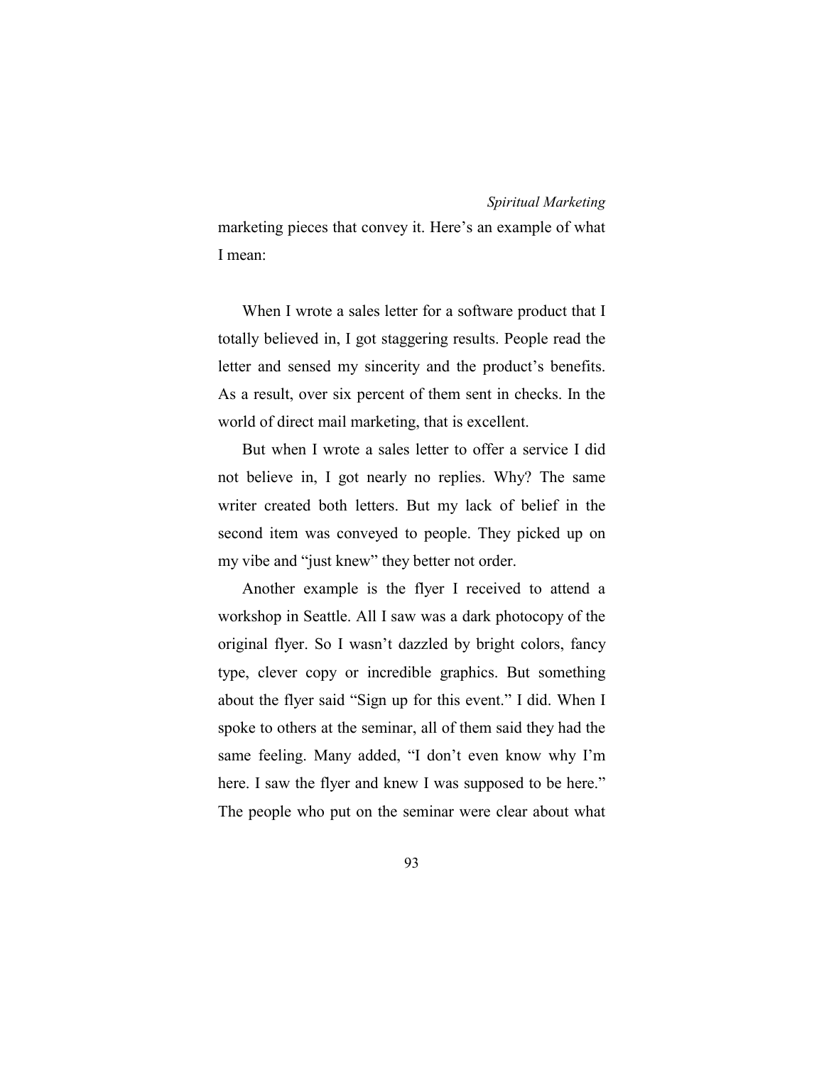marketing pieces that convey it. Here's an example of what I mean:

When I wrote a sales letter for a software product that I totally believed in, I got staggering results. People read the letter and sensed my sincerity and the product's benefits. As a result, over six percent of them sent in checks. In the world of direct mail marketing, that is excellent.

But when I wrote a sales letter to offer a service I did not believe in, I got nearly no replies. Why? The same writer created both letters. But my lack of belief in the second item was conveyed to people. They picked up on my vibe and "just knew" they better not order.

Another example is the flyer I received to attend a workshop in Seattle. All I saw was a dark photocopy of the original flyer. So I wasn't dazzled by bright colors, fancy type, clever copy or incredible graphics. But something about the flyer said "Sign up for this event." I did. When I spoke to others at the seminar, all of them said they had the same feeling. Many added, "I don't even know why I'm here. I saw the flyer and knew I was supposed to be here." The people who put on the seminar were clear about what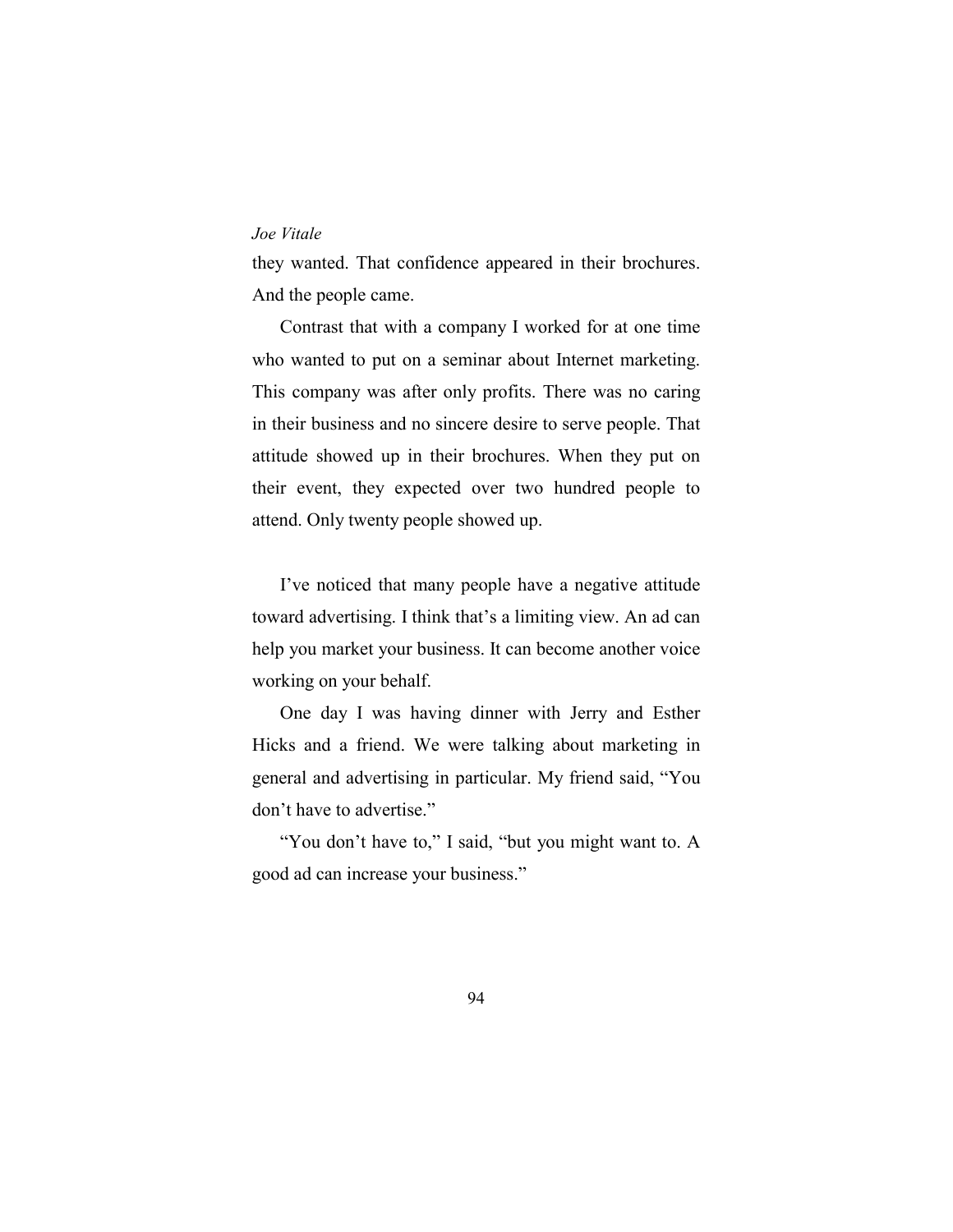they wanted. That confidence appeared in their brochures. And the people came.

Contrast that with a company I worked for at one time who wanted to put on a seminar about Internet marketing. This company was after only profits. There was no caring in their business and no sincere desire to serve people. That attitude showed up in their brochures. When they put on their event, they expected over two hundred people to attend. Only twenty people showed up.

I've noticed that many people have a negative attitude toward advertising. I think that's a limiting view. An ad can help you market your business. It can become another voice working on your behalf.

One day I was having dinner with Jerry and Esther Hicks and a friend. We were talking about marketing in general and advertising in particular. My friend said, "You don't have to advertise."

"You don't have to," I said, "but you might want to. A good ad can increase your business."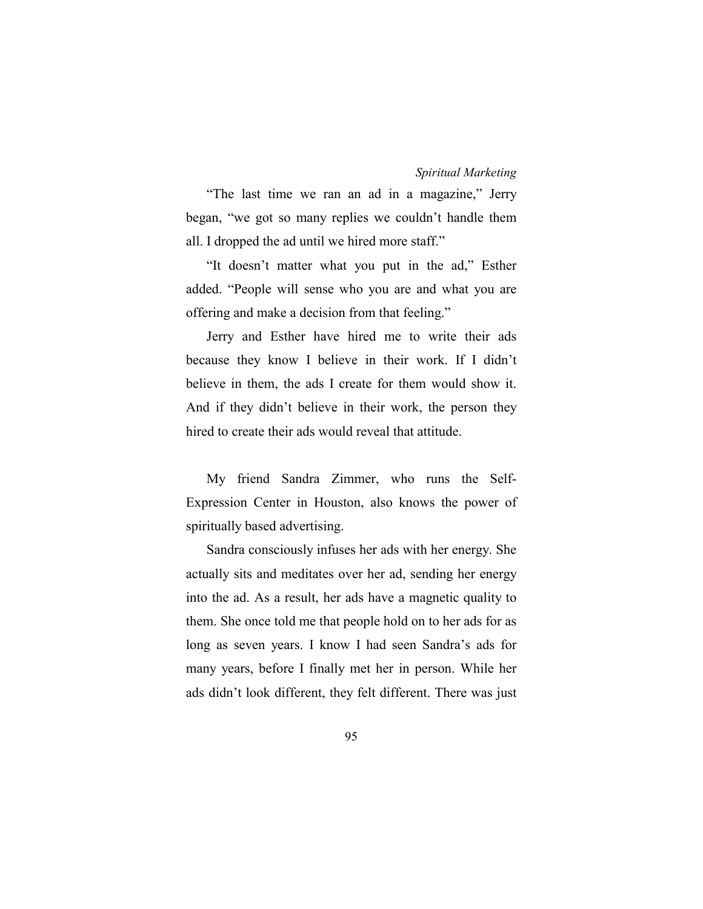"The last time we ran an ad in a magazine," Jerry began, "we got so many replies we couldn't handle them all. I dropped the ad until we hired more staff."

"It doesn't matter what you put in the ad," Esther added. "People will sense who you are and what you are offering and make a decision from that feeling."

Jerry and Esther have hired me to write their ads because they know I believe in their work. If I didn't believe in them, the ads I create for them would show it. And if they didn't believe in their work, the person they hired to create their ads would reveal that attitude.

My friend Sandra Zimmer, who runs the Self-Expression Center in Houston, also knows the power of spiritually based advertising.

Sandra consciously infuses her ads with her energy. She actually sits and meditates over her ad, sending her energy into the ad. As a result, her ads have a magnetic quality to them. She once told me that people hold on to her ads for as long as seven years. I know I had seen Sandra's ads for many years, before I finally met her in person. While her ads didn't look different, they felt different. There was just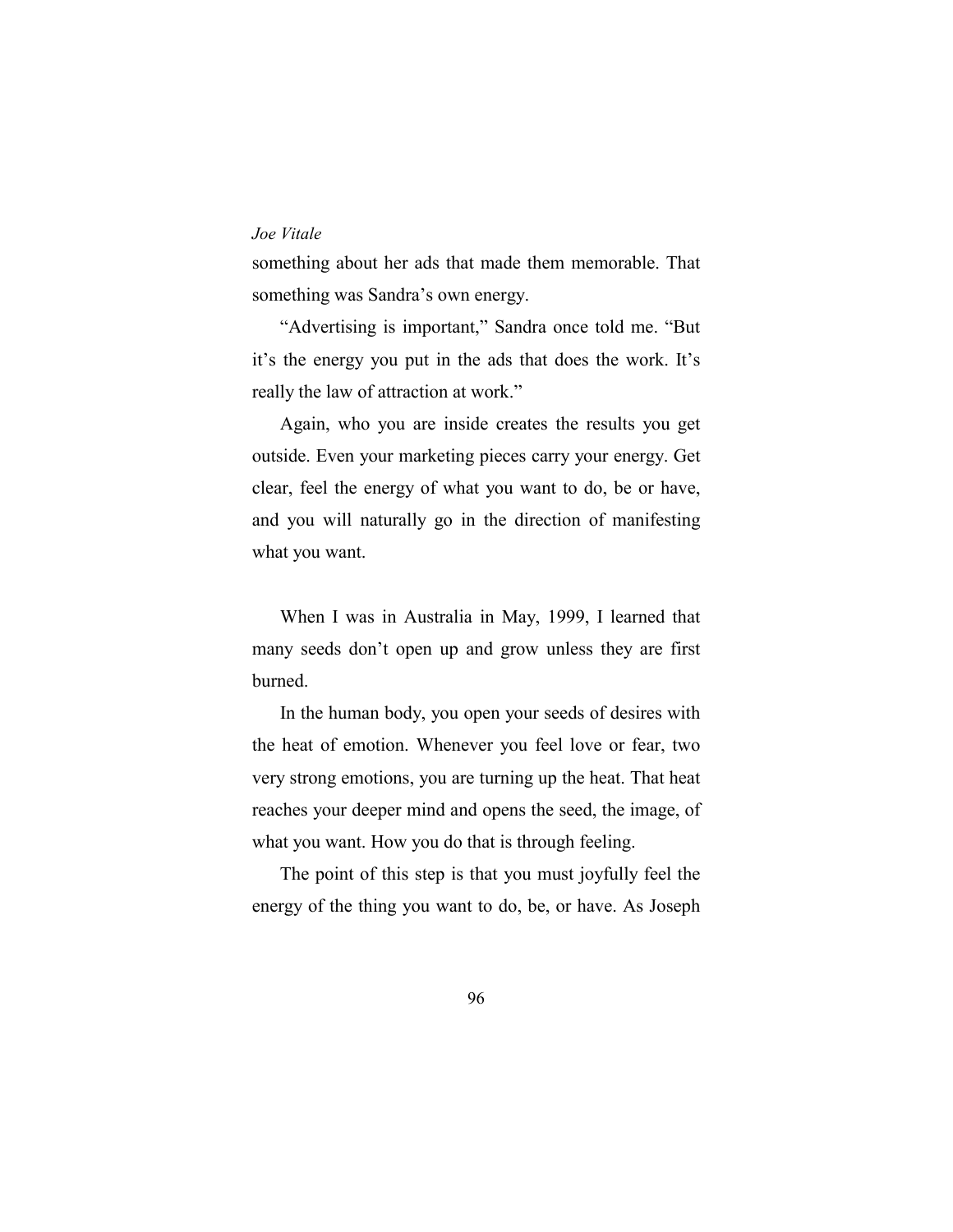something about her ads that made them memorable. That something was Sandra's own energy.

"Advertising is important," Sandra once told me. "But it's the energy you put in the ads that does the work. It's really the law of attraction at work."

Again, who you are inside creates the results you get outside. Even your marketing pieces carry your energy. Get clear, feel the energy of what you want to do, be or have, and you will naturally go in the direction of manifesting what you want.

When I was in Australia in May, 1999, I learned that many seeds don't open up and grow unless they are first burned.

In the human body, you open your seeds of desires with the heat of emotion. Whenever you feel love or fear, two very strong emotions, you are turning up the heat. That heat reaches your deeper mind and opens the seed, the image, of what you want. How you do that is through feeling.

The point of this step is that you must joyfully feel the energy of the thing you want to do, be, or have. As Joseph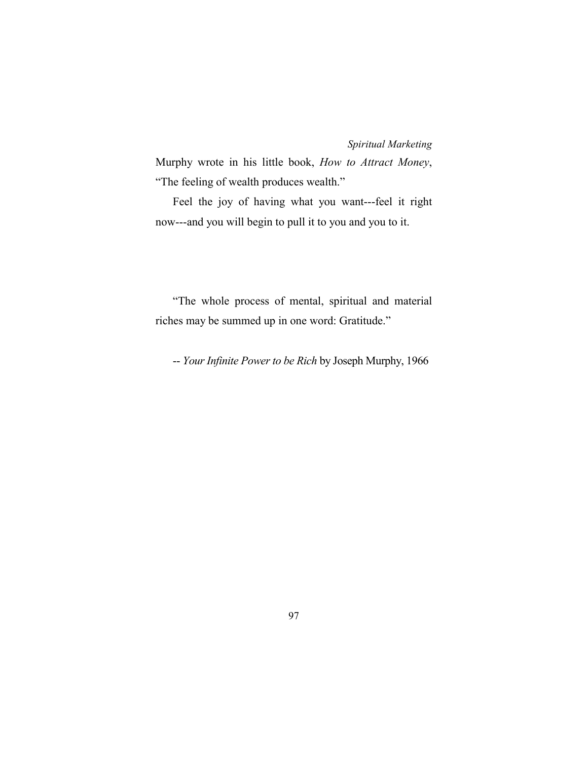Murphy wrote in his little book, *How to Attract Money*, "The feeling of wealth produces wealth."

Feel the joy of having what you want---feel it right now---and you will begin to pull it to you and you to it.

"The whole process of mental, spiritual and material riches may be summed up in one word: Gratitude."

-- *Your Infinite Power to be Rich* by Joseph Murphy, 1966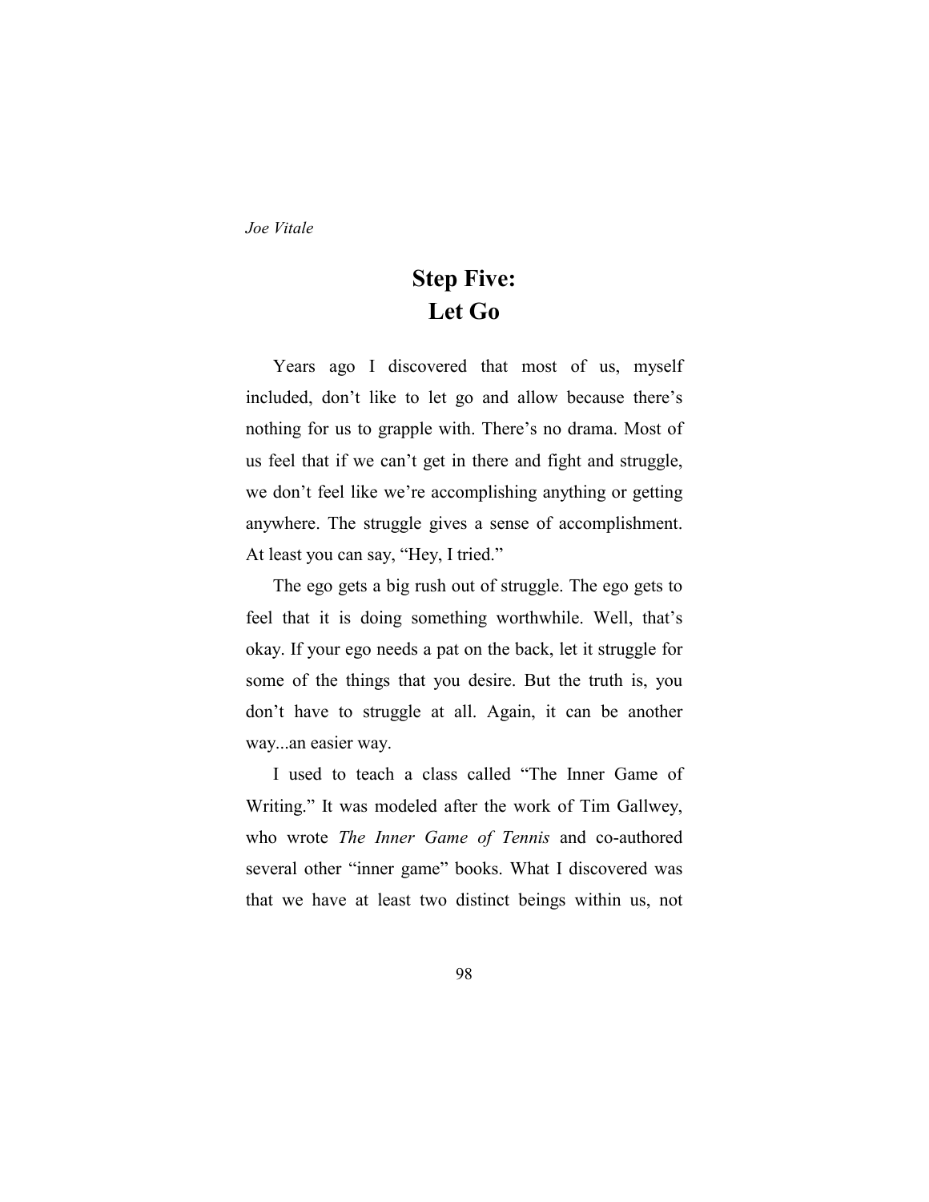# Step Five:
# Let Go

Years ago I discovered that most of us, myself included, don't like to let go and allow because there's nothing for us to grapple with. There's no drama. Most of us feel that if we can't get in there and fight and struggle, we don't feel like we're accomplishing anything or getting anywhere. The struggle gives a sense of accomplishment. At least you can say, "Hey, I tried."

The ego gets a big rush out of struggle. The ego gets to feel that it is doing something worthwhile. Well, that's okay. If your ego needs a pat on the back, let it struggle for some of the things that you desire. But the truth is, you don't have to struggle at all. Again, it can be another way...an easier way.

I used to teach a class called "The Inner Game of Writing." It was modeled after the work of Tim Gallwey, who wrote *The Inner Game of Tennis* and co-authored several other "inner game" books. What I discovered was that we have at least two distinct beings within us, not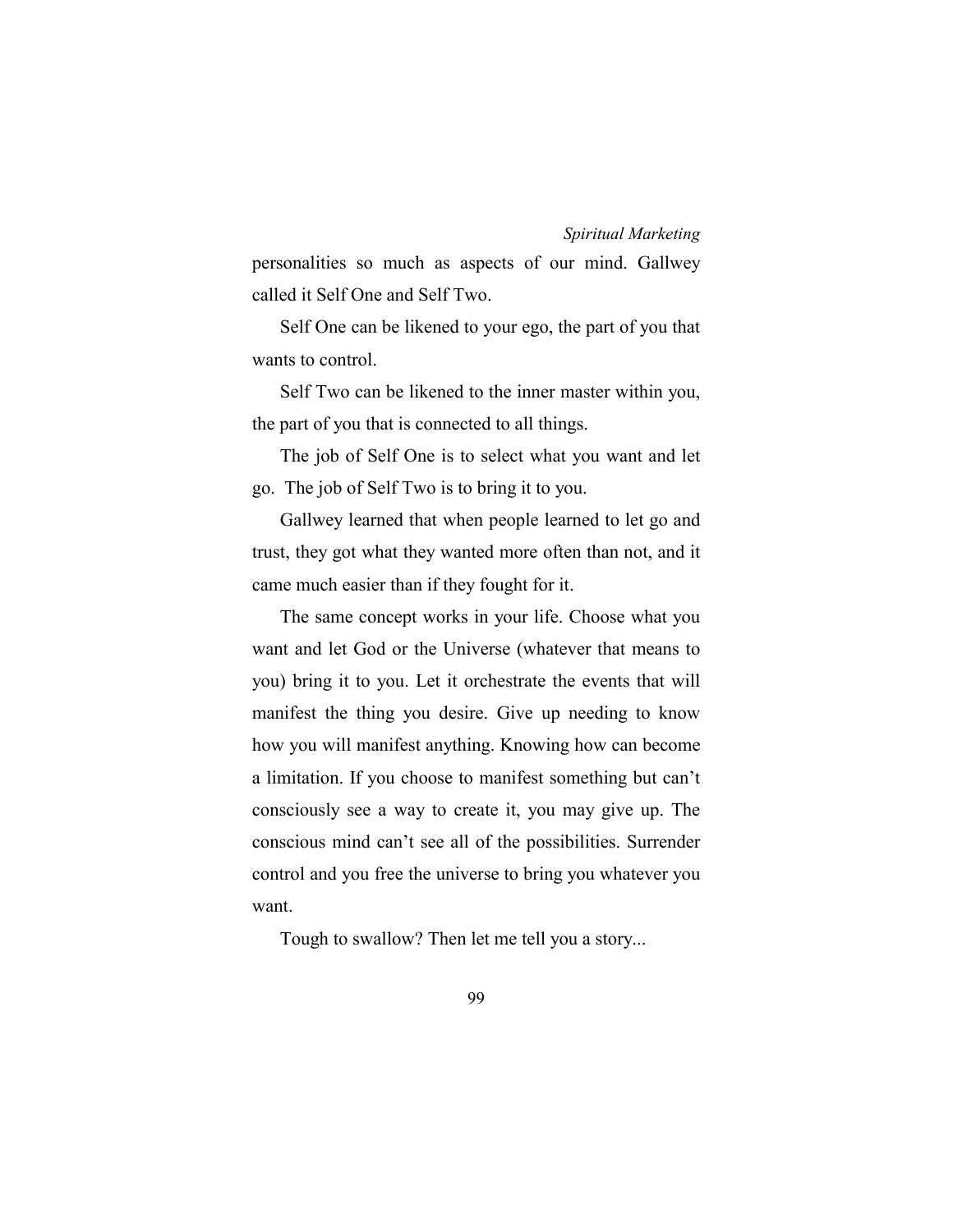personalities so much as aspects of our mind. Gallwey called it Self One and Self Two.

Self One can be likened to your ego, the part of you that wants to control.

Self Two can be likened to the inner master within you, the part of you that is connected to all things.

The job of Self One is to select what you want and let go. The job of Self Two is to bring it to you.

Gallwey learned that when people learned to let go and trust, they got what they wanted more often than not, and it came much easier than if they fought for it.

The same concept works in your life. Choose what you want and let God or the Universe (whatever that means to you) bring it to you. Let it orchestrate the events that will manifest the thing you desire. Give up needing to know how you will manifest anything. Knowing how can become a limitation. If you choose to manifest something but can't consciously see a way to create it, you may give up. The conscious mind can't see all of the possibilities. Surrender control and you free the universe to bring you whatever you want.

Tough to swallow? Then let me tell you a story...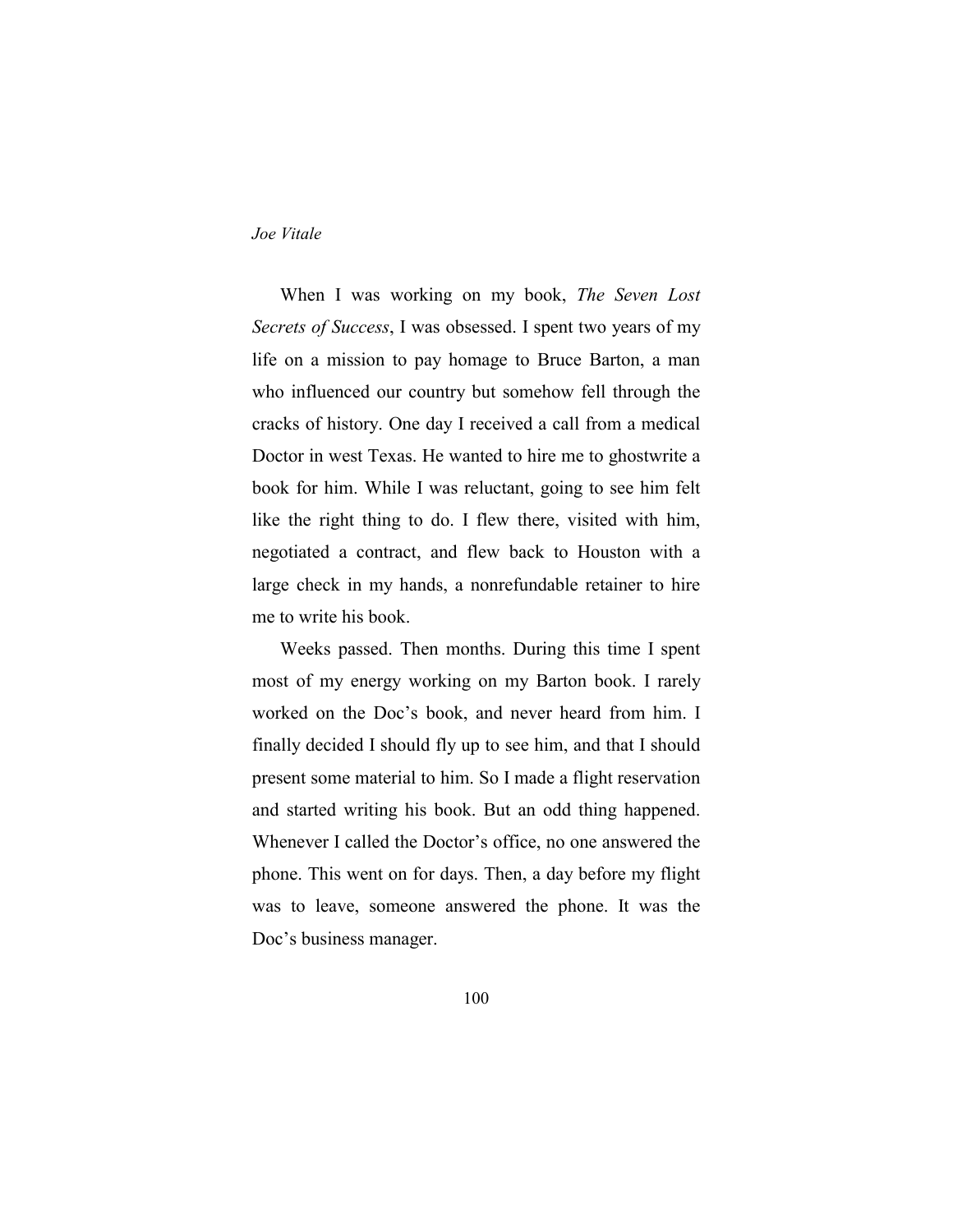When I was working on my book, *The Seven Lost Secrets of Success*, I was obsessed. I spent two years of my life on a mission to pay homage to Bruce Barton, a man who influenced our country but somehow fell through the cracks of history. One day I received a call from a medical Doctor in west Texas. He wanted to hire me to ghostwrite a book for him. While I was reluctant, going to see him felt like the right thing to do. I flew there, visited with him, negotiated a contract, and flew back to Houston with a large check in my hands, a nonrefundable retainer to hire me to write his book.

Weeks passed. Then months. During this time I spent most of my energy working on my Barton book. I rarely worked on the Doc's book, and never heard from him. I finally decided I should fly up to see him, and that I should present some material to him. So I made a flight reservation and started writing his book. But an odd thing happened. Whenever I called the Doctor's office, no one answered the phone. This went on for days. Then, a day before my flight was to leave, someone answered the phone. It was the Doc's business manager.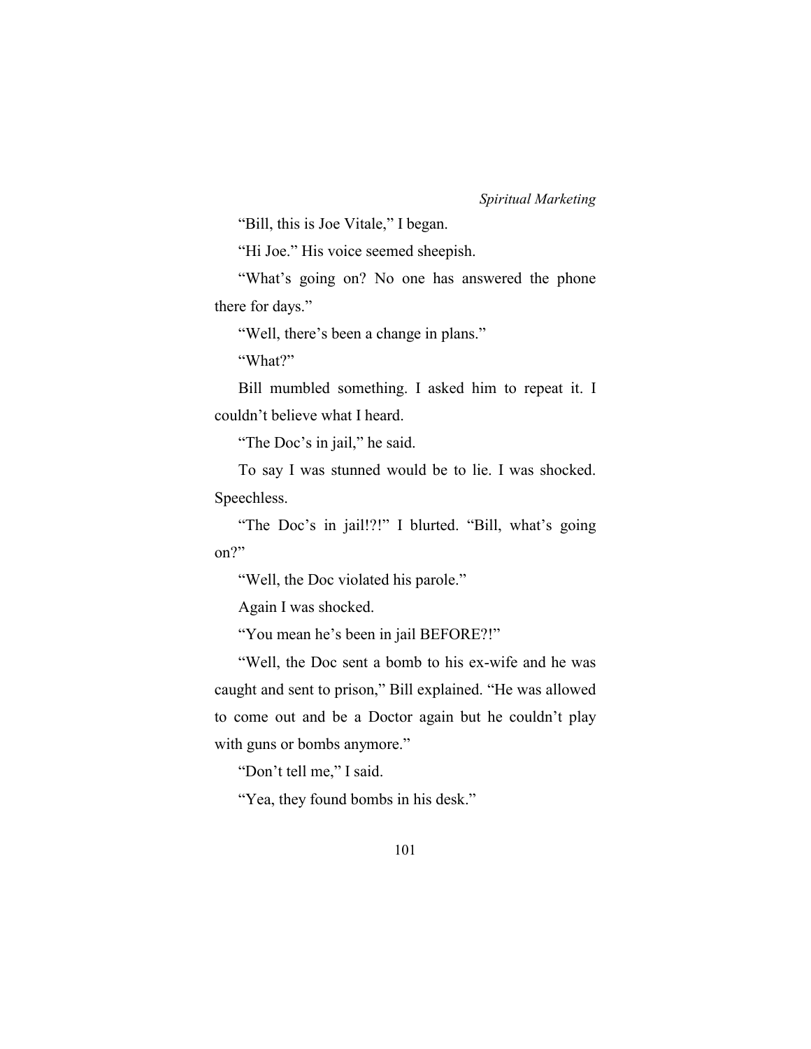"Bill, this is Joe Vitale," I began.

"Hi Joe." His voice seemed sheepish.

"What's going on? No one has answered the phone there for days."

"Well, there's been a change in plans."

"What?"

Bill mumbled something. I asked him to repeat it. I couldn't believe what I heard.

"The Doc's in jail," he said.

To say I was stunned would be to lie. I was shocked. Speechless.

"The Doc's in jail!?!" I blurted. "Bill, what's going on?"

"Well, the Doc violated his parole."

Again I was shocked.

"You mean he's been in jail BEFORE?!"

"Well, the Doc sent a bomb to his ex-wife and he was caught and sent to prison," Bill explained. "He was allowed to come out and be a Doctor again but he couldn't play with guns or bombs anymore."

"Don't tell me," I said.

"Yea, they found bombs in his desk."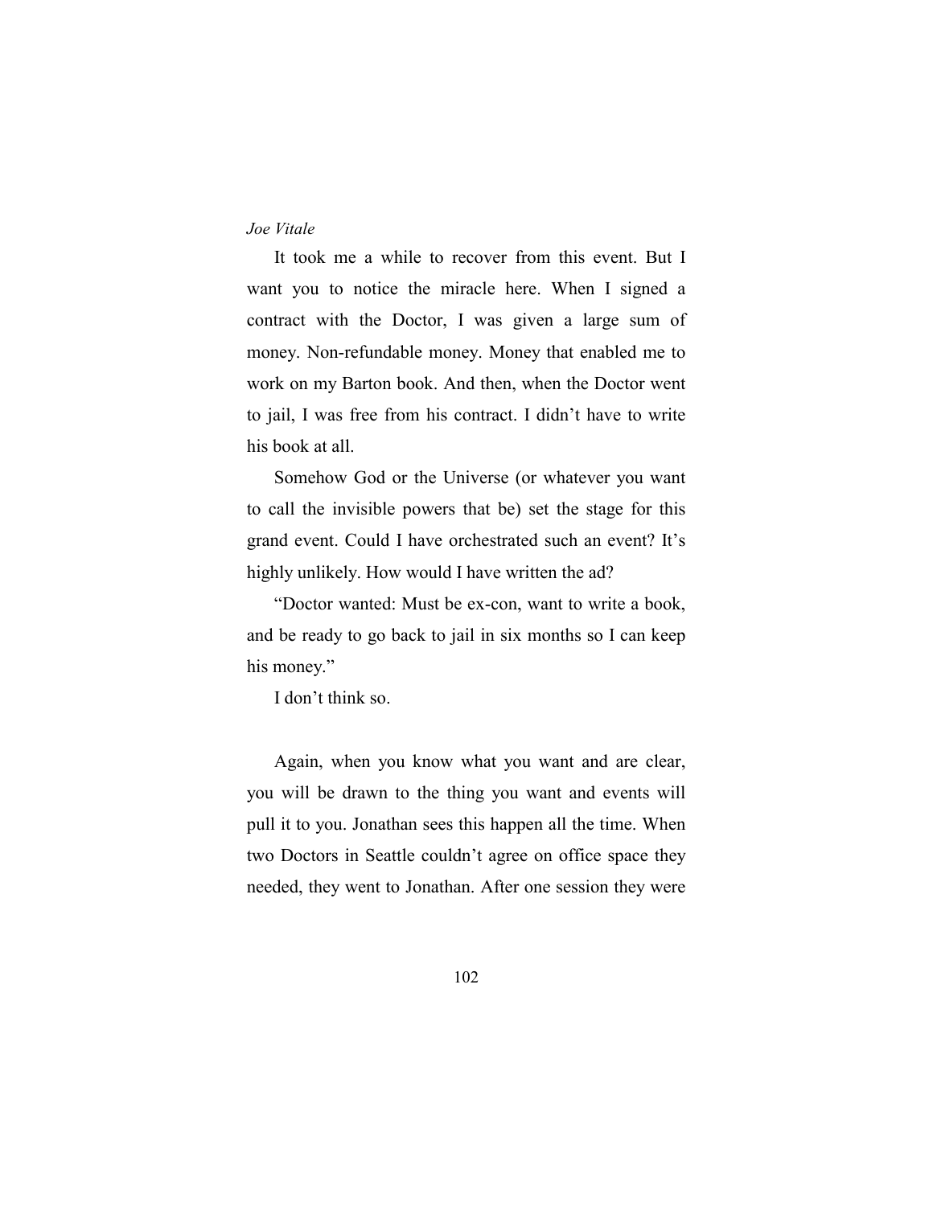It took me a while to recover from this event. But I want you to notice the miracle here. When I signed a contract with the Doctor, I was given a large sum of money. Non-refundable money. Money that enabled me to work on my Barton book. And then, when the Doctor went to jail, I was free from his contract. I didn't have to write his book at all.

Somehow God or the Universe (or whatever you want to call the invisible powers that be) set the stage for this grand event. Could I have orchestrated such an event? It's highly unlikely. How would I have written the ad?

"Doctor wanted: Must be ex-con, want to write a book, and be ready to go back to jail in six months so I can keep his money."

I don't think so.

Again, when you know what you want and are clear, you will be drawn to the thing you want and events will pull it to you. Jonathan sees this happen all the time. When two Doctors in Seattle couldn't agree on office space they needed, they went to Jonathan. After one session they were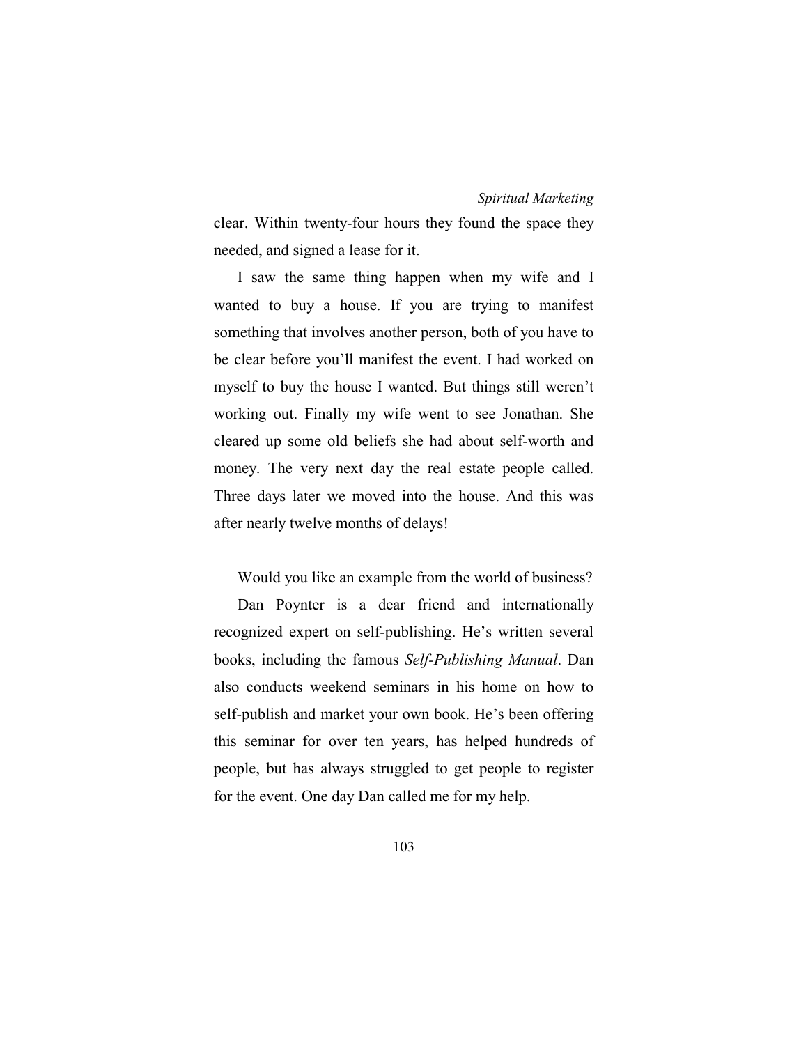clear. Within twenty-four hours they found the space they needed, and signed a lease for it.

I saw the same thing happen when my wife and I wanted to buy a house. If you are trying to manifest something that involves another person, both of you have to be clear before you'll manifest the event. I had worked on myself to buy the house I wanted. But things still weren't working out. Finally my wife went to see Jonathan. She cleared up some old beliefs she had about self-worth and money. The very next day the real estate people called. Three days later we moved into the house. And this was after nearly twelve months of delays!

Would you like an example from the world of business?

Dan Poynter is a dear friend and internationally recognized expert on self-publishing. He's written several books, including the famous *Self-Publishing Manual*. Dan also conducts weekend seminars in his home on how to self-publish and market your own book. He's been offering this seminar for over ten years, has helped hundreds of people, but has always struggled to get people to register for the event. One day Dan called me for my help.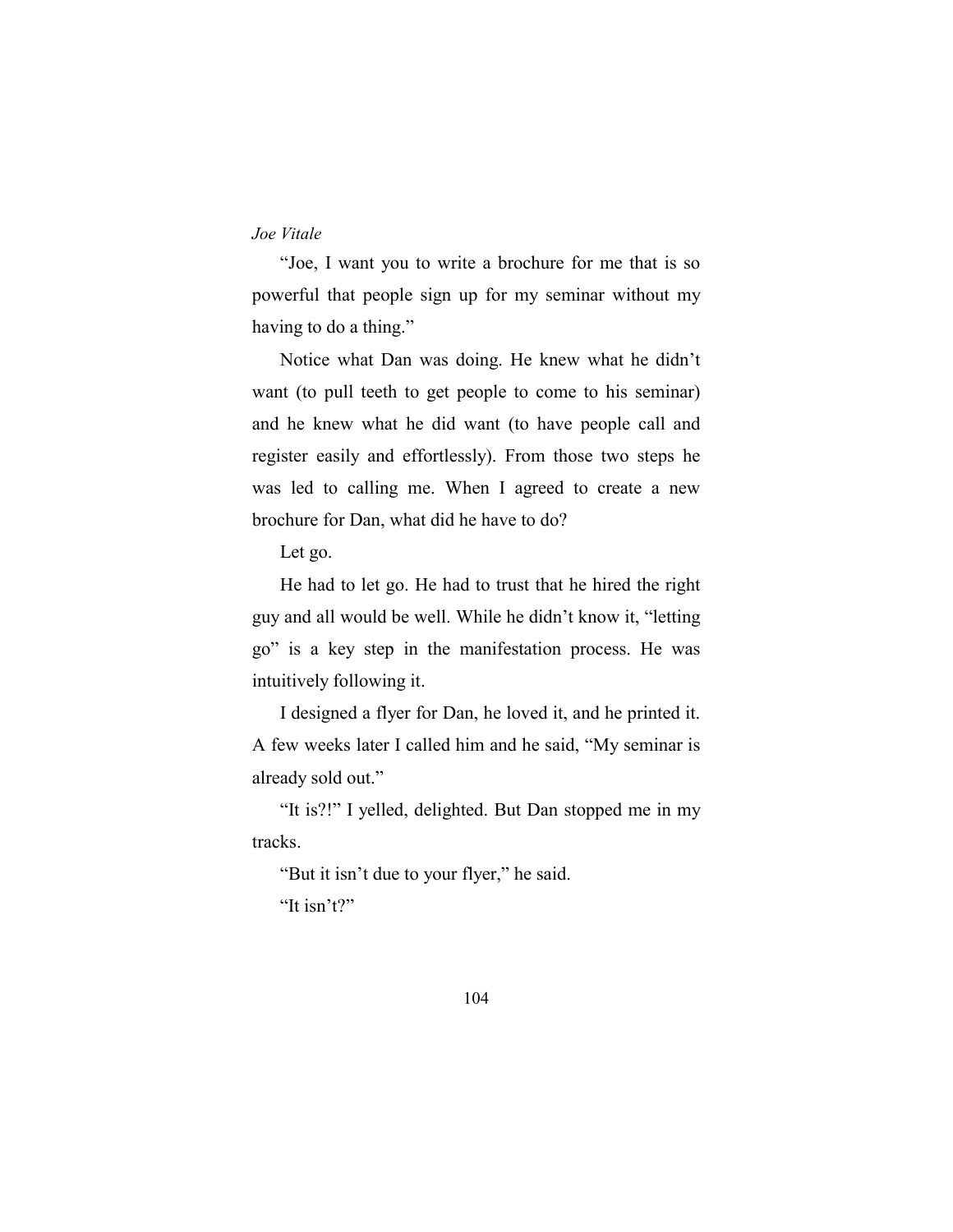"Joe, I want you to write a brochure for me that is so powerful that people sign up for my seminar without my having to do a thing."

Notice what Dan was doing. He knew what he didn't want (to pull teeth to get people to come to his seminar) and he knew what he did want (to have people call and register easily and effortlessly). From those two steps he was led to calling me. When I agreed to create a new brochure for Dan, what did he have to do?

Let go.

He had to let go. He had to trust that he hired the right guy and all would be well. While he didn't know it, "letting go" is a key step in the manifestation process. He was intuitively following it.

I designed a flyer for Dan, he loved it, and he printed it. A few weeks later I called him and he said, "My seminar is already sold out."

"It is?!" I yelled, delighted. But Dan stopped me in my tracks.

"But it isn't due to your flyer," he said.

"It isn't?"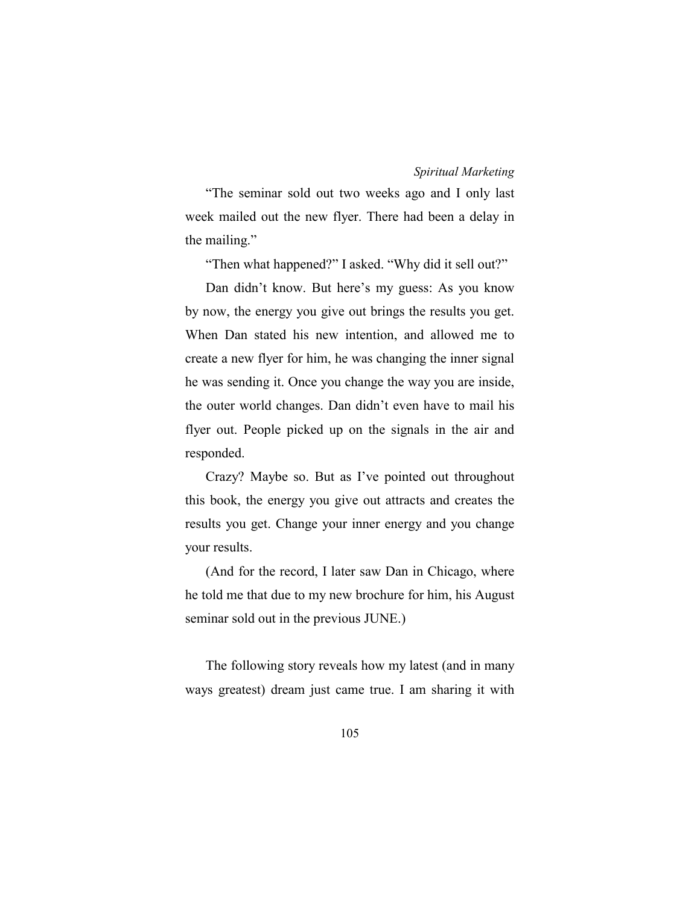"The seminar sold out two weeks ago and I only last week mailed out the new flyer. There had been a delay in the mailing."

"Then what happened?" I asked. "Why did it sell out?"

Dan didn't know. But here's my guess: As you know by now, the energy you give out brings the results you get. When Dan stated his new intention, and allowed me to create a new flyer for him, he was changing the inner signal he was sending it. Once you change the way you are inside, the outer world changes. Dan didn't even have to mail his flyer out. People picked up on the signals in the air and responded.

Crazy? Maybe so. But as I've pointed out throughout this book, the energy you give out attracts and creates the results you get. Change your inner energy and you change your results.

(And for the record, I later saw Dan in Chicago, where he told me that due to my new brochure for him, his August seminar sold out in the previous JUNE.)

The following story reveals how my latest (and in many ways greatest) dream just came true. I am sharing it with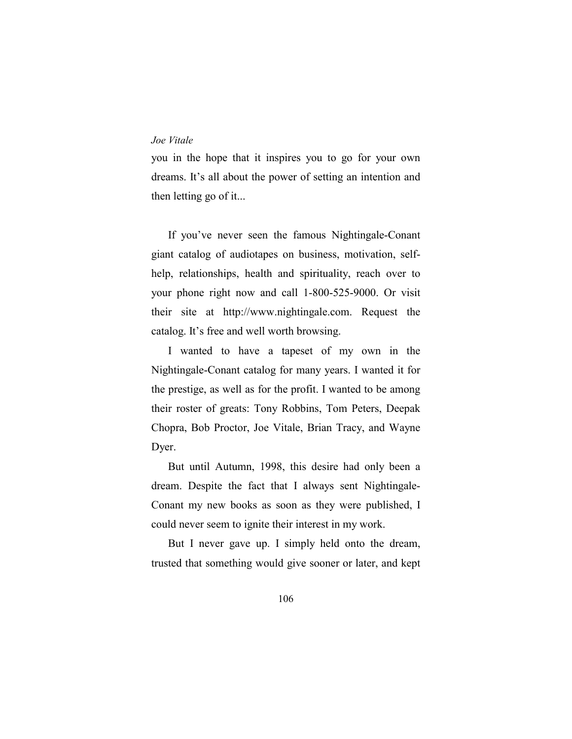you in the hope that it inspires you to go for your own dreams. It's all about the power of setting an intention and then letting go of it...

If you've never seen the famous Nightingale-Conant giant catalog of audiotapes on business, motivation, self-help, relationships, health and spirituality, reach over to your phone right now and call 1-800-525-9000. Or visit their site at http://www.nightingale.com. Request the catalog. It's free and well worth browsing.

I wanted to have a tapeset of my own in the Nightingale-Conant catalog for many years. I wanted it for the prestige, as well as for the profit. I wanted to be among their roster of greats: Tony Robbins, Tom Peters, Deepak Chopra, Bob Proctor, Joe Vitale, Brian Tracy, and Wayne Dyer.

But until Autumn, 1998, this desire had only been a dream. Despite the fact that I always sent Nightingale-Conant my new books as soon as they were published, I could never seem to ignite their interest in my work.

But I never gave up. I simply held onto the dream, trusted that something would give sooner or later, and kept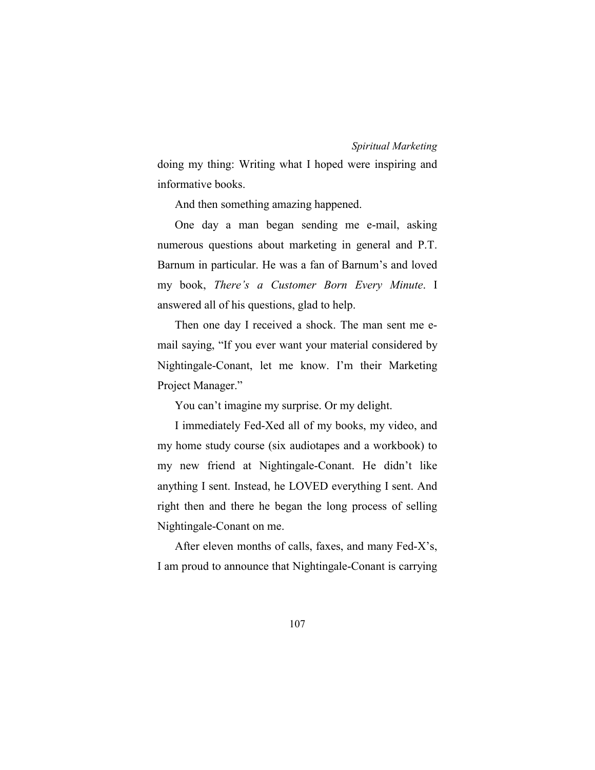doing my thing: Writing what I hoped were inspiring and informative books.

And then something amazing happened.

One day a man began sending me e-mail, asking numerous questions about marketing in general and P.T. Barnum in particular. He was a fan of Barnum's and loved my book, *There's a Customer Born Every Minute*. I answered all of his questions, glad to help.

Then one day I received a shock. The man sent me e-mail saying, "If you ever want your material considered by Nightingale-Conant, let me know. I'm their Marketing Project Manager."

You can't imagine my surprise. Or my delight.

I immediately Fed-Xed all of my books, my video, and my home study course (six audiotapes and a workbook) to my new friend at Nightingale-Conant. He didn't like anything I sent. Instead, he LOVED everything I sent. And right then and there he began the long process of selling Nightingale-Conant on me.

After eleven months of calls, faxes, and many Fed-X's, I am proud to announce that Nightingale-Conant is carrying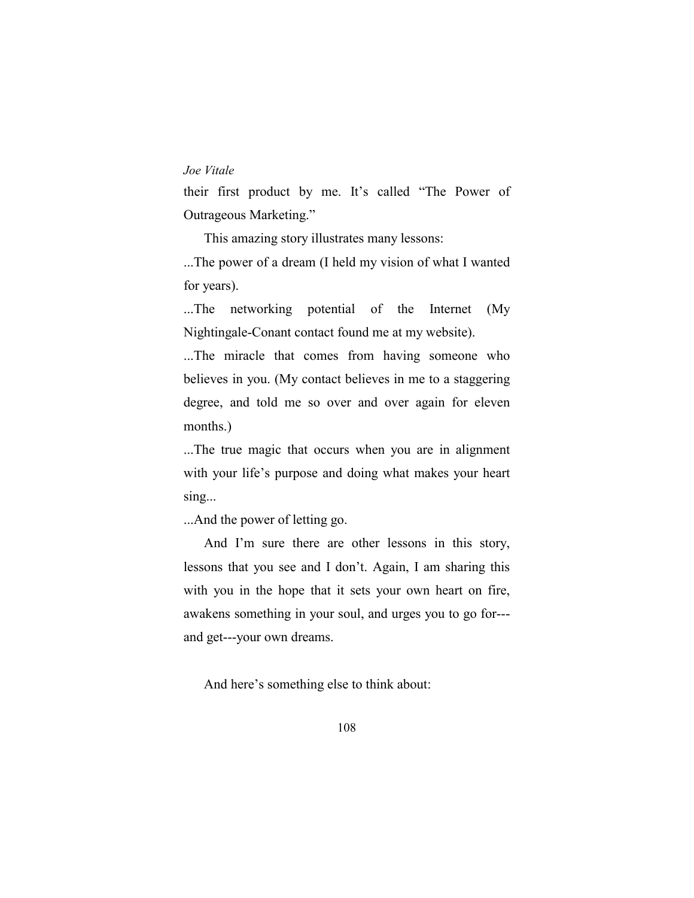their first product by me. It's called "The Power of Outrageous Marketing."

This amazing story illustrates many lessons:

...The power of a dream (I held my vision of what I wanted for years).

...The networking potential of the Internet (My Nightingale-Conant contact found me at my website).

...The miracle that comes from having someone who believes in you. (My contact believes in me to a staggering degree, and told me so over and over again for eleven months.)

...The true magic that occurs when you are in alignment with your life's purpose and doing what makes your heart sing...

...And the power of letting go.

And I'm sure there are other lessons in this story, lessons that you see and I don't. Again, I am sharing this with you in the hope that it sets your own heart on fire, awakens something in your soul, and urges you to go for---and get---your own dreams.

And here's something else to think about: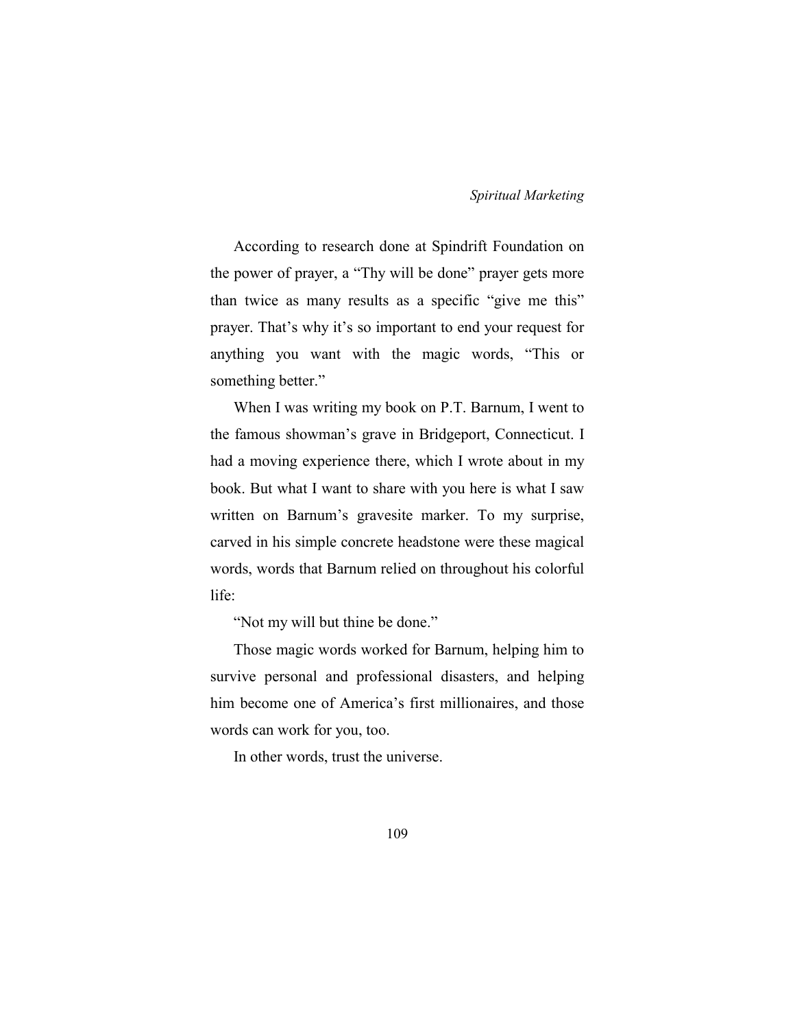According to research done at Spindrift Foundation on the power of prayer, a "Thy will be done" prayer gets more than twice as many results as a specific "give me this" prayer. That's why it's so important to end your request for anything you want with the magic words, "This or something better."

When I was writing my book on P.T. Barnum, I went to the famous showman's grave in Bridgeport, Connecticut. I had a moving experience there, which I wrote about in my book. But what I want to share with you here is what I saw written on Barnum's gravesite marker. To my surprise, carved in his simple concrete headstone were these magical words, words that Barnum relied on throughout his colorful life:

"Not my will but thine be done."

Those magic words worked for Barnum, helping him to survive personal and professional disasters, and helping him become one of America's first millionaires, and those words can work for you, too.

In other words, trust the universe.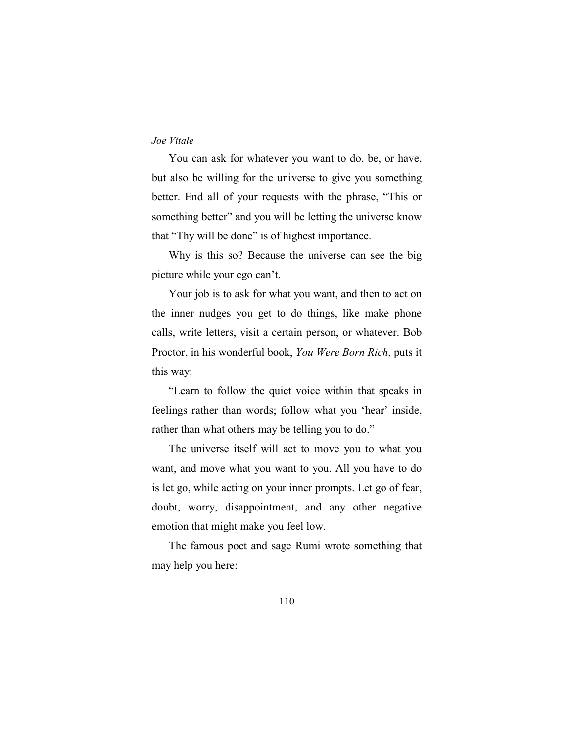You can ask for whatever you want to do, be, or have, but also be willing for the universe to give you something better. End all of your requests with the phrase, "This or something better" and you will be letting the universe know that "Thy will be done" is of highest importance.

Why is this so? Because the universe can see the big picture while your ego can't.

Your job is to ask for what you want, and then to act on the inner nudges you get to do things, like make phone calls, write letters, visit a certain person, or whatever. Bob Proctor, in his wonderful book, *You Were Born Rich*, puts it this way:

"Learn to follow the quiet voice within that speaks in feelings rather than words; follow what you 'hear' inside, rather than what others may be telling you to do."

The universe itself will act to move you to what you want, and move what you want to you. All you have to do is let go, while acting on your inner prompts. Let go of fear, doubt, worry, disappointment, and any other negative emotion that might make you feel low.

The famous poet and sage Rumi wrote something that may help you here: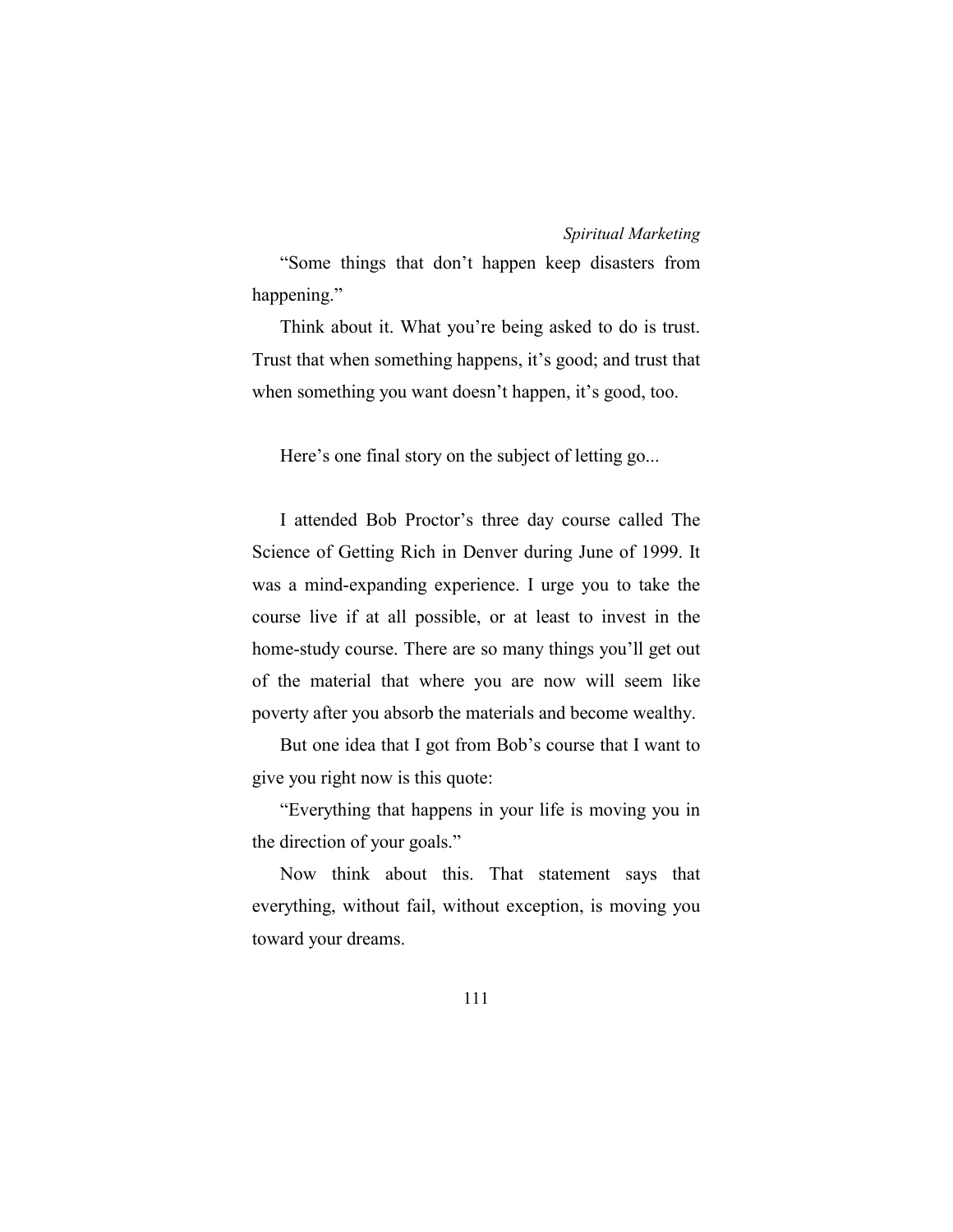"Some things that don't happen keep disasters from happening."

Think about it. What you're being asked to do is trust. Trust that when something happens, it's good; and trust that when something you want doesn't happen, it's good, too.

Here's one final story on the subject of letting go...

I attended Bob Proctor's three day course called The Science of Getting Rich in Denver during June of 1999. It was a mind-expanding experience. I urge you to take the course live if at all possible, or at least to invest in the home-study course. There are so many things you'll get out of the material that where you are now will seem like poverty after you absorb the materials and become wealthy.

But one idea that I got from Bob's course that I want to give you right now is this quote:

"Everything that happens in your life is moving you in the direction of your goals."

Now think about this. That statement says that everything, without fail, without exception, is moving you toward your dreams.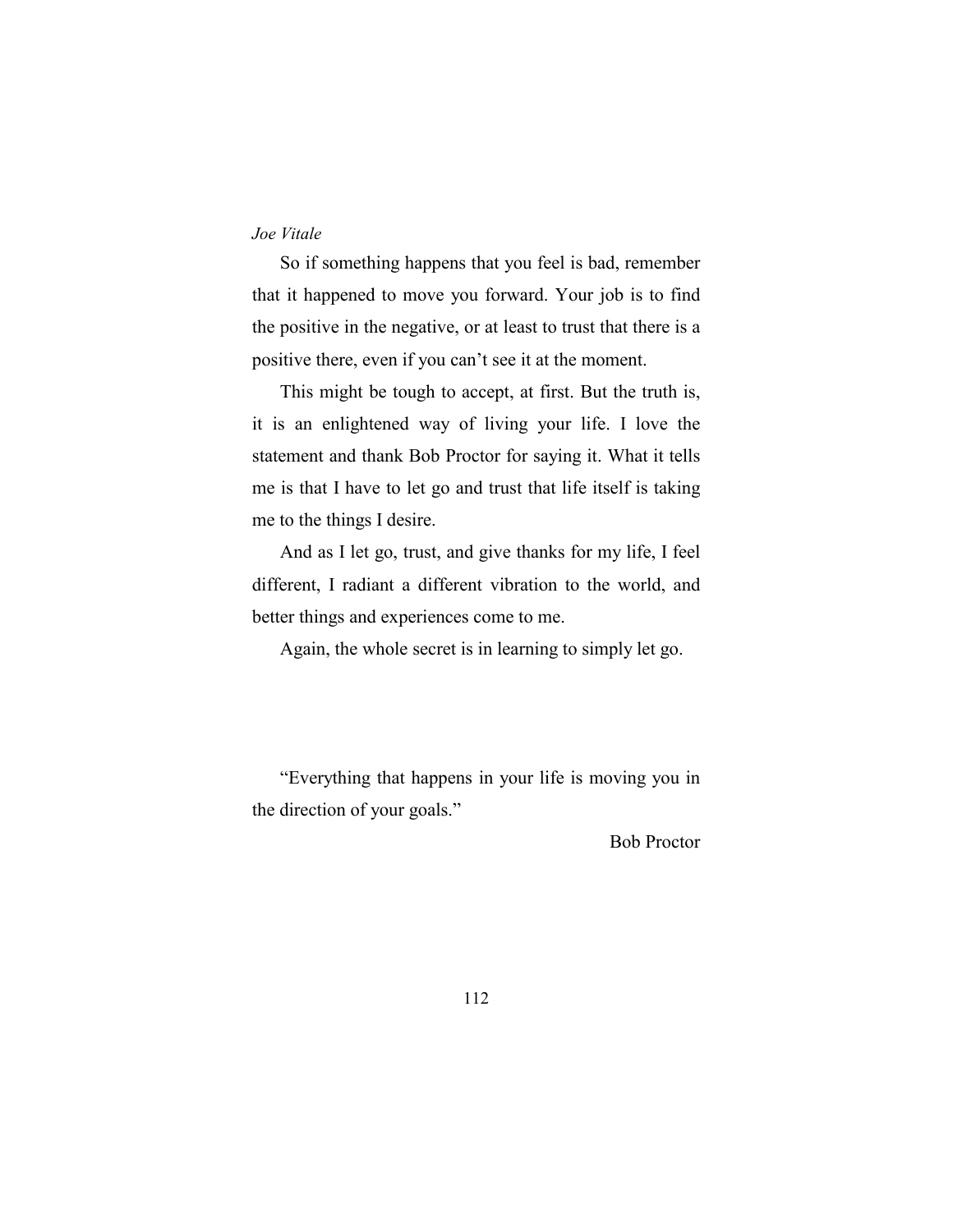So if something happens that you feel is bad, remember that it happened to move you forward. Your job is to find the positive in the negative, or at least to trust that there is a positive there, even if you can’t see it at the moment.

This might be tough to accept, at first. But the truth is, it is an enlightened way of living your life. I love the statement and thank Bob Proctor for saying it. What it tells me is that I have to let go and trust that life itself is taking me to the things I desire.

And as I let go, trust, and give thanks for my life, I feel different, I radiant a different vibration to the world, and better things and experiences come to me.

Again, the whole secret is in learning to simply let go.

“Everything that happens in your life is moving you in the direction of your goals.”

Bob Proctor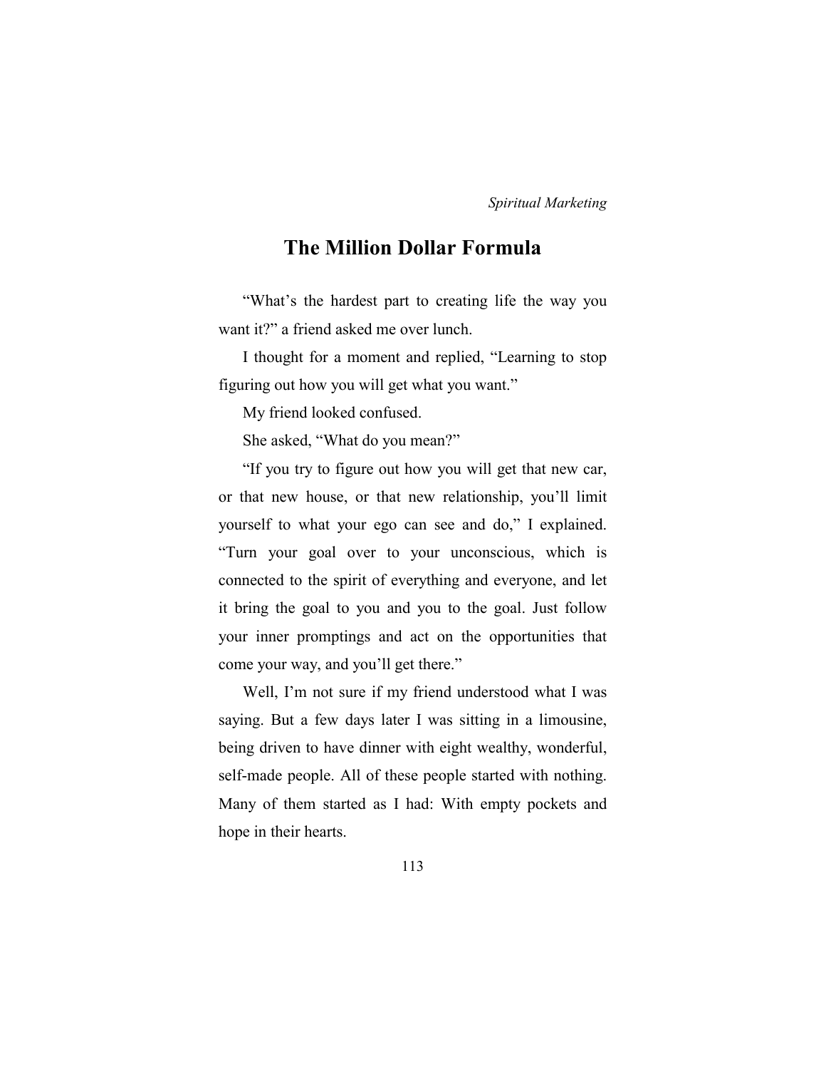# The Million Dollar Formula

"What's the hardest part to creating life the way you want it?" a friend asked me over lunch.

I thought for a moment and replied, "Learning to stop figuring out how you will get what you want."

My friend looked confused.

She asked, "What do you mean?"

"If you try to figure out how you will get that new car, or that new house, or that new relationship, you'll limit yourself to what your ego can see and do," I explained. "Turn your goal over to your unconscious, which is connected to the spirit of everything and everyone, and let it bring the goal to you and you to the goal. Just follow your inner promptings and act on the opportunities that come your way, and you'll get there."

Well, I'm not sure if my friend understood what I was saying. But a few days later I was sitting in a limousine, being driven to have dinner with eight wealthy, wonderful, self-made people. All of these people started with nothing. Many of them started as I had: With empty pockets and hope in their hearts.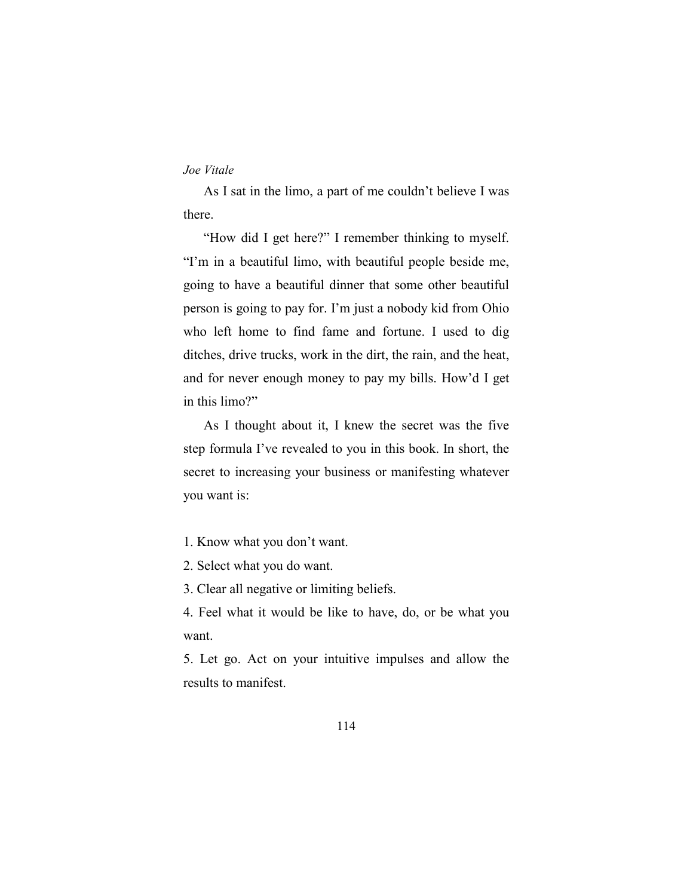As I sat in the limo, a part of me couldn't believe I was there.

"How did I get here?" I remember thinking to myself. "I'm in a beautiful limo, with beautiful people beside me, going to have a beautiful dinner that some other beautiful person is going to pay for. I'm just a nobody kid from Ohio who left home to find fame and fortune. I used to dig ditches, drive trucks, work in the dirt, the rain, and the heat, and for never enough money to pay my bills. How'd I get in this limo?"

As I thought about it, I knew the secret was the five step formula I've revealed to you in this book. In short, the secret to increasing your business or manifesting whatever you want is:

1. Know what you don't want.
2. Select what you do want.
3. Clear all negative or limiting beliefs.
4. Feel what it would be like to have, do, or be what you want.
5. Let go. Act on your intuitive impulses and allow the results to manifest.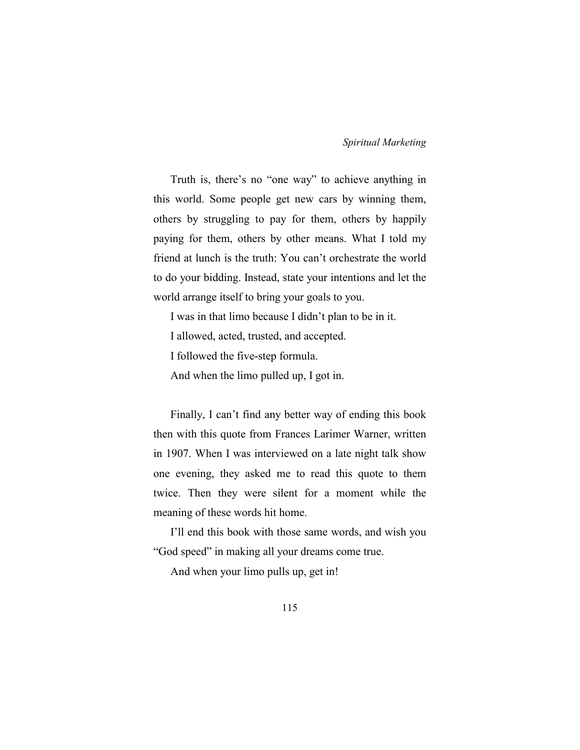Truth is, there's no "one way" to achieve anything in this world. Some people get new cars by winning them, others by struggling to pay for them, others by happily paying for them, others by other means. What I told my friend at lunch is the truth: You can't orchestrate the world to do your bidding. Instead, state your intentions and let the world arrange itself to bring your goals to you.

I was in that limo because I didn't plan to be in it.

I allowed, acted, trusted, and accepted.

I followed the five-step formula.

And when the limo pulled up, I got in.

Finally, I can't find any better way of ending this book then with this quote from Frances Larimer Warner, written in 1907. When I was interviewed on a late night talk show one evening, they asked me to read this quote to them twice. Then they were silent for a moment while the meaning of these words hit home.

I'll end this book with those same words, and wish you "God speed" in making all your dreams come true.

And when your limo pulls up, get in!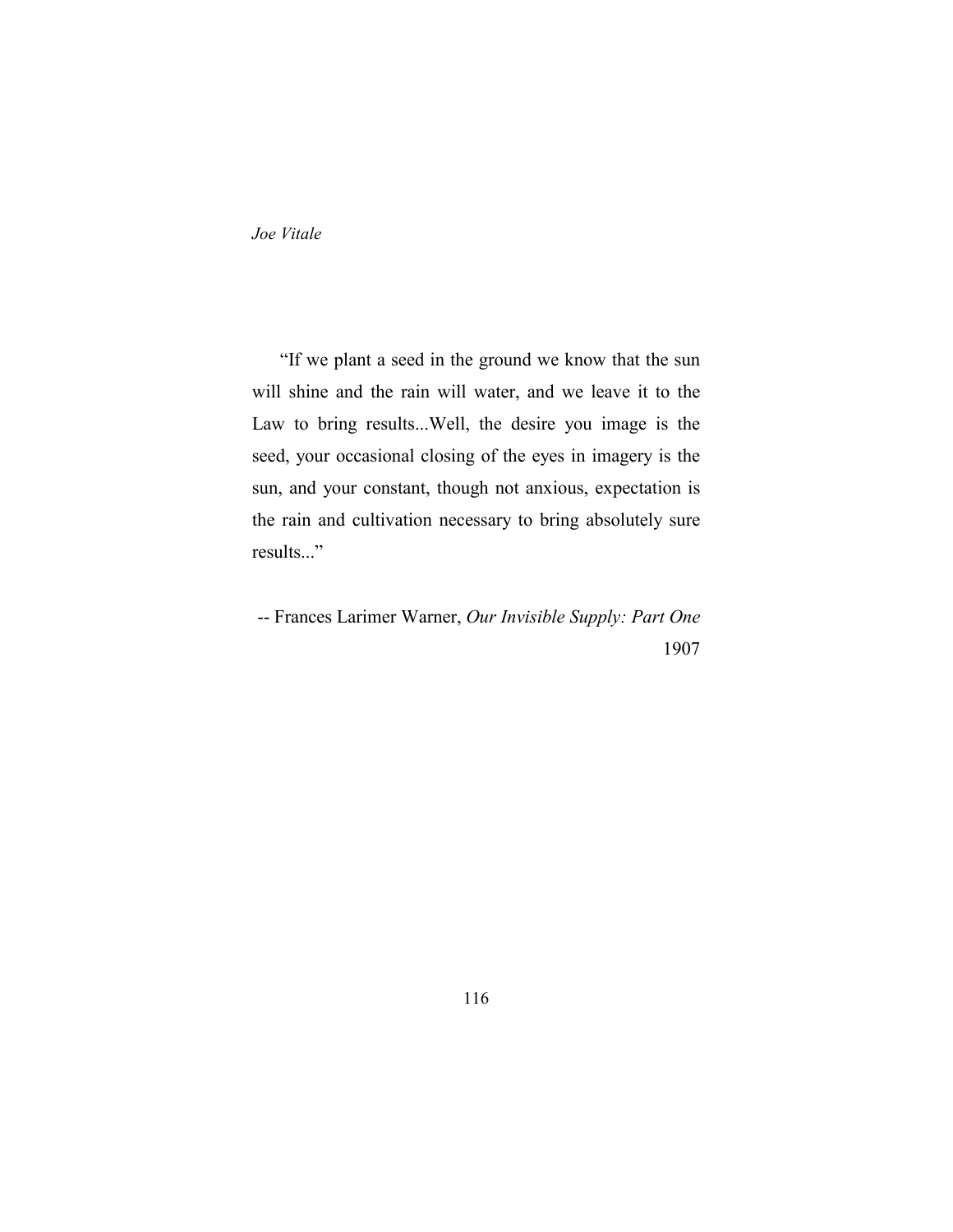"If we plant a seed in the ground we know that the sun will shine and the rain will water, and we leave it to the Law to bring results...Well, the desire you image is the seed, your occasional closing of the eyes in imagery is the sun, and your constant, though not anxious, expectation is the rain and cultivation necessary to bring absolutely sure results..."

-- Frances Larimer Warner, *Our Invisible Supply: Part One* 1907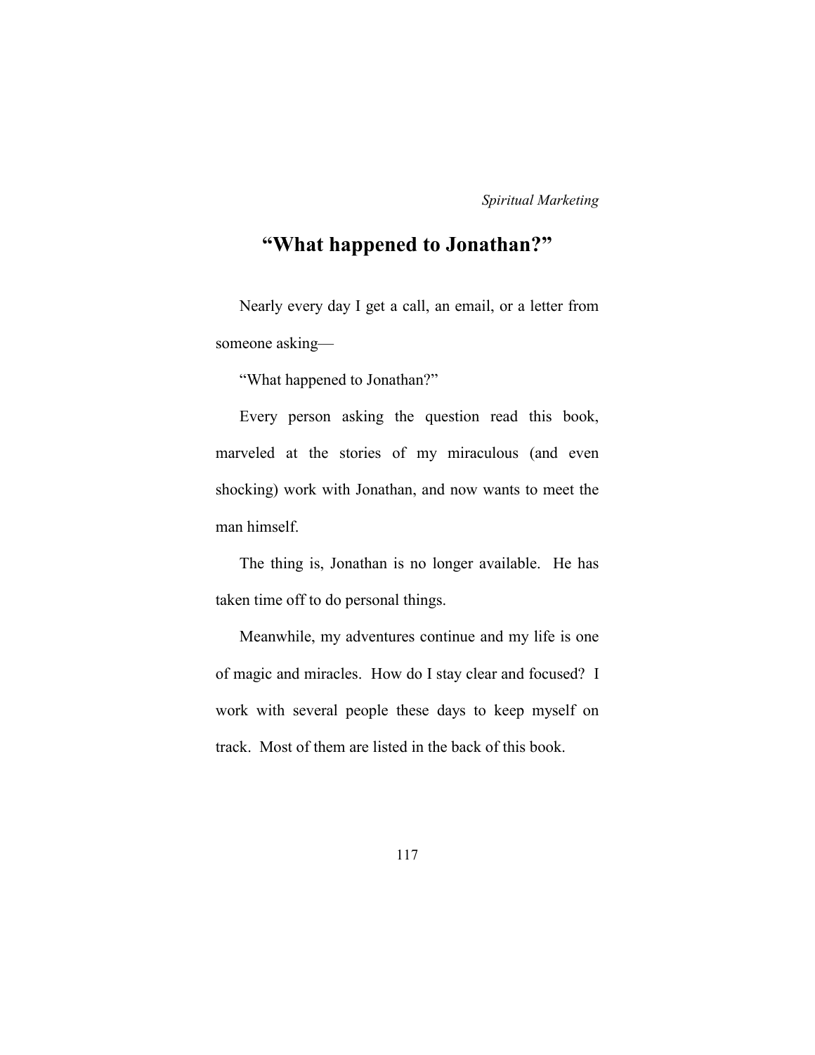## "What happened to Jonathan?"

Nearly every day I get a call, an email, or a letter from someone asking—

"What happened to Jonathan?"

Every person asking the question read this book, marveled at the stories of my miraculous (and even shocking) work with Jonathan, and now wants to meet the man himself.

The thing is, Jonathan is no longer available. He has taken time off to do personal things.

Meanwhile, my adventures continue and my life is one of magic and miracles. How do I stay clear and focused? I work with several people these days to keep myself on track. Most of them are listed in the back of this book.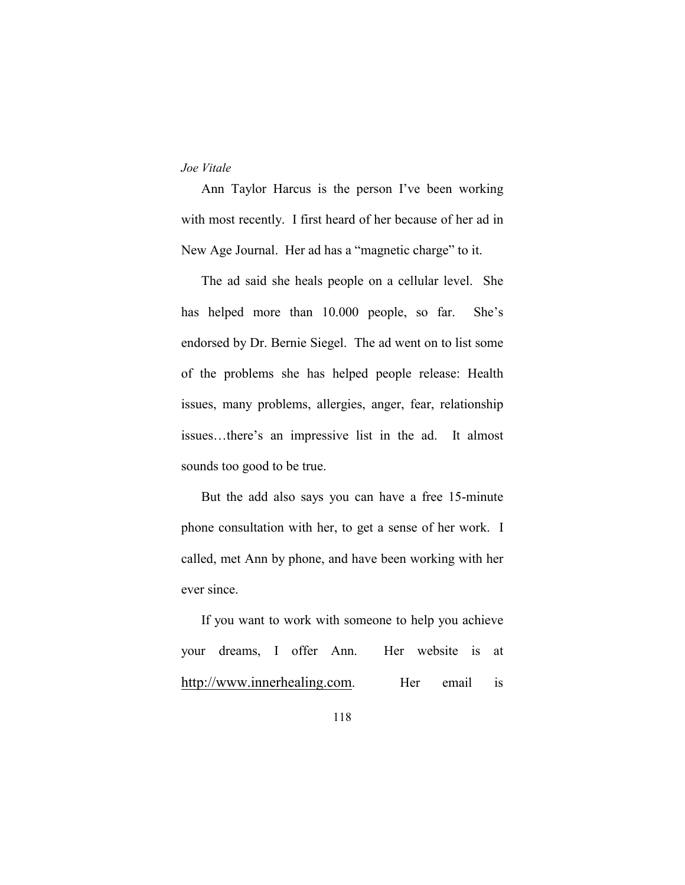Ann Taylor Harcus is the person I've been working with most recently. I first heard of her because of her ad in New Age Journal. Her ad has a "magnetic charge" to it.

The ad said she heals people on a cellular level. She has helped more than 10.000 people, so far. She's endorsed by Dr. Bernie Siegel. The ad went on to list some of the problems she has helped people release: Health issues, many problems, allergies, anger, fear, relationship issues…there's an impressive list in the ad. It almost sounds too good to be true.

But the add also says you can have a free 15-minute phone consultation with her, to get a sense of her work. I called, met Ann by phone, and have been working with her ever since.

If you want to work with someone to help you achieve your dreams, I offer Ann. Her website is at http://www.innerhealing.com. Her email is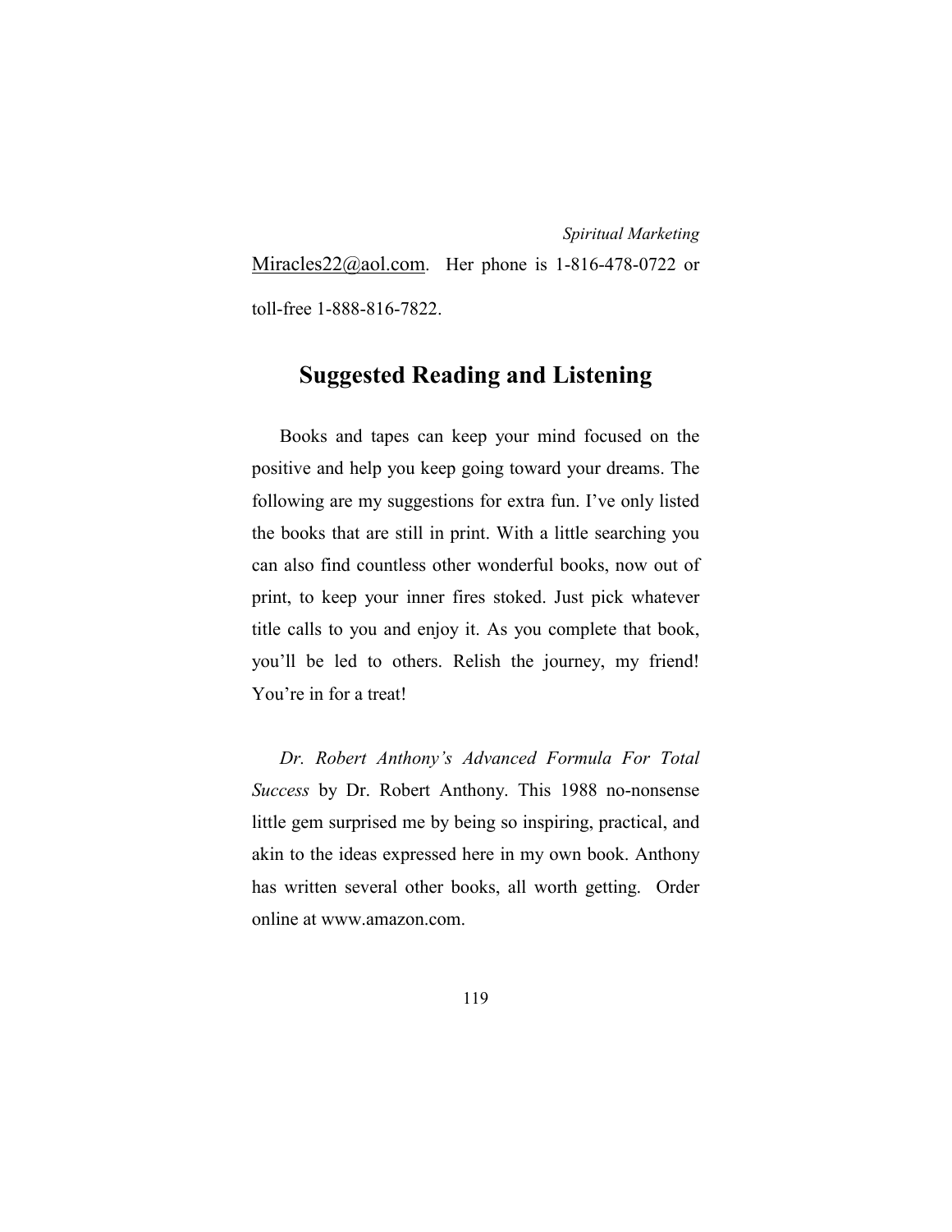Miracles22@aol.com. Her phone is 1-816-478-0722 or toll-free 1-888-816-7822.

## Suggested Reading and Listening

Books and tapes can keep your mind focused on the positive and help you keep going toward your dreams. The following are my suggestions for extra fun. I've only listed the books that are still in print. With a little searching you can also find countless other wonderful books, now out of print, to keep your inner fires stoked. Just pick whatever title calls to you and enjoy it. As you complete that book, you'll be led to others. Relish the journey, my friend! You're in for a treat!

*Dr. Robert Anthony's Advanced Formula For Total Success* by Dr. Robert Anthony. This 1988 no-nonsense little gem surprised me by being so inspiring, practical, and akin to the ideas expressed here in my own book. Anthony has written several other books, all worth getting. Order online at www.amazon.com.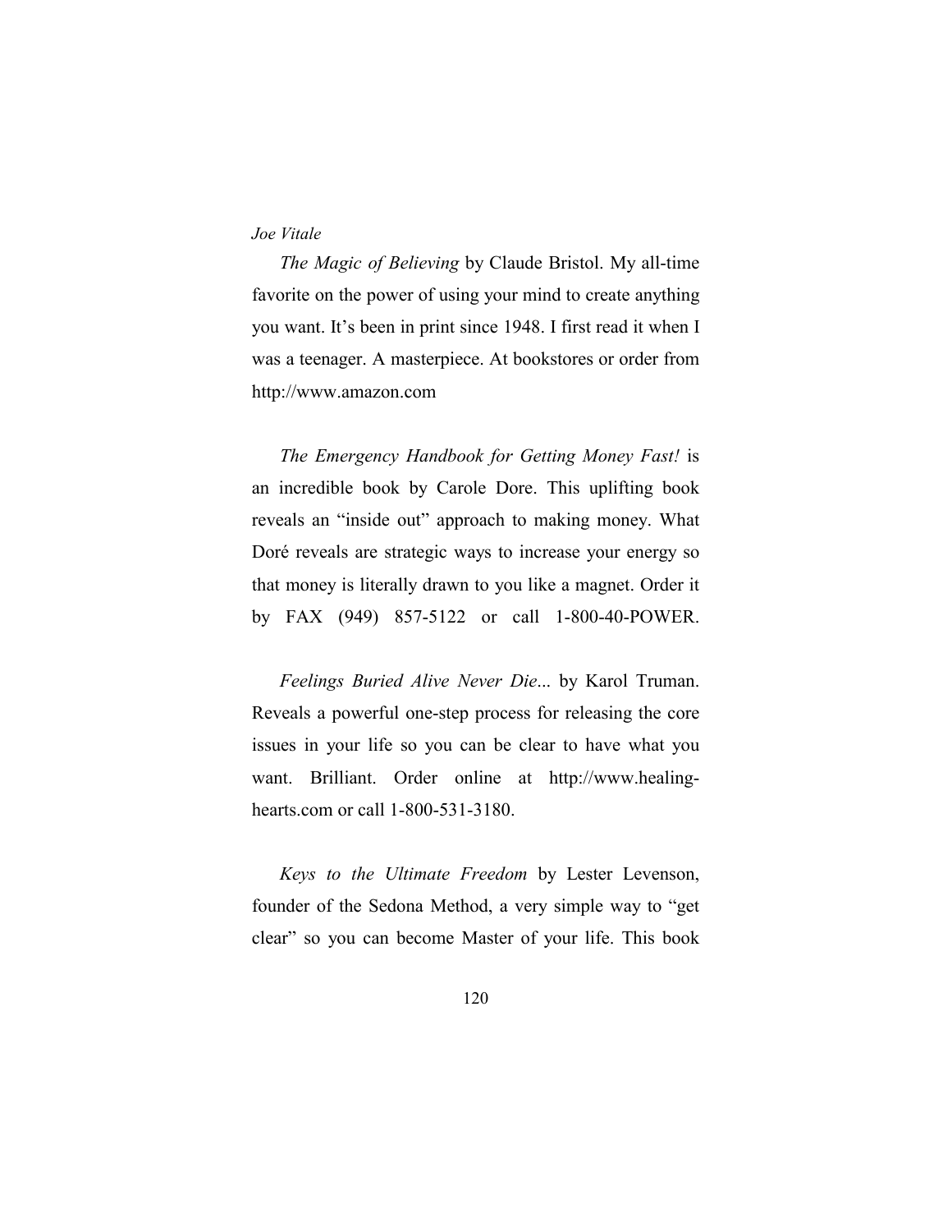*The Magic of Believing* by Claude Bristol. My all-time favorite on the power of using your mind to create anything you want. It's been in print since 1948. I first read it when I was a teenager. A masterpiece. At bookstores or order from http://www.amazon.com

*The Emergency Handbook for Getting Money Fast!* is an incredible book by Carole Dore. This uplifting book reveals an "inside out" approach to making money. What Doré reveals are strategic ways to increase your energy so that money is literally drawn to you like a magnet. Order it by FAX (949) 857-5122 or call 1-800-40-POWER.

*Feelings Buried Alive Never Die...* by Karol Truman. Reveals a powerful one-step process for releasing the core issues in your life so you can be clear to have what you want. Brilliant. Order online at http://www.healing-hearts.com or call 1-800-531-3180.

*Keys to the Ultimate Freedom* by Lester Levenson, founder of the Sedona Method, a very simple way to "get clear" so you can become Master of your life. This book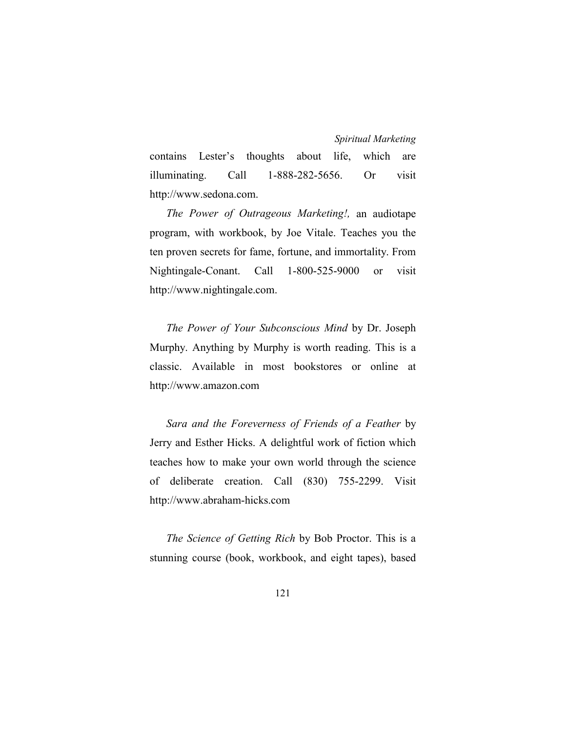contains Lester's thoughts about life, which are illuminating. Call 1-888-282-5656. Or visit http://www.sedona.com.

*The Power of Outrageous Marketing!,* an audiotape program, with workbook, by Joe Vitale. Teaches you the ten proven secrets for fame, fortune, and immortality. From Nightingale-Conant. Call 1-800-525-9000 or visit http://www.nightingale.com.

*The Power of Your Subconscious Mind* by Dr. Joseph Murphy. Anything by Murphy is worth reading. This is a classic. Available in most bookstores or online at http://www.amazon.com

*Sara and the Foreverness of Friends of a Feather* by Jerry and Esther Hicks. A delightful work of fiction which teaches how to make your own world through the science of deliberate creation. Call (830) 755-2299. Visit http://www.abraham-hicks.com

*The Science of Getting Rich* by Bob Proctor. This is a stunning course (book, workbook, and eight tapes), based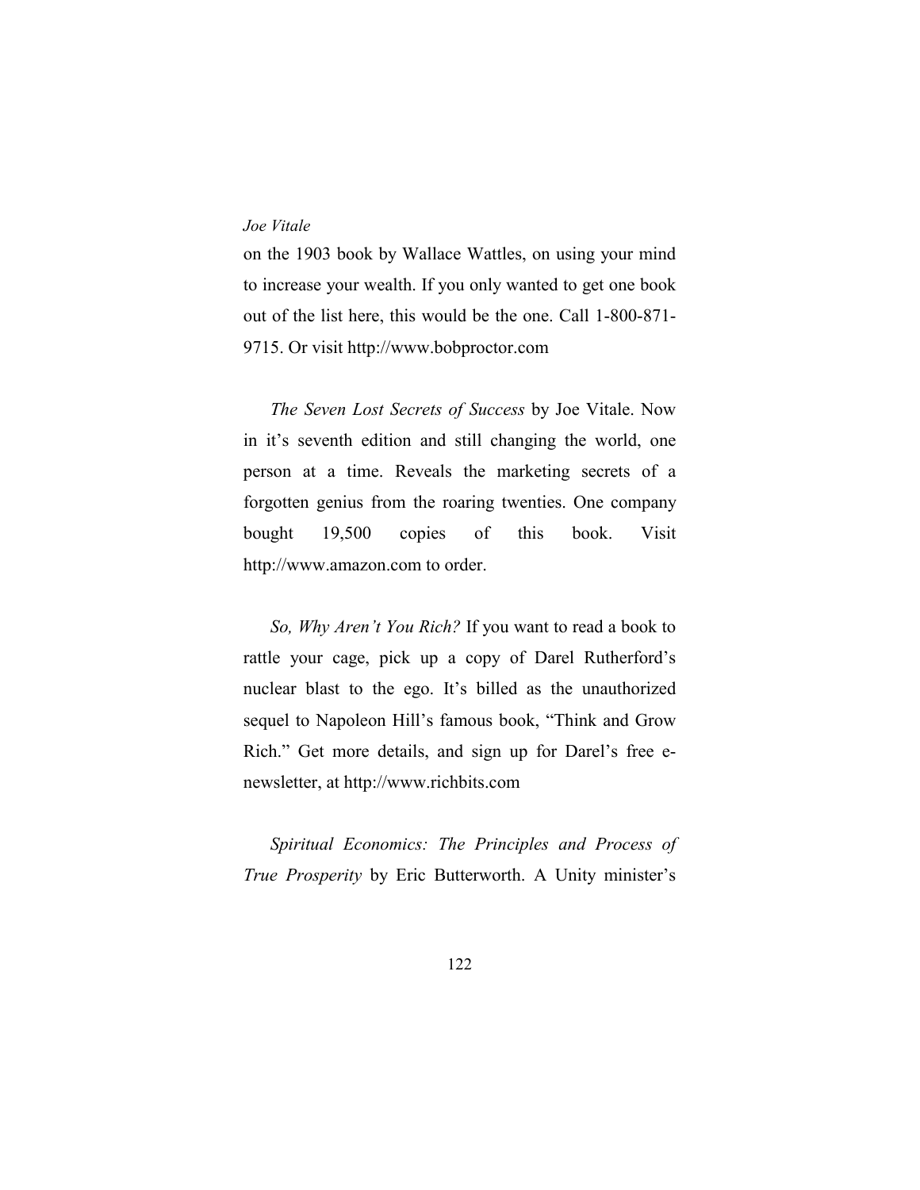on the 1903 book by Wallace Wattles, on using your mind to increase your wealth. If you only wanted to get one book out of the list here, this would be the one. Call 1-800-871-9715. Or visit http://www.bobproctor.com

*The Seven Lost Secrets of Success* by Joe Vitale. Now in it's seventh edition and still changing the world, one person at a time. Reveals the marketing secrets of a forgotten genius from the roaring twenties. One company bought 19,500 copies of this book. Visit http://www.amazon.com to order.

*So, Why Aren't You Rich?* If you want to read a book to rattle your cage, pick up a copy of Darel Rutherford's nuclear blast to the ego. It's billed as the unauthorized sequel to Napoleon Hill's famous book, "Think and Grow Rich." Get more details, and sign up for Darel's free e-newsletter, at http://www.richbits.com

*Spiritual Economics: The Principles and Process of True Prosperity* by Eric Butterworth. A Unity minister's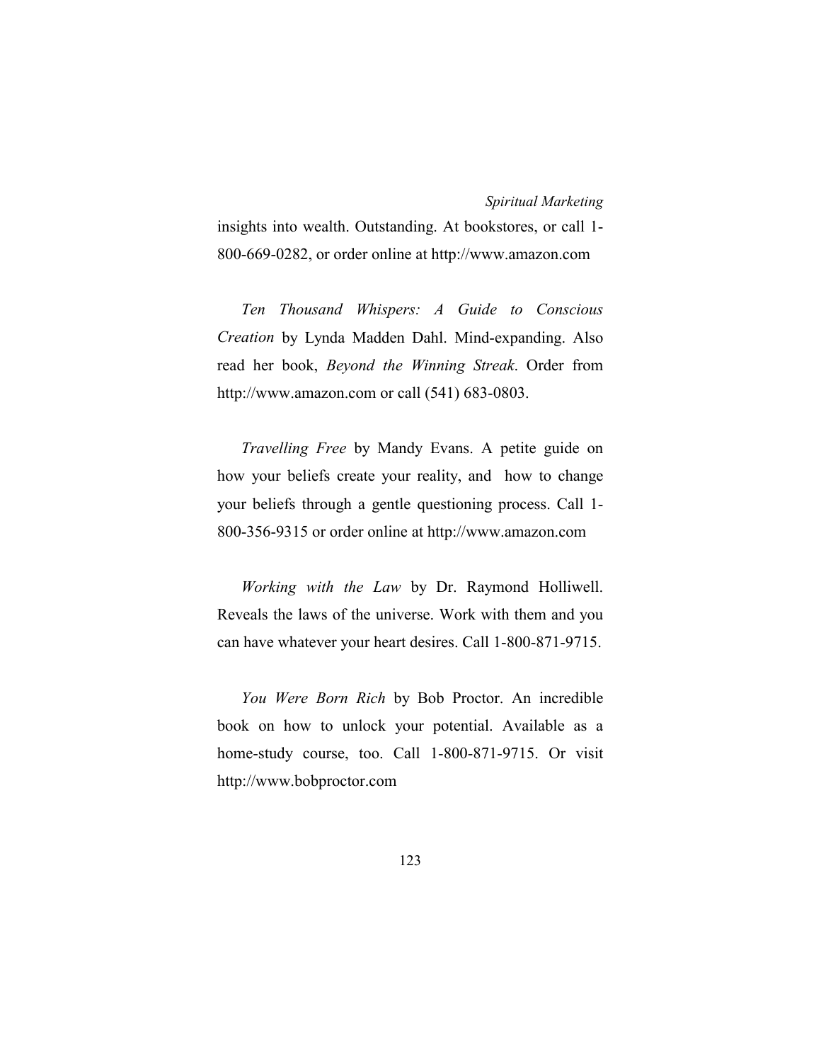insights into wealth. Outstanding. At bookstores, or call 1-800-669-0282, or order online at http://www.amazon.com

*Ten Thousand Whispers: A Guide to Conscious Creation* by Lynda Madden Dahl. Mind-expanding. Also read her book, *Beyond the Winning Streak*. Order from http://www.amazon.com or call (541) 683-0803.

*Travelling Free* by Mandy Evans. A petite guide on how your beliefs create your reality, and how to change your beliefs through a gentle questioning process. Call 1-800-356-9315 or order online at http://www.amazon.com

*Working with the Law* by Dr. Raymond Holliwell. Reveals the laws of the universe. Work with them and you can have whatever your heart desires. Call 1-800-871-9715.

*You Were Born Rich* by Bob Proctor. An incredible book on how to unlock your potential. Available as a home-study course, too. Call 1-800-871-9715. Or visit http://www.bobproctor.com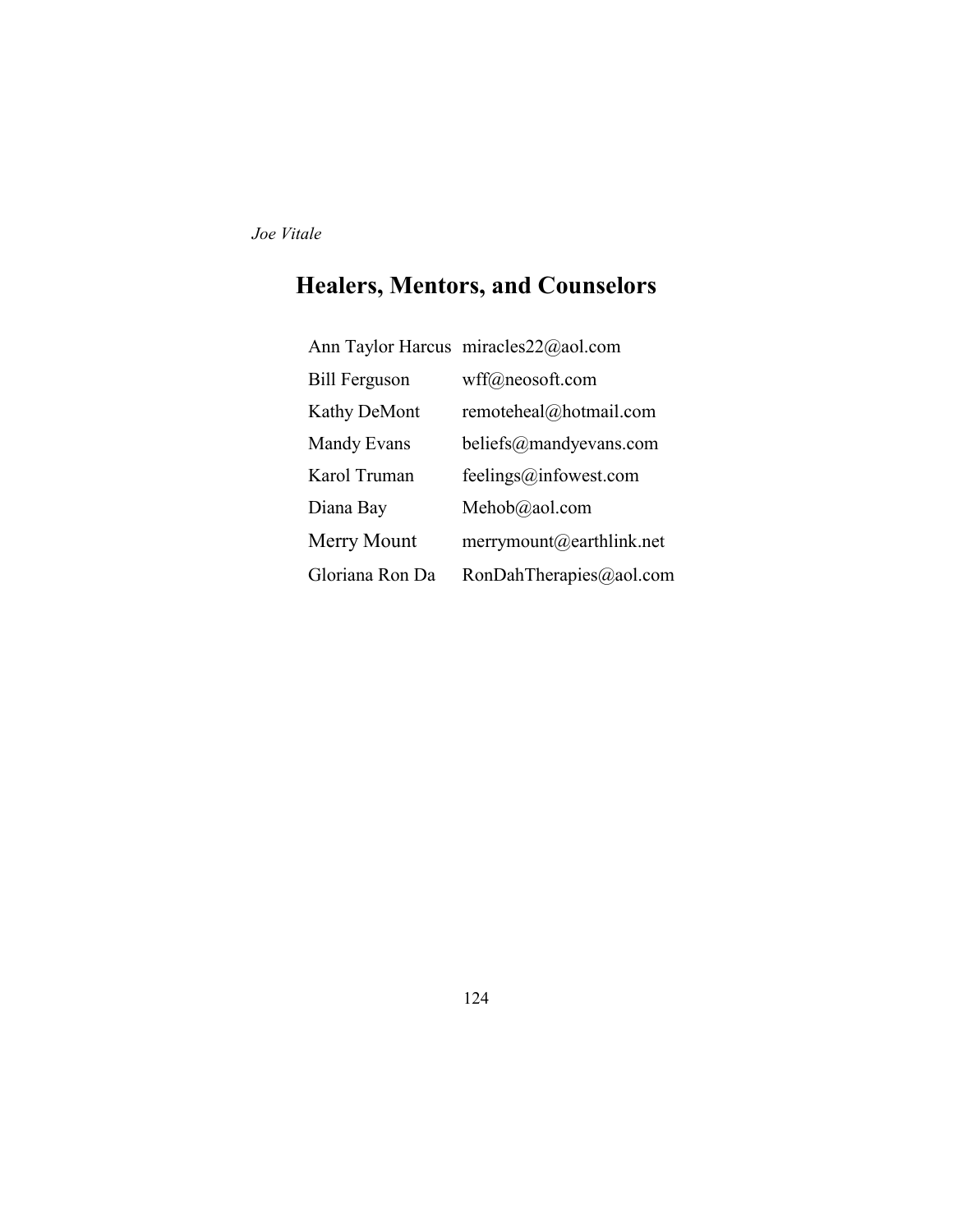## Healers, Mentors, and Counselors

| | |
|---|---|
| Ann Taylor Harcus | miracles22@aol.com |
| Bill Ferguson | wff@neosoft.com |
| Kathy DeMont | remoteheal@hotmail.com |
| Mandy Evans | beliefs@mandyevans.com |
| Karol Truman | feelings@infowest.com |
| Diana Bay | Mehob@aol.com |
| Merry Mount | merrymount@earthlink.net |
| Gloriana Ron Da | RonDahTherapies@aol.com |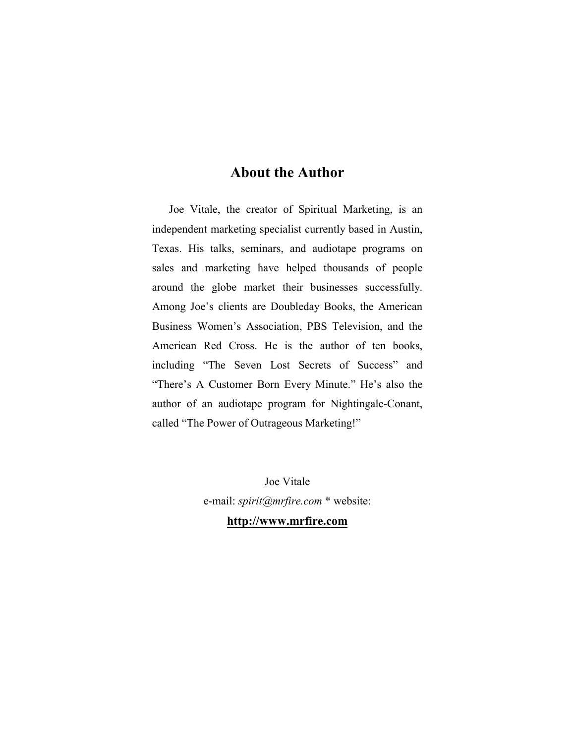## About the Author

Joe Vitale, the creator of Spiritual Marketing, is an independent marketing specialist currently based in Austin, Texas. His talks, seminars, and audiotape programs on sales and marketing have helped thousands of people around the globe market their businesses successfully. Among Joe's clients are Doubleday Books, the American Business Women's Association, PBS Television, and the American Red Cross. He is the author of ten books, including "The Seven Lost Secrets of Success" and "There's A Customer Born Every Minute." He's also the author of an audiotape program for Nightingale-Conant, called "The Power of Outrageous Marketing!"

Joe Vitale

e-mail: *spirit@mrfire.com* * website:

**http://www.mrfire.com**